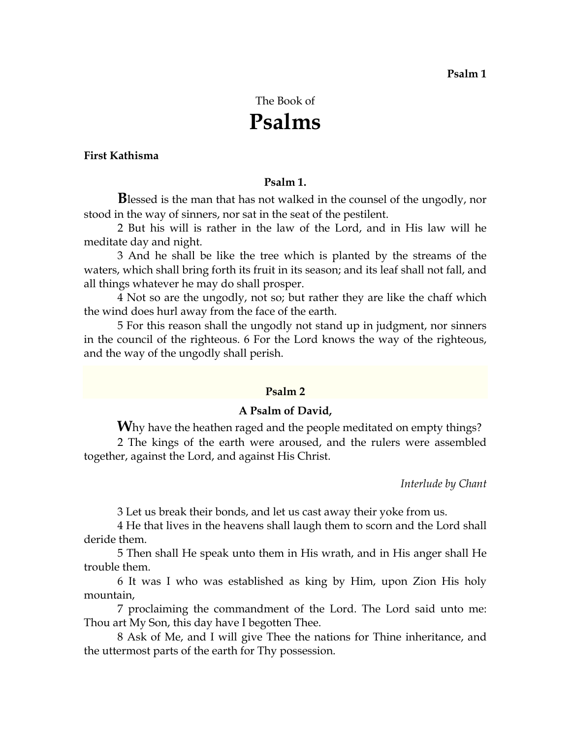The Book of

# Psalms

**First Kathisma**

### Psalm 1.

**B**lessed is the man that has not walked in the counsel of the ungodly, nor stood in the way of sinners, nor sat in the seat of the pestilent.

2 But his will is rather in the law of the Lord, and in His law will he meditate day and night.

3 And he shall be like the tree which is planted by the streams of the waters, which shall bring forth its fruit in its season; and its leaf shall not fall, and all things whatever he may do shall prosper.

4 Not so are the ungodly, not so; but rather they are like the chaff which the wind does hurl away from the face of the earth.

5 For this reason shall the ungodly not stand up in judgment, nor sinners in the council of the righteous. 6 For the Lord knows the way of the righteous, and the way of the ungodly shall perish.

### Psalm 2

**A Psalm of David,**

**W**hy have the heathen raged and the people meditated on empty things?

2 The kings of the earth were aroused, and the rulers were assembled together, against the Lord, and against His Christ.

*Interlude by Chant*

3 Let us break their bonds, and let us cast away their yoke from us.

4 He that lives in the heavens shall laugh them to scorn and the Lord shall deride them.

5 Then shall He speak unto them in His wrath, and in His anger shall He trouble them.

6 It was I who was established as king by Him, upon Zion His holy mountain,

7 proclaiming the commandment of the Lord. The Lord said unto me: Thou art My Son, this day have I begotten Thee.

8 Ask of Me, and I will give Thee the nations for Thine inheritance, and the uttermost parts of the earth for Thy possession.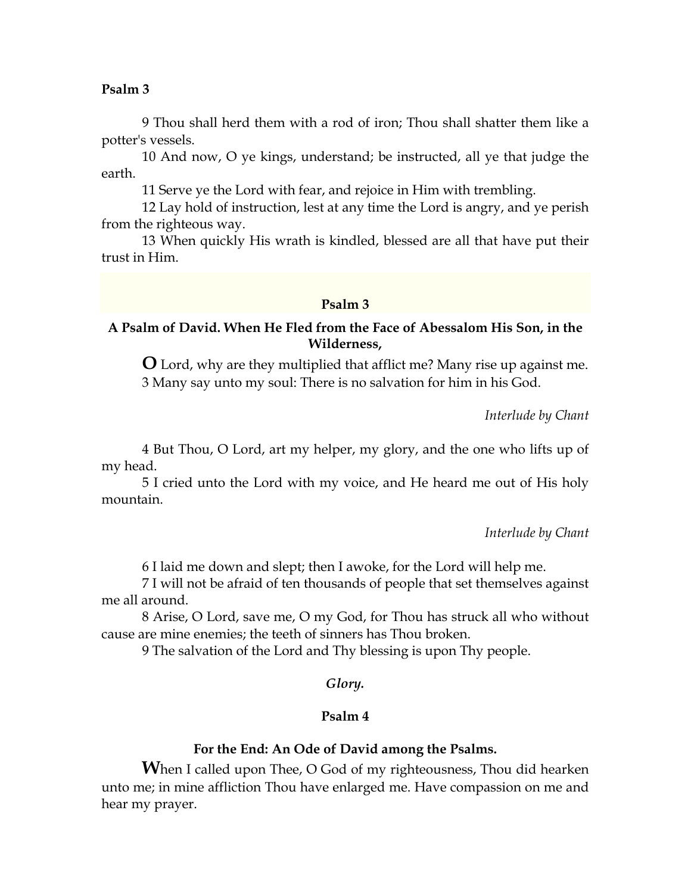9 Thou shall herd them with a rod of iron; Thou shall shatter them like a potter's vessels.

10 And now, O ye kings, understand; be instructed, all ye that judge the earth.

11 Serve ye the Lord with fear, and rejoice in Him with trembling.

12 Lay hold of instruction, lest at any time the Lord is angry, and ye perish from the righteous way.

13 When quickly His wrath is kindled, blessed are all that have put their trust in Him.

## Psalm 3

### A Psalm of David. When He Fled from the Face of Abessalom His Son, in the Wilderness,

**O** Lord, why are they multiplied that afflict me? Many rise up against me.

3 Many say unto my soul: There is no salvation for him in his God.

*Interlude by Chant*

4 But Thou, O Lord, art my helper, my glory, and the one who lifts up of my head.

5 I cried unto the Lord with my voice, and He heard me out of His holy mountain.

*Interlude by Chant*

6 I laid me down and slept; then I awoke, for the Lord will help me.

7 I will not be afraid of ten thousands of people that set themselves against me all around.

8 Arise, O Lord, save me, O my God, for Thou has struck all who without cause are mine enemies; the teeth of sinners has Thou broken.

9 The salvation of the Lord and Thy blessing is upon Thy people.

***Glory.***

## Psalm 4

### For the End: An Ode of David among the Psalms.

**W**hen I called upon Thee, O God of my righteousness, Thou did hearken unto me; in mine affliction Thou have enlarged me. Have compassion on me and hear my prayer.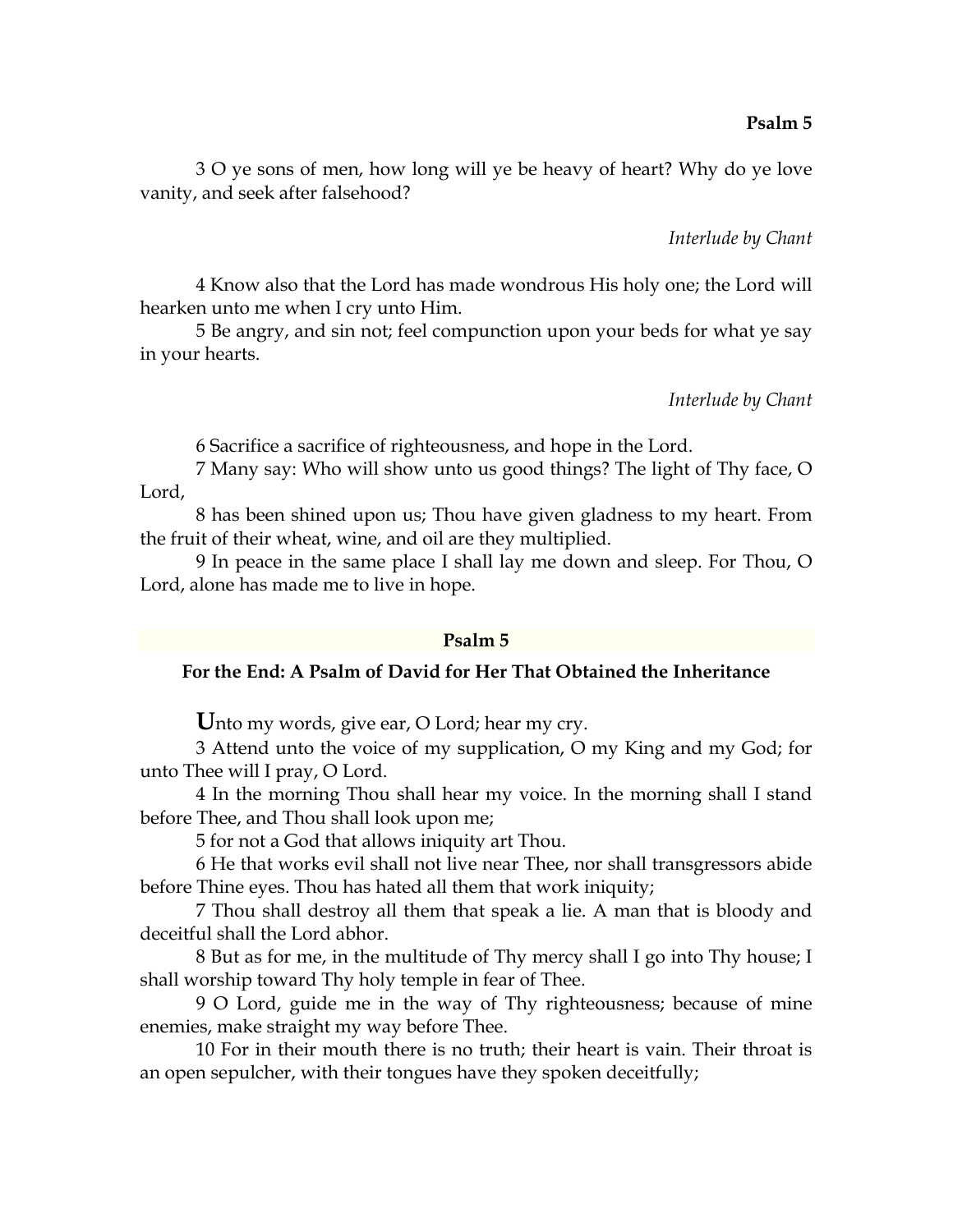3 O ye sons of men, how long will ye be heavy of heart? Why do ye love vanity, and seek after falsehood?

*Interlude by Chant*

4 Know also that the Lord has made wondrous His holy one; the Lord will hearken unto me when I cry unto Him.

5 Be angry, and sin not; feel compunction upon your beds for what ye say in your hearts.

*Interlude by Chant*

6 Sacrifice a sacrifice of righteousness, and hope in the Lord.

7 Many say: Who will show unto us good things? The light of Thy face, O Lord,

8 has been shined upon us; Thou have given gladness to my heart. From the fruit of their wheat, wine, and oil are they multiplied.

9 In peace in the same place I shall lay me down and sleep. For Thou, O Lord, alone has made me to live in hope.

## Psalm 5

### For the End: A Psalm of David for Her That Obtained the Inheritance

**U**nto my words, give ear, O Lord; hear my cry.

3 Attend unto the voice of my supplication, O my King and my God; for unto Thee will I pray, O Lord.

4 In the morning Thou shall hear my voice. In the morning shall I stand before Thee, and Thou shall look upon me;

5 for not a God that allows iniquity art Thou.

6 He that works evil shall not live near Thee, nor shall transgressors abide before Thine eyes. Thou has hated all them that work iniquity;

7 Thou shall destroy all them that speak a lie. A man that is bloody and deceitful shall the Lord abhor.

8 But as for me, in the multitude of Thy mercy shall I go into Thy house; I shall worship toward Thy holy temple in fear of Thee.

9 O Lord, guide me in the way of Thy righteousness; because of mine enemies, make straight my way before Thee.

10 For in their mouth there is no truth; their heart is vain. Their throat is an open sepulcher, with their tongues have they spoken deceitfully;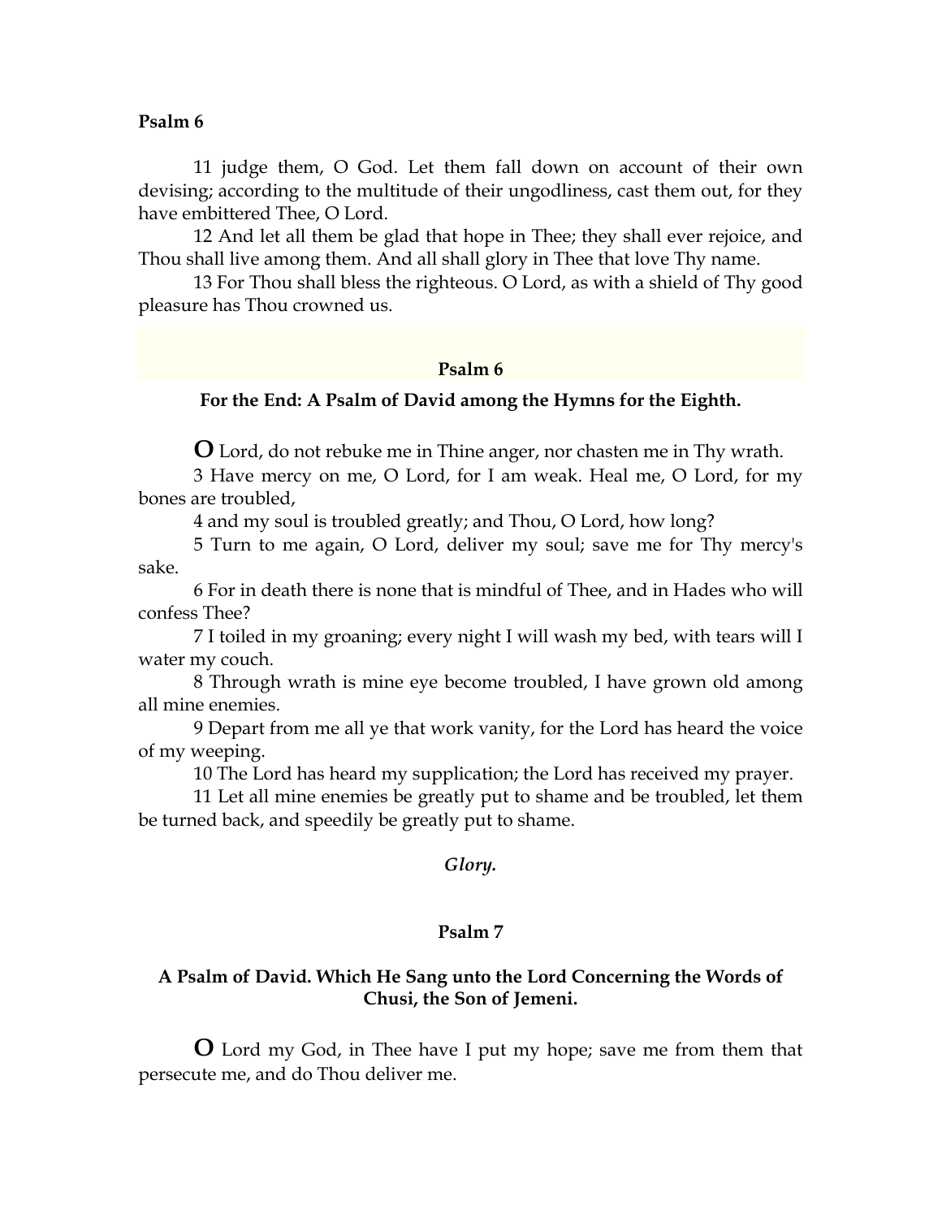11 judge them, O God. Let them fall down on account of their own devising; according to the multitude of their ungodliness, cast them out, for they have embittered Thee, O Lord.

12 And let all them be glad that hope in Thee; they shall ever rejoice, and Thou shall live among them. And all shall glory in Thee that love Thy name.

13 For Thou shall bless the righteous. O Lord, as with a shield of Thy good pleasure has Thou crowned us.

## Psalm 6

### For the End: A Psalm of David among the Hymns for the Eighth.

**O** Lord, do not rebuke me in Thine anger, nor chasten me in Thy wrath.

3 Have mercy on me, O Lord, for I am weak. Heal me, O Lord, for my bones are troubled,

4 and my soul is troubled greatly; and Thou, O Lord, how long?

5 Turn to me again, O Lord, deliver my soul; save me for Thy mercy's sake.

6 For in death there is none that is mindful of Thee, and in Hades who will confess Thee?

7 I toiled in my groaning; every night I will wash my bed, with tears will I water my couch.

8 Through wrath is mine eye become troubled, I have grown old among all mine enemies.

9 Depart from me all ye that work vanity, for the Lord has heard the voice of my weeping.

10 The Lord has heard my supplication; the Lord has received my prayer.

11 Let all mine enemies be greatly put to shame and be troubled, let them be turned back, and speedily be greatly put to shame.

***Glory.***

## Psalm 7

### A Psalm of David. Which He Sang unto the Lord Concerning the Words of Chusi, the Son of Jemeni.

**O** Lord my God, in Thee have I put my hope; save me from them that persecute me, and do Thou deliver me.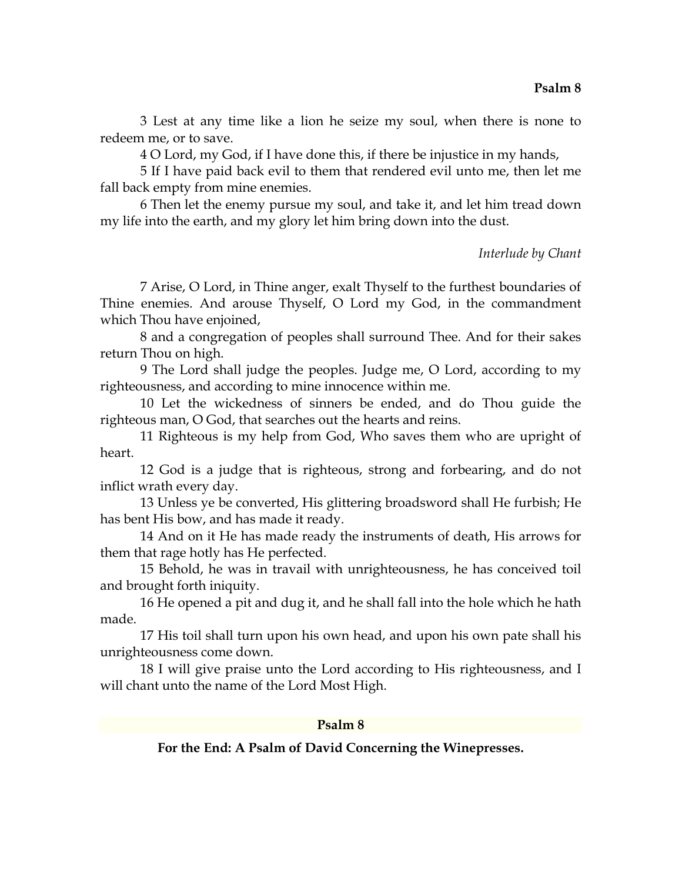3 Lest at any time like a lion he seize my soul, when there is none to redeem me, or to save.

4 O Lord, my God, if I have done this, if there be injustice in my hands,

5 If I have paid back evil to them that rendered evil unto me, then let me fall back empty from mine enemies.

6 Then let the enemy pursue my soul, and take it, and let him tread down my life into the earth, and my glory let him bring down into the dust.

*Interlude by Chant*

7 Arise, O Lord, in Thine anger, exalt Thyself to the furthest boundaries of Thine enemies. And arouse Thyself, O Lord my God, in the commandment which Thou have enjoined,

8 and a congregation of peoples shall surround Thee. And for their sakes return Thou on high.

9 The Lord shall judge the peoples. Judge me, O Lord, according to my righteousness, and according to mine innocence within me.

10 Let the wickedness of sinners be ended, and do Thou guide the righteous man, O God, that searches out the hearts and reins.

11 Righteous is my help from God, Who saves them who are upright of heart.

12 God is a judge that is righteous, strong and forbearing, and do not inflict wrath every day.

13 Unless ye be converted, His glittering broadsword shall He furbish; He has bent His bow, and has made it ready.

14 And on it He has made ready the instruments of death, His arrows for them that rage hotly has He perfected.

15 Behold, he was in travail with unrighteousness, he has conceived toil and brought forth iniquity.

16 He opened a pit and dug it, and he shall fall into the hole which he hath made.

17 His toil shall turn upon his own head, and upon his own pate shall his unrighteousness come down.

18 I will give praise unto the Lord according to His righteousness, and I will chant unto the name of the Lord Most High.

## Psalm 8

**For the End: A Psalm of David Concerning the Winepresses.**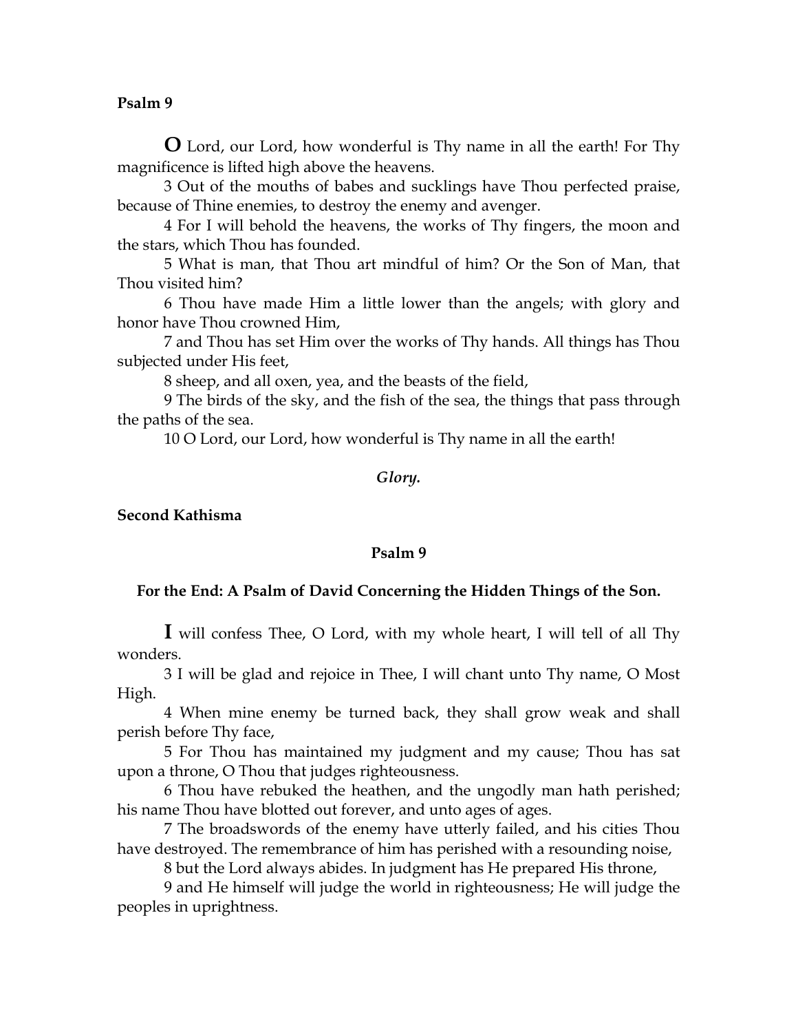**Psalm 9**

**O** Lord, our Lord, how wonderful is Thy name in all the earth! For Thy magnificence is lifted high above the heavens.

3 Out of the mouths of babes and sucklings have Thou perfected praise, because of Thine enemies, to destroy the enemy and avenger.

4 For I will behold the heavens, the works of Thy fingers, the moon and the stars, which Thou has founded.

5 What is man, that Thou art mindful of him? Or the Son of Man, that Thou visited him?

6 Thou have made Him a little lower than the angels; with glory and honor have Thou crowned Him,

7 and Thou has set Him over the works of Thy hands. All things has Thou subjected under His feet,

8 sheep, and all oxen, yea, and the beasts of the field,

9 The birds of the sky, and the fish of the sea, the things that pass through the paths of the sea.

10 O Lord, our Lord, how wonderful is Thy name in all the earth!

*Glory.*

**Second Kathisma**

**Psalm 9**

**For the End: A Psalm of David Concerning the Hidden Things of the Son.**

**I** will confess Thee, O Lord, with my whole heart, I will tell of all Thy wonders.

3 I will be glad and rejoice in Thee, I will chant unto Thy name, O Most High.

4 When mine enemy be turned back, they shall grow weak and shall perish before Thy face,

5 For Thou has maintained my judgment and my cause; Thou has sat upon a throne, O Thou that judges righteousness.

6 Thou have rebuked the heathen, and the ungodly man hath perished; his name Thou have blotted out forever, and unto ages of ages.

7 The broadswords of the enemy have utterly failed, and his cities Thou have destroyed. The remembrance of him has perished with a resounding noise,

8 but the Lord always abides. In judgment has He prepared His throne,

9 and He himself will judge the world in righteousness; He will judge the peoples in uprightness.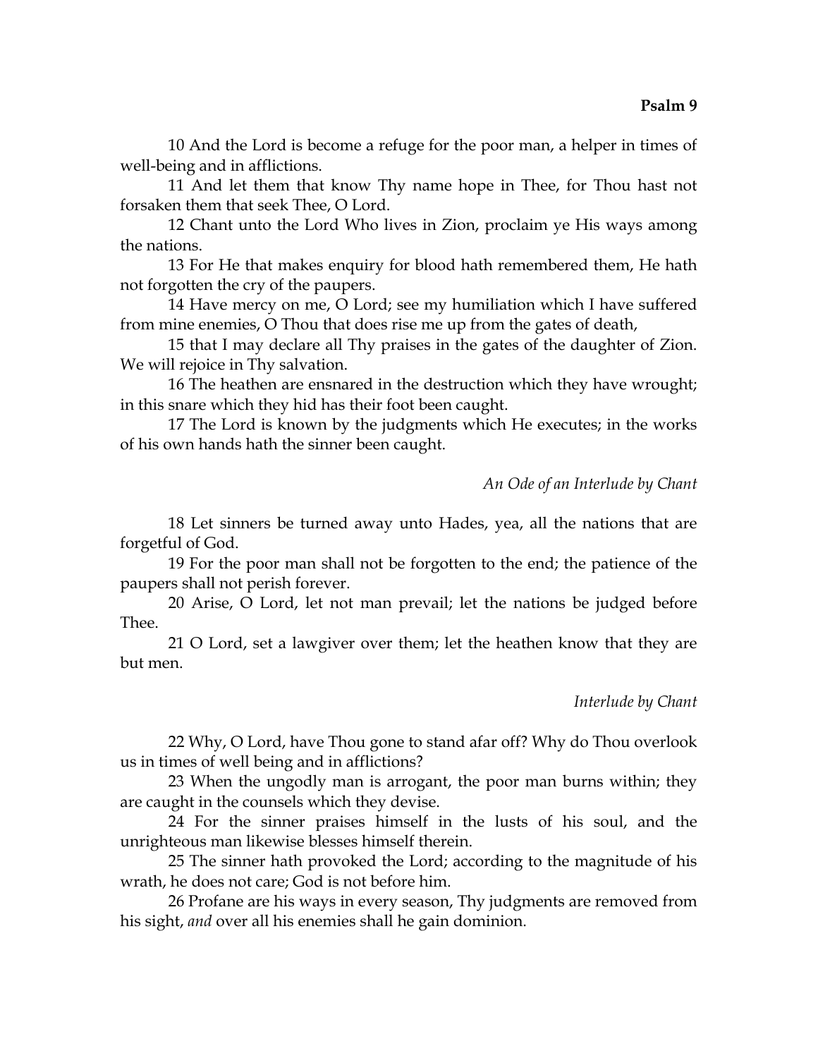10 And the Lord is become a refuge for the poor man, a helper in times of well-being and in afflictions.

11 And let them that know Thy name hope in Thee, for Thou hast not forsaken them that seek Thee, O Lord.

12 Chant unto the Lord Who lives in Zion, proclaim ye His ways among the nations.

13 For He that makes enquiry for blood hath remembered them, He hath not forgotten the cry of the paupers.

14 Have mercy on me, O Lord; see my humiliation which I have suffered from mine enemies, O Thou that does rise me up from the gates of death,

15 that I may declare all Thy praises in the gates of the daughter of Zion. We will rejoice in Thy salvation.

16 The heathen are ensnared in the destruction which they have wrought; in this snare which they hid has their foot been caught.

17 The Lord is known by the judgments which He executes; in the works of his own hands hath the sinner been caught.

*An Ode of an Interlude by Chant*

18 Let sinners be turned away unto Hades, yea, all the nations that are forgetful of God.

19 For the poor man shall not be forgotten to the end; the patience of the paupers shall not perish forever.

20 Arise, O Lord, let not man prevail; let the nations be judged before Thee.

21 O Lord, set a lawgiver over them; let the heathen know that they are but men.

*Interlude by Chant*

22 Why, O Lord, have Thou gone to stand afar off? Why do Thou overlook us in times of well being and in afflictions?

23 When the ungodly man is arrogant, the poor man burns within; they are caught in the counsels which they devise.

24 For the sinner praises himself in the lusts of his soul, and the unrighteous man likewise blesses himself therein.

25 The sinner hath provoked the Lord; according to the magnitude of his wrath, he does not care; God is not before him.

26 Profane are his ways in every season, Thy judgments are removed from his sight, *and* over all his enemies shall he gain dominion.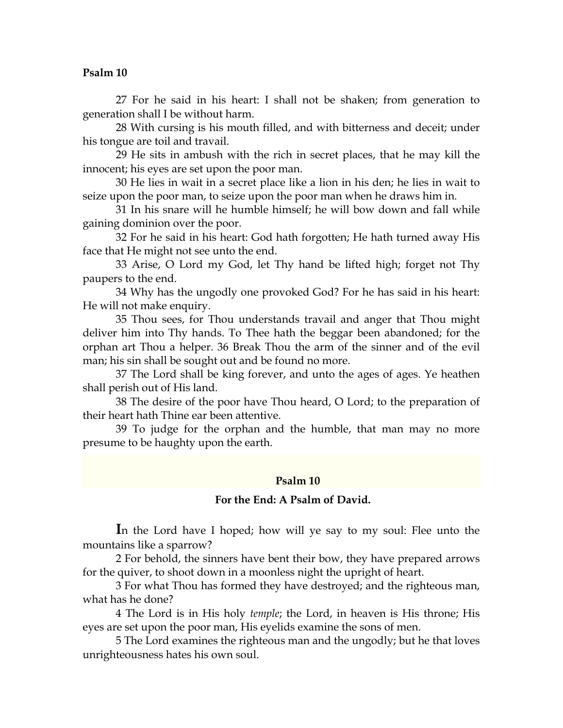**Psalm 10**

27 For he said in his heart: I shall not be shaken; from generation to generation shall I be without harm.

28 With cursing is his mouth filled, and with bitterness and deceit; under his tongue are toil and travail.

29 He sits in ambush with the rich in secret places, that he may kill the innocent; his eyes are set upon the poor man.

30 He lies in wait in a secret place like a lion in his den; he lies in wait to seize upon the poor man, to seize upon the poor man when he draws him in.

31 In his snare will he humble himself; he will bow down and fall while gaining dominion over the poor.

32 For he said in his heart: God hath forgotten; He hath turned away His face that He might not see unto the end.

33 Arise, O Lord my God, let Thy hand be lifted high; forget not Thy paupers to the end.

34 Why has the ungodly one provoked God? For he has said in his heart: He will not make enquiry.

35 Thou sees, for Thou understands travail and anger that Thou might deliver him into Thy hands. To Thee hath the beggar been abandoned; for the orphan art Thou a helper. 36 Break Thou the arm of the sinner and of the evil man; his sin shall be sought out and be found no more.

37 The Lord shall be king forever, and unto the ages of ages. Ye heathen shall perish out of His land.

38 The desire of the poor have Thou heard, O Lord; to the preparation of their heart hath Thine ear been attentive.

39 To judge for the orphan and the humble, that man may no more presume to be haughty upon the earth.

## Psalm 10

### For the End: A Psalm of David.

**I**n the Lord have I hoped; how will ye say to my soul: Flee unto the mountains like a sparrow?

2 For behold, the sinners have bent their bow, they have prepared arrows for the quiver, to shoot down in a moonless night the upright of heart.

3 For what Thou has formed they have destroyed; and the righteous man, what has he done?

4 The Lord is in His holy *temple*; the Lord, in heaven is His throne; His eyes are set upon the poor man, His eyelids examine the sons of men.

5 The Lord examines the righteous man and the ungodly; but he that loves unrighteousness hates his own soul.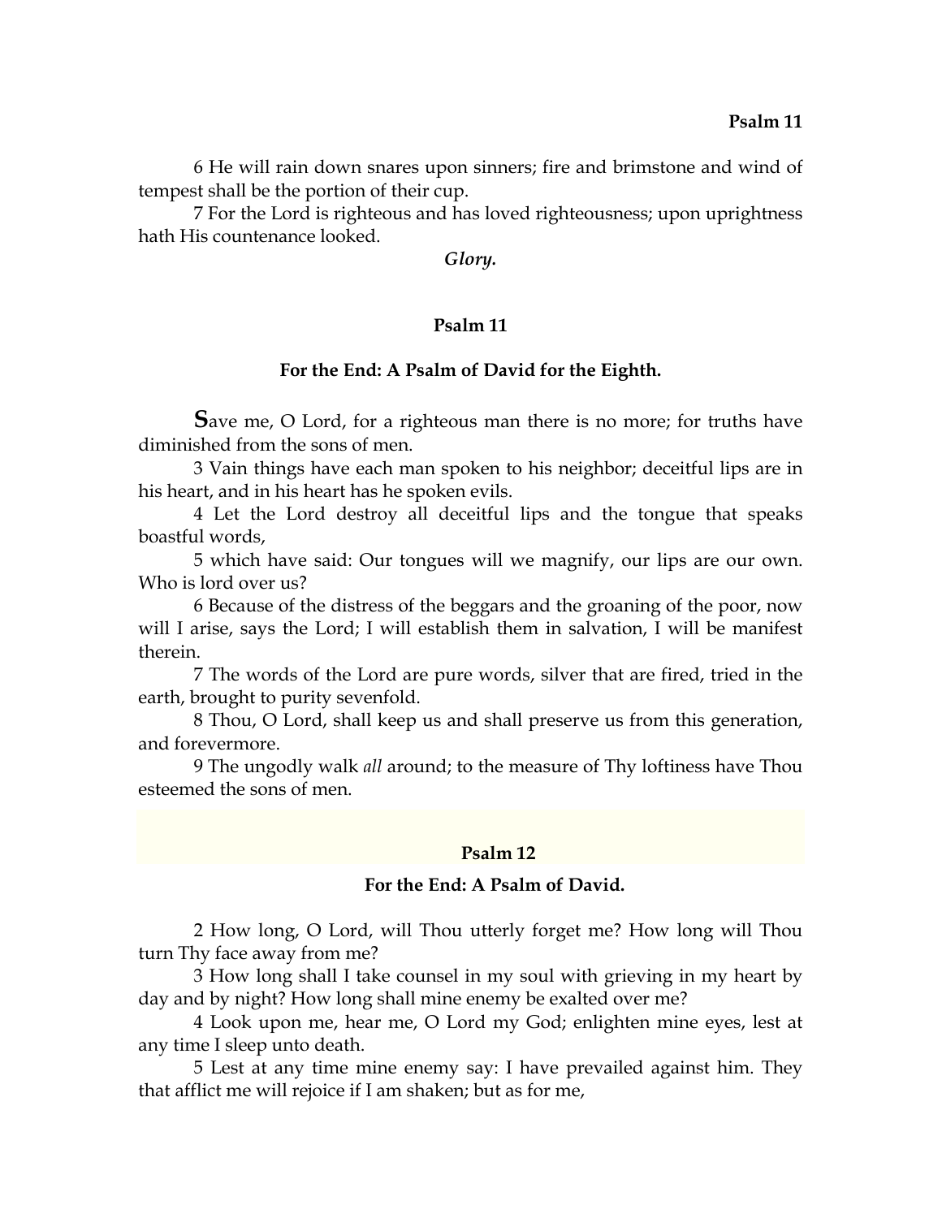6 He will rain down snares upon sinners; fire and brimstone and wind of tempest shall be the portion of their cup.

7 For the Lord is righteous and has loved righteousness; upon uprightness hath His countenance looked.

***Glory.***

## Psalm 11

### For the End: A Psalm of David for the Eighth.

**S**ave me, O Lord, for a righteous man there is no more; for truths have diminished from the sons of men.

3 Vain things have each man spoken to his neighbor; deceitful lips are in his heart, and in his heart has he spoken evils.

4 Let the Lord destroy all deceitful lips and the tongue that speaks boastful words,

5 which have said: Our tongues will we magnify, our lips are our own. Who is lord over us?

6 Because of the distress of the beggars and the groaning of the poor, now will I arise, says the Lord; I will establish them in salvation, I will be manifest therein.

7 The words of the Lord are pure words, silver that are fired, tried in the earth, brought to purity sevenfold.

8 Thou, O Lord, shall keep us and shall preserve us from this generation, and forevermore.

9 The ungodly walk *all* around; to the measure of Thy loftiness have Thou esteemed the sons of men.

## Psalm 12

### For the End: A Psalm of David.

2 How long, O Lord, will Thou utterly forget me? How long will Thou turn Thy face away from me?

3 How long shall I take counsel in my soul with grieving in my heart by day and by night? How long shall mine enemy be exalted over me?

4 Look upon me, hear me, O Lord my God; enlighten mine eyes, lest at any time I sleep unto death.

5 Lest at any time mine enemy say: I have prevailed against him. They that afflict me will rejoice if I am shaken; but as for me,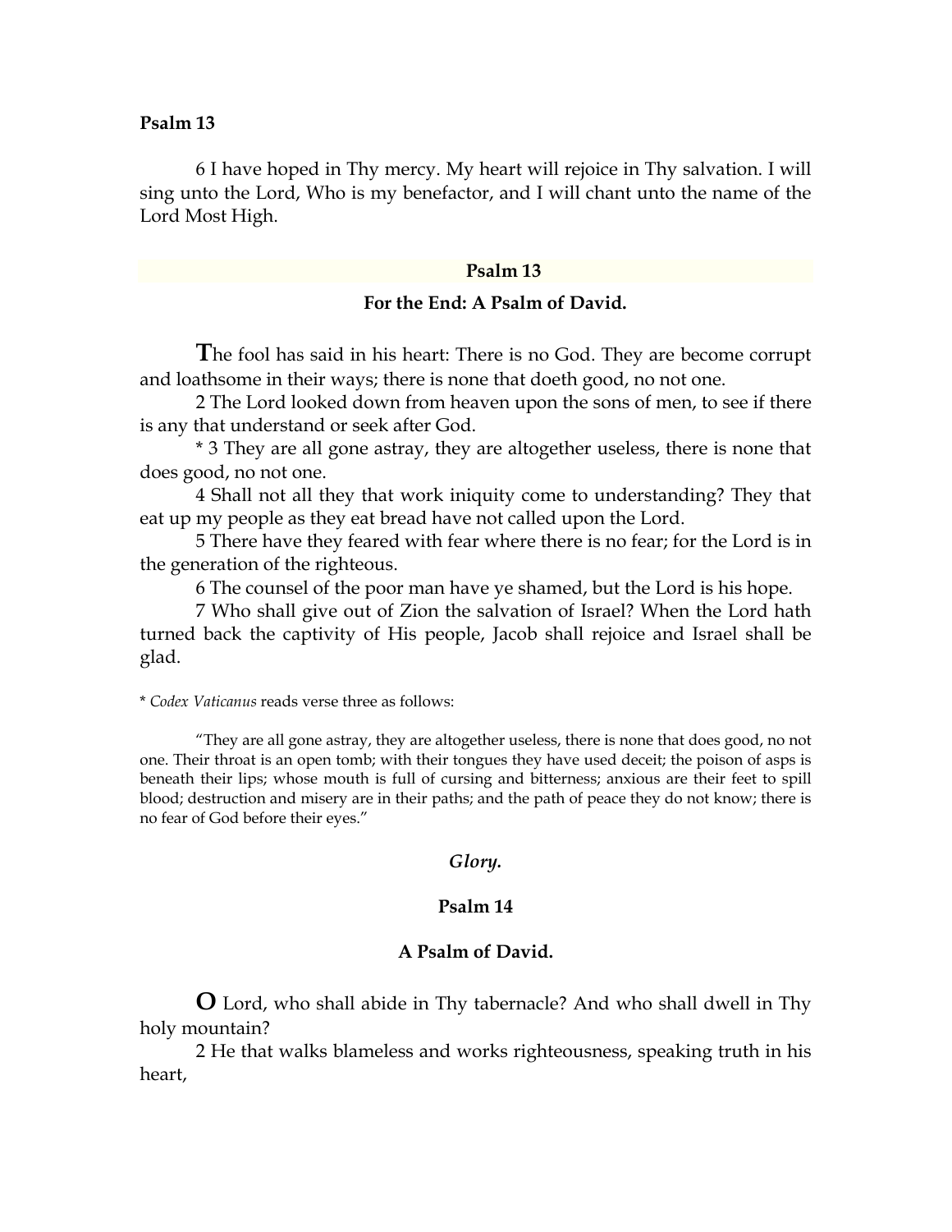6 I have hoped in Thy mercy. My heart will rejoice in Thy salvation. I will sing unto the Lord, Who is my benefactor, and I will chant unto the name of the Lord Most High.

## Psalm 13

### For the End: A Psalm of David.

The fool has said in his heart: There is no God. They are become corrupt and loathsome in their ways; there is none that doeth good, no not one.

2 The Lord looked down from heaven upon the sons of men, to see if there is any that understand or seek after God.

* 3 They are all gone astray, they are altogether useless, there is none that does good, no not one.

4 Shall not all they that work iniquity come to understanding? They that eat up my people as they eat bread have not called upon the Lord.

5 There have they feared with fear where there is no fear; for the Lord is in the generation of the righteous.

6 The counsel of the poor man have ye shamed, but the Lord is his hope.

7 Who shall give out of Zion the salvation of Israel? When the Lord hath turned back the captivity of His people, Jacob shall rejoice and Israel shall be glad.

* *Codex Vaticanus* reads verse three as follows:

> "They are all gone astray, they are altogether useless, there is none that does good, no not one. Their throat is an open tomb; with their tongues they have used deceit; the poison of asps is beneath their lips; whose mouth is full of cursing and bitterness; anxious are their feet to spill blood; destruction and misery are in their paths; and the path of peace they do not know; there is no fear of God before their eyes."

***Glory.***

## Psalm 14

### A Psalm of David.

O Lord, who shall abide in Thy tabernacle? And who shall dwell in Thy holy mountain?

2 He that walks blameless and works righteousness, speaking truth in his heart,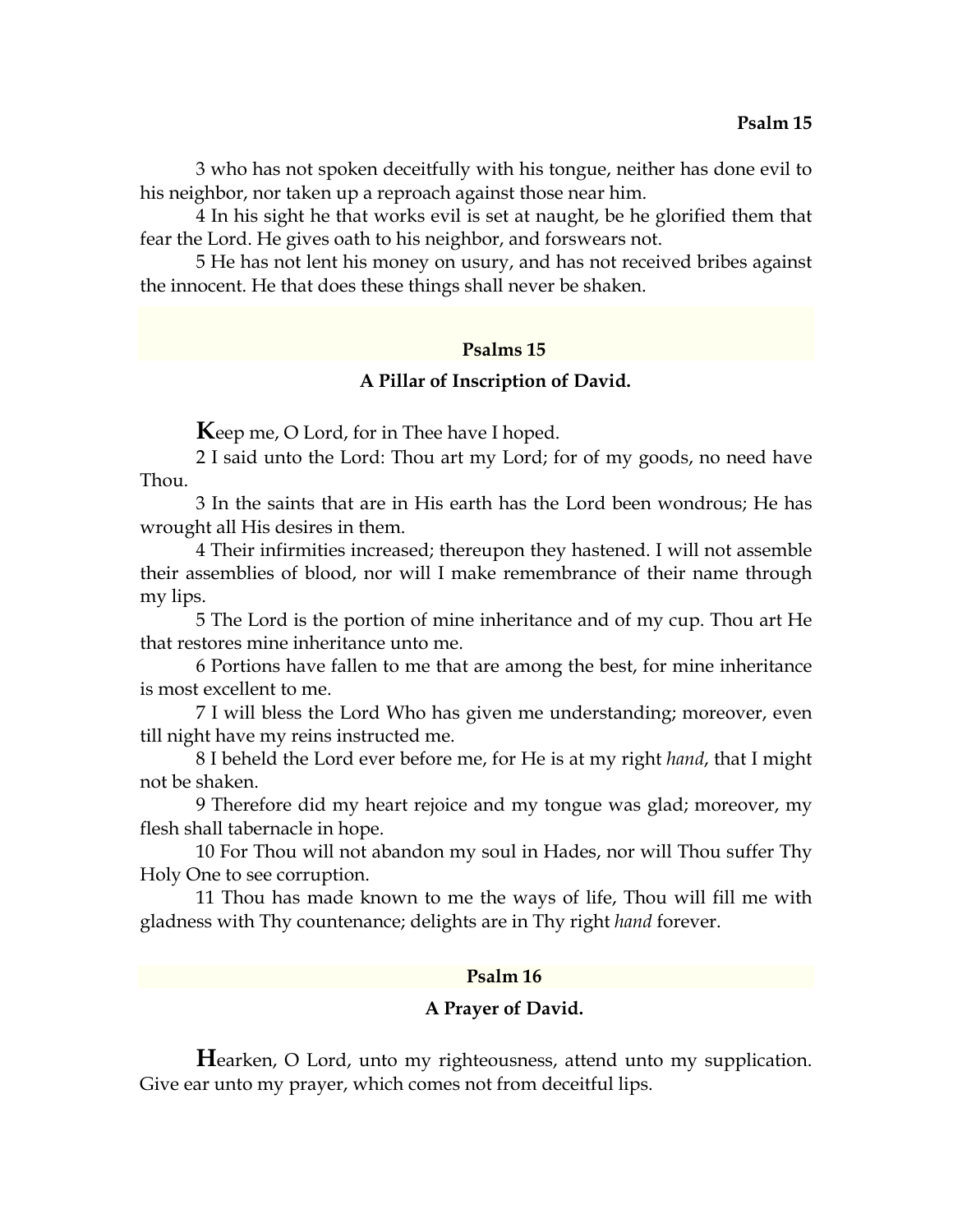3 who has not spoken deceitfully with his tongue, neither has done evil to his neighbor, nor taken up a reproach against those near him.

4 In his sight he that works evil is set at naught, be he glorified them that fear the Lord. He gives oath to his neighbor, and forswears not.

5 He has not lent his money on usury, and has not received bribes against the innocent. He that does these things shall never be shaken.

## Psalms 15

### A Pillar of Inscription of David.

**K**eep me, O Lord, for in Thee have I hoped.

2 I said unto the Lord: Thou art my Lord; for of my goods, no need have Thou.

3 In the saints that are in His earth has the Lord been wondrous; He has wrought all His desires in them.

4 Their infirmities increased; thereupon they hastened. I will not assemble their assemblies of blood, nor will I make remembrance of their name through my lips.

5 The Lord is the portion of mine inheritance and of my cup. Thou art He that restores mine inheritance unto me.

6 Portions have fallen to me that are among the best, for mine inheritance is most excellent to me.

7 I will bless the Lord Who has given me understanding; moreover, even till night have my reins instructed me.

8 I beheld the Lord ever before me, for He is at my right *hand*, that I might not be shaken.

9 Therefore did my heart rejoice and my tongue was glad; moreover, my flesh shall tabernacle in hope.

10 For Thou will not abandon my soul in Hades, nor will Thou suffer Thy Holy One to see corruption.

11 Thou has made known to me the ways of life, Thou will fill me with gladness with Thy countenance; delights are in Thy right *hand* forever.

## Psalm 16

### A Prayer of David.

**H**earken, O Lord, unto my righteousness, attend unto my supplication. Give ear unto my prayer, which comes not from deceitful lips.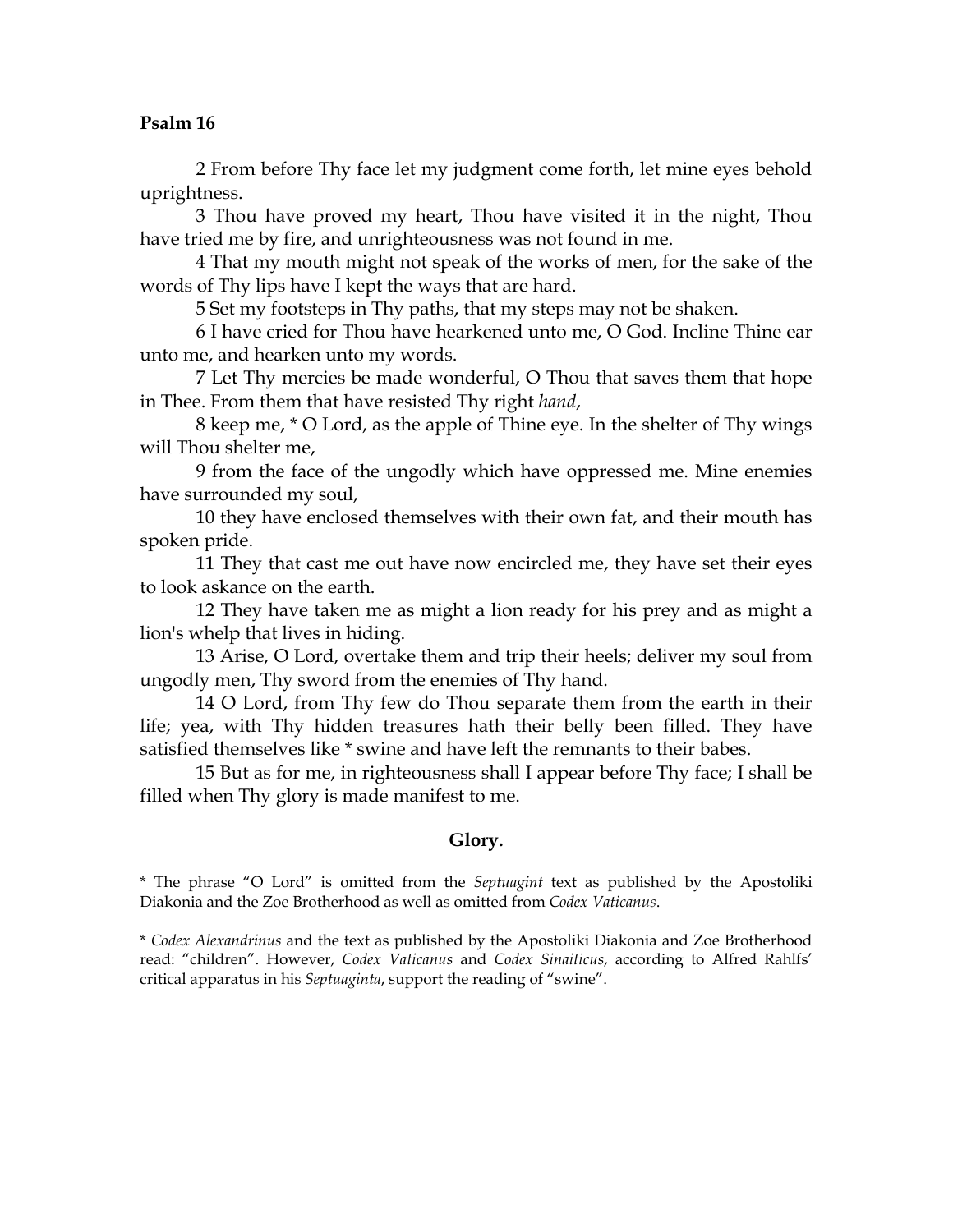**Psalm 16**

2 From before Thy face let my judgment come forth, let mine eyes behold uprightness.

3 Thou have proved my heart, Thou have visited it in the night, Thou have tried me by fire, and unrighteousness was not found in me.

4 That my mouth might not speak of the works of men, for the sake of the words of Thy lips have I kept the ways that are hard.

5 Set my footsteps in Thy paths, that my steps may not be shaken.

6 I have cried for Thou have hearkened unto me, O God. Incline Thine ear unto me, and hearken unto my words.

7 Let Thy mercies be made wonderful, O Thou that saves them that hope in Thee. From them that have resisted Thy right *hand*,

8 keep me, * O Lord, as the apple of Thine eye. In the shelter of Thy wings will Thou shelter me,

9 from the face of the ungodly which have oppressed me. Mine enemies have surrounded my soul,

10 they have enclosed themselves with their own fat, and their mouth has spoken pride.

11 They that cast me out have now encircled me, they have set their eyes to look askance on the earth.

12 They have taken me as might a lion ready for his prey and as might a lion's whelp that lives in hiding.

13 Arise, O Lord, overtake them and trip their heels; deliver my soul from ungodly men, Thy sword from the enemies of Thy hand.

14 O Lord, from Thy few do Thou separate them from the earth in their life; yea, with Thy hidden treasures hath their belly been filled. They have satisfied themselves like * swine and have left the remnants to their babes.

15 But as for me, in righteousness shall I appear before Thy face; I shall be filled when Thy glory is made manifest to me.

**Glory.**

* The phrase "O Lord" is omitted from the *Septuagint* text as published by the Apostoliki Diakonia and the Zoe Brotherhood as well as omitted from *Codex Vaticanus*.

* *Codex Alexandrinus* and the text as published by the Apostoliki Diakonia and Zoe Brotherhood read: "children". However, *Codex Vaticanus* and *Codex Sinaiticus*, according to Alfred Rahlfs' critical apparatus in his *Septuaginta*, support the reading of "swine".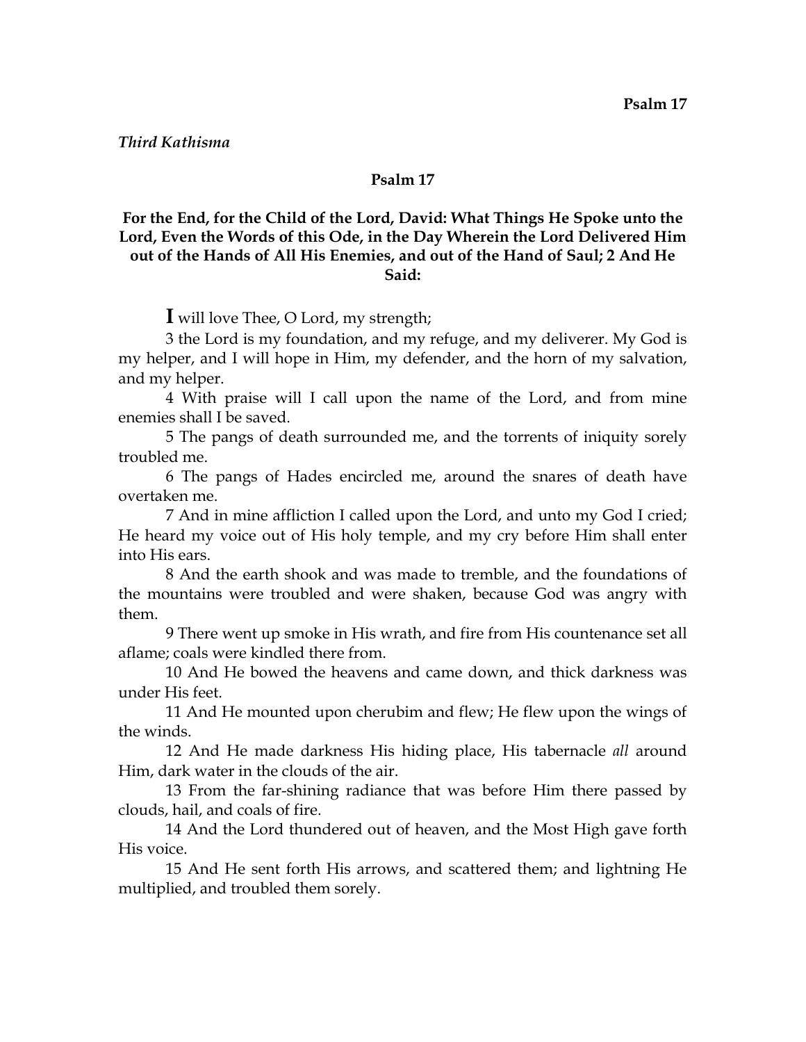*Third Kathisma*

## Psalm 17

### For the End, for the Child of the Lord, David: What Things He Spoke unto the Lord, Even the Words of this Ode, in the Day Wherein the Lord Delivered Him out of the Hands of All His Enemies, and out of the Hand of Saul; 2 And He Said:

**I** will love Thee, O Lord, my strength;

3 the Lord is my foundation, and my refuge, and my deliverer. My God is my helper, and I will hope in Him, my defender, and the horn of my salvation, and my helper.

4 With praise will I call upon the name of the Lord, and from mine enemies shall I be saved.

5 The pangs of death surrounded me, and the torrents of iniquity sorely troubled me.

6 The pangs of Hades encircled me, around the snares of death have overtaken me.

7 And in mine affliction I called upon the Lord, and unto my God I cried; He heard my voice out of His holy temple, and my cry before Him shall enter into His ears.

8 And the earth shook and was made to tremble, and the foundations of the mountains were troubled and were shaken, because God was angry with them.

9 There went up smoke in His wrath, and fire from His countenance set all aflame; coals were kindled there from.

10 And He bowed the heavens and came down, and thick darkness was under His feet.

11 And He mounted upon cherubim and flew; He flew upon the wings of the winds.

12 And He made darkness His hiding place, His tabernacle *all* around Him, dark water in the clouds of the air.

13 From the far-shining radiance that was before Him there passed by clouds, hail, and coals of fire.

14 And the Lord thundered out of heaven, and the Most High gave forth His voice.

15 And He sent forth His arrows, and scattered them; and lightning He multiplied, and troubled them sorely.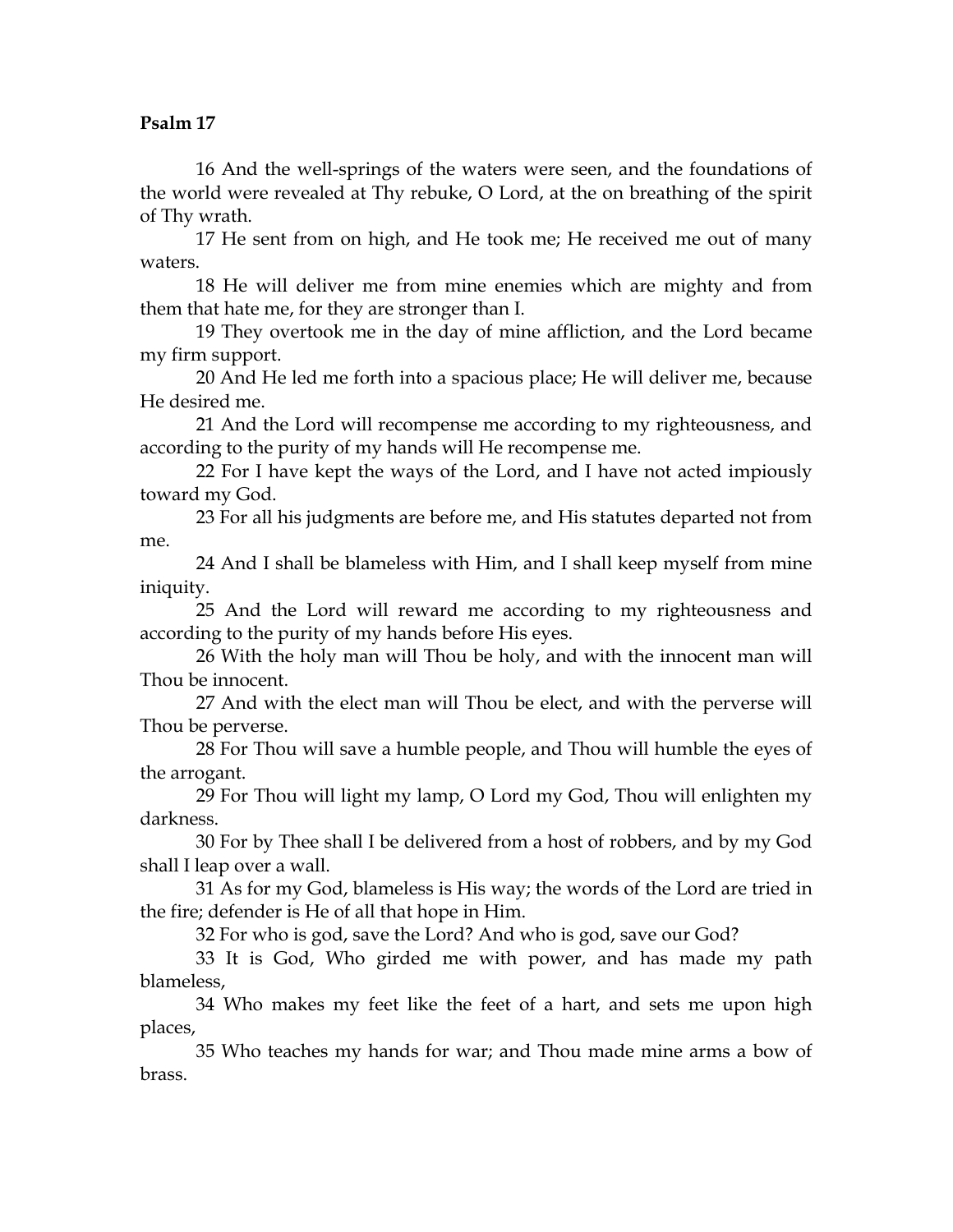**Psalm 17**

16 And the well-springs of the waters were seen, and the foundations of the world were revealed at Thy rebuke, O Lord, at the on breathing of the spirit of Thy wrath.

17 He sent from on high, and He took me; He received me out of many waters.

18 He will deliver me from mine enemies which are mighty and from them that hate me, for they are stronger than I.

19 They overtook me in the day of mine affliction, and the Lord became my firm support.

20 And He led me forth into a spacious place; He will deliver me, because He desired me.

21 And the Lord will recompense me according to my righteousness, and according to the purity of my hands will He recompense me.

22 For I have kept the ways of the Lord, and I have not acted impiously toward my God.

23 For all his judgments are before me, and His statutes departed not from me.

24 And I shall be blameless with Him, and I shall keep myself from mine iniquity.

25 And the Lord will reward me according to my righteousness and according to the purity of my hands before His eyes.

26 With the holy man will Thou be holy, and with the innocent man will Thou be innocent.

27 And with the elect man will Thou be elect, and with the perverse will Thou be perverse.

28 For Thou will save a humble people, and Thou will humble the eyes of the arrogant.

29 For Thou will light my lamp, O Lord my God, Thou will enlighten my darkness.

30 For by Thee shall I be delivered from a host of robbers, and by my God shall I leap over a wall.

31 As for my God, blameless is His way; the words of the Lord are tried in the fire; defender is He of all that hope in Him.

32 For who is god, save the Lord? And who is god, save our God?

33 It is God, Who girded me with power, and has made my path blameless,

34 Who makes my feet like the feet of a hart, and sets me upon high places,

35 Who teaches my hands for war; and Thou made mine arms a bow of brass.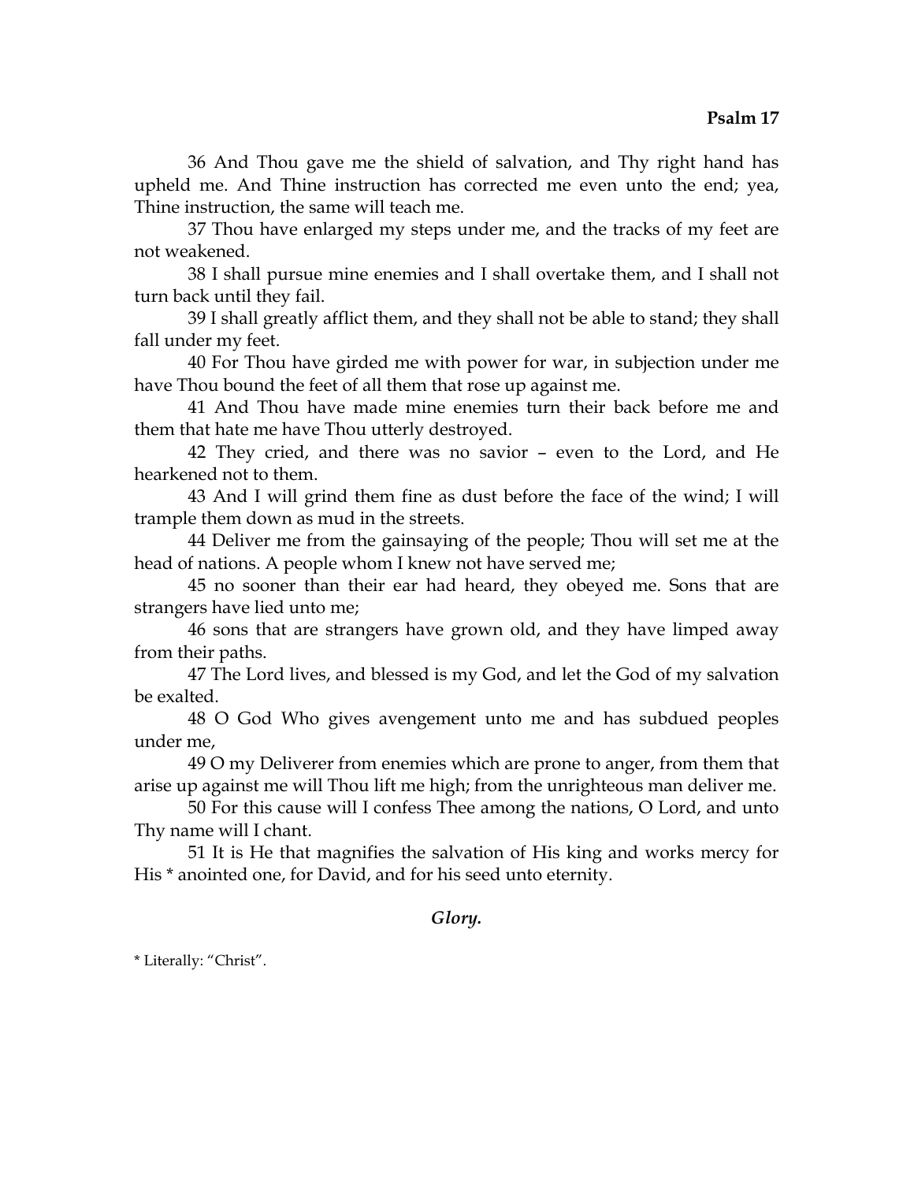36 And Thou gave me the shield of salvation, and Thy right hand has upheld me. And Thine instruction has corrected me even unto the end; yea, Thine instruction, the same will teach me.

37 Thou have enlarged my steps under me, and the tracks of my feet are not weakened.

38 I shall pursue mine enemies and I shall overtake them, and I shall not turn back until they fail.

39 I shall greatly afflict them, and they shall not be able to stand; they shall fall under my feet.

40 For Thou have girded me with power for war, in subjection under me have Thou bound the feet of all them that rose up against me.

41 And Thou have made mine enemies turn their back before me and them that hate me have Thou utterly destroyed.

42 They cried, and there was no savior – even to the Lord, and He hearkened not to them.

43 And I will grind them fine as dust before the face of the wind; I will trample them down as mud in the streets.

44 Deliver me from the gainsaying of the people; Thou will set me at the head of nations. A people whom I knew not have served me;

45 no sooner than their ear had heard, they obeyed me. Sons that are strangers have lied unto me;

46 sons that are strangers have grown old, and they have limped away from their paths.

47 The Lord lives, and blessed is my God, and let the God of my salvation be exalted.

48 O God Who gives avengement unto me and has subdued peoples under me,

49 O my Deliverer from enemies which are prone to anger, from them that arise up against me will Thou lift me high; from the unrighteous man deliver me.

50 For this cause will I confess Thee among the nations, O Lord, and unto Thy name will I chant.

51 It is He that magnifies the salvation of His king and works mercy for His * anointed one, for David, and for his seed unto eternity.

*Glory.*

* Literally: "Christ".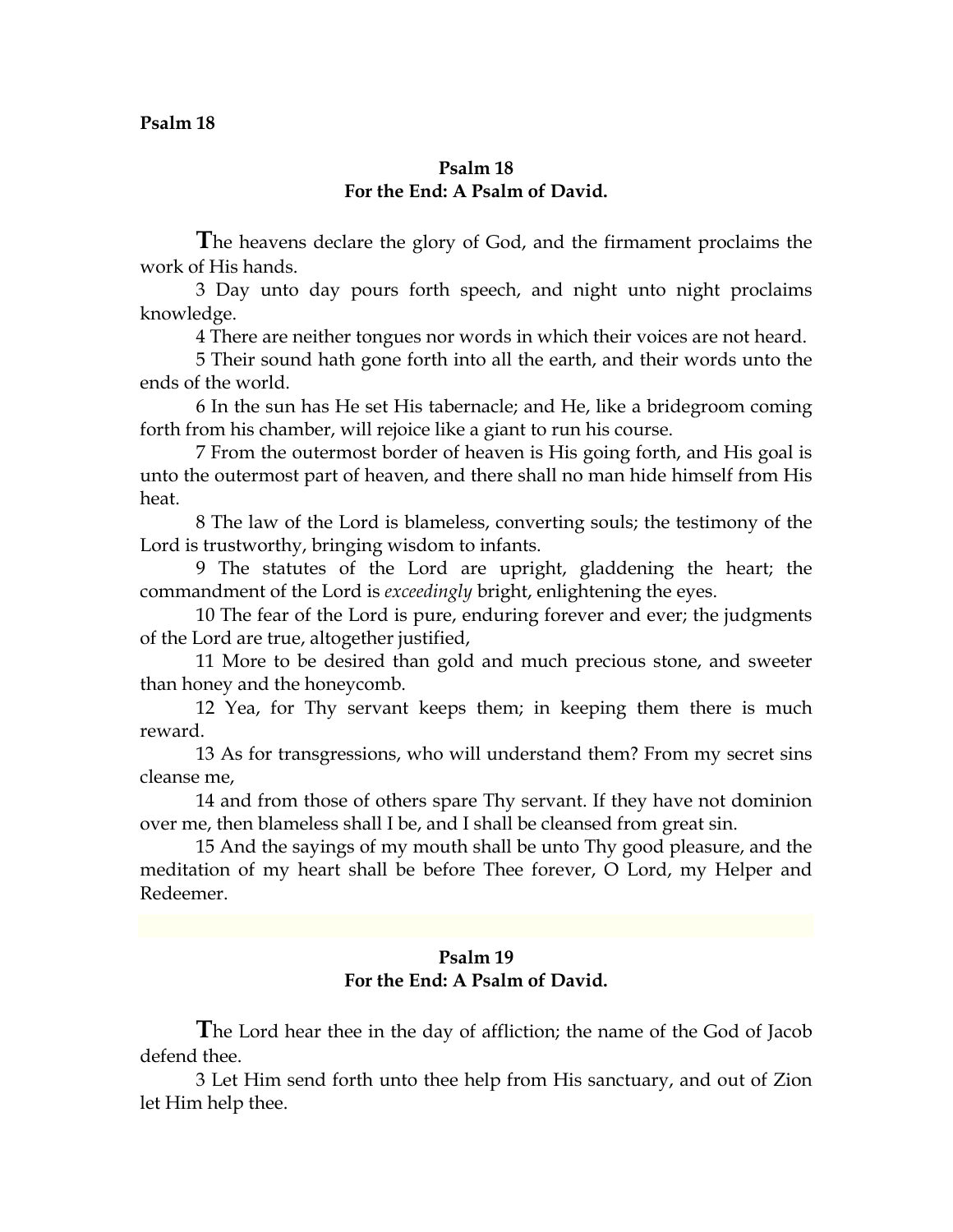**Psalm 18**

## Psalm 18
## For the End: A Psalm of David.

The heavens declare the glory of God, and the firmament proclaims the work of His hands.

3 Day unto day pours forth speech, and night unto night proclaims knowledge.

4 There are neither tongues nor words in which their voices are not heard.

5 Their sound hath gone forth into all the earth, and their words unto the ends of the world.

6 In the sun has He set His tabernacle; and He, like a bridegroom coming forth from his chamber, will rejoice like a giant to run his course.

7 From the outermost border of heaven is His going forth, and His goal is unto the outermost part of heaven, and there shall no man hide himself from His heat.

8 The law of the Lord is blameless, converting souls; the testimony of the Lord is trustworthy, bringing wisdom to infants.

9 The statutes of the Lord are upright, gladdening the heart; the commandment of the Lord is *exceedingly* bright, enlightening the eyes.

10 The fear of the Lord is pure, enduring forever and ever; the judgments of the Lord are true, altogether justified,

11 More to be desired than gold and much precious stone, and sweeter than honey and the honeycomb.

12 Yea, for Thy servant keeps them; in keeping them there is much reward.

13 As for transgressions, who will understand them? From my secret sins cleanse me,

14 and from those of others spare Thy servant. If they have not dominion over me, then blameless shall I be, and I shall be cleansed from great sin.

15 And the sayings of my mouth shall be unto Thy good pleasure, and the meditation of my heart shall be before Thee forever, O Lord, my Helper and Redeemer.

## Psalm 19
## For the End: A Psalm of David.

The Lord hear thee in the day of affliction; the name of the God of Jacob defend thee.

3 Let Him send forth unto thee help from His sanctuary, and out of Zion let Him help thee.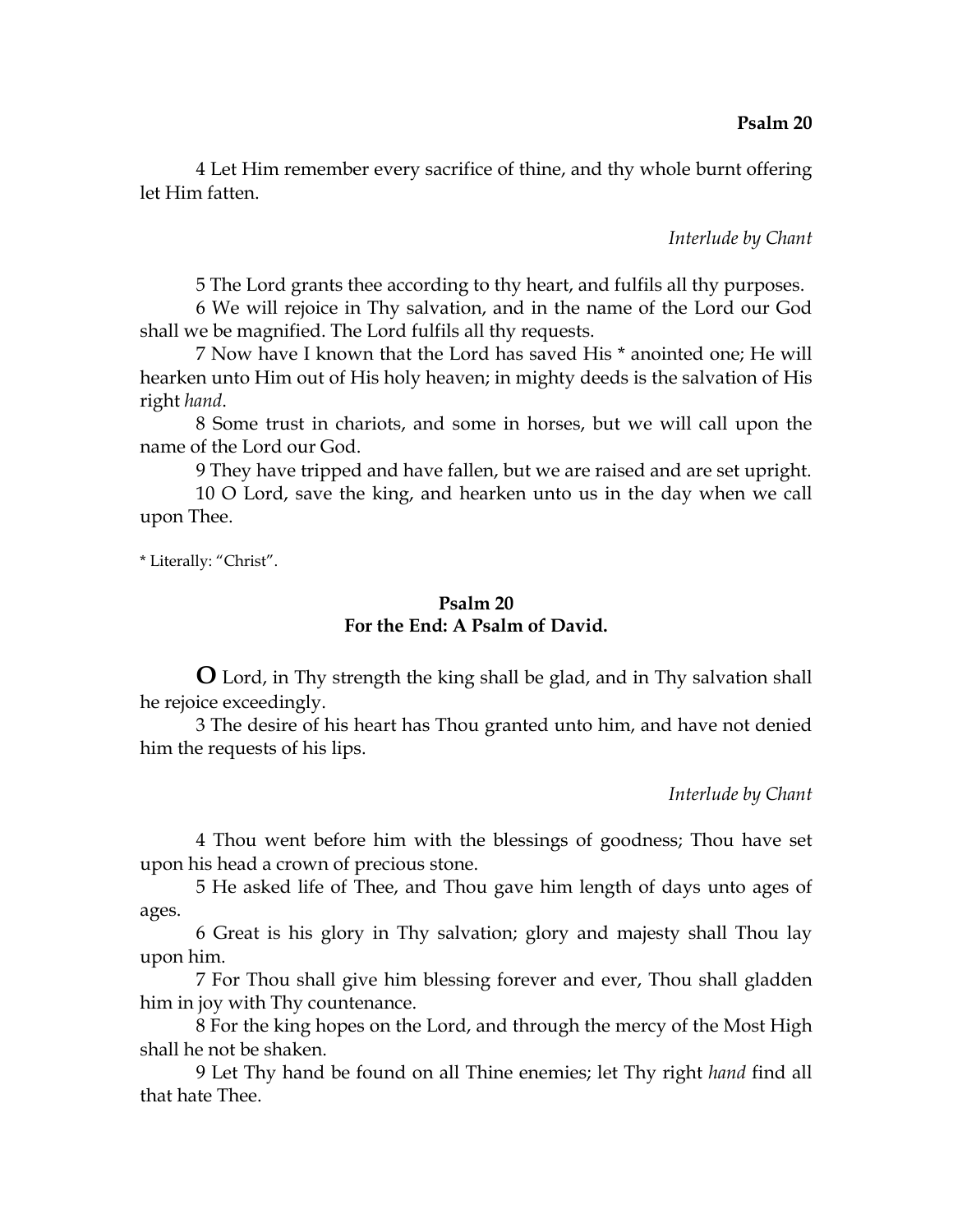4 Let Him remember every sacrifice of thine, and thy whole burnt offering let Him fatten.

*Interlude by Chant*

5 The Lord grants thee according to thy heart, and fulfils all thy purposes.

6 We will rejoice in Thy salvation, and in the name of the Lord our God shall we be magnified. The Lord fulfils all thy requests.

7 Now have I known that the Lord has saved His * anointed one; He will hearken unto Him out of His holy heaven; in mighty deeds is the salvation of His right *hand*.

8 Some trust in chariots, and some in horses, but we will call upon the name of the Lord our God.

9 They have tripped and have fallen, but we are raised and are set upright.

10 O Lord, save the king, and hearken unto us in the day when we call upon Thee.

* Literally: "Christ".

## Psalm 20
## For the End: A Psalm of David.

**O** Lord, in Thy strength the king shall be glad, and in Thy salvation shall he rejoice exceedingly.

3 The desire of his heart has Thou granted unto him, and have not denied him the requests of his lips.

*Interlude by Chant*

4 Thou went before him with the blessings of goodness; Thou have set upon his head a crown of precious stone.

5 He asked life of Thee, and Thou gave him length of days unto ages of ages.

6 Great is his glory in Thy salvation; glory and majesty shall Thou lay upon him.

7 For Thou shall give him blessing forever and ever, Thou shall gladden him in joy with Thy countenance.

8 For the king hopes on the Lord, and through the mercy of the Most High shall he not be shaken.

9 Let Thy hand be found on all Thine enemies; let Thy right *hand* find all that hate Thee.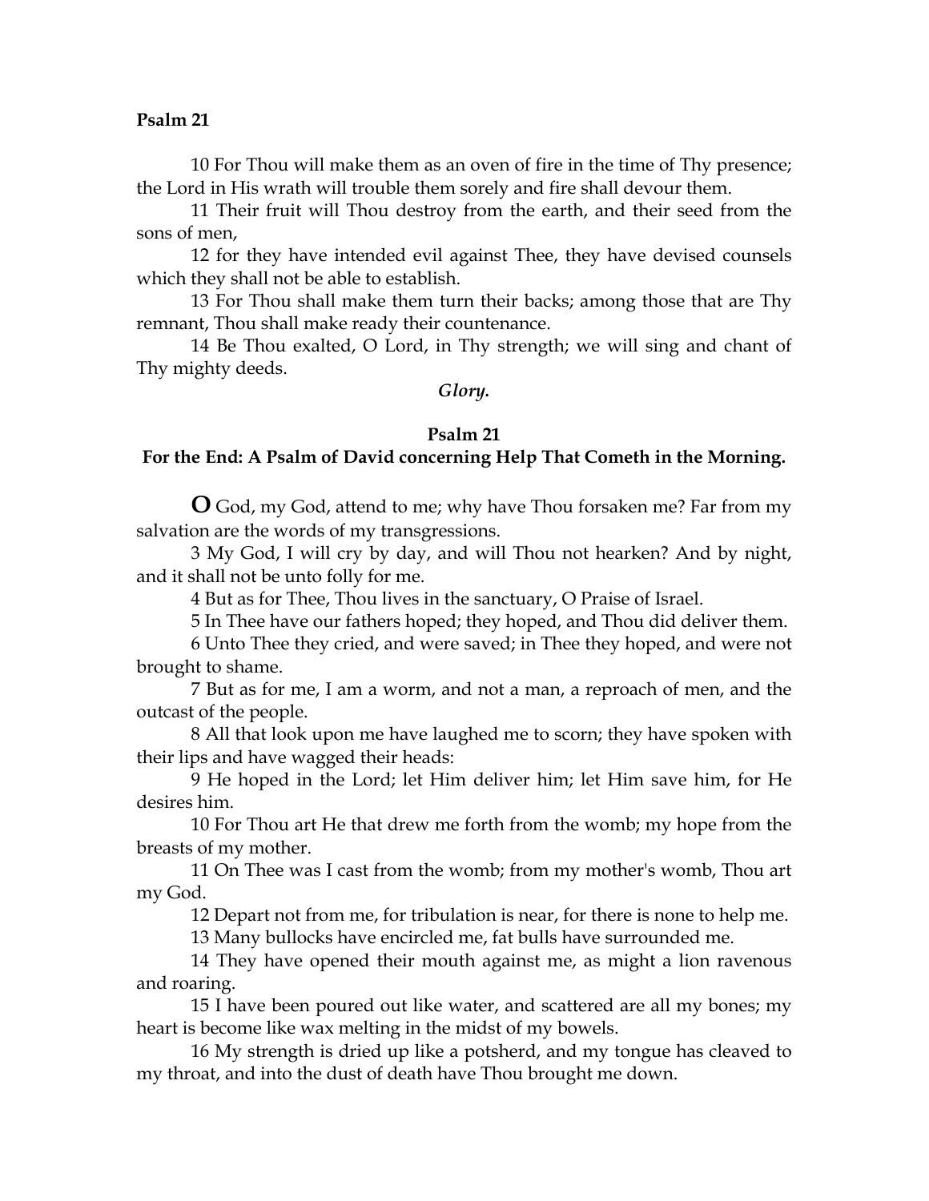10 For Thou will make them as an oven of fire in the time of Thy presence; the Lord in His wrath will trouble them sorely and fire shall devour them.

11 Their fruit will Thou destroy from the earth, and their seed from the sons of men,

12 for they have intended evil against Thee, they have devised counsels which they shall not be able to establish.

13 For Thou shall make them turn their backs; among those that are Thy remnant, Thou shall make ready their countenance.

14 Be Thou exalted, O Lord, in Thy strength; we will sing and chant of Thy mighty deeds.

*Glory.*

## Psalm 21

### For the End: A Psalm of David concerning Help That Cometh in the Morning.

**O** God, my God, attend to me; why have Thou forsaken me? Far from my salvation are the words of my transgressions.

3 My God, I will cry by day, and will Thou not hearken? And by night, and it shall not be unto folly for me.

4 But as for Thee, Thou lives in the sanctuary, O Praise of Israel.

5 In Thee have our fathers hoped; they hoped, and Thou did deliver them.

6 Unto Thee they cried, and were saved; in Thee they hoped, and were not brought to shame.

7 But as for me, I am a worm, and not a man, a reproach of men, and the outcast of the people.

8 All that look upon me have laughed me to scorn; they have spoken with their lips and have wagged their heads:

9 He hoped in the Lord; let Him deliver him; let Him save him, for He desires him.

10 For Thou art He that drew me forth from the womb; my hope from the breasts of my mother.

11 On Thee was I cast from the womb; from my mother's womb, Thou art my God.

12 Depart not from me, for tribulation is near, for there is none to help me.

13 Many bullocks have encircled me, fat bulls have surrounded me.

14 They have opened their mouth against me, as might a lion ravenous and roaring.

15 I have been poured out like water, and scattered are all my bones; my heart is become like wax melting in the midst of my bowels.

16 My strength is dried up like a potsherd, and my tongue has cleaved to my throat, and into the dust of death have Thou brought me down.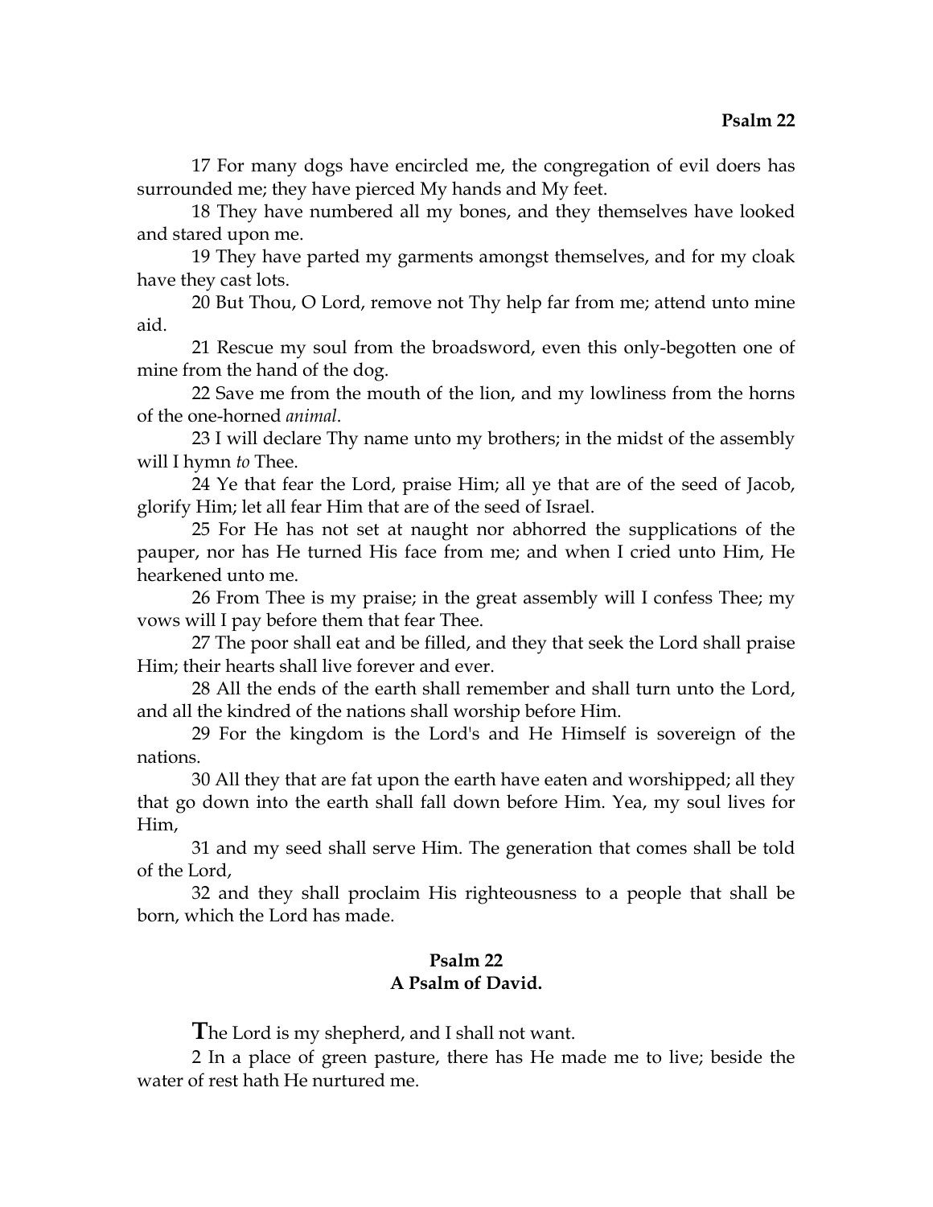17 For many dogs have encircled me, the congregation of evil doers has surrounded me; they have pierced My hands and My feet.

18 They have numbered all my bones, and they themselves have looked and stared upon me.

19 They have parted my garments amongst themselves, and for my cloak have they cast lots.

20 But Thou, O Lord, remove not Thy help far from me; attend unto mine aid.

21 Rescue my soul from the broadsword, even this only-begotten one of mine from the hand of the dog.

22 Save me from the mouth of the lion, and my lowliness from the horns of the one-horned *animal*.

23 I will declare Thy name unto my brothers; in the midst of the assembly will I hymn *to* Thee.

24 Ye that fear the Lord, praise Him; all ye that are of the seed of Jacob, glorify Him; let all fear Him that are of the seed of Israel.

25 For He has not set at naught nor abhorred the supplications of the pauper, nor has He turned His face from me; and when I cried unto Him, He hearkened unto me.

26 From Thee is my praise; in the great assembly will I confess Thee; my vows will I pay before them that fear Thee.

27 The poor shall eat and be filled, and they that seek the Lord shall praise Him; their hearts shall live forever and ever.

28 All the ends of the earth shall remember and shall turn unto the Lord, and all the kindred of the nations shall worship before Him.

29 For the kingdom is the Lord's and He Himself is sovereign of the nations.

30 All they that are fat upon the earth have eaten and worshipped; all they that go down into the earth shall fall down before Him. Yea, my soul lives for Him,

31 and my seed shall serve Him. The generation that comes shall be told of the Lord,

32 and they shall proclaim His righteousness to a people that shall be born, which the Lord has made.

## Psalm 22
### A Psalm of David.

**T**he Lord is my shepherd, and I shall not want.

2 In a place of green pasture, there has He made me to live; beside the water of rest hath He nurtured me.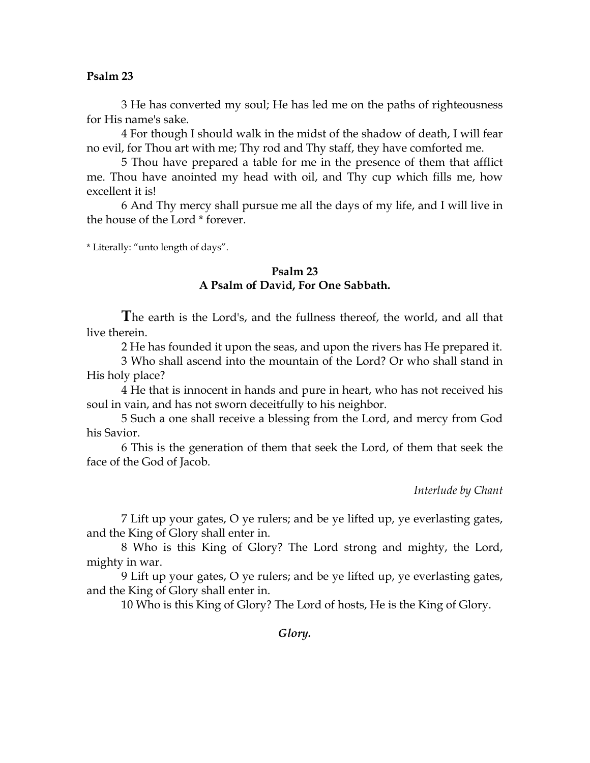**Psalm 23**

3 He has converted my soul; He has led me on the paths of righteousness for His name's sake.

4 For though I should walk in the midst of the shadow of death, I will fear no evil, for Thou art with me; Thy rod and Thy staff, they have comforted me.

5 Thou have prepared a table for me in the presence of them that afflict me. Thou have anointed my head with oil, and Thy cup which fills me, how excellent it is!

6 And Thy mercy shall pursue me all the days of my life, and I will live in the house of the Lord * forever.

* Literally: "unto length of days".

## Psalm 23
## A Psalm of David, For One Sabbath.

**T**he earth is the Lord's, and the fullness thereof, the world, and all that live therein.

2 He has founded it upon the seas, and upon the rivers has He prepared it.

3 Who shall ascend into the mountain of the Lord? Or who shall stand in His holy place?

4 He that is innocent in hands and pure in heart, who has not received his soul in vain, and has not sworn deceitfully to his neighbor.

5 Such a one shall receive a blessing from the Lord, and mercy from God his Savior.

6 This is the generation of them that seek the Lord, of them that seek the face of the God of Jacob.

*Interlude by Chant*

7 Lift up your gates, O ye rulers; and be ye lifted up, ye everlasting gates, and the King of Glory shall enter in.

8 Who is this King of Glory? The Lord strong and mighty, the Lord, mighty in war.

9 Lift up your gates, O ye rulers; and be ye lifted up, ye everlasting gates, and the King of Glory shall enter in.

10 Who is this King of Glory? The Lord of hosts, He is the King of Glory.

***Glory.***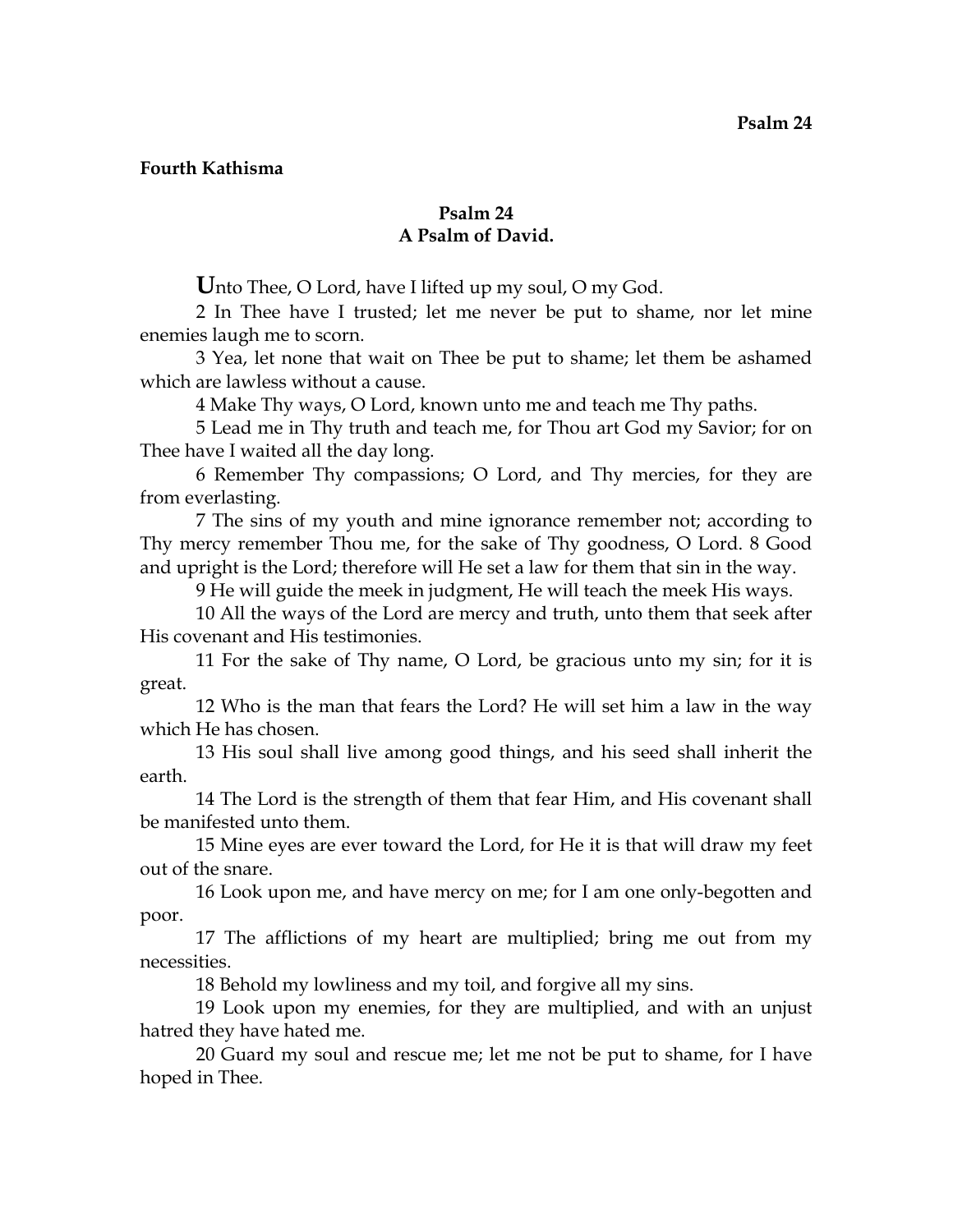## Fourth Kathisma

### Psalm 24
### A Psalm of David.

**U**nto Thee, O Lord, have I lifted up my soul, O my God.

2 In Thee have I trusted; let me never be put to shame, nor let mine enemies laugh me to scorn.

3 Yea, let none that wait on Thee be put to shame; let them be ashamed which are lawless without a cause.

4 Make Thy ways, O Lord, known unto me and teach me Thy paths.

5 Lead me in Thy truth and teach me, for Thou art God my Savior; for on Thee have I waited all the day long.

6 Remember Thy compassions; O Lord, and Thy mercies, for they are from everlasting.

7 The sins of my youth and mine ignorance remember not; according to Thy mercy remember Thou me, for the sake of Thy goodness, O Lord. 8 Good and upright is the Lord; therefore will He set a law for them that sin in the way.

9 He will guide the meek in judgment, He will teach the meek His ways.

10 All the ways of the Lord are mercy and truth, unto them that seek after His covenant and His testimonies.

11 For the sake of Thy name, O Lord, be gracious unto my sin; for it is great.

12 Who is the man that fears the Lord? He will set him a law in the way which He has chosen.

13 His soul shall live among good things, and his seed shall inherit the earth.

14 The Lord is the strength of them that fear Him, and His covenant shall be manifested unto them.

15 Mine eyes are ever toward the Lord, for He it is that will draw my feet out of the snare.

16 Look upon me, and have mercy on me; for I am one only-begotten and poor.

17 The afflictions of my heart are multiplied; bring me out from my necessities.

18 Behold my lowliness and my toil, and forgive all my sins.

19 Look upon my enemies, for they are multiplied, and with an unjust hatred they have hated me.

20 Guard my soul and rescue me; let me not be put to shame, for I have hoped in Thee.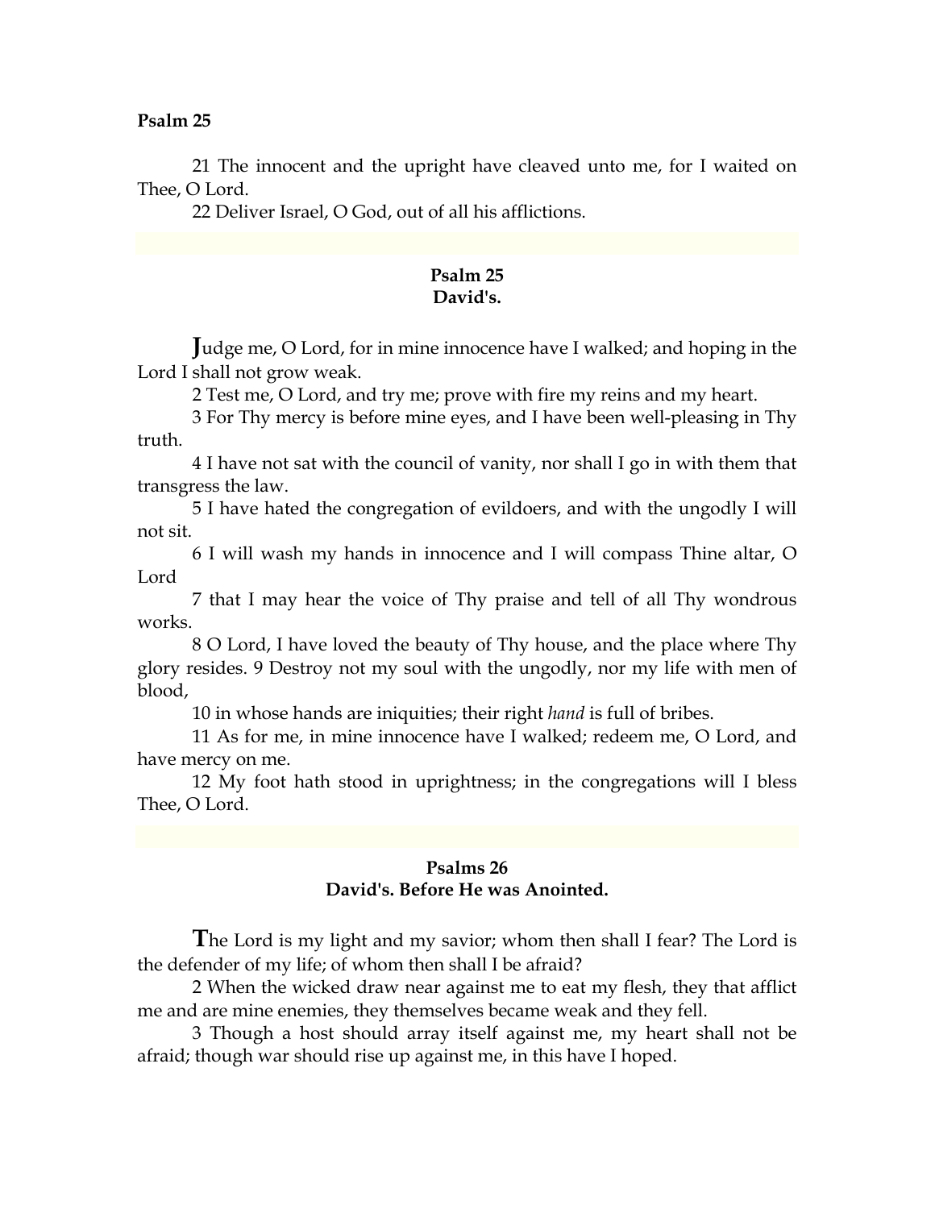21 The innocent and the upright have cleaved unto me, for I waited on Thee, O Lord.

22 Deliver Israel, O God, out of all his afflictions.

## Psalm 25
## David's.

**J**udge me, O Lord, for in mine innocence have I walked; and hoping in the Lord I shall not grow weak.

2 Test me, O Lord, and try me; prove with fire my reins and my heart.

3 For Thy mercy is before mine eyes, and I have been well-pleasing in Thy truth.

4 I have not sat with the council of vanity, nor shall I go in with them that transgress the law.

5 I have hated the congregation of evildoers, and with the ungodly I will not sit.

6 I will wash my hands in innocence and I will compass Thine altar, O Lord

7 that I may hear the voice of Thy praise and tell of all Thy wondrous works.

8 O Lord, I have loved the beauty of Thy house, and the place where Thy glory resides. 9 Destroy not my soul with the ungodly, nor my life with men of blood,

10 in whose hands are iniquities; their right *hand* is full of bribes.

11 As for me, in mine innocence have I walked; redeem me, O Lord, and have mercy on me.

12 My foot hath stood in uprightness; in the congregations will I bless Thee, O Lord.

## Psalms 26
## David's. Before He was Anointed.

**T**he Lord is my light and my savior; whom then shall I fear? The Lord is the defender of my life; of whom then shall I be afraid?

2 When the wicked draw near against me to eat my flesh, they that afflict me and are mine enemies, they themselves became weak and they fell.

3 Though a host should array itself against me, my heart shall not be afraid; though war should rise up against me, in this have I hoped.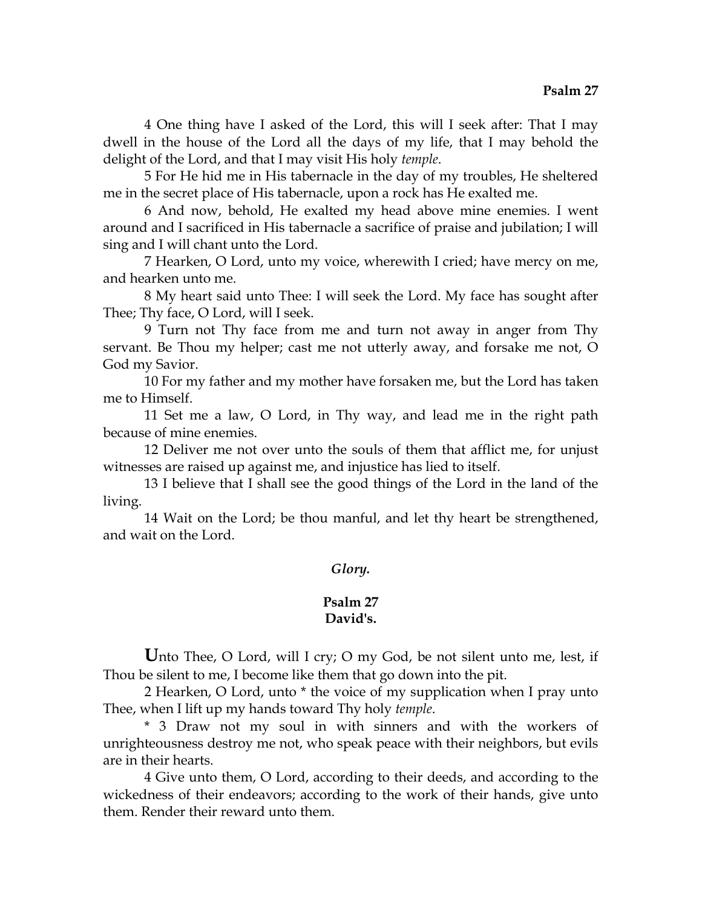4 One thing have I asked of the Lord, this will I seek after: That I may dwell in the house of the Lord all the days of my life, that I may behold the delight of the Lord, and that I may visit His holy *temple*.

5 For He hid me in His tabernacle in the day of my troubles, He sheltered me in the secret place of His tabernacle, upon a rock has He exalted me.

6 And now, behold, He exalted my head above mine enemies. I went around and I sacrificed in His tabernacle a sacrifice of praise and jubilation; I will sing and I will chant unto the Lord.

7 Hearken, O Lord, unto my voice, wherewith I cried; have mercy on me, and hearken unto me.

8 My heart said unto Thee: I will seek the Lord. My face has sought after Thee; Thy face, O Lord, will I seek.

9 Turn not Thy face from me and turn not away in anger from Thy servant. Be Thou my helper; cast me not utterly away, and forsake me not, O God my Savior.

10 For my father and my mother have forsaken me, but the Lord has taken me to Himself.

11 Set me a law, O Lord, in Thy way, and lead me in the right path because of mine enemies.

12 Deliver me not over unto the souls of them that afflict me, for unjust witnesses are raised up against me, and injustice has lied to itself.

13 I believe that I shall see the good things of the Lord in the land of the living.

14 Wait on the Lord; be thou manful, and let thy heart be strengthened, and wait on the Lord.

***Glory.***

## Psalm 27
## David's.

**U**nto Thee, O Lord, will I cry; O my God, be not silent unto me, lest, if Thou be silent to me, I become like them that go down into the pit.

2 Hearken, O Lord, unto * the voice of my supplication when I pray unto Thee, when I lift up my hands toward Thy holy *temple*.

* 3 Draw not my soul in with sinners and with the workers of unrighteousness destroy me not, who speak peace with their neighbors, but evils are in their hearts.

4 Give unto them, O Lord, according to their deeds, and according to the wickedness of their endeavors; according to the work of their hands, give unto them. Render their reward unto them.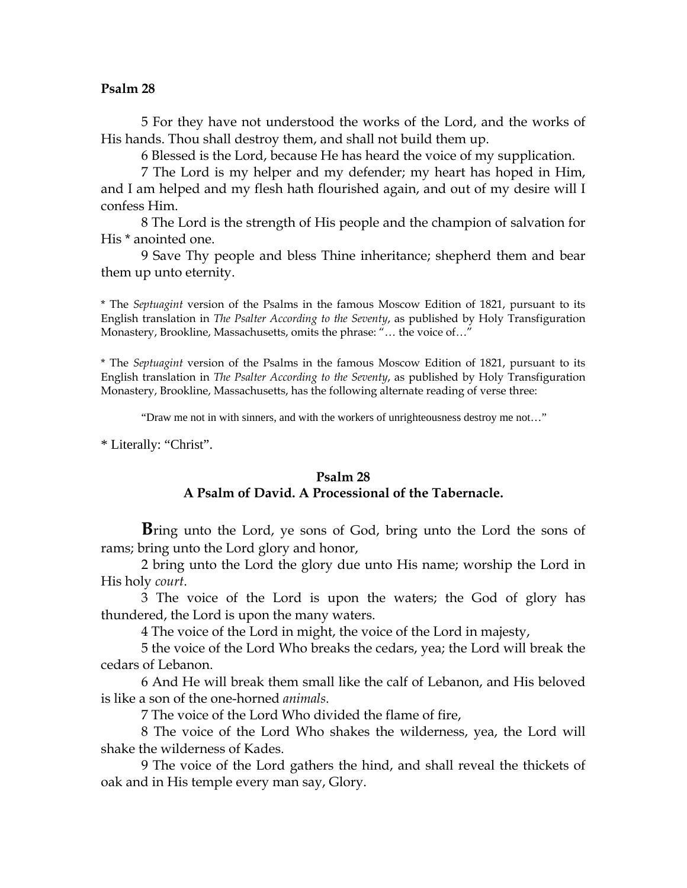**Psalm 28**

5 For they have not understood the works of the Lord, and the works of His hands. Thou shall destroy them, and shall not build them up.

6 Blessed is the Lord, because He has heard the voice of my supplication.

7 The Lord is my helper and my defender; my heart has hoped in Him, and I am helped and my flesh hath flourished again, and out of my desire will I confess Him.

8 The Lord is the strength of His people and the champion of salvation for His * anointed one.

9 Save Thy people and bless Thine inheritance; shepherd them and bear them up unto eternity.

* The *Septuagint* version of the Psalms in the famous Moscow Edition of 1821, pursuant to its English translation in *The Psalter According to the Seventy*, as published by Holy Transfiguration Monastery, Brookline, Massachusetts, omits the phrase: "… the voice of…"

* The *Septuagint* version of the Psalms in the famous Moscow Edition of 1821, pursuant to its English translation in *The Psalter According to the Seventy*, as published by Holy Transfiguration Monastery, Brookline, Massachusetts, has the following alternate reading of verse three:

"Draw me not in with sinners, and with the workers of unrighteousness destroy me not…"

* Literally: "Christ".

## Psalm 28
### A Psalm of David. A Processional of the Tabernacle.

**B**ring unto the Lord, ye sons of God, bring unto the Lord the sons of rams; bring unto the Lord glory and honor,

2 bring unto the Lord the glory due unto His name; worship the Lord in His holy *court*.

3 The voice of the Lord is upon the waters; the God of glory has thundered, the Lord is upon the many waters.

4 The voice of the Lord in might, the voice of the Lord in majesty,

5 the voice of the Lord Who breaks the cedars, yea; the Lord will break the cedars of Lebanon.

6 And He will break them small like the calf of Lebanon, and His beloved is like a son of the one-horned *animals*.

7 The voice of the Lord Who divided the flame of fire,

8 The voice of the Lord Who shakes the wilderness, yea, the Lord will shake the wilderness of Kades.

9 The voice of the Lord gathers the hind, and shall reveal the thickets of oak and in His temple every man say, Glory.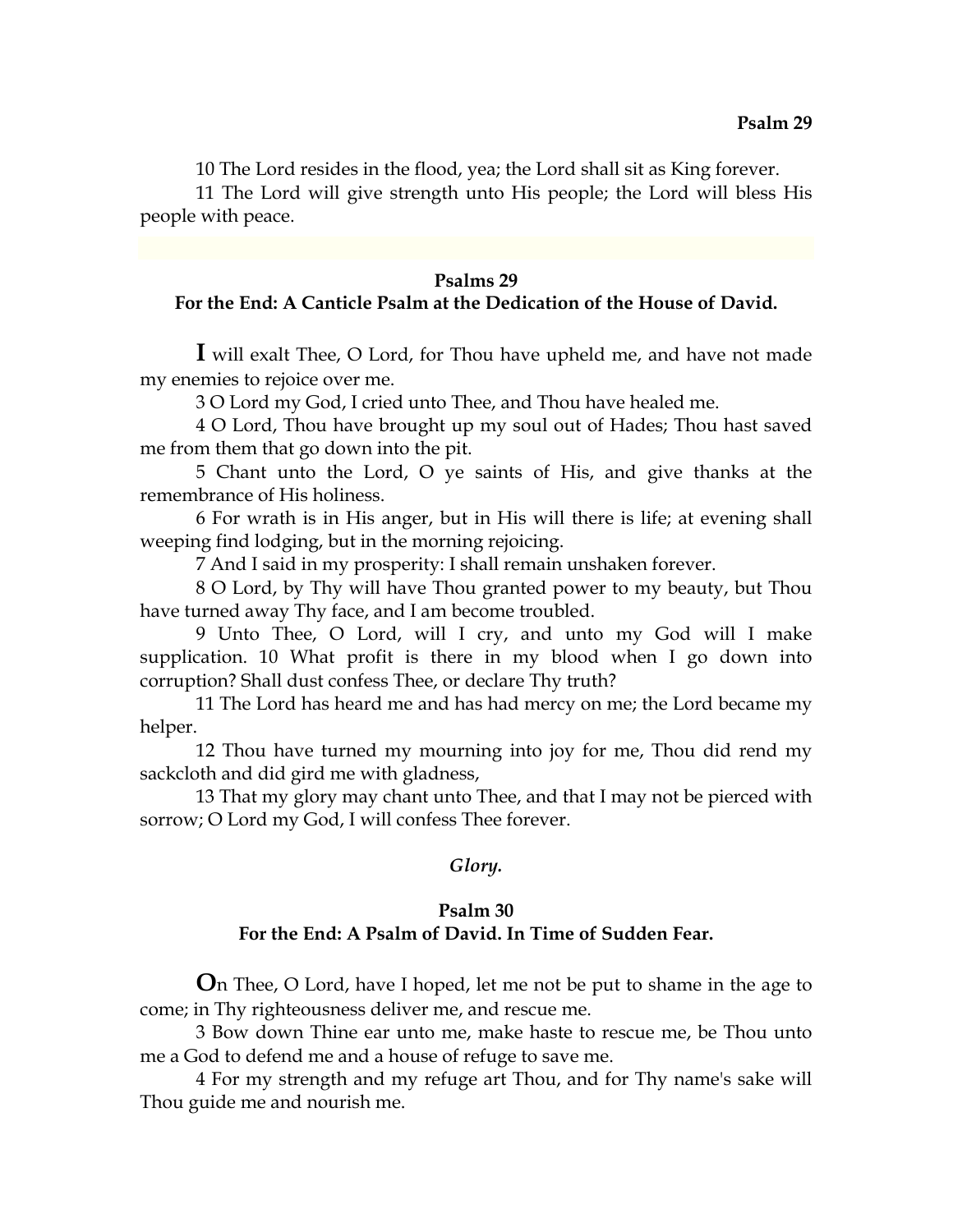10 The Lord resides in the flood, yea; the Lord shall sit as King forever.

11 The Lord will give strength unto His people; the Lord will bless His people with peace.

## Psalms 29
### For the End: A Canticle Psalm at the Dedication of the House of David.

**I** will exalt Thee, O Lord, for Thou have upheld me, and have not made my enemies to rejoice over me.

3 O Lord my God, I cried unto Thee, and Thou have healed me.

4 O Lord, Thou have brought up my soul out of Hades; Thou hast saved me from them that go down into the pit.

5 Chant unto the Lord, O ye saints of His, and give thanks at the remembrance of His holiness.

6 For wrath is in His anger, but in His will there is life; at evening shall weeping find lodging, but in the morning rejoicing.

7 And I said in my prosperity: I shall remain unshaken forever.

8 O Lord, by Thy will have Thou granted power to my beauty, but Thou have turned away Thy face, and I am become troubled.

9 Unto Thee, O Lord, will I cry, and unto my God will I make supplication. 10 What profit is there in my blood when I go down into corruption? Shall dust confess Thee, or declare Thy truth?

11 The Lord has heard me and has had mercy on me; the Lord became my helper.

12 Thou have turned my mourning into joy for me, Thou did rend my sackcloth and did gird me with gladness,

13 That my glory may chant unto Thee, and that I may not be pierced with sorrow; O Lord my God, I will confess Thee forever.

*Glory.*

## Psalm 30
### For the End: A Psalm of David. In Time of Sudden Fear.

**O**n Thee, O Lord, have I hoped, let me not be put to shame in the age to come; in Thy righteousness deliver me, and rescue me.

3 Bow down Thine ear unto me, make haste to rescue me, be Thou unto me a God to defend me and a house of refuge to save me.

4 For my strength and my refuge art Thou, and for Thy name's sake will Thou guide me and nourish me.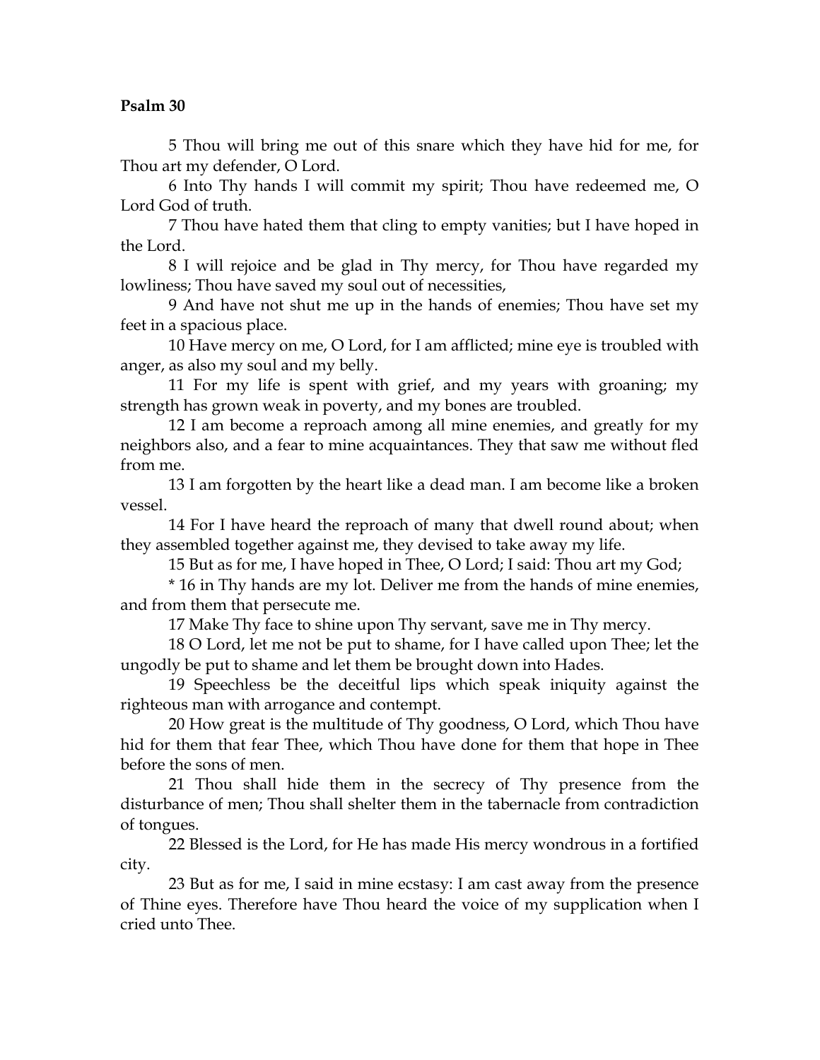**Psalm 30**

5 Thou will bring me out of this snare which they have hid for me, for Thou art my defender, O Lord.

6 Into Thy hands I will commit my spirit; Thou have redeemed me, O Lord God of truth.

7 Thou have hated them that cling to empty vanities; but I have hoped in the Lord.

8 I will rejoice and be glad in Thy mercy, for Thou have regarded my lowliness; Thou have saved my soul out of necessities,

9 And have not shut me up in the hands of enemies; Thou have set my feet in a spacious place.

10 Have mercy on me, O Lord, for I am afflicted; mine eye is troubled with anger, as also my soul and my belly.

11 For my life is spent with grief, and my years with groaning; my strength has grown weak in poverty, and my bones are troubled.

12 I am become a reproach among all mine enemies, and greatly for my neighbors also, and a fear to mine acquaintances. They that saw me without fled from me.

13 I am forgotten by the heart like a dead man. I am become like a broken vessel.

14 For I have heard the reproach of many that dwell round about; when they assembled together against me, they devised to take away my life.

15 But as for me, I have hoped in Thee, O Lord; I said: Thou art my God;

* 16 in Thy hands are my lot. Deliver me from the hands of mine enemies, and from them that persecute me.

17 Make Thy face to shine upon Thy servant, save me in Thy mercy.

18 O Lord, let me not be put to shame, for I have called upon Thee; let the ungodly be put to shame and let them be brought down into Hades.

19 Speechless be the deceitful lips which speak iniquity against the righteous man with arrogance and contempt.

20 How great is the multitude of Thy goodness, O Lord, which Thou have hid for them that fear Thee, which Thou have done for them that hope in Thee before the sons of men.

21 Thou shall hide them in the secrecy of Thy presence from the disturbance of men; Thou shall shelter them in the tabernacle from contradiction of tongues.

22 Blessed is the Lord, for He has made His mercy wondrous in a fortified city.

23 But as for me, I said in mine ecstasy: I am cast away from the presence of Thine eyes. Therefore have Thou heard the voice of my supplication when I cried unto Thee.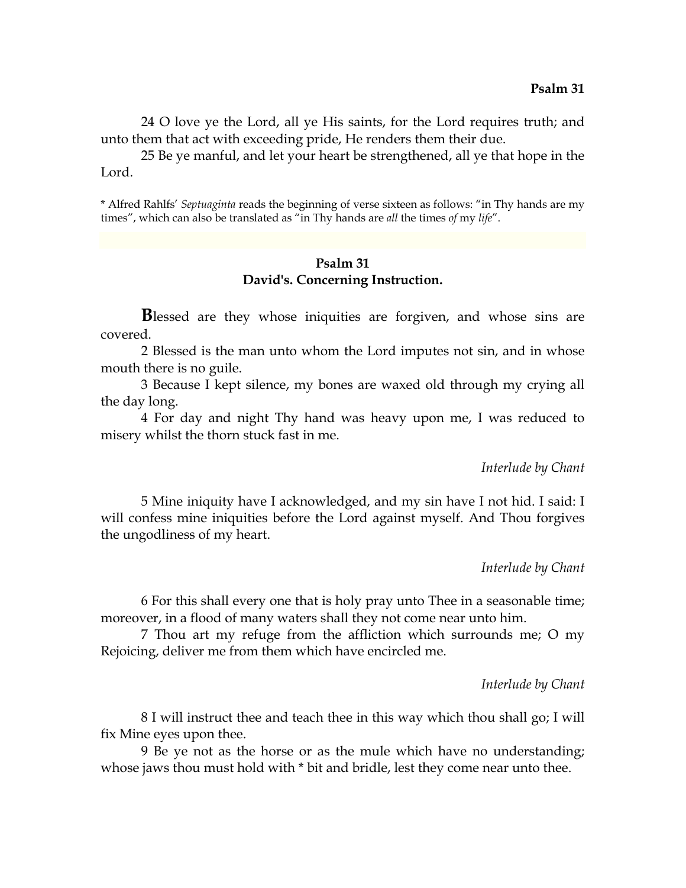24 O love ye the Lord, all ye His saints, for the Lord requires truth; and unto them that act with exceeding pride, He renders them their due.

25 Be ye manful, and let your heart be strengthened, all ye that hope in the Lord.

* Alfred Rahlfs' *Septuaginta* reads the beginning of verse sixteen as follows: "in Thy hands are my times", which can also be translated as "in Thy hands are *all* the times *of* my *life*".

## Psalm 31
## David's. Concerning Instruction.

**B**lessed are they whose iniquities are forgiven, and whose sins are covered.

2 Blessed is the man unto whom the Lord imputes not sin, and in whose mouth there is no guile.

3 Because I kept silence, my bones are waxed old through my crying all the day long.

4 For day and night Thy hand was heavy upon me, I was reduced to misery whilst the thorn stuck fast in me.

*Interlude by Chant*

5 Mine iniquity have I acknowledged, and my sin have I not hid. I said: I will confess mine iniquities before the Lord against myself. And Thou forgives the ungodliness of my heart.

*Interlude by Chant*

6 For this shall every one that is holy pray unto Thee in a seasonable time; moreover, in a flood of many waters shall they not come near unto him.

7 Thou art my refuge from the affliction which surrounds me; O my Rejoicing, deliver me from them which have encircled me.

*Interlude by Chant*

8 I will instruct thee and teach thee in this way which thou shall go; I will fix Mine eyes upon thee.

9 Be ye not as the horse or as the mule which have no understanding; whose jaws thou must hold with * bit and bridle, lest they come near unto thee.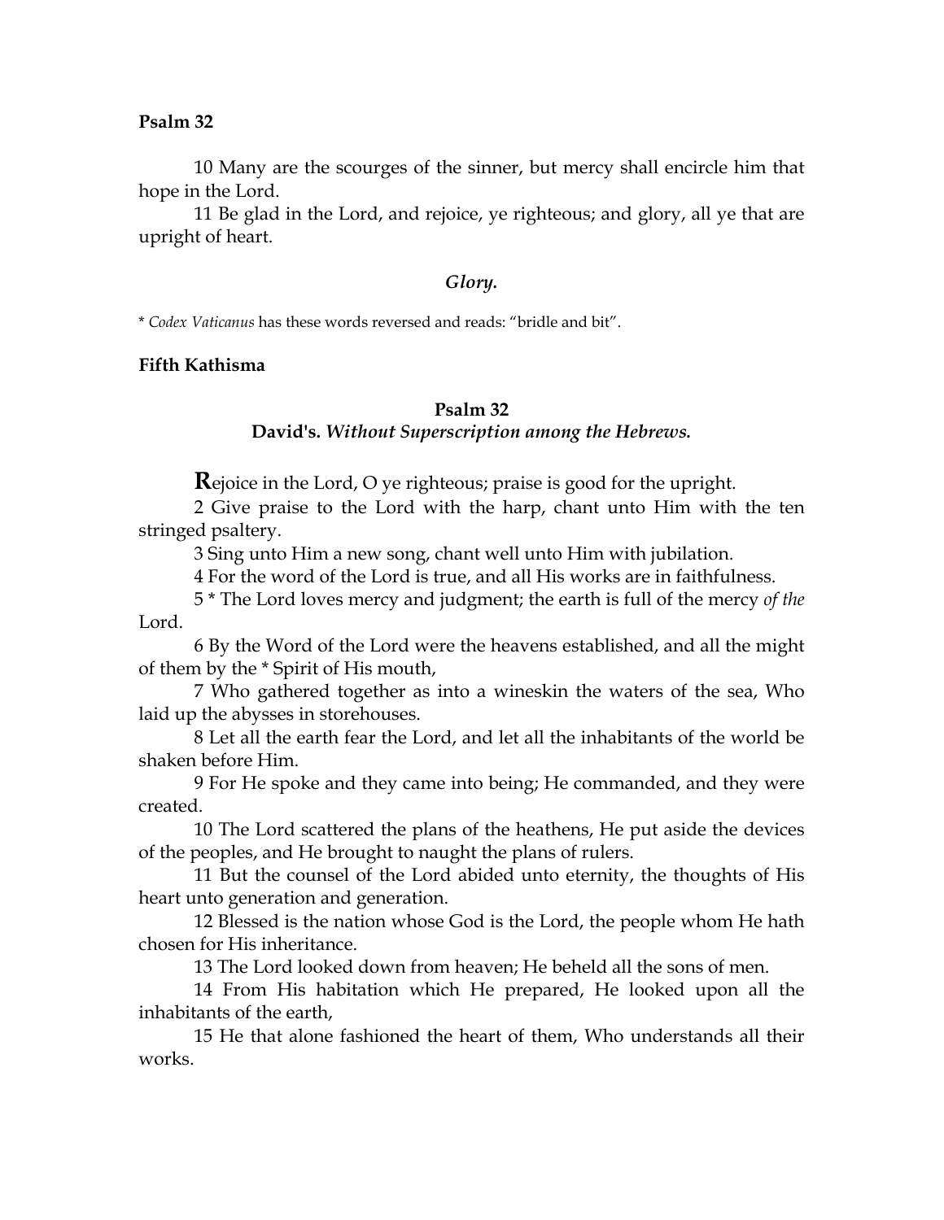**Psalm 32**

10 Many are the scourges of the sinner, but mercy shall encircle him that hope in the Lord.

11 Be glad in the Lord, and rejoice, ye righteous; and glory, all ye that are upright of heart.

*Glory.*

* *Codex Vaticanus* has these words reversed and reads: "bridle and bit".

**Fifth Kathisma**

**Psalm 32**
**David's.** ***Without Superscription among the Hebrews.***

**R**ejoice in the Lord, O ye righteous; praise is good for the upright.

2 Give praise to the Lord with the harp, chant unto Him with the ten stringed psaltery.

3 Sing unto Him a new song, chant well unto Him with jubilation.

4 For the word of the Lord is true, and all His works are in faithfulness.

5 * The Lord loves mercy and judgment; the earth is full of the mercy *of the* Lord.

6 By the Word of the Lord were the heavens established, and all the might of them by the * Spirit of His mouth,

7 Who gathered together as into a wineskin the waters of the sea, Who laid up the abysses in storehouses.

8 Let all the earth fear the Lord, and let all the inhabitants of the world be shaken before Him.

9 For He spoke and they came into being; He commanded, and they were created.

10 The Lord scattered the plans of the heathens, He put aside the devices of the peoples, and He brought to naught the plans of rulers.

11 But the counsel of the Lord abided unto eternity, the thoughts of His heart unto generation and generation.

12 Blessed is the nation whose God is the Lord, the people whom He hath chosen for His inheritance.

13 The Lord looked down from heaven; He beheld all the sons of men.

14 From His habitation which He prepared, He looked upon all the inhabitants of the earth,

15 He that alone fashioned the heart of them, Who understands all their works.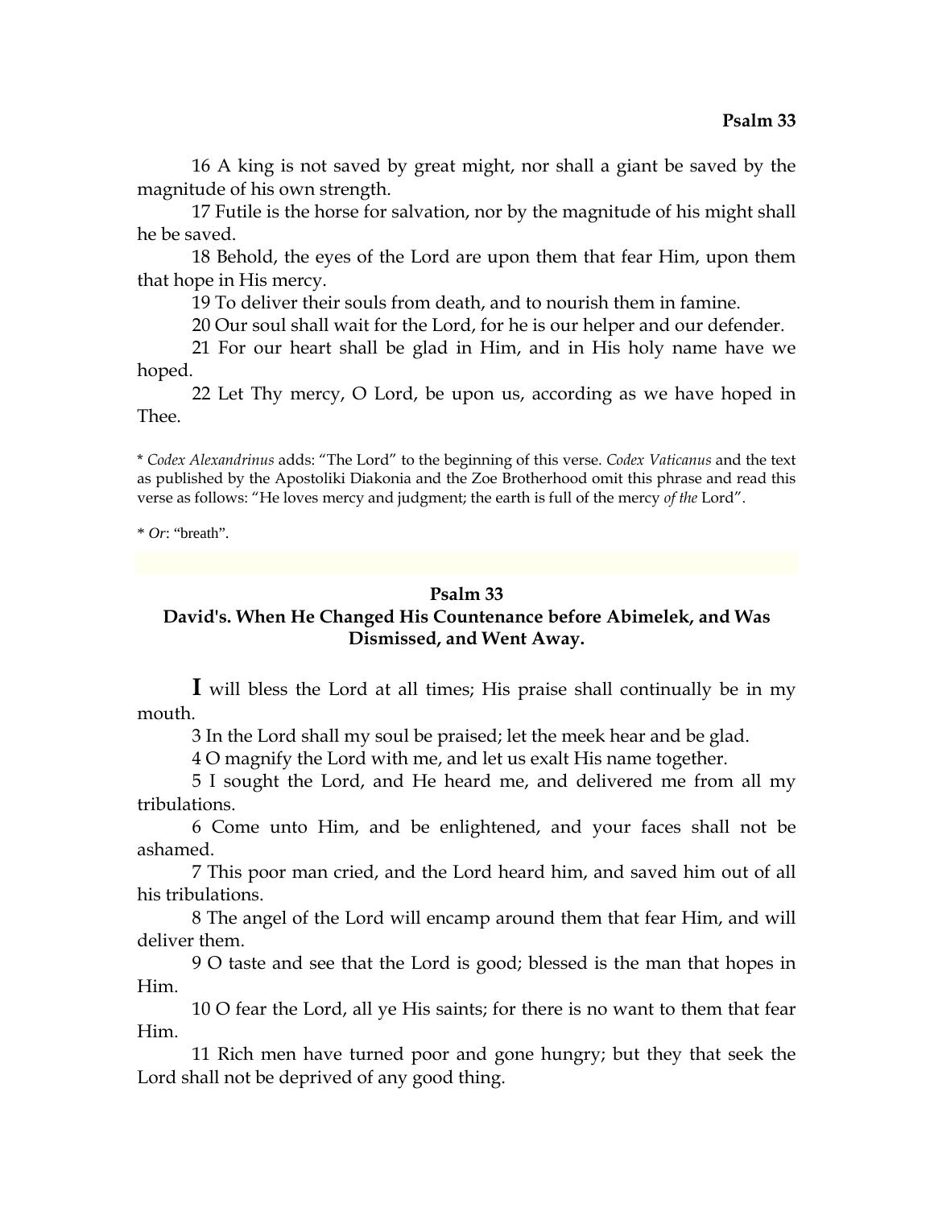16 A king is not saved by great might, nor shall a giant be saved by the magnitude of his own strength.

17 Futile is the horse for salvation, nor by the magnitude of his might shall he be saved.

18 Behold, the eyes of the Lord are upon them that fear Him, upon them that hope in His mercy.

19 To deliver their souls from death, and to nourish them in famine.

20 Our soul shall wait for the Lord, for he is our helper and our defender.

21 For our heart shall be glad in Him, and in His holy name have we hoped.

22 Let Thy mercy, O Lord, be upon us, according as we have hoped in Thee.

\* *Codex Alexandrinus* adds: "The Lord" to the beginning of this verse. *Codex Vaticanus* and the text as published by the Apostoliki Diakonia and the Zoe Brotherhood omit this phrase and read this verse as follows: "He loves mercy and judgment; the earth is full of the mercy *of the* Lord".

\* *Or*: "breath".

## Psalm 33

### David's. When He Changed His Countenance before Abimelek, and Was Dismissed, and Went Away.

**I** will bless the Lord at all times; His praise shall continually be in my mouth.

3 In the Lord shall my soul be praised; let the meek hear and be glad.

4 O magnify the Lord with me, and let us exalt His name together.

5 I sought the Lord, and He heard me, and delivered me from all my tribulations.

6 Come unto Him, and be enlightened, and your faces shall not be ashamed.

7 This poor man cried, and the Lord heard him, and saved him out of all his tribulations.

8 The angel of the Lord will encamp around them that fear Him, and will deliver them.

9 O taste and see that the Lord is good; blessed is the man that hopes in Him.

10 O fear the Lord, all ye His saints; for there is no want to them that fear Him.

11 Rich men have turned poor and gone hungry; but they that seek the Lord shall not be deprived of any good thing.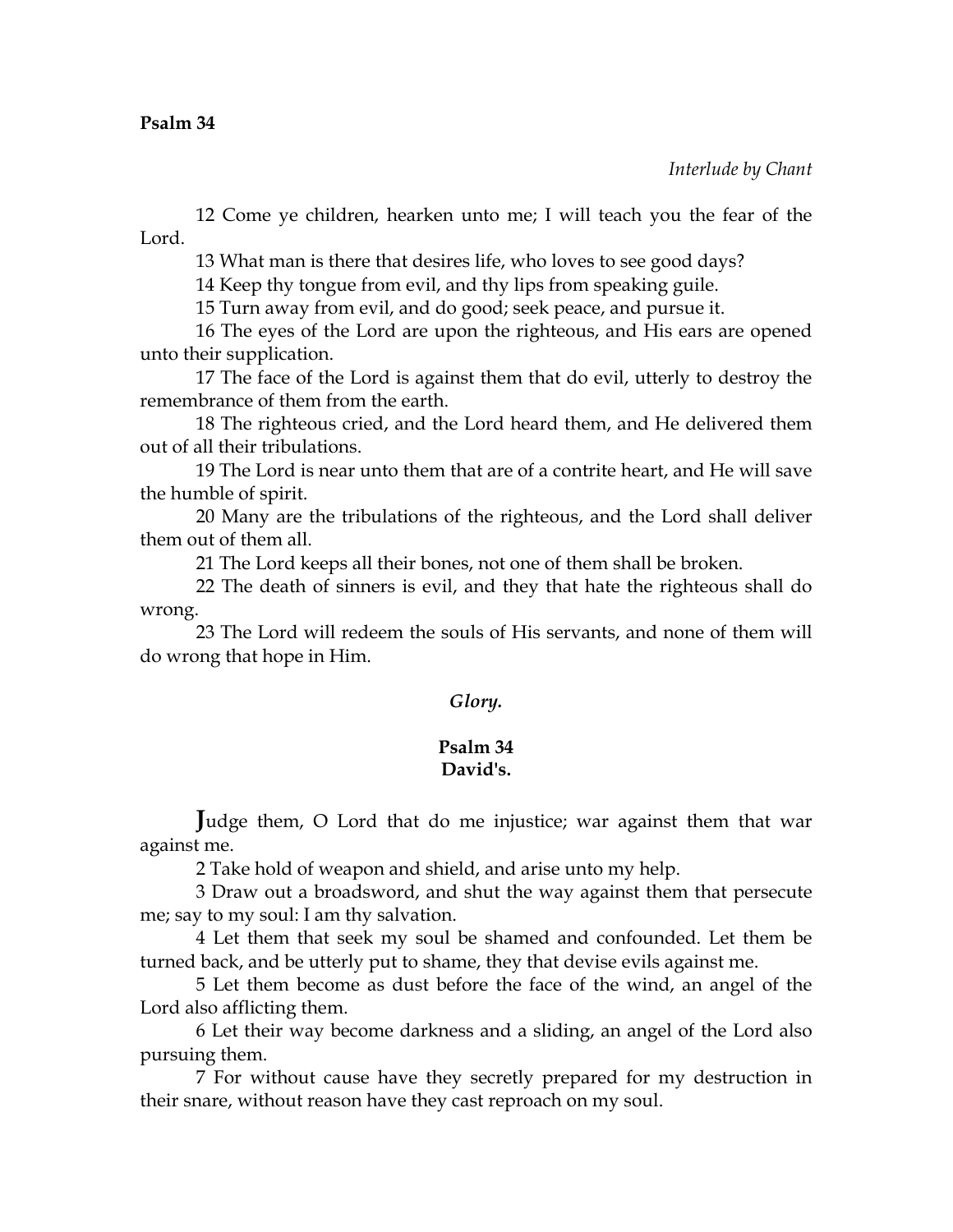**Psalm 34**

*Interlude by Chant*

12 Come ye children, hearken unto me; I will teach you the fear of the Lord.

13 What man is there that desires life, who loves to see good days?

14 Keep thy tongue from evil, and thy lips from speaking guile.

15 Turn away from evil, and do good; seek peace, and pursue it.

16 The eyes of the Lord are upon the righteous, and His ears are opened unto their supplication.

17 The face of the Lord is against them that do evil, utterly to destroy the remembrance of them from the earth.

18 The righteous cried, and the Lord heard them, and He delivered them out of all their tribulations.

19 The Lord is near unto them that are of a contrite heart, and He will save the humble of spirit.

20 Many are the tribulations of the righteous, and the Lord shall deliver them out of them all.

21 The Lord keeps all their bones, not one of them shall be broken.

22 The death of sinners is evil, and they that hate the righteous shall do wrong.

23 The Lord will redeem the souls of His servants, and none of them will do wrong that hope in Him.

*Glory.*

## Psalm 34
## David's.

Judge them, O Lord that do me injustice; war against them that war against me.

2 Take hold of weapon and shield, and arise unto my help.

3 Draw out a broadsword, and shut the way against them that persecute me; say to my soul: I am thy salvation.

4 Let them that seek my soul be shamed and confounded. Let them be turned back, and be utterly put to shame, they that devise evils against me.

5 Let them become as dust before the face of the wind, an angel of the Lord also afflicting them.

6 Let their way become darkness and a sliding, an angel of the Lord also pursuing them.

7 For without cause have they secretly prepared for my destruction in their snare, without reason have they cast reproach on my soul.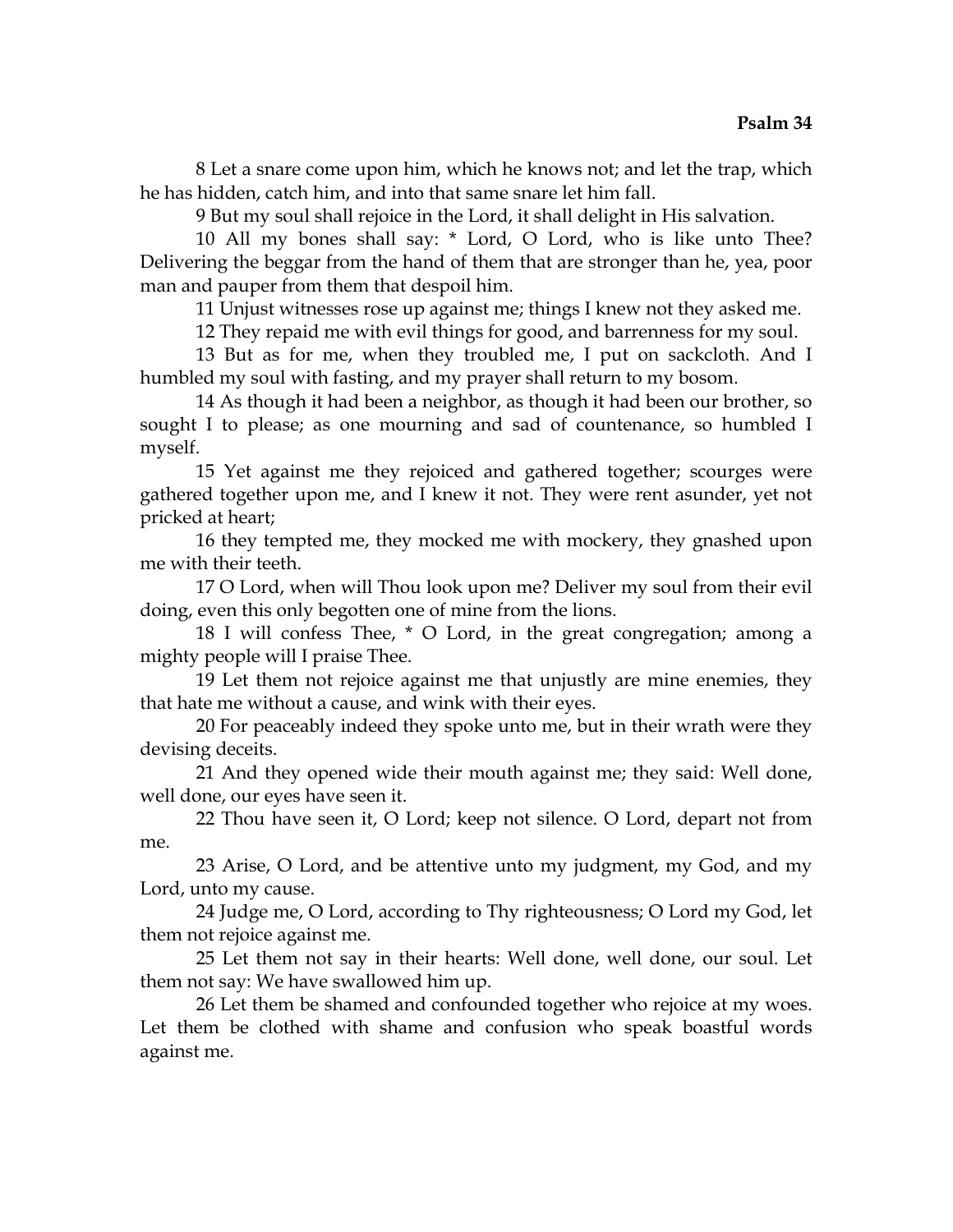8 Let a snare come upon him, which he knows not; and let the trap, which he has hidden, catch him, and into that same snare let him fall.

9 But my soul shall rejoice in the Lord, it shall delight in His salvation.

10 All my bones shall say: * Lord, O Lord, who is like unto Thee? Delivering the beggar from the hand of them that are stronger than he, yea, poor man and pauper from them that despoil him.

11 Unjust witnesses rose up against me; things I knew not they asked me.

12 They repaid me with evil things for good, and barrenness for my soul.

13 But as for me, when they troubled me, I put on sackcloth. And I humbled my soul with fasting, and my prayer shall return to my bosom.

14 As though it had been a neighbor, as though it had been our brother, so sought I to please; as one mourning and sad of countenance, so humbled I myself.

15 Yet against me they rejoiced and gathered together; scourges were gathered together upon me, and I knew it not. They were rent asunder, yet not pricked at heart;

16 they tempted me, they mocked me with mockery, they gnashed upon me with their teeth.

17 O Lord, when will Thou look upon me? Deliver my soul from their evil doing, even this only begotten one of mine from the lions.

18 I will confess Thee, * O Lord, in the great congregation; among a mighty people will I praise Thee.

19 Let them not rejoice against me that unjustly are mine enemies, they that hate me without a cause, and wink with their eyes.

20 For peaceably indeed they spoke unto me, but in their wrath were they devising deceits.

21 And they opened wide their mouth against me; they said: Well done, well done, our eyes have seen it.

22 Thou have seen it, O Lord; keep not silence. O Lord, depart not from me.

23 Arise, O Lord, and be attentive unto my judgment, my God, and my Lord, unto my cause.

24 Judge me, O Lord, according to Thy righteousness; O Lord my God, let them not rejoice against me.

25 Let them not say in their hearts: Well done, well done, our soul. Let them not say: We have swallowed him up.

26 Let them be shamed and confounded together who rejoice at my woes. Let them be clothed with shame and confusion who speak boastful words against me.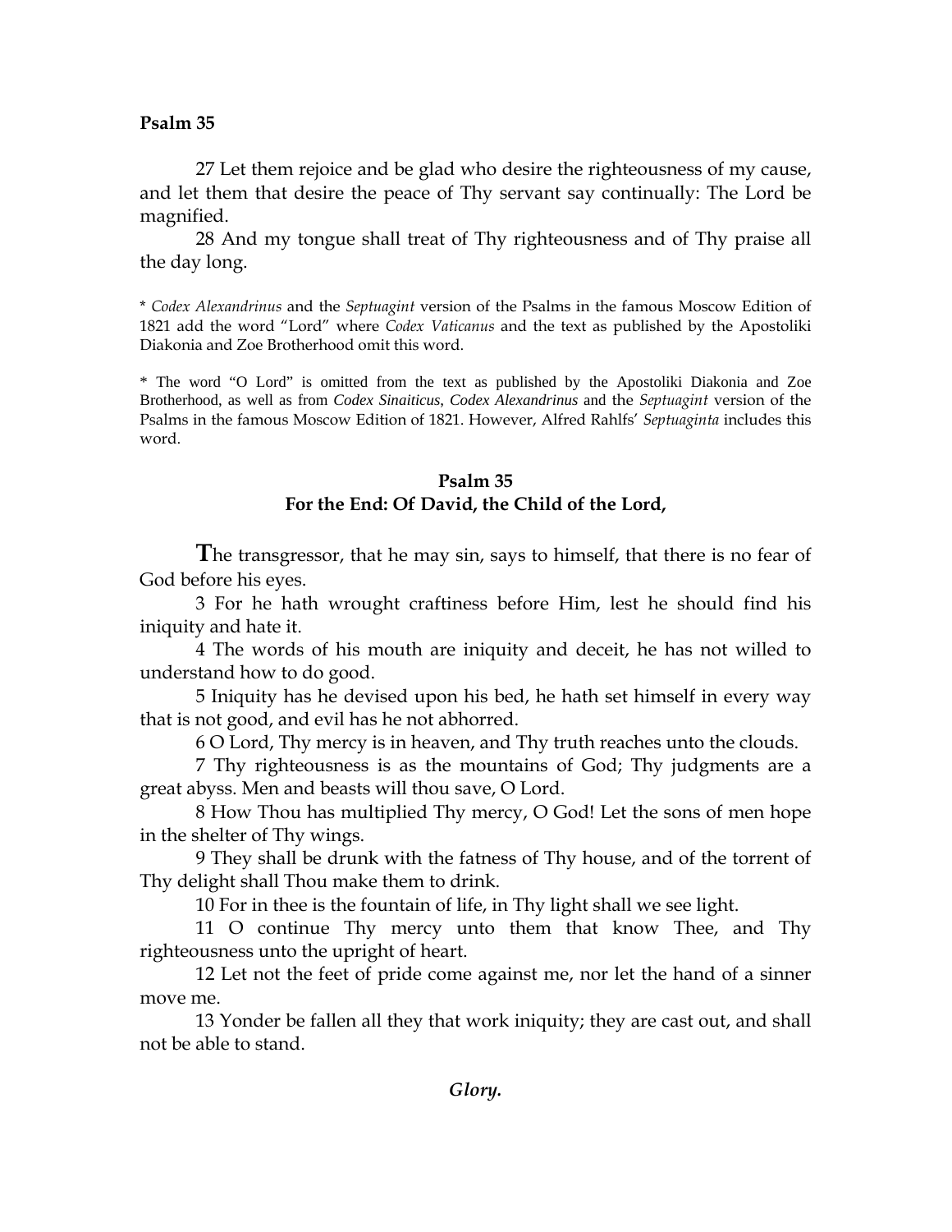**Psalm 35**

27 Let them rejoice and be glad who desire the righteousness of my cause, and let them that desire the peace of Thy servant say continually: The Lord be magnified.

28 And my tongue shall treat of Thy righteousness and of Thy praise all the day long.

* *Codex Alexandrinus* and the *Septuagint* version of the Psalms in the famous Moscow Edition of 1821 add the word "Lord" where *Codex Vaticanus* and the text as published by the Apostoliki Diakonia and Zoe Brotherhood omit this word.

* The word "O Lord" is omitted from the text as published by the Apostoliki Diakonia and Zoe Brotherhood, as well as from *Codex Sinaiticus*, *Codex Alexandrinus* and the *Septuagint* version of the Psalms in the famous Moscow Edition of 1821. However, Alfred Rahlfs' *Septuaginta* includes this word.

## Psalm 35
## For the End: Of David, the Child of the Lord,

**T**he transgressor, that he may sin, says to himself, that there is no fear of God before his eyes.

3 For he hath wrought craftiness before Him, lest he should find his iniquity and hate it.

4 The words of his mouth are iniquity and deceit, he has not willed to understand how to do good.

5 Iniquity has he devised upon his bed, he hath set himself in every way that is not good, and evil has he not abhorred.

6 O Lord, Thy mercy is in heaven, and Thy truth reaches unto the clouds.

7 Thy righteousness is as the mountains of God; Thy judgments are a great abyss. Men and beasts will thou save, O Lord.

8 How Thou has multiplied Thy mercy, O God! Let the sons of men hope in the shelter of Thy wings.

9 They shall be drunk with the fatness of Thy house, and of the torrent of Thy delight shall Thou make them to drink.

10 For in thee is the fountain of life, in Thy light shall we see light.

11 O continue Thy mercy unto them that know Thee, and Thy righteousness unto the upright of heart.

12 Let not the feet of pride come against me, nor let the hand of a sinner move me.

13 Yonder be fallen all they that work iniquity; they are cast out, and shall not be able to stand.

***Glory.***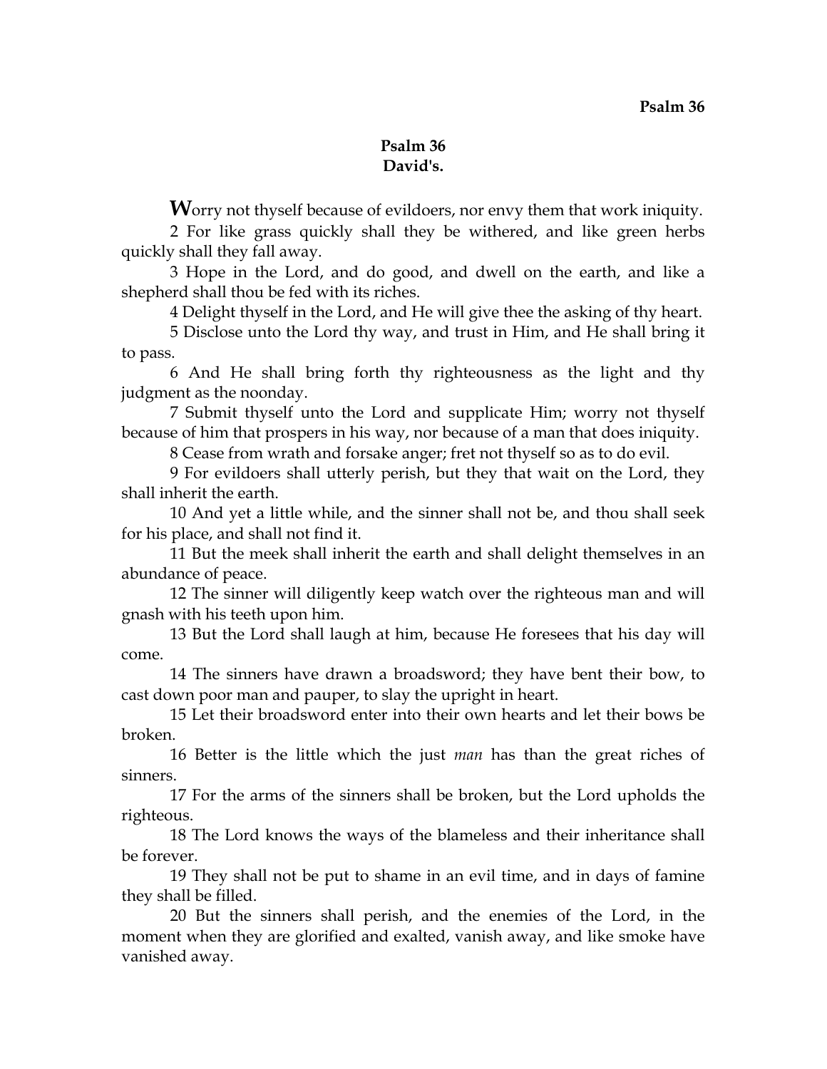## Psalm 36
### David's.

**W**orry not thyself because of evildoers, nor envy them that work iniquity.

2 For like grass quickly shall they be withered, and like green herbs quickly shall they fall away.

3 Hope in the Lord, and do good, and dwell on the earth, and like a shepherd shall thou be fed with its riches.

4 Delight thyself in the Lord, and He will give thee the asking of thy heart.

5 Disclose unto the Lord thy way, and trust in Him, and He shall bring it to pass.

6 And He shall bring forth thy righteousness as the light and thy judgment as the noonday.

7 Submit thyself unto the Lord and supplicate Him; worry not thyself because of him that prospers in his way, nor because of a man that does iniquity.

8 Cease from wrath and forsake anger; fret not thyself so as to do evil.

9 For evildoers shall utterly perish, but they that wait on the Lord, they shall inherit the earth.

10 And yet a little while, and the sinner shall not be, and thou shall seek for his place, and shall not find it.

11 But the meek shall inherit the earth and shall delight themselves in an abundance of peace.

12 The sinner will diligently keep watch over the righteous man and will gnash with his teeth upon him.

13 But the Lord shall laugh at him, because He foresees that his day will come.

14 The sinners have drawn a broadsword; they have bent their bow, to cast down poor man and pauper, to slay the upright in heart.

15 Let their broadsword enter into their own hearts and let their bows be broken.

16 Better is the little which the just *man* has than the great riches of sinners.

17 For the arms of the sinners shall be broken, but the Lord upholds the righteous.

18 The Lord knows the ways of the blameless and their inheritance shall be forever.

19 They shall not be put to shame in an evil time, and in days of famine they shall be filled.

20 But the sinners shall perish, and the enemies of the Lord, in the moment when they are glorified and exalted, vanish away, and like smoke have vanished away.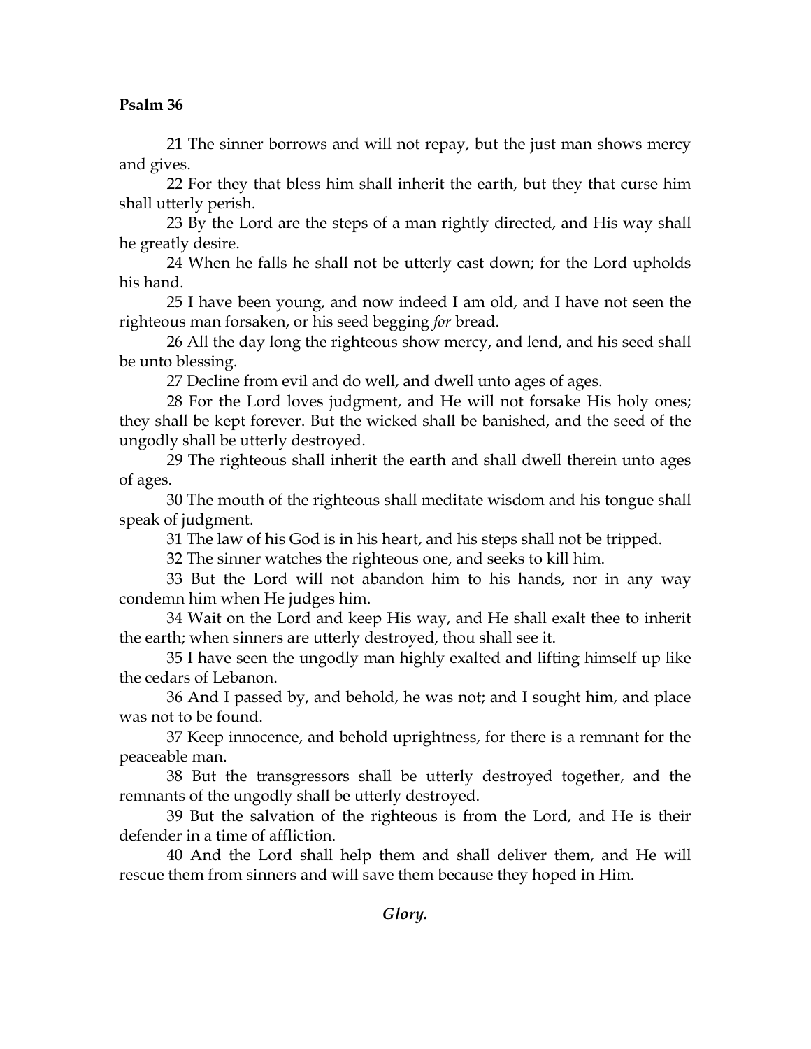**Psalm 36**

21 The sinner borrows and will not repay, but the just man shows mercy and gives.

22 For they that bless him shall inherit the earth, but they that curse him shall utterly perish.

23 By the Lord are the steps of a man rightly directed, and His way shall he greatly desire.

24 When he falls he shall not be utterly cast down; for the Lord upholds his hand.

25 I have been young, and now indeed I am old, and I have not seen the righteous man forsaken, or his seed begging *for* bread.

26 All the day long the righteous show mercy, and lend, and his seed shall be unto blessing.

27 Decline from evil and do well, and dwell unto ages of ages.

28 For the Lord loves judgment, and He will not forsake His holy ones; they shall be kept forever. But the wicked shall be banished, and the seed of the ungodly shall be utterly destroyed.

29 The righteous shall inherit the earth and shall dwell therein unto ages of ages.

30 The mouth of the righteous shall meditate wisdom and his tongue shall speak of judgment.

31 The law of his God is in his heart, and his steps shall not be tripped.

32 The sinner watches the righteous one, and seeks to kill him.

33 But the Lord will not abandon him to his hands, nor in any way condemn him when He judges him.

34 Wait on the Lord and keep His way, and He shall exalt thee to inherit the earth; when sinners are utterly destroyed, thou shall see it.

35 I have seen the ungodly man highly exalted and lifting himself up like the cedars of Lebanon.

36 And I passed by, and behold, he was not; and I sought him, and place was not to be found.

37 Keep innocence, and behold uprightness, for there is a remnant for the peaceable man.

38 But the transgressors shall be utterly destroyed together, and the remnants of the ungodly shall be utterly destroyed.

39 But the salvation of the righteous is from the Lord, and He is their defender in a time of affliction.

40 And the Lord shall help them and shall deliver them, and He will rescue them from sinners and will save them because they hoped in Him.

***Glory.***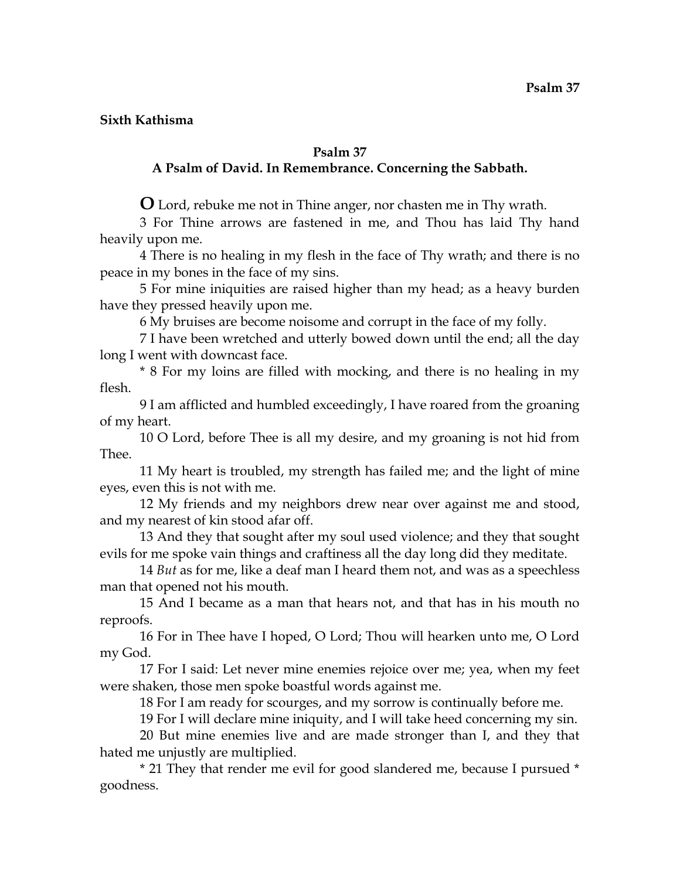**Sixth Kathisma**

### Psalm 37
### A Psalm of David. In Remembrance. Concerning the Sabbath.

**O** Lord, rebuke me not in Thine anger, nor chasten me in Thy wrath.

3 For Thine arrows are fastened in me, and Thou has laid Thy hand heavily upon me.

4 There is no healing in my flesh in the face of Thy wrath; and there is no peace in my bones in the face of my sins.

5 For mine iniquities are raised higher than my head; as a heavy burden have they pressed heavily upon me.

6 My bruises are become noisome and corrupt in the face of my folly.

7 I have been wretched and utterly bowed down until the end; all the day long I went with downcast face.

* 8 For my loins are filled with mocking, and there is no healing in my flesh.

9 I am afflicted and humbled exceedingly, I have roared from the groaning of my heart.

10 O Lord, before Thee is all my desire, and my groaning is not hid from Thee.

11 My heart is troubled, my strength has failed me; and the light of mine eyes, even this is not with me.

12 My friends and my neighbors drew near over against me and stood, and my nearest of kin stood afar off.

13 And they that sought after my soul used violence; and they that sought evils for me spoke vain things and craftiness all the day long did they meditate.

14 *But* as for me, like a deaf man I heard them not, and was as a speechless man that opened not his mouth.

15 And I became as a man that hears not, and that has in his mouth no reproofs.

16 For in Thee have I hoped, O Lord; Thou will hearken unto me, O Lord my God.

17 For I said: Let never mine enemies rejoice over me; yea, when my feet were shaken, those men spoke boastful words against me.

18 For I am ready for scourges, and my sorrow is continually before me.

19 For I will declare mine iniquity, and I will take heed concerning my sin.

20 But mine enemies live and are made stronger than I, and they that hated me unjustly are multiplied.

* 21 They that render me evil for good slandered me, because I pursued * goodness.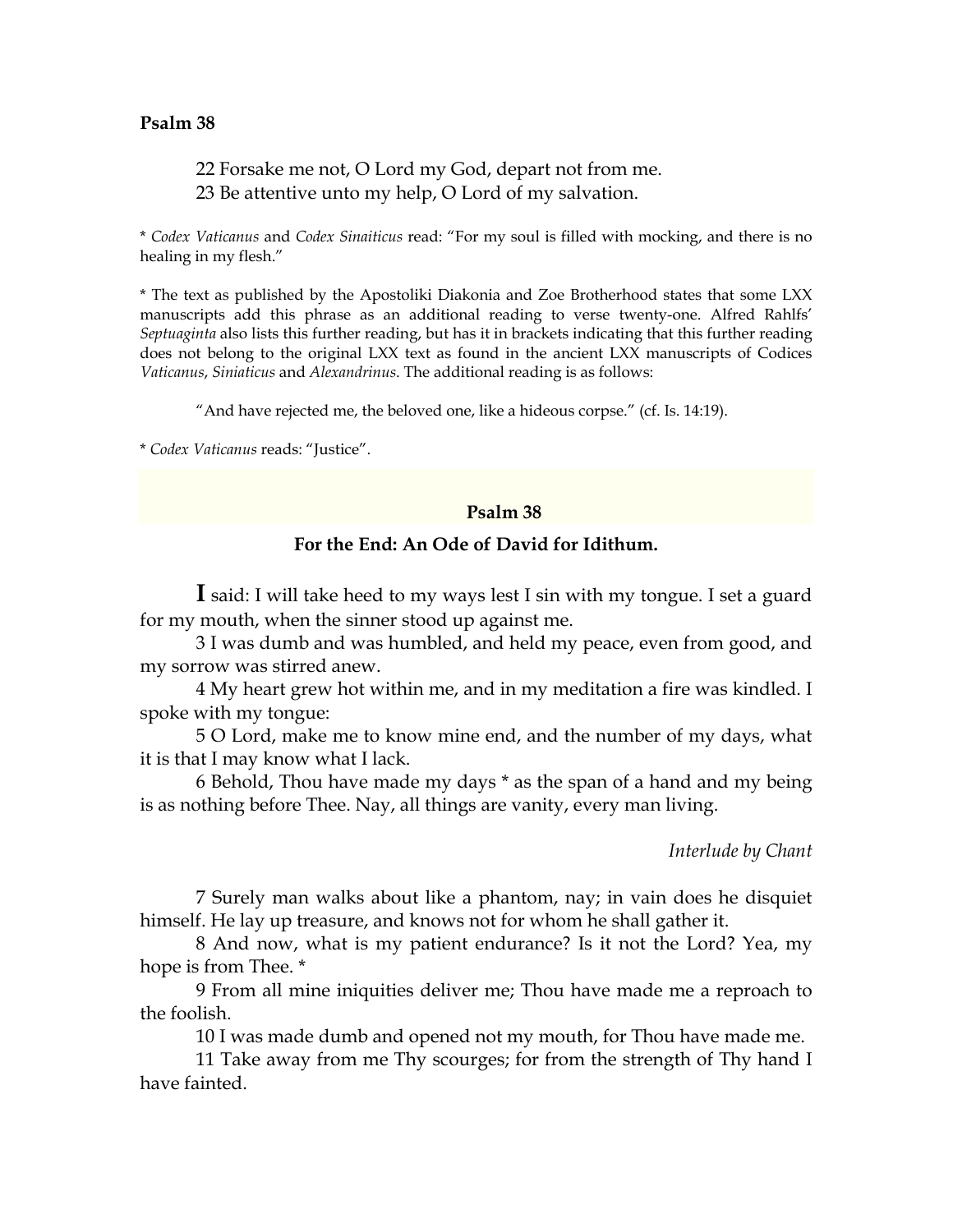22 Forsake me not, O Lord my God, depart not from me.
23 Be attentive unto my help, O Lord of my salvation.

* *Codex Vaticanus* and *Codex Sinaiticus* read: "For my soul is filled with mocking, and there is no healing in my flesh."

* The text as published by the Apostoliki Diakonia and Zoe Brotherhood states that some LXX manuscripts add this phrase as an additional reading to verse twenty-one. Alfred Rahlfs' *Septuaginta* also lists this further reading, but has it in brackets indicating that this further reading does not belong to the original LXX text as found in the ancient LXX manuscripts of Codices *Vaticanus*, *Siniaticus* and *Alexandrinus*. The additional reading is as follows:

> "And have rejected me, the beloved one, like a hideous corpse." (cf. Is. 14:19).

* *Codex Vaticanus* reads: "Justice".

## Psalm 38

### For the End: An Ode of David for Idithum.

**I** said: I will take heed to my ways lest I sin with my tongue. I set a guard for my mouth, when the sinner stood up against me.

3 I was dumb and was humbled, and held my peace, even from good, and my sorrow was stirred anew.

4 My heart grew hot within me, and in my meditation a fire was kindled. I spoke with my tongue:

5 O Lord, make me to know mine end, and the number of my days, what it is that I may know what I lack.

6 Behold, Thou have made my days * as the span of a hand and my being is as nothing before Thee. Nay, all things are vanity, every man living.

*Interlude by Chant*

7 Surely man walks about like a phantom, nay; in vain does he disquiet himself. He lay up treasure, and knows not for whom he shall gather it.

8 And now, what is my patient endurance? Is it not the Lord? Yea, my hope is from Thee. *

9 From all mine iniquities deliver me; Thou have made me a reproach to the foolish.

10 I was made dumb and opened not my mouth, for Thou have made me.

11 Take away from me Thy scourges; for from the strength of Thy hand I have fainted.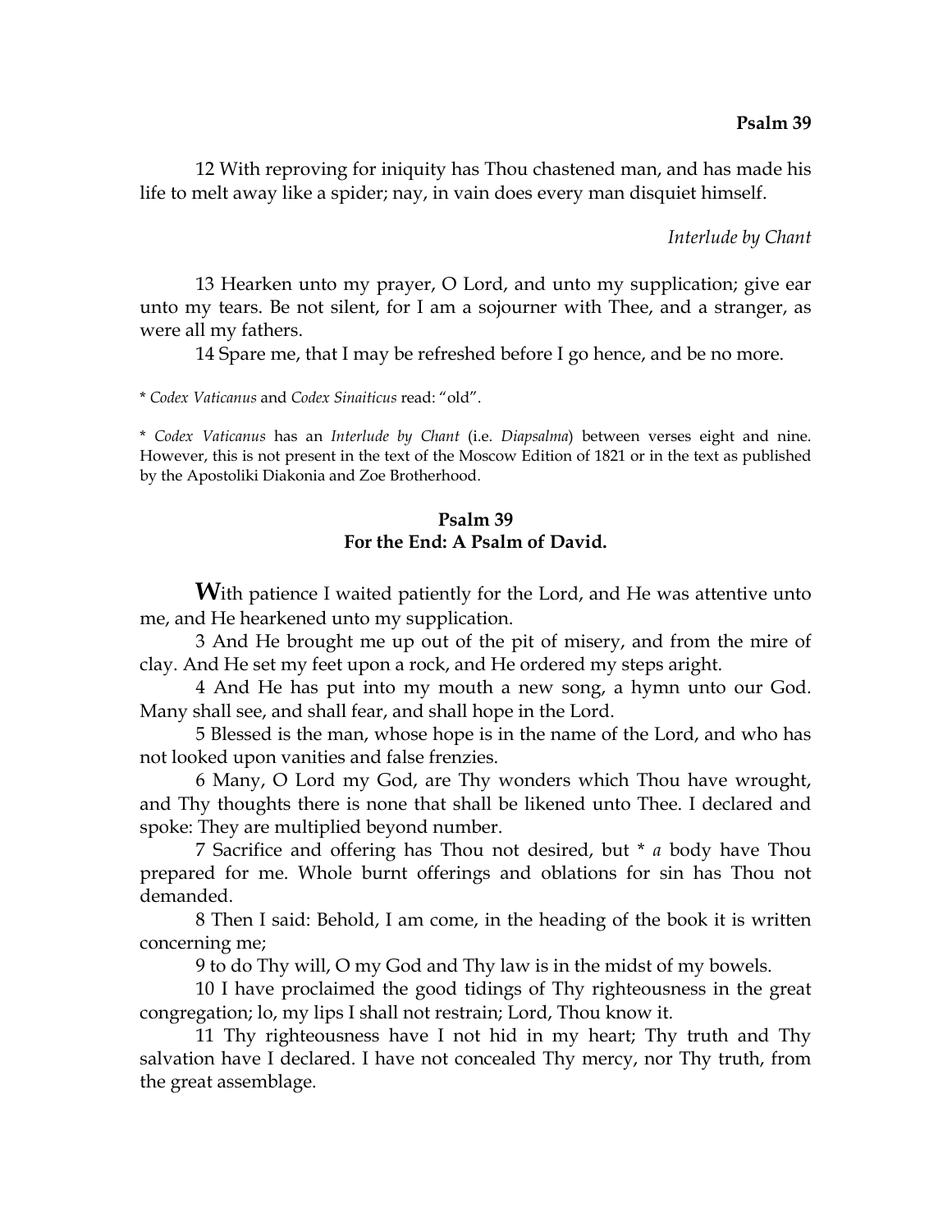12 With reproving for iniquity has Thou chastened man, and has made his life to melt away like a spider; nay, in vain does every man disquiet himself.

*Interlude by Chant*

13 Hearken unto my prayer, O Lord, and unto my supplication; give ear unto my tears. Be not silent, for I am a sojourner with Thee, and a stranger, as were all my fathers.

14 Spare me, that I may be refreshed before I go hence, and be no more.

* *Codex Vaticanus* and *Codex Sinaiticus* read: "old".

* *Codex Vaticanus* has an *Interlude by Chant* (i.e. *Diapsalma*) between verses eight and nine. However, this is not present in the text of the Moscow Edition of 1821 or in the text as published by the Apostoliki Diakonia and Zoe Brotherhood.

## Psalm 39
### For the End: A Psalm of David.

**W**ith patience I waited patiently for the Lord, and He was attentive unto me, and He hearkened unto my supplication.

3 And He brought me up out of the pit of misery, and from the mire of clay. And He set my feet upon a rock, and He ordered my steps aright.

4 And He has put into my mouth a new song, a hymn unto our God. Many shall see, and shall fear, and shall hope in the Lord.

5 Blessed is the man, whose hope is in the name of the Lord, and who has not looked upon vanities and false frenzies.

6 Many, O Lord my God, are Thy wonders which Thou have wrought, and Thy thoughts there is none that shall be likened unto Thee. I declared and spoke: They are multiplied beyond number.

7 Sacrifice and offering has Thou not desired, but * *a* body have Thou prepared for me. Whole burnt offerings and oblations for sin has Thou not demanded.

8 Then I said: Behold, I am come, in the heading of the book it is written concerning me;

9 to do Thy will, O my God and Thy law is in the midst of my bowels.

10 I have proclaimed the good tidings of Thy righteousness in the great congregation; lo, my lips I shall not restrain; Lord, Thou know it.

11 Thy righteousness have I not hid in my heart; Thy truth and Thy salvation have I declared. I have not concealed Thy mercy, nor Thy truth, from the great assemblage.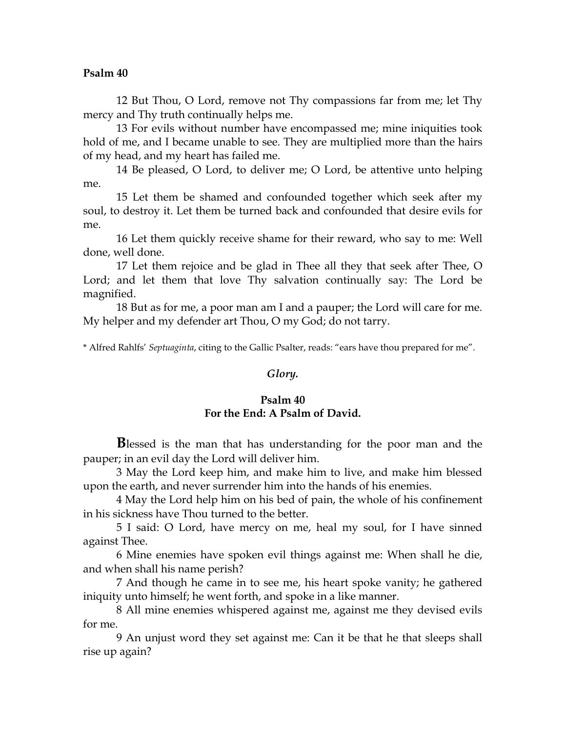**Psalm 40**

12 But Thou, O Lord, remove not Thy compassions far from me; let Thy mercy and Thy truth continually helps me.

13 For evils without number have encompassed me; mine iniquities took hold of me, and I became unable to see. They are multiplied more than the hairs of my head, and my heart has failed me.

14 Be pleased, O Lord, to deliver me; O Lord, be attentive unto helping me.

15 Let them be shamed and confounded together which seek after my soul, to destroy it. Let them be turned back and confounded that desire evils for me.

16 Let them quickly receive shame for their reward, who say to me: Well done, well done.

17 Let them rejoice and be glad in Thee all they that seek after Thee, O Lord; and let them that love Thy salvation continually say: The Lord be magnified.

18 But as for me, a poor man am I and a pauper; the Lord will care for me. My helper and my defender art Thou, O my God; do not tarry.

* Alfred Rahlfs' *Septuaginta*, citing to the Gallic Psalter, reads: "ears have thou prepared for me".

*Glory.*

## Psalm 40
## For the End: A Psalm of David.

**B**lessed is the man that has understanding for the poor man and the pauper; in an evil day the Lord will deliver him.

3 May the Lord keep him, and make him to live, and make him blessed upon the earth, and never surrender him into the hands of his enemies.

4 May the Lord help him on his bed of pain, the whole of his confinement in his sickness have Thou turned to the better.

5 I said: O Lord, have mercy on me, heal my soul, for I have sinned against Thee.

6 Mine enemies have spoken evil things against me: When shall he die, and when shall his name perish?

7 And though he came in to see me, his heart spoke vanity; he gathered iniquity unto himself; he went forth, and spoke in a like manner.

8 All mine enemies whispered against me, against me they devised evils for me.

9 An unjust word they set against me: Can it be that he that sleeps shall rise up again?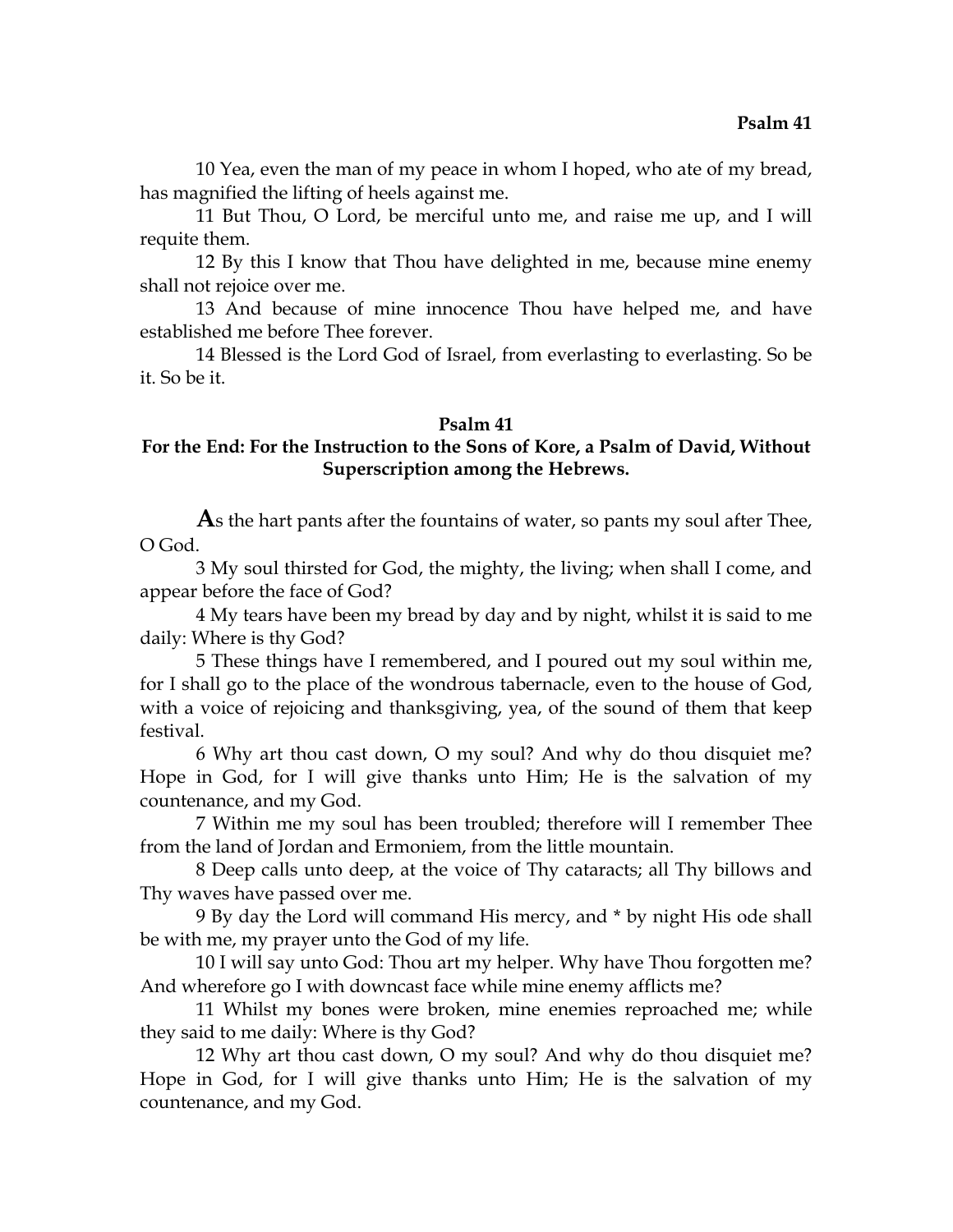10 Yea, even the man of my peace in whom I hoped, who ate of my bread, has magnified the lifting of heels against me.

11 But Thou, O Lord, be merciful unto me, and raise me up, and I will requite them.

12 By this I know that Thou have delighted in me, because mine enemy shall not rejoice over me.

13 And because of mine innocence Thou have helped me, and have established me before Thee forever.

14 Blessed is the Lord God of Israel, from everlasting to everlasting. So be it. So be it.

## Psalm 41

### For the End: For the Instruction to the Sons of Kore, a Psalm of David, Without Superscription among the Hebrews.

**A**s the hart pants after the fountains of water, so pants my soul after Thee, O God.

3 My soul thirsted for God, the mighty, the living; when shall I come, and appear before the face of God?

4 My tears have been my bread by day and by night, whilst it is said to me daily: Where is thy God?

5 These things have I remembered, and I poured out my soul within me, for I shall go to the place of the wondrous tabernacle, even to the house of God, with a voice of rejoicing and thanksgiving, yea, of the sound of them that keep festival.

6 Why art thou cast down, O my soul? And why do thou disquiet me? Hope in God, for I will give thanks unto Him; He is the salvation of my countenance, and my God.

7 Within me my soul has been troubled; therefore will I remember Thee from the land of Jordan and Ermoniem, from the little mountain.

8 Deep calls unto deep, at the voice of Thy cataracts; all Thy billows and Thy waves have passed over me.

9 By day the Lord will command His mercy, and * by night His ode shall be with me, my prayer unto the God of my life.

10 I will say unto God: Thou art my helper. Why have Thou forgotten me? And wherefore go I with downcast face while mine enemy afflicts me?

11 Whilst my bones were broken, mine enemies reproached me; while they said to me daily: Where is thy God?

12 Why art thou cast down, O my soul? And why do thou disquiet me? Hope in God, for I will give thanks unto Him; He is the salvation of my countenance, and my God.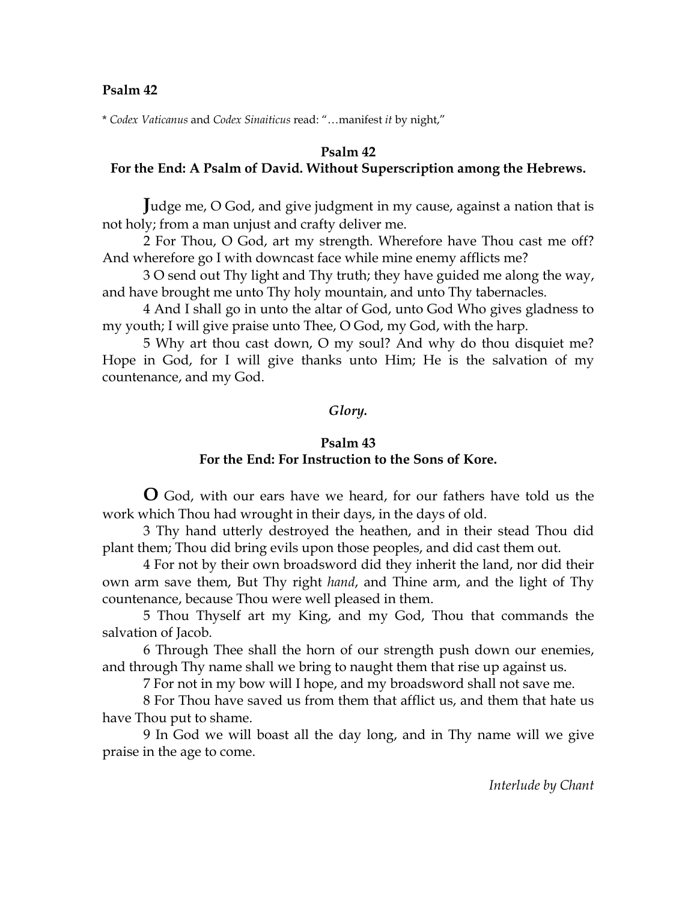**Psalm 42**

* *Codex Vaticanus* and *Codex Sinaiticus* read: "…manifest *it* by night,"

## Psalm 42

### For the End: A Psalm of David. Without Superscription among the Hebrews.

Judge me, O God, and give judgment in my cause, against a nation that is not holy; from a man unjust and crafty deliver me.

2 For Thou, O God, art my strength. Wherefore have Thou cast me off? And wherefore go I with downcast face while mine enemy afflicts me?

3 O send out Thy light and Thy truth; they have guided me along the way, and have brought me unto Thy holy mountain, and unto Thy tabernacles.

4 And I shall go in unto the altar of God, unto God Who gives gladness to my youth; I will give praise unto Thee, O God, my God, with the harp.

5 Why art thou cast down, O my soul? And why do thou disquiet me? Hope in God, for I will give thanks unto Him; He is the salvation of my countenance, and my God.

*Glory.*

## Psalm 43

### For the End: For Instruction to the Sons of Kore.

O God, with our ears have we heard, for our fathers have told us the work which Thou had wrought in their days, in the days of old.

3 Thy hand utterly destroyed the heathen, and in their stead Thou did plant them; Thou did bring evils upon those peoples, and did cast them out.

4 For not by their own broadsword did they inherit the land, nor did their own arm save them, But Thy right *hand*, and Thine arm, and the light of Thy countenance, because Thou were well pleased in them.

5 Thou Thyself art my King, and my God, Thou that commands the salvation of Jacob.

6 Through Thee shall the horn of our strength push down our enemies, and through Thy name shall we bring to naught them that rise up against us.

7 For not in my bow will I hope, and my broadsword shall not save me.

8 For Thou have saved us from them that afflict us, and them that hate us have Thou put to shame.

9 In God we will boast all the day long, and in Thy name will we give praise in the age to come.

*Interlude by Chant*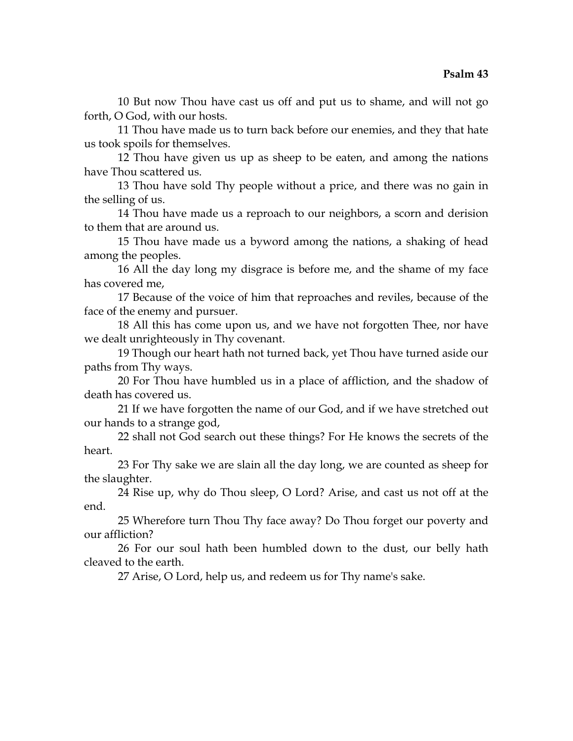10 But now Thou have cast us off and put us to shame, and will not go forth, O God, with our hosts.

11 Thou have made us to turn back before our enemies, and they that hate us took spoils for themselves.

12 Thou have given us up as sheep to be eaten, and among the nations have Thou scattered us.

13 Thou have sold Thy people without a price, and there was no gain in the selling of us.

14 Thou have made us a reproach to our neighbors, a scorn and derision to them that are around us.

15 Thou have made us a byword among the nations, a shaking of head among the peoples.

16 All the day long my disgrace is before me, and the shame of my face has covered me,

17 Because of the voice of him that reproaches and reviles, because of the face of the enemy and pursuer.

18 All this has come upon us, and we have not forgotten Thee, nor have we dealt unrighteously in Thy covenant.

19 Though our heart hath not turned back, yet Thou have turned aside our paths from Thy ways.

20 For Thou have humbled us in a place of affliction, and the shadow of death has covered us.

21 If we have forgotten the name of our God, and if we have stretched out our hands to a strange god,

22 shall not God search out these things? For He knows the secrets of the heart.

23 For Thy sake we are slain all the day long, we are counted as sheep for the slaughter.

24 Rise up, why do Thou sleep, O Lord? Arise, and cast us not off at the end.

25 Wherefore turn Thou Thy face away? Do Thou forget our poverty and our affliction?

26 For our soul hath been humbled down to the dust, our belly hath cleaved to the earth.

27 Arise, O Lord, help us, and redeem us for Thy name's sake.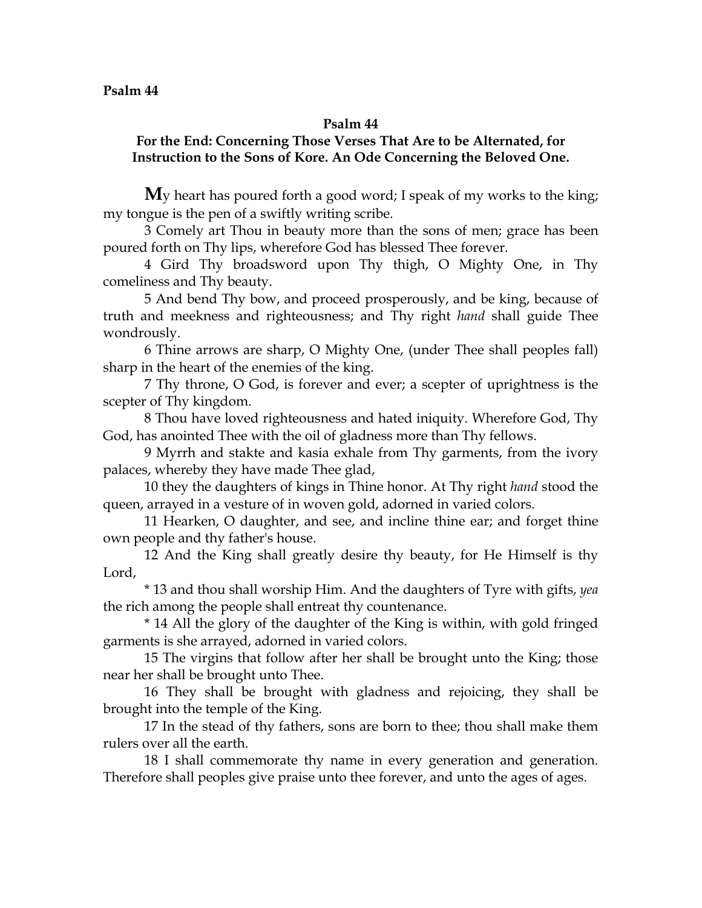**Psalm 44**

## Psalm 44

### For the End: Concerning Those Verses That Are to be Alternated, for Instruction to the Sons of Kore. An Ode Concerning the Beloved One.

**M**y heart has poured forth a good word; I speak of my works to the king; my tongue is the pen of a swiftly writing scribe.

3 Comely art Thou in beauty more than the sons of men; grace has been poured forth on Thy lips, wherefore God has blessed Thee forever.

4 Gird Thy broadsword upon Thy thigh, O Mighty One, in Thy comeliness and Thy beauty.

5 And bend Thy bow, and proceed prosperously, and be king, because of truth and meekness and righteousness; and Thy right *hand* shall guide Thee wondrously.

6 Thine arrows are sharp, O Mighty One, (under Thee shall peoples fall) sharp in the heart of the enemies of the king.

7 Thy throne, O God, is forever and ever; a scepter of uprightness is the scepter of Thy kingdom.

8 Thou have loved righteousness and hated iniquity. Wherefore God, Thy God, has anointed Thee with the oil of gladness more than Thy fellows.

9 Myrrh and stakte and kasia exhale from Thy garments, from the ivory palaces, whereby they have made Thee glad,

10 they the daughters of kings in Thine honor. At Thy right *hand* stood the queen, arrayed in a vesture of in woven gold, adorned in varied colors.

11 Hearken, O daughter, and see, and incline thine ear; and forget thine own people and thy father's house.

12 And the King shall greatly desire thy beauty, for He Himself is thy Lord,

\* 13 and thou shall worship Him. And the daughters of Tyre with gifts, *yea* the rich among the people shall entreat thy countenance.

\* 14 All the glory of the daughter of the King is within, with gold fringed garments is she arrayed, adorned in varied colors.

15 The virgins that follow after her shall be brought unto the King; those near her shall be brought unto Thee.

16 They shall be brought with gladness and rejoicing, they shall be brought into the temple of the King.

17 In the stead of thy fathers, sons are born to thee; thou shall make them rulers over all the earth.

18 I shall commemorate thy name in every generation and generation. Therefore shall peoples give praise unto thee forever, and unto the ages of ages.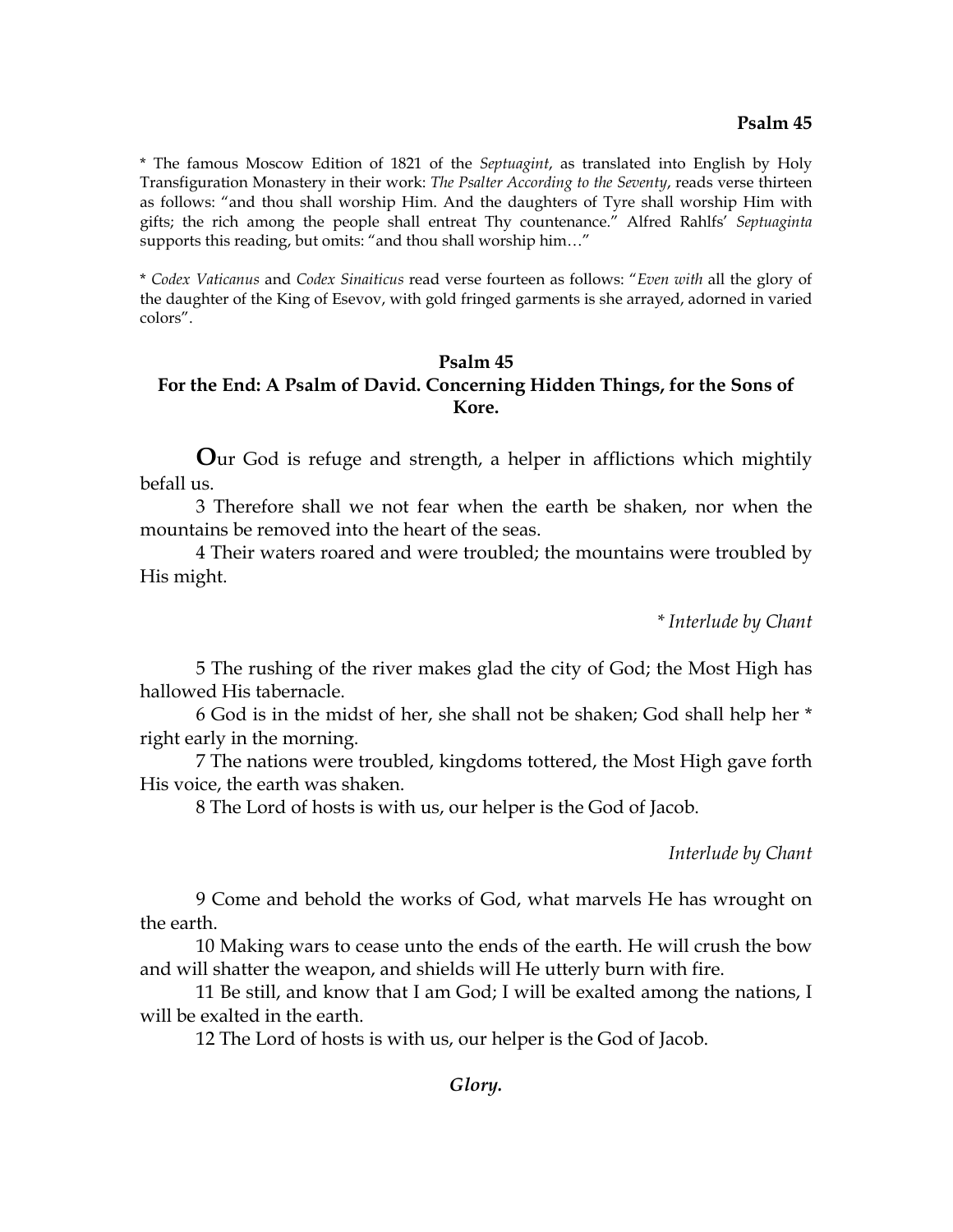**Psalm 45**

\* The famous Moscow Edition of 1821 of the *Septuagint*, as translated into English by Holy Transfiguration Monastery in their work: *The Psalter According to the Seventy*, reads verse thirteen as follows: "and thou shall worship Him. And the daughters of Tyre shall worship Him with gifts; the rich among the people shall entreat Thy countenance." Alfred Rahlfs' *Septuaginta* supports this reading, but omits: "and thou shall worship him…"

\* *Codex Vaticanus* and *Codex Sinaiticus* read verse fourteen as follows: "*Even with* all the glory of the daughter of the King of Esevov, with gold fringed garments is she arrayed, adorned in varied colors".

## Psalm 45
## For the End: A Psalm of David. Concerning Hidden Things, for the Sons of Kore.

**O**ur God is refuge and strength, a helper in afflictions which mightily befall us.

3 Therefore shall we not fear when the earth be shaken, nor when the mountains be removed into the heart of the seas.

4 Their waters roared and were troubled; the mountains were troubled by His might.

*\* Interlude by Chant*

5 The rushing of the river makes glad the city of God; the Most High has hallowed His tabernacle.

6 God is in the midst of her, she shall not be shaken; God shall help her \* right early in the morning.

7 The nations were troubled, kingdoms tottered, the Most High gave forth His voice, the earth was shaken.

8 The Lord of hosts is with us, our helper is the God of Jacob.

*Interlude by Chant*

9 Come and behold the works of God, what marvels He has wrought on the earth.

10 Making wars to cease unto the ends of the earth. He will crush the bow and will shatter the weapon, and shields will He utterly burn with fire.

11 Be still, and know that I am God; I will be exalted among the nations, I will be exalted in the earth.

12 The Lord of hosts is with us, our helper is the God of Jacob.

***Glory.***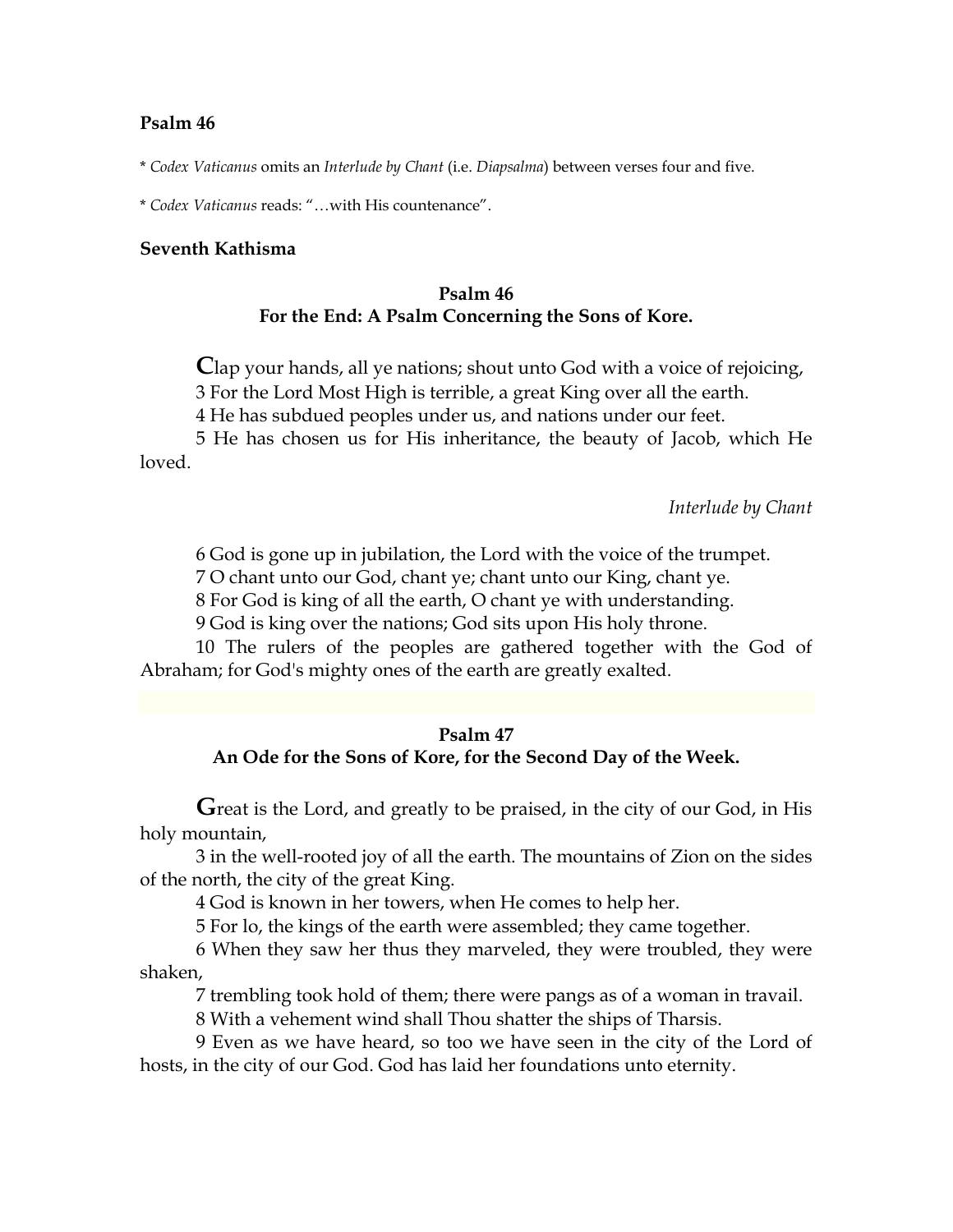**Psalm 46**

* *Codex Vaticanus* omits an *Interlude by Chant* (i.e. *Diapsalma*) between verses four and five.

* *Codex Vaticanus* reads: "…with His countenance".

**Seventh Kathisma**

### Psalm 46
### For the End: A Psalm Concerning the Sons of Kore.

**C**lap your hands, all ye nations; shout unto God with a voice of rejoicing,

3 For the Lord Most High is terrible, a great King over all the earth.

4 He has subdued peoples under us, and nations under our feet.

5 He has chosen us for His inheritance, the beauty of Jacob, which He loved.

*Interlude by Chant*

6 God is gone up in jubilation, the Lord with the voice of the trumpet.

7 O chant unto our God, chant ye; chant unto our King, chant ye.

8 For God is king of all the earth, O chant ye with understanding.

9 God is king over the nations; God sits upon His holy throne.

10 The rulers of the peoples are gathered together with the God of Abraham; for God's mighty ones of the earth are greatly exalted.

### Psalm 47
### An Ode for the Sons of Kore, for the Second Day of the Week.

**G**reat is the Lord, and greatly to be praised, in the city of our God, in His holy mountain,

3 in the well-rooted joy of all the earth. The mountains of Zion on the sides of the north, the city of the great King.

4 God is known in her towers, when He comes to help her.

5 For lo, the kings of the earth were assembled; they came together.

6 When they saw her thus they marveled, they were troubled, they were shaken,

7 trembling took hold of them; there were pangs as of a woman in travail.

8 With a vehement wind shall Thou shatter the ships of Tharsis.

9 Even as we have heard, so too we have seen in the city of the Lord of hosts, in the city of our God. God has laid her foundations unto eternity.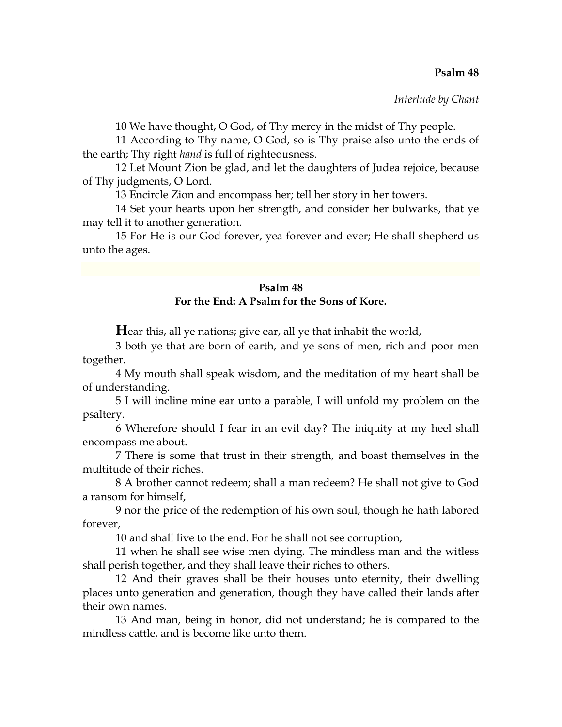**Psalm 48**

*Interlude by Chant*

10 We have thought, O God, of Thy mercy in the midst of Thy people.

11 According to Thy name, O God, so is Thy praise also unto the ends of the earth; Thy right *hand* is full of righteousness.

12 Let Mount Zion be glad, and let the daughters of Judea rejoice, because of Thy judgments, O Lord.

13 Encircle Zion and encompass her; tell her story in her towers.

14 Set your hearts upon her strength, and consider her bulwarks, that ye may tell it to another generation.

15 For He is our God forever, yea forever and ever; He shall shepherd us unto the ages.

## Psalm 48
### For the End: A Psalm for the Sons of Kore.

**H**ear this, all ye nations; give ear, all ye that inhabit the world,

3 both ye that are born of earth, and ye sons of men, rich and poor men together.

4 My mouth shall speak wisdom, and the meditation of my heart shall be of understanding.

5 I will incline mine ear unto a parable, I will unfold my problem on the psaltery.

6 Wherefore should I fear in an evil day? The iniquity at my heel shall encompass me about.

7 There is some that trust in their strength, and boast themselves in the multitude of their riches.

8 A brother cannot redeem; shall a man redeem? He shall not give to God a ransom for himself,

9 nor the price of the redemption of his own soul, though he hath labored forever,

10 and shall live to the end. For he shall not see corruption,

11 when he shall see wise men dying. The mindless man and the witless shall perish together, and they shall leave their riches to others.

12 And their graves shall be their houses unto eternity, their dwelling places unto generation and generation, though they have called their lands after their own names.

13 And man, being in honor, did not understand; he is compared to the mindless cattle, and is become like unto them.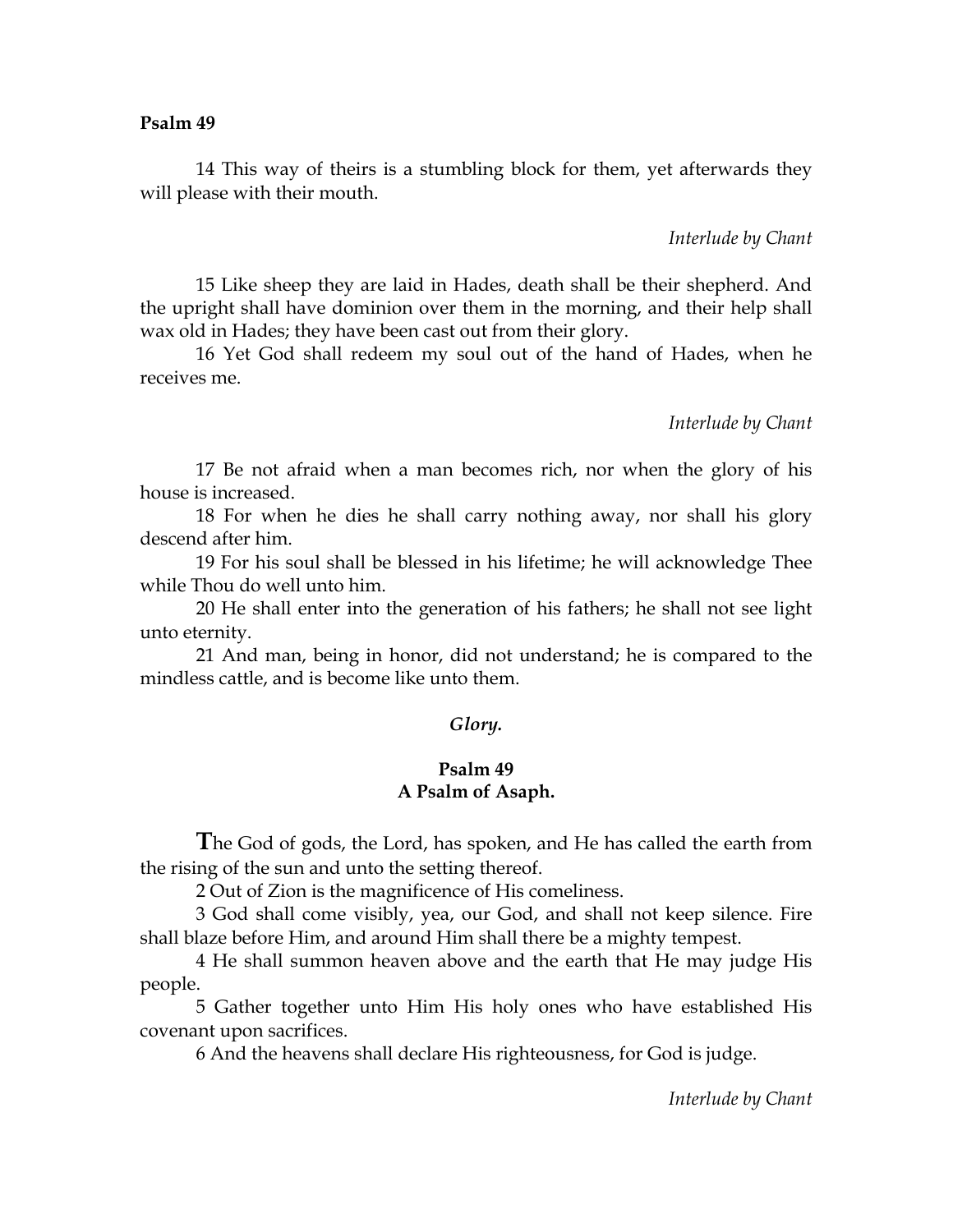**Psalm 49**

14 This way of theirs is a stumbling block for them, yet afterwards they will please with their mouth.

*Interlude by Chant*

15 Like sheep they are laid in Hades, death shall be their shepherd. And the upright shall have dominion over them in the morning, and their help shall wax old in Hades; they have been cast out from their glory.

16 Yet God shall redeem my soul out of the hand of Hades, when he receives me.

*Interlude by Chant*

17 Be not afraid when a man becomes rich, nor when the glory of his house is increased.

18 For when he dies he shall carry nothing away, nor shall his glory descend after him.

19 For his soul shall be blessed in his lifetime; he will acknowledge Thee while Thou do well unto him.

20 He shall enter into the generation of his fathers; he shall not see light unto eternity.

21 And man, being in honor, did not understand; he is compared to the mindless cattle, and is become like unto them.

***Glory.***

## Psalm 49
### A Psalm of Asaph.

**T**he God of gods, the Lord, has spoken, and He has called the earth from the rising of the sun and unto the setting thereof.

2 Out of Zion is the magnificence of His comeliness.

3 God shall come visibly, yea, our God, and shall not keep silence. Fire shall blaze before Him, and around Him shall there be a mighty tempest.

4 He shall summon heaven above and the earth that He may judge His people.

5 Gather together unto Him His holy ones who have established His covenant upon sacrifices.

6 And the heavens shall declare His righteousness, for God is judge.

*Interlude by Chant*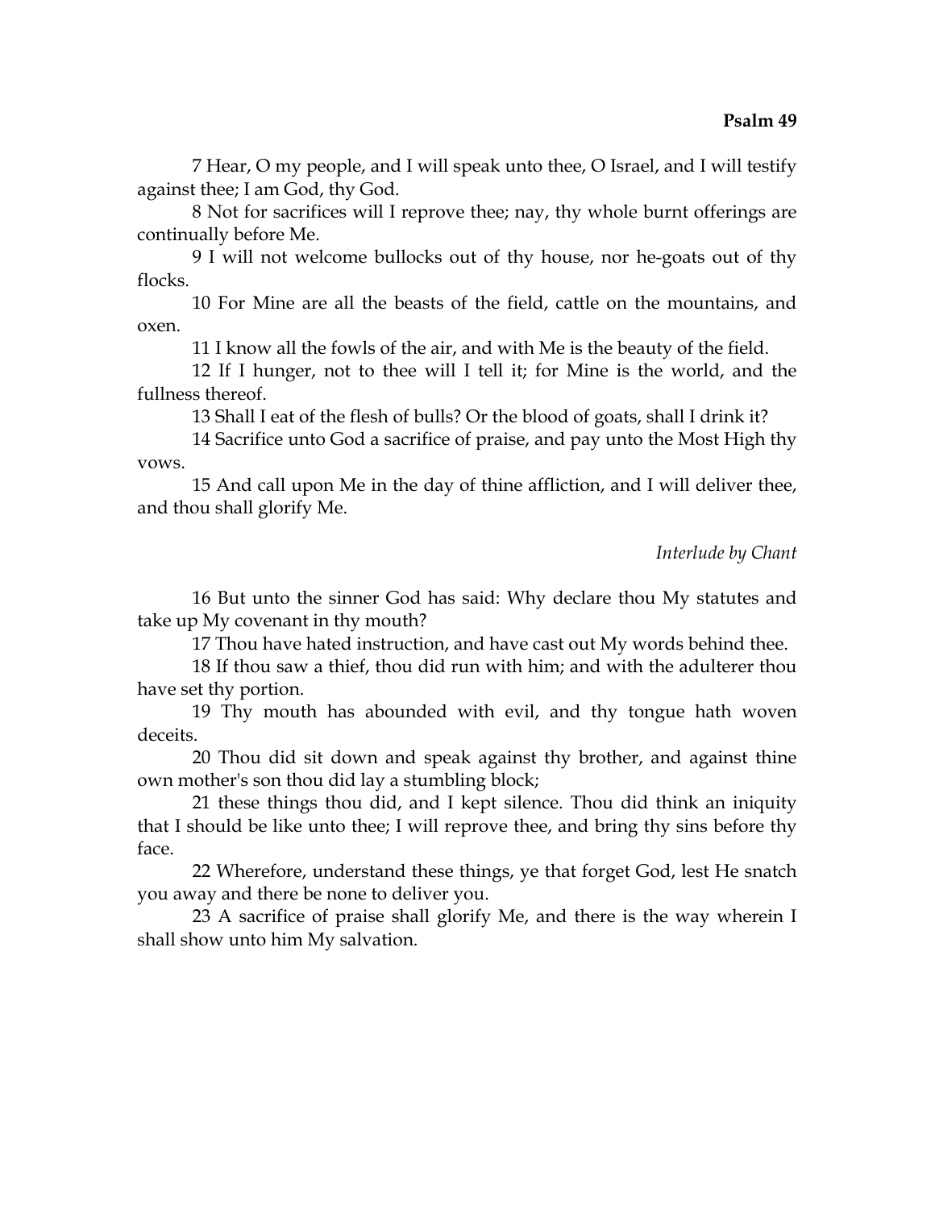**Psalm 49**

7 Hear, O my people, and I will speak unto thee, O Israel, and I will testify against thee; I am God, thy God.

8 Not for sacrifices will I reprove thee; nay, thy whole burnt offerings are continually before Me.

9 I will not welcome bullocks out of thy house, nor he-goats out of thy flocks.

10 For Mine are all the beasts of the field, cattle on the mountains, and oxen.

11 I know all the fowls of the air, and with Me is the beauty of the field.

12 If I hunger, not to thee will I tell it; for Mine is the world, and the fullness thereof.

13 Shall I eat of the flesh of bulls? Or the blood of goats, shall I drink it?

14 Sacrifice unto God a sacrifice of praise, and pay unto the Most High thy vows.

15 And call upon Me in the day of thine affliction, and I will deliver thee, and thou shall glorify Me.

*Interlude by Chant*

16 But unto the sinner God has said: Why declare thou My statutes and take up My covenant in thy mouth?

17 Thou have hated instruction, and have cast out My words behind thee.

18 If thou saw a thief, thou did run with him; and with the adulterer thou have set thy portion.

19 Thy mouth has abounded with evil, and thy tongue hath woven deceits.

20 Thou did sit down and speak against thy brother, and against thine own mother's son thou did lay a stumbling block;

21 these things thou did, and I kept silence. Thou did think an iniquity that I should be like unto thee; I will reprove thee, and bring thy sins before thy face.

22 Wherefore, understand these things, ye that forget God, lest He snatch you away and there be none to deliver you.

23 A sacrifice of praise shall glorify Me, and there is the way wherein I shall show unto him My salvation.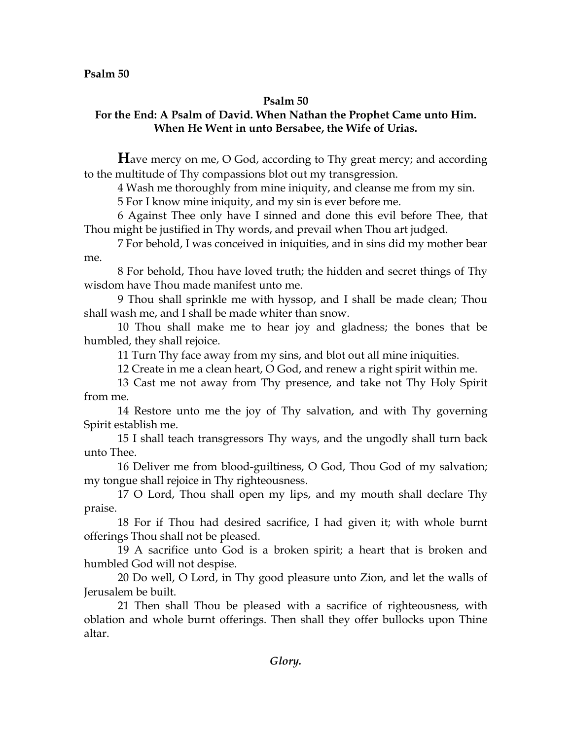**Psalm 50**

### Psalm 50
### For the End: A Psalm of David. When Nathan the Prophet Came unto Him. When He Went in unto Bersabee, the Wife of Urias.

**H**ave mercy on me, O God, according to Thy great mercy; and according to the multitude of Thy compassions blot out my transgression.

4 Wash me thoroughly from mine iniquity, and cleanse me from my sin.

5 For I know mine iniquity, and my sin is ever before me.

6 Against Thee only have I sinned and done this evil before Thee, that Thou might be justified in Thy words, and prevail when Thou art judged.

7 For behold, I was conceived in iniquities, and in sins did my mother bear me.

8 For behold, Thou have loved truth; the hidden and secret things of Thy wisdom have Thou made manifest unto me.

9 Thou shall sprinkle me with hyssop, and I shall be made clean; Thou shall wash me, and I shall be made whiter than snow.

10 Thou shall make me to hear joy and gladness; the bones that be humbled, they shall rejoice.

11 Turn Thy face away from my sins, and blot out all mine iniquities.

12 Create in me a clean heart, O God, and renew a right spirit within me.

13 Cast me not away from Thy presence, and take not Thy Holy Spirit from me.

14 Restore unto me the joy of Thy salvation, and with Thy governing Spirit establish me.

15 I shall teach transgressors Thy ways, and the ungodly shall turn back unto Thee.

16 Deliver me from blood-guiltiness, O God, Thou God of my salvation; my tongue shall rejoice in Thy righteousness.

17 O Lord, Thou shall open my lips, and my mouth shall declare Thy praise.

18 For if Thou had desired sacrifice, I had given it; with whole burnt offerings Thou shall not be pleased.

19 A sacrifice unto God is a broken spirit; a heart that is broken and humbled God will not despise.

20 Do well, O Lord, in Thy good pleasure unto Zion, and let the walls of Jerusalem be built.

21 Then shall Thou be pleased with a sacrifice of righteousness, with oblation and whole burnt offerings. Then shall they offer bullocks upon Thine altar.

***Glory.***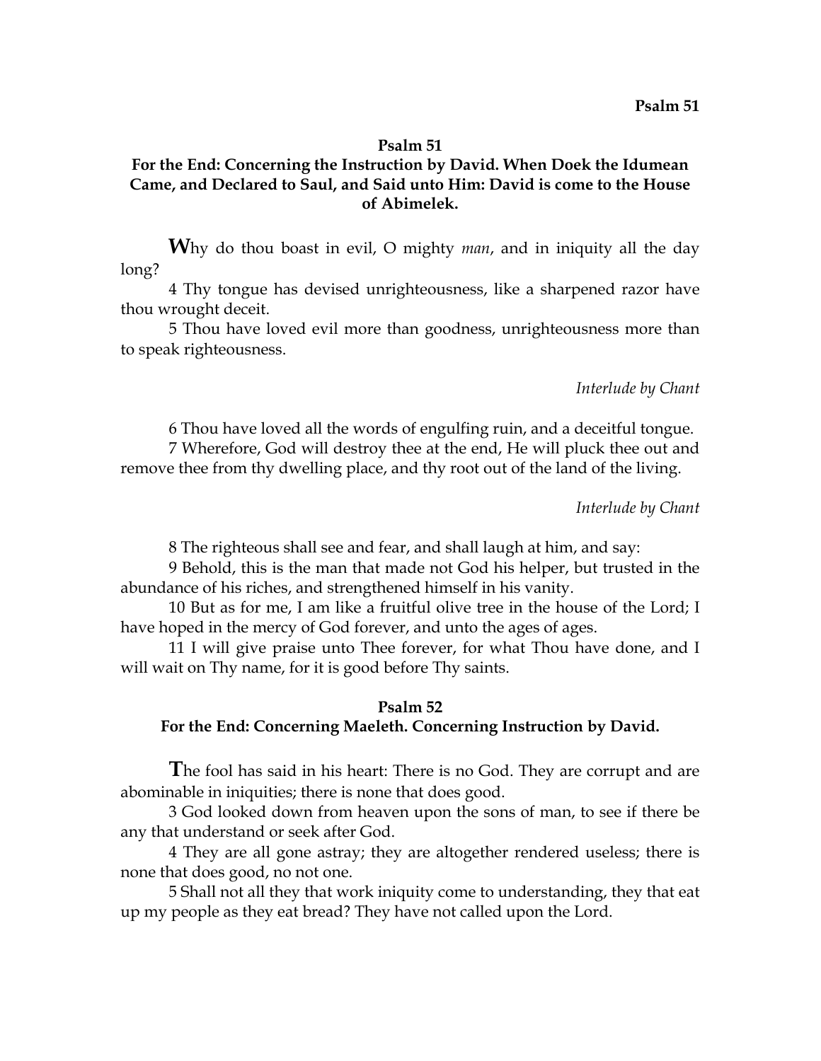## Psalm 51

### For the End: Concerning the Instruction by David. When Doek the Idumean Came, and Declared to Saul, and Said unto Him: David is come to the House of Abimelek.

**W**hy do thou boast in evil, O mighty *man*, and in iniquity all the day long?

4 Thy tongue has devised unrighteousness, like a sharpened razor have thou wrought deceit.

5 Thou have loved evil more than goodness, unrighteousness more than to speak righteousness.

*Interlude by Chant*

6 Thou have loved all the words of engulfing ruin, and a deceitful tongue.

7 Wherefore, God will destroy thee at the end, He will pluck thee out and remove thee from thy dwelling place, and thy root out of the land of the living.

*Interlude by Chant*

8 The righteous shall see and fear, and shall laugh at him, and say:

9 Behold, this is the man that made not God his helper, but trusted in the abundance of his riches, and strengthened himself in his vanity.

10 But as for me, I am like a fruitful olive tree in the house of the Lord; I have hoped in the mercy of God forever, and unto the ages of ages.

11 I will give praise unto Thee forever, for what Thou have done, and I will wait on Thy name, for it is good before Thy saints.

## Psalm 52

### For the End: Concerning Maeleth. Concerning Instruction by David.

**T**he fool has said in his heart: There is no God. They are corrupt and are abominable in iniquities; there is none that does good.

3 God looked down from heaven upon the sons of man, to see if there be any that understand or seek after God.

4 They are all gone astray; they are altogether rendered useless; there is none that does good, no not one.

5 Shall not all they that work iniquity come to understanding, they that eat up my people as they eat bread? They have not called upon the Lord.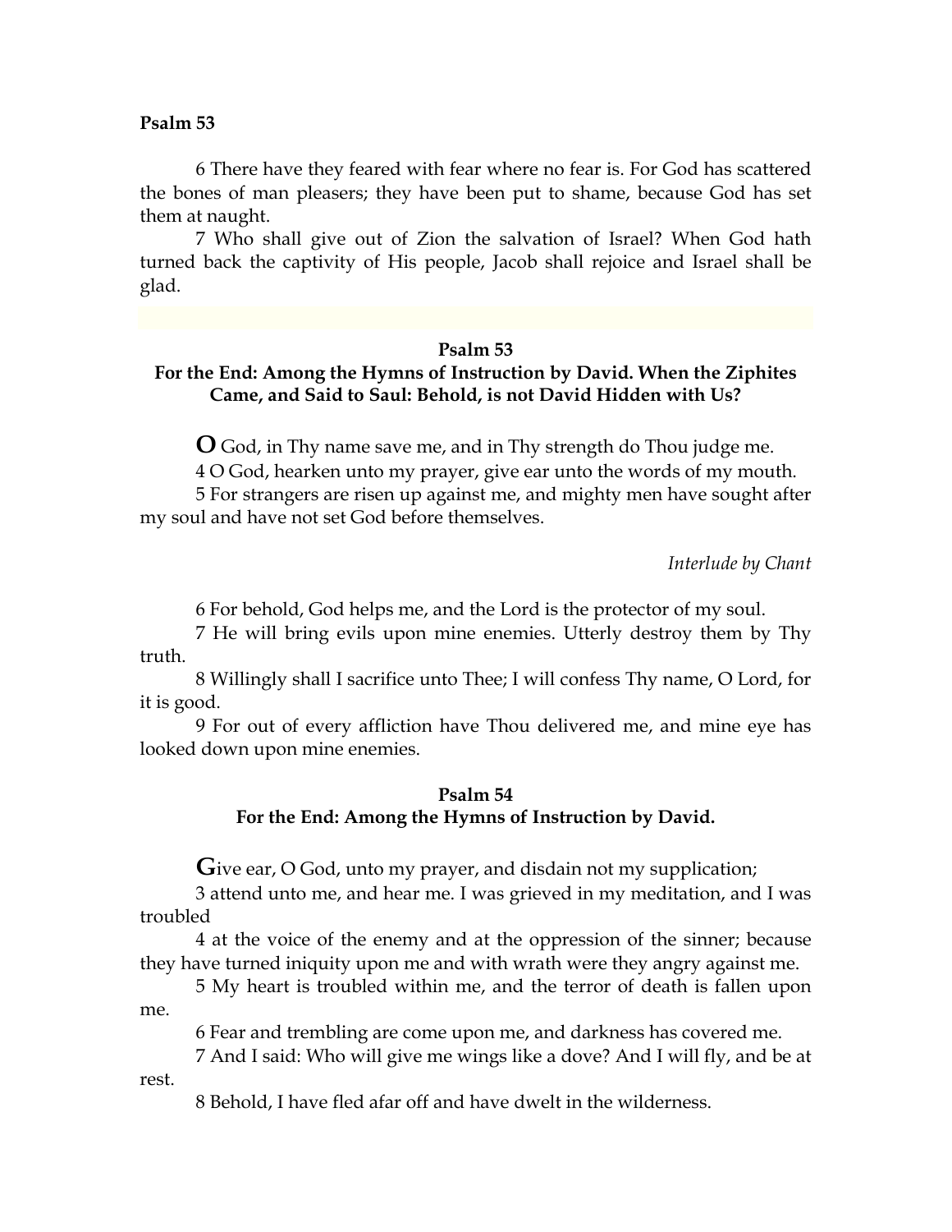**Psalm 53**

6 There have they feared with fear where no fear is. For God has scattered the bones of man pleasers; they have been put to shame, because God has set them at naught.

7 Who shall give out of Zion the salvation of Israel? When God hath turned back the captivity of His people, Jacob shall rejoice and Israel shall be glad.

## Psalm 53

### For the End: Among the Hymns of Instruction by David. When the Ziphites Came, and Said to Saul: Behold, is not David Hidden with Us?

**O** God, in Thy name save me, and in Thy strength do Thou judge me.

4 O God, hearken unto my prayer, give ear unto the words of my mouth.

5 For strangers are risen up against me, and mighty men have sought after my soul and have not set God before themselves.

*Interlude by Chant*

6 For behold, God helps me, and the Lord is the protector of my soul.

7 He will bring evils upon mine enemies. Utterly destroy them by Thy truth.

8 Willingly shall I sacrifice unto Thee; I will confess Thy name, O Lord, for it is good.

9 For out of every affliction have Thou delivered me, and mine eye has looked down upon mine enemies.

## Psalm 54

### For the End: Among the Hymns of Instruction by David.

**G**ive ear, O God, unto my prayer, and disdain not my supplication;

3 attend unto me, and hear me. I was grieved in my meditation, and I was troubled

4 at the voice of the enemy and at the oppression of the sinner; because they have turned iniquity upon me and with wrath were they angry against me.

5 My heart is troubled within me, and the terror of death is fallen upon me.

6 Fear and trembling are come upon me, and darkness has covered me.

7 And I said: Who will give me wings like a dove? And I will fly, and be at rest.

8 Behold, I have fled afar off and have dwelt in the wilderness.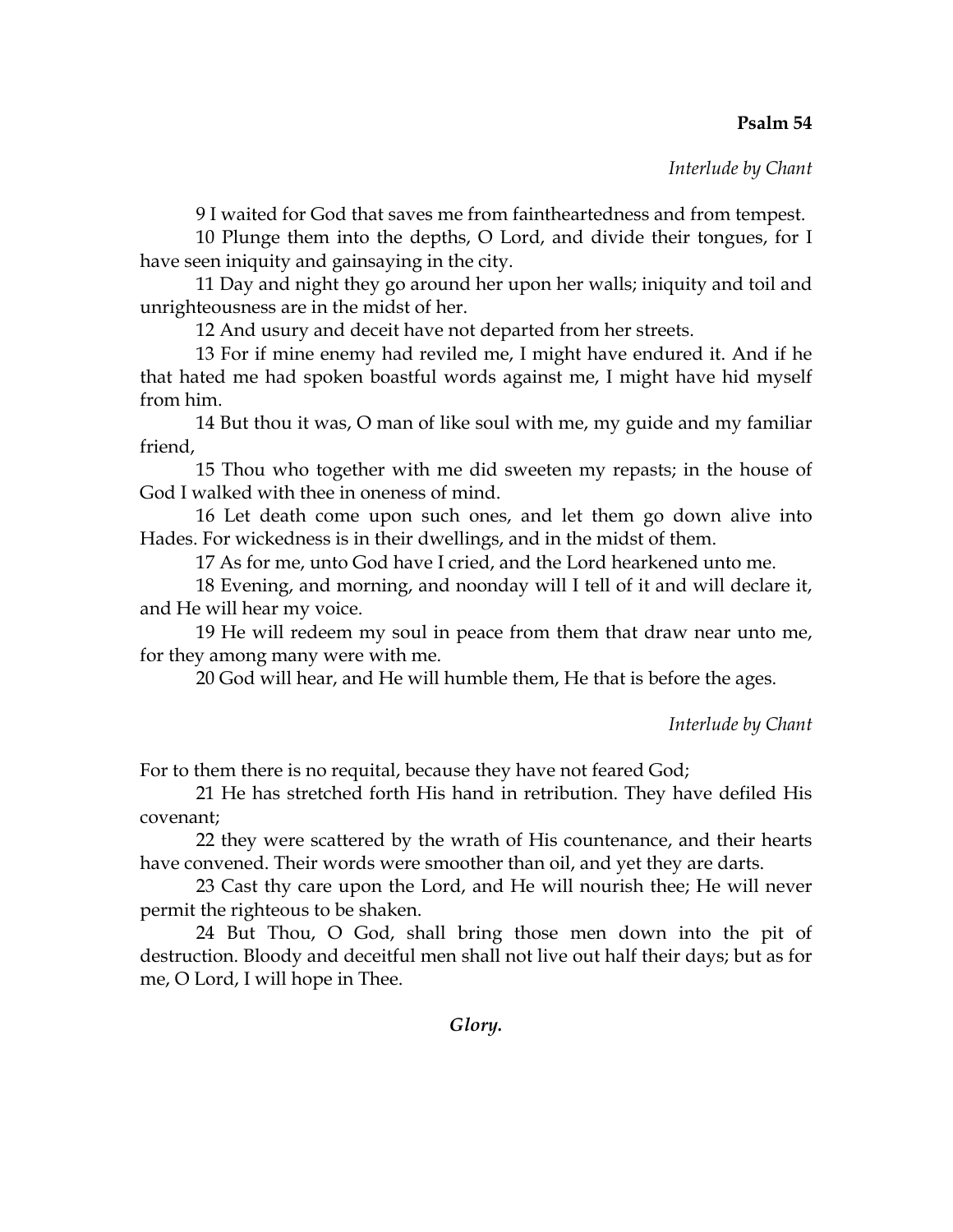**Psalm 54**

*Interlude by Chant*

9 I waited for God that saves me from faintheartedness and from tempest.

10 Plunge them into the depths, O Lord, and divide their tongues, for I have seen iniquity and gainsaying in the city.

11 Day and night they go around her upon her walls; iniquity and toil and unrighteousness are in the midst of her.

12 And usury and deceit have not departed from her streets.

13 For if mine enemy had reviled me, I might have endured it. And if he that hated me had spoken boastful words against me, I might have hid myself from him.

14 But thou it was, O man of like soul with me, my guide and my familiar friend,

15 Thou who together with me did sweeten my repasts; in the house of God I walked with thee in oneness of mind.

16 Let death come upon such ones, and let them go down alive into Hades. For wickedness is in their dwellings, and in the midst of them.

17 As for me, unto God have I cried, and the Lord hearkened unto me.

18 Evening, and morning, and noonday will I tell of it and will declare it, and He will hear my voice.

19 He will redeem my soul in peace from them that draw near unto me, for they among many were with me.

20 God will hear, and He will humble them, He that is before the ages.

*Interlude by Chant*

For to them there is no requital, because they have not feared God;

21 He has stretched forth His hand in retribution. They have defiled His covenant;

22 they were scattered by the wrath of His countenance, and their hearts have convened. Their words were smoother than oil, and yet they are darts.

23 Cast thy care upon the Lord, and He will nourish thee; He will never permit the righteous to be shaken.

24 But Thou, O God, shall bring those men down into the pit of destruction. Bloody and deceitful men shall not live out half their days; but as for me, O Lord, I will hope in Thee.

***Glory.***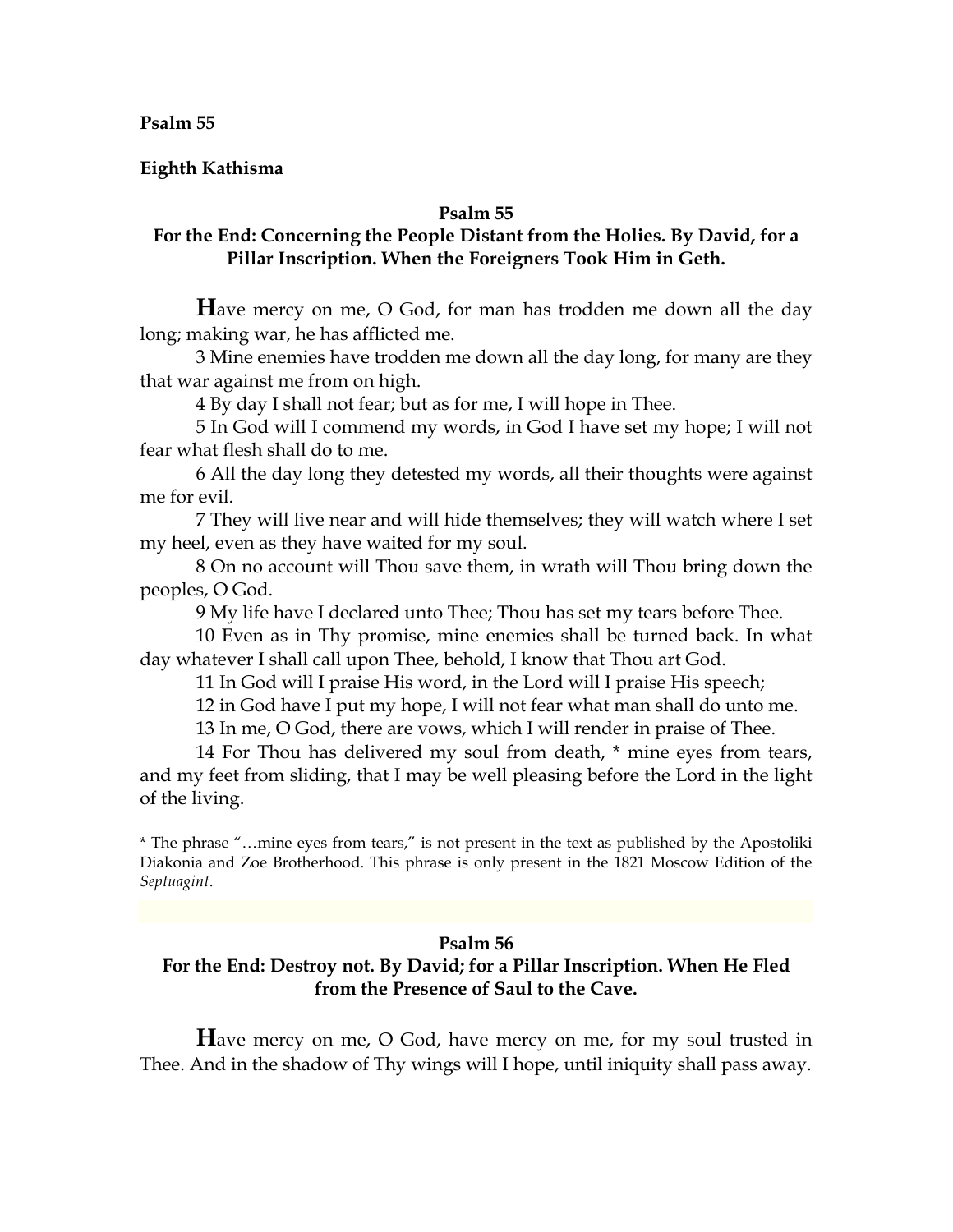**Psalm 55**

**Eighth Kathisma**

## Psalm 55

### For the End: Concerning the People Distant from the Holies. By David, for a Pillar Inscription. When the Foreigners Took Him in Geth.

**H**ave mercy on me, O God, for man has trodden me down all the day long; making war, he has afflicted me.

3 Mine enemies have trodden me down all the day long, for many are they that war against me from on high.

4 By day I shall not fear; but as for me, I will hope in Thee.

5 In God will I commend my words, in God I have set my hope; I will not fear what flesh shall do to me.

6 All the day long they detested my words, all their thoughts were against me for evil.

7 They will live near and will hide themselves; they will watch where I set my heel, even as they have waited for my soul.

8 On no account will Thou save them, in wrath will Thou bring down the peoples, O God.

9 My life have I declared unto Thee; Thou has set my tears before Thee.

10 Even as in Thy promise, mine enemies shall be turned back. In what day whatever I shall call upon Thee, behold, I know that Thou art God.

11 In God will I praise His word, in the Lord will I praise His speech;

12 in God have I put my hope, I will not fear what man shall do unto me.

13 In me, O God, there are vows, which I will render in praise of Thee.

14 For Thou has delivered my soul from death, * mine eyes from tears, and my feet from sliding, that I may be well pleasing before the Lord in the light of the living.

* The phrase "…mine eyes from tears," is not present in the text as published by the Apostoliki Diakonia and Zoe Brotherhood. This phrase is only present in the 1821 Moscow Edition of the *Septuagint*.

## Psalm 56

### For the End: Destroy not. By David; for a Pillar Inscription. When He Fled from the Presence of Saul to the Cave.

**H**ave mercy on me, O God, have mercy on me, for my soul trusted in Thee. And in the shadow of Thy wings will I hope, until iniquity shall pass away.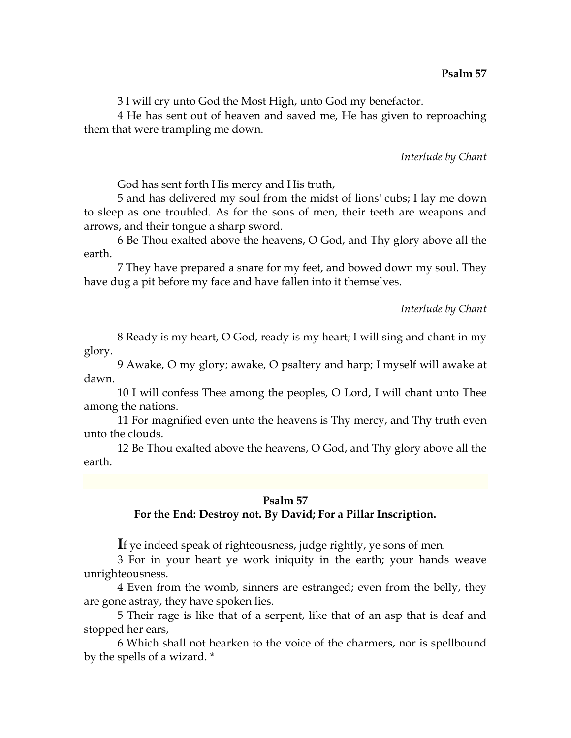3 I will cry unto God the Most High, unto God my benefactor.

4 He has sent out of heaven and saved me, He has given to reproaching them that were trampling me down.

*Interlude by Chant*

God has sent forth His mercy and His truth,

5 and has delivered my soul from the midst of lions' cubs; I lay me down to sleep as one troubled. As for the sons of men, their teeth are weapons and arrows, and their tongue a sharp sword.

6 Be Thou exalted above the heavens, O God, and Thy glory above all the earth.

7 They have prepared a snare for my feet, and bowed down my soul. They have dug a pit before my face and have fallen into it themselves.

*Interlude by Chant*

8 Ready is my heart, O God, ready is my heart; I will sing and chant in my glory.

9 Awake, O my glory; awake, O psaltery and harp; I myself will awake at dawn.

10 I will confess Thee among the peoples, O Lord, I will chant unto Thee among the nations.

11 For magnified even unto the heavens is Thy mercy, and Thy truth even unto the clouds.

12 Be Thou exalted above the heavens, O God, and Thy glory above all the earth.

## Psalm 57
### For the End: Destroy not. By David; For a Pillar Inscription.

**I**f ye indeed speak of righteousness, judge rightly, ye sons of men.

3 For in your heart ye work iniquity in the earth; your hands weave unrighteousness.

4 Even from the womb, sinners are estranged; even from the belly, they are gone astray, they have spoken lies.

5 Their rage is like that of a serpent, like that of an asp that is deaf and stopped her ears,

6 Which shall not hearken to the voice of the charmers, nor is spellbound by the spells of a wizard. *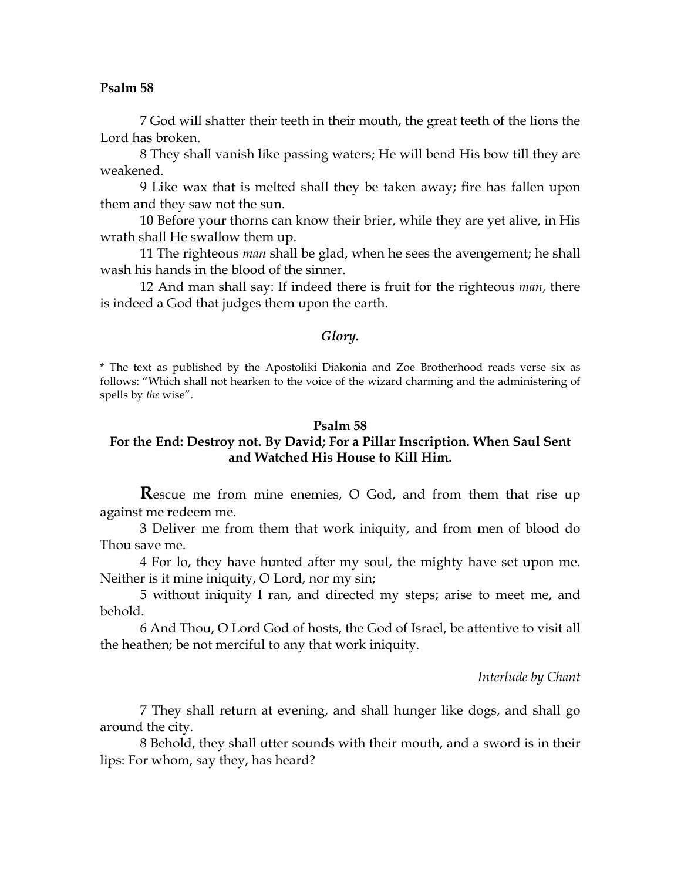**Psalm 58**

7 God will shatter their teeth in their mouth, the great teeth of the lions the Lord has broken.

8 They shall vanish like passing waters; He will bend His bow till they are weakened.

9 Like wax that is melted shall they be taken away; fire has fallen upon them and they saw not the sun.

10 Before your thorns can know their brier, while they are yet alive, in His wrath shall He swallow them up.

11 The righteous *man* shall be glad, when he sees the avengement; he shall wash his hands in the blood of the sinner.

12 And man shall say: If indeed there is fruit for the righteous *man*, there is indeed a God that judges them upon the earth.

***Glory.***

* The text as published by the Apostoliki Diakonia and Zoe Brotherhood reads verse six as follows: "Which shall not hearken to the voice of the wizard charming and the administering of spells by *the* wise".

## Psalm 58

### For the End: Destroy not. By David; For a Pillar Inscription. When Saul Sent and Watched His House to Kill Him.

**R**escue me from mine enemies, O God, and from them that rise up against me redeem me.

3 Deliver me from them that work iniquity, and from men of blood do Thou save me.

4 For lo, they have hunted after my soul, the mighty have set upon me. Neither is it mine iniquity, O Lord, nor my sin;

5 without iniquity I ran, and directed my steps; arise to meet me, and behold.

6 And Thou, O Lord God of hosts, the God of Israel, be attentive to visit all the heathen; be not merciful to any that work iniquity.

*Interlude by Chant*

7 They shall return at evening, and shall hunger like dogs, and shall go around the city.

8 Behold, they shall utter sounds with their mouth, and a sword is in their lips: For whom, say they, has heard?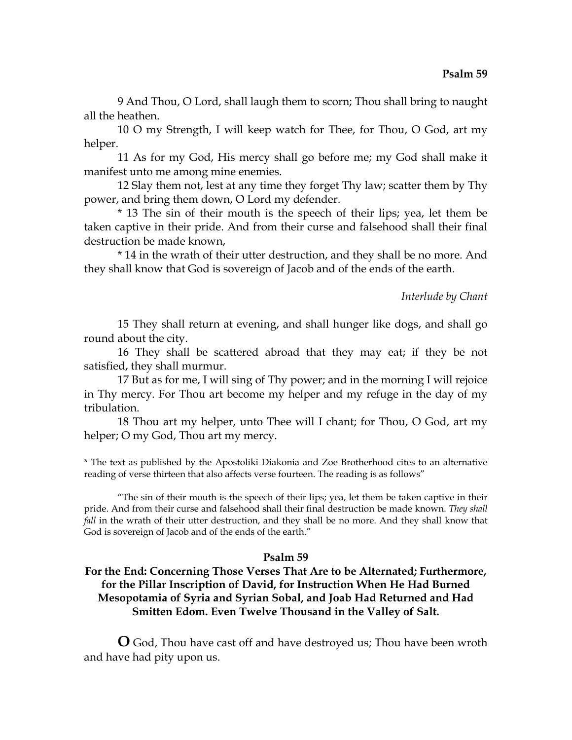9 And Thou, O Lord, shall laugh them to scorn; Thou shall bring to naught all the heathen.

10 O my Strength, I will keep watch for Thee, for Thou, O God, art my helper.

11 As for my God, His mercy shall go before me; my God shall make it manifest unto me among mine enemies.

12 Slay them not, lest at any time they forget Thy law; scatter them by Thy power, and bring them down, O Lord my defender.

* 13 The sin of their mouth is the speech of their lips; yea, let them be taken captive in their pride. And from their curse and falsehood shall their final destruction be made known,

* 14 in the wrath of their utter destruction, and they shall be no more. And they shall know that God is sovereign of Jacob and of the ends of the earth.

*Interlude by Chant*

15 They shall return at evening, and shall hunger like dogs, and shall go round about the city.

16 They shall be scattered abroad that they may eat; if they be not satisfied, they shall murmur.

17 But as for me, I will sing of Thy power; and in the morning I will rejoice in Thy mercy. For Thou art become my helper and my refuge in the day of my tribulation.

18 Thou art my helper, unto Thee will I chant; for Thou, O God, art my helper; O my God, Thou art my mercy.

* The text as published by the Apostoliki Diakonia and Zoe Brotherhood cites to an alternative reading of verse thirteen that also affects verse fourteen. The reading is as follows"

"The sin of their mouth is the speech of their lips; yea, let them be taken captive in their pride. And from their curse and falsehood shall their final destruction be made known. *They shall fall* in the wrath of their utter destruction, and they shall be no more. And they shall know that God is sovereign of Jacob and of the ends of the earth."

## Psalm 59

### For the End: Concerning Those Verses That Are to be Alternated; Furthermore, for the Pillar Inscription of David, for Instruction When He Had Burned Mesopotamia of Syria and Syrian Sobal, and Joab Had Returned and Had Smitten Edom. Even Twelve Thousand in the Valley of Salt.

**O** God, Thou have cast off and have destroyed us; Thou have been wroth and have had pity upon us.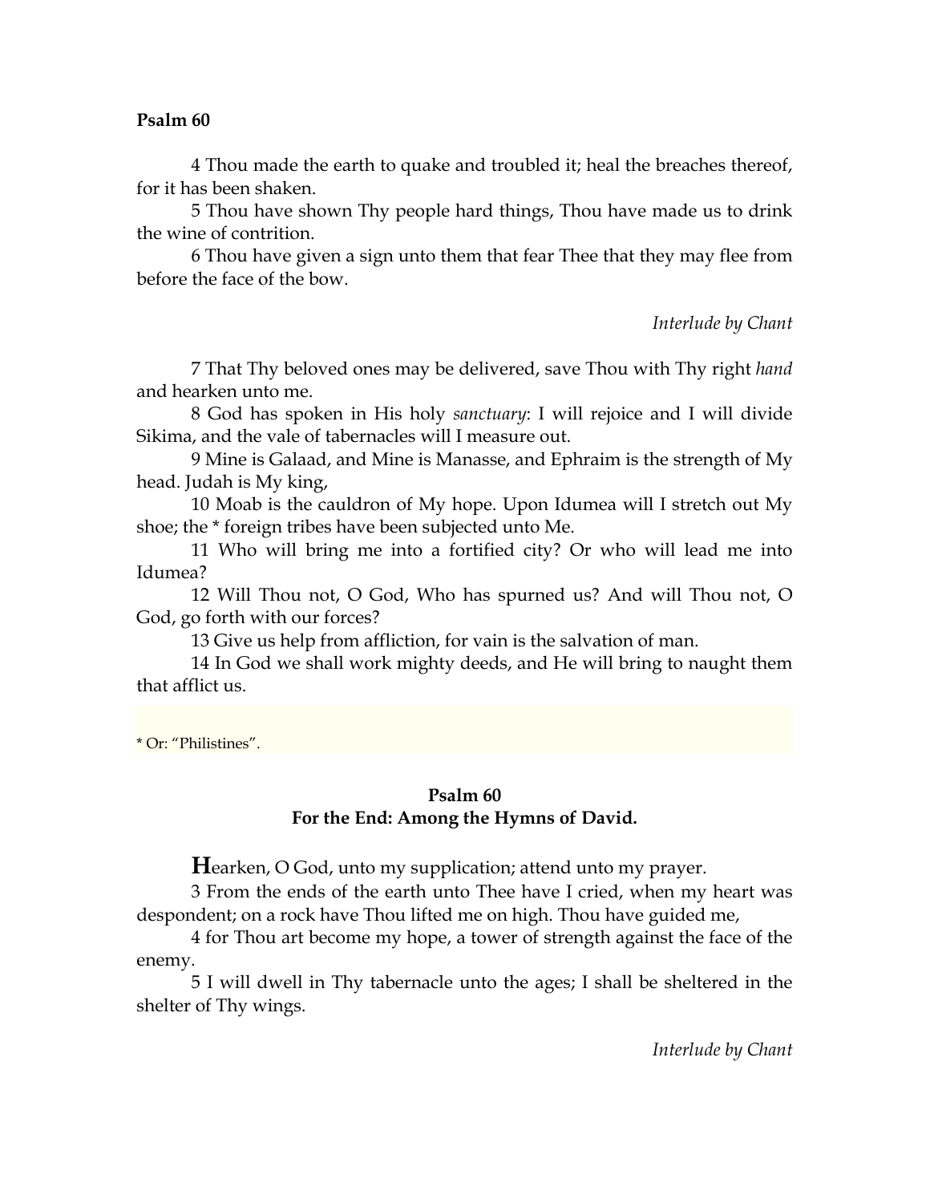**Psalm 60**

4 Thou made the earth to quake and troubled it; heal the breaches thereof, for it has been shaken.

5 Thou have shown Thy people hard things, Thou have made us to drink the wine of contrition.

6 Thou have given a sign unto them that fear Thee that they may flee from before the face of the bow.

*Interlude by Chant*

7 That Thy beloved ones may be delivered, save Thou with Thy right *hand* and hearken unto me.

8 God has spoken in His holy *sanctuary*: I will rejoice and I will divide Sikima, and the vale of tabernacles will I measure out.

9 Mine is Galaad, and Mine is Manasse, and Ephraim is the strength of My head. Judah is My king,

10 Moab is the cauldron of My hope. Upon Idumea will I stretch out My shoe; the * foreign tribes have been subjected unto Me.

11 Who will bring me into a fortified city? Or who will lead me into Idumea?

12 Will Thou not, O God, Who has spurned us? And will Thou not, O God, go forth with our forces?

13 Give us help from affliction, for vain is the salvation of man.

14 In God we shall work mighty deeds, and He will bring to naught them that afflict us.

* Or: "Philistines".

## Psalm 60
## For the End: Among the Hymns of David.

**H**earken, O God, unto my supplication; attend unto my prayer.

3 From the ends of the earth unto Thee have I cried, when my heart was despondent; on a rock have Thou lifted me on high. Thou have guided me,

4 for Thou art become my hope, a tower of strength against the face of the enemy.

5 I will dwell in Thy tabernacle unto the ages; I shall be sheltered in the shelter of Thy wings.

*Interlude by Chant*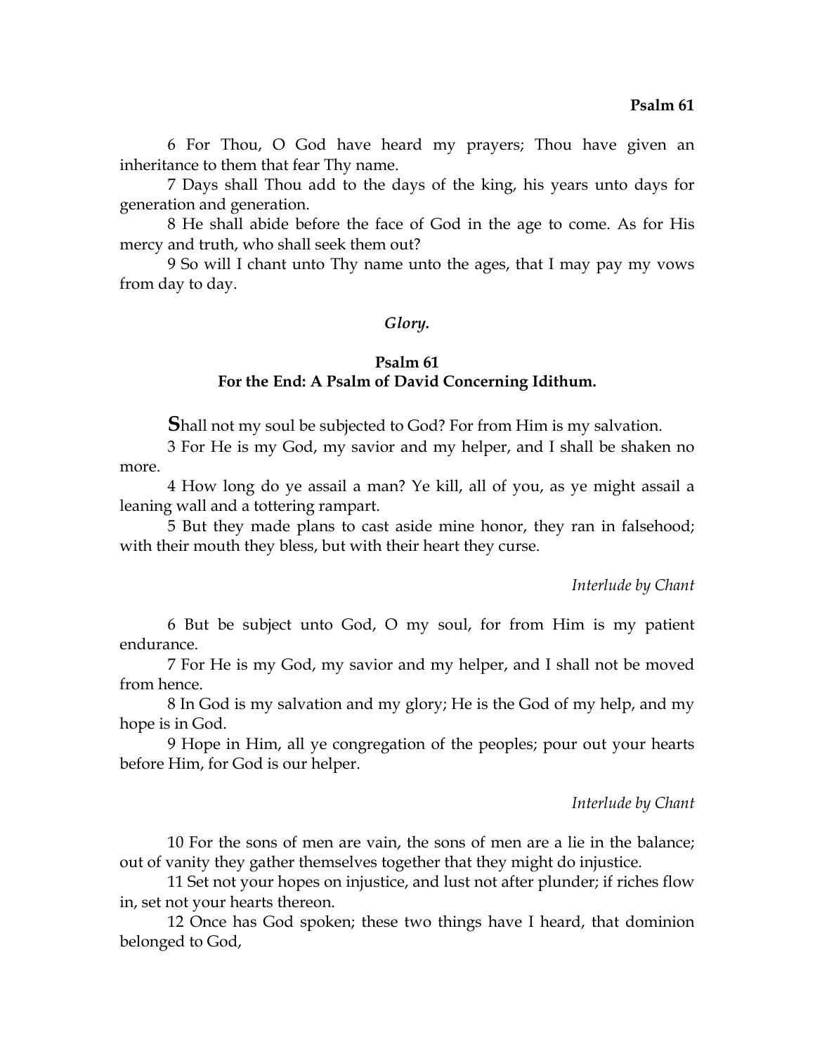6 For Thou, O God have heard my prayers; Thou have given an inheritance to them that fear Thy name.

7 Days shall Thou add to the days of the king, his years unto days for generation and generation.

8 He shall abide before the face of God in the age to come. As for His mercy and truth, who shall seek them out?

9 So will I chant unto Thy name unto the ages, that I may pay my vows from day to day.

*Glory.*

## Psalm 61
### For the End: A Psalm of David Concerning Idithum.

**S**hall not my soul be subjected to God? For from Him is my salvation.

3 For He is my God, my savior and my helper, and I shall be shaken no more.

4 How long do ye assail a man? Ye kill, all of you, as ye might assail a leaning wall and a tottering rampart.

5 But they made plans to cast aside mine honor, they ran in falsehood; with their mouth they bless, but with their heart they curse.

*Interlude by Chant*

6 But be subject unto God, O my soul, for from Him is my patient endurance.

7 For He is my God, my savior and my helper, and I shall not be moved from hence.

8 In God is my salvation and my glory; He is the God of my help, and my hope is in God.

9 Hope in Him, all ye congregation of the peoples; pour out your hearts before Him, for God is our helper.

*Interlude by Chant*

10 For the sons of men are vain, the sons of men are a lie in the balance; out of vanity they gather themselves together that they might do injustice.

11 Set not your hopes on injustice, and lust not after plunder; if riches flow in, set not your hearts thereon.

12 Once has God spoken; these two things have I heard, that dominion belonged to God,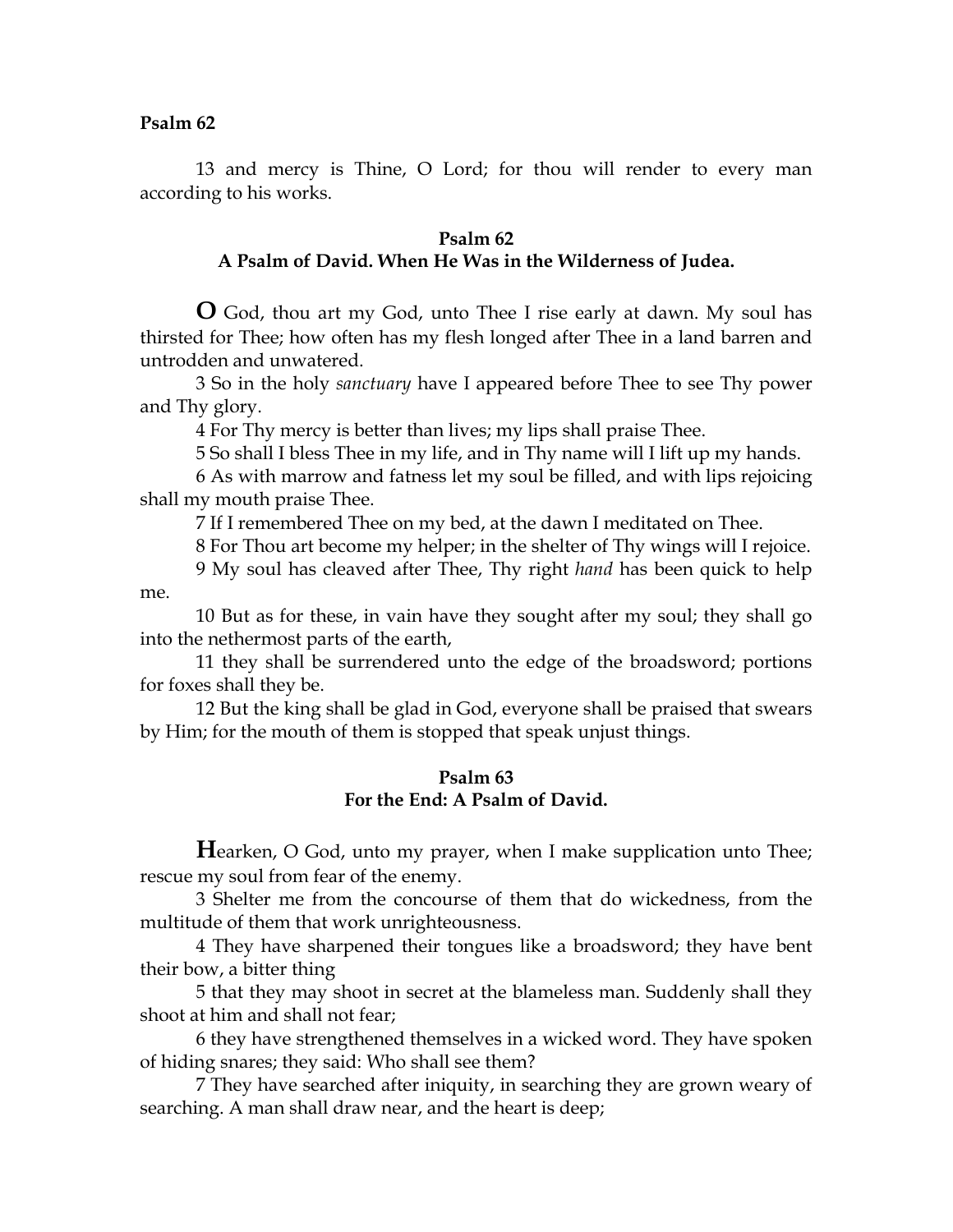13 and mercy is Thine, O Lord; for thou will render to every man according to his works.

## Psalm 62
### A Psalm of David. When He Was in the Wilderness of Judea.

**O** God, thou art my God, unto Thee I rise early at dawn. My soul has thirsted for Thee; how often has my flesh longed after Thee in a land barren and untrodden and unwatered.

3 So in the holy *sanctuary* have I appeared before Thee to see Thy power and Thy glory.

4 For Thy mercy is better than lives; my lips shall praise Thee.

5 So shall I bless Thee in my life, and in Thy name will I lift up my hands.

6 As with marrow and fatness let my soul be filled, and with lips rejoicing shall my mouth praise Thee.

7 If I remembered Thee on my bed, at the dawn I meditated on Thee.

8 For Thou art become my helper; in the shelter of Thy wings will I rejoice.

9 My soul has cleaved after Thee, Thy right *hand* has been quick to help me.

10 But as for these, in vain have they sought after my soul; they shall go into the nethermost parts of the earth,

11 they shall be surrendered unto the edge of the broadsword; portions for foxes shall they be.

12 But the king shall be glad in God, everyone shall be praised that swears by Him; for the mouth of them is stopped that speak unjust things.

## Psalm 63
### For the End: A Psalm of David.

**H**earken, O God, unto my prayer, when I make supplication unto Thee; rescue my soul from fear of the enemy.

3 Shelter me from the concourse of them that do wickedness, from the multitude of them that work unrighteousness.

4 They have sharpened their tongues like a broadsword; they have bent their bow, a bitter thing

5 that they may shoot in secret at the blameless man. Suddenly shall they shoot at him and shall not fear;

6 they have strengthened themselves in a wicked word. They have spoken of hiding snares; they said: Who shall see them?

7 They have searched after iniquity, in searching they are grown weary of searching. A man shall draw near, and the heart is deep;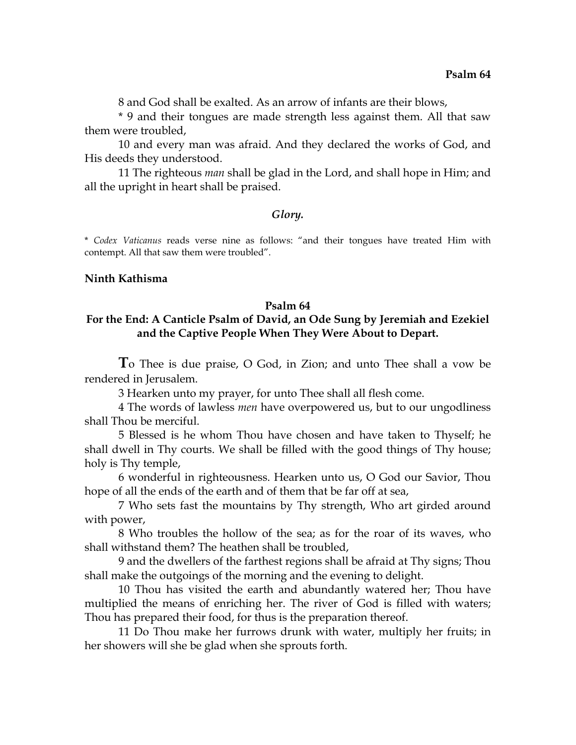8 and God shall be exalted. As an arrow of infants are their blows,

* 9 and their tongues are made strength less against them. All that saw them were troubled,

10 and every man was afraid. And they declared the works of God, and His deeds they understood.

11 The righteous *man* shall be glad in the Lord, and shall hope in Him; and all the upright in heart shall be praised.

*Glory.*

* *Codex Vaticanus* reads verse nine as follows: "and their tongues have treated Him with contempt. All that saw them were troubled".

**Ninth Kathisma**

## Psalm 64

### For the End: A Canticle Psalm of David, an Ode Sung by Jeremiah and Ezekiel and the Captive People When They Were About to Depart.

**T**o Thee is due praise, O God, in Zion; and unto Thee shall a vow be rendered in Jerusalem.

3 Hearken unto my prayer, for unto Thee shall all flesh come.

4 The words of lawless *men* have overpowered us, but to our ungodliness shall Thou be merciful.

5 Blessed is he whom Thou have chosen and have taken to Thyself; he shall dwell in Thy courts. We shall be filled with the good things of Thy house; holy is Thy temple,

6 wonderful in righteousness. Hearken unto us, O God our Savior, Thou hope of all the ends of the earth and of them that be far off at sea,

7 Who sets fast the mountains by Thy strength, Who art girded around with power,

8 Who troubles the hollow of the sea; as for the roar of its waves, who shall withstand them? The heathen shall be troubled,

9 and the dwellers of the farthest regions shall be afraid at Thy signs; Thou shall make the outgoings of the morning and the evening to delight.

10 Thou has visited the earth and abundantly watered her; Thou have multiplied the means of enriching her. The river of God is filled with waters; Thou has prepared their food, for thus is the preparation thereof.

11 Do Thou make her furrows drunk with water, multiply her fruits; in her showers will she be glad when she sprouts forth.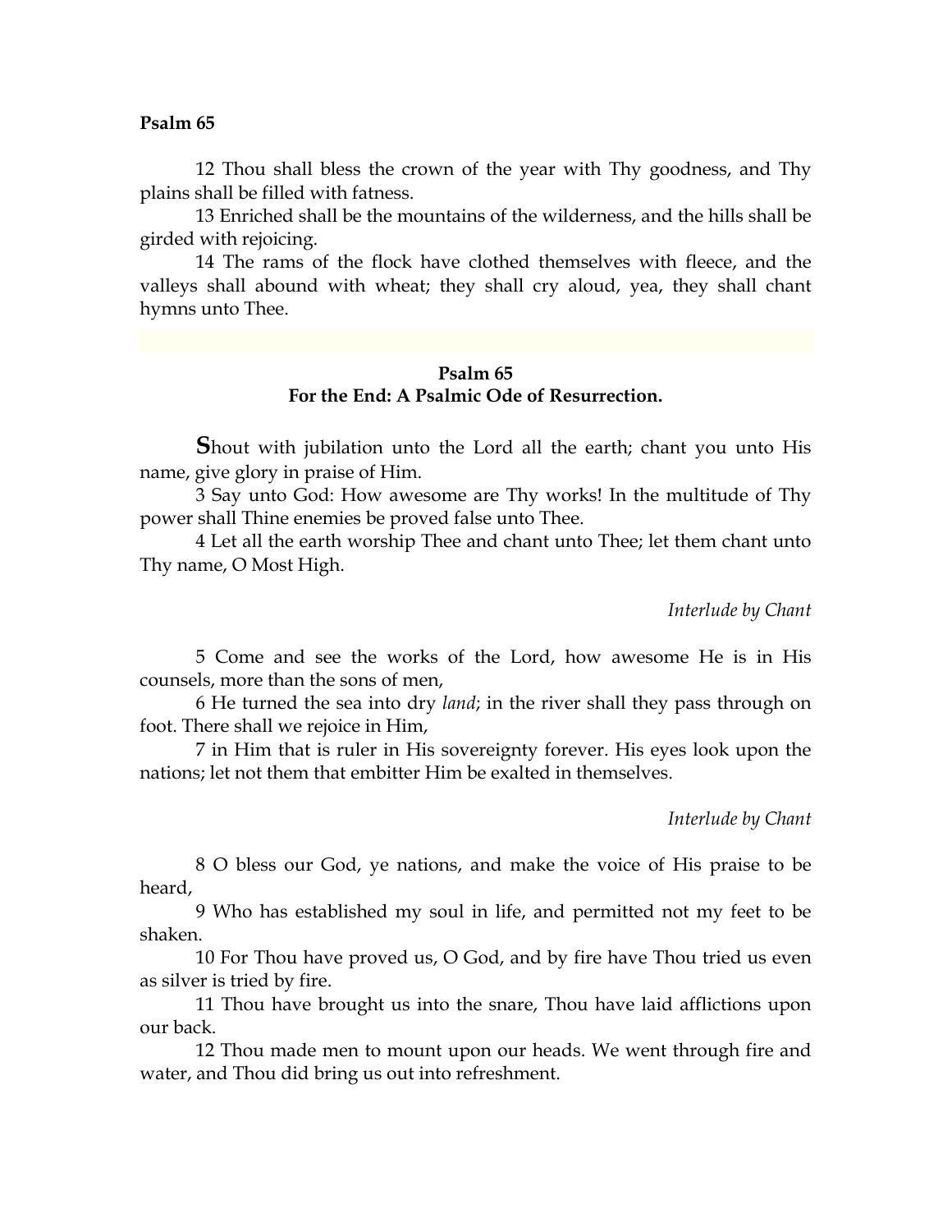**Psalm 65**

12 Thou shall bless the crown of the year with Thy goodness, and Thy plains shall be filled with fatness.

13 Enriched shall be the mountains of the wilderness, and the hills shall be girded with rejoicing.

14 The rams of the flock have clothed themselves with fleece, and the valleys shall abound with wheat; they shall cry aloud, yea, they shall chant hymns unto Thee.

## Psalm 65
## For the End: A Psalmic Ode of Resurrection.

Shout with jubilation unto the Lord all the earth; chant you unto His name, give glory in praise of Him.

3 Say unto God: How awesome are Thy works! In the multitude of Thy power shall Thine enemies be proved false unto Thee.

4 Let all the earth worship Thee and chant unto Thee; let them chant unto Thy name, O Most High.

*Interlude by Chant*

5 Come and see the works of the Lord, how awesome He is in His counsels, more than the sons of men,

6 He turned the sea into dry *land*; in the river shall they pass through on foot. There shall we rejoice in Him,

7 in Him that is ruler in His sovereignty forever. His eyes look upon the nations; let not them that embitter Him be exalted in themselves.

*Interlude by Chant*

8 O bless our God, ye nations, and make the voice of His praise to be heard,

9 Who has established my soul in life, and permitted not my feet to be shaken.

10 For Thou have proved us, O God, and by fire have Thou tried us even as silver is tried by fire.

11 Thou have brought us into the snare, Thou have laid afflictions upon our back.

12 Thou made men to mount upon our heads. We went through fire and water, and Thou did bring us out into refreshment.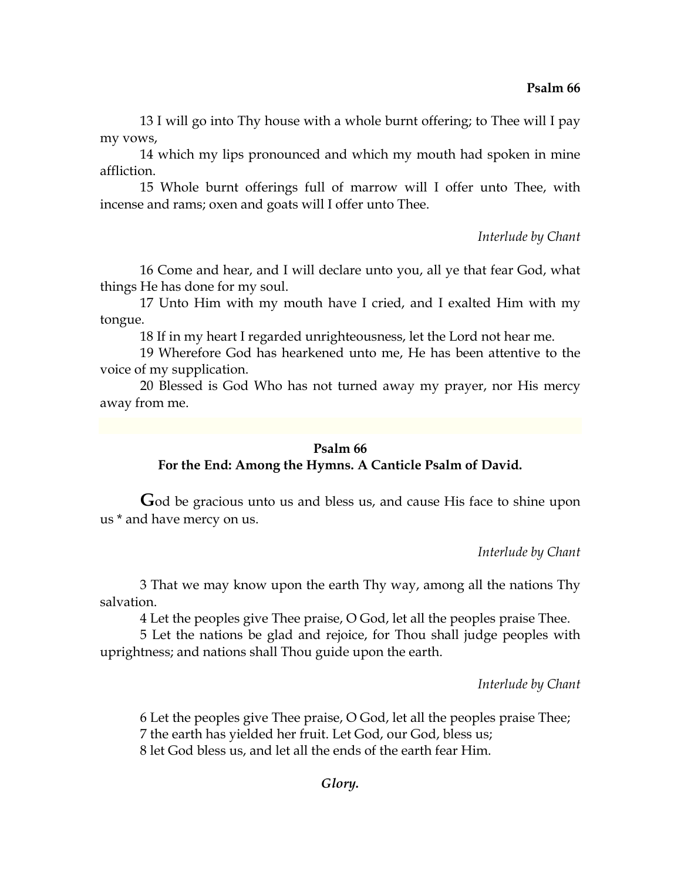13 I will go into Thy house with a whole burnt offering; to Thee will I pay my vows,

14 which my lips pronounced and which my mouth had spoken in mine affliction.

15 Whole burnt offerings full of marrow will I offer unto Thee, with incense and rams; oxen and goats will I offer unto Thee.

*Interlude by Chant*

16 Come and hear, and I will declare unto you, all ye that fear God, what things He has done for my soul.

17 Unto Him with my mouth have I cried, and I exalted Him with my tongue.

18 If in my heart I regarded unrighteousness, let the Lord not hear me.

19 Wherefore God has hearkened unto me, He has been attentive to the voice of my supplication.

20 Blessed is God Who has not turned away my prayer, nor His mercy away from me.

## Psalm 66

### For the End: Among the Hymns. A Canticle Psalm of David.

**G**od be gracious unto us and bless us, and cause His face to shine upon us * and have mercy on us.

*Interlude by Chant*

3 That we may know upon the earth Thy way, among all the nations Thy salvation.

4 Let the peoples give Thee praise, O God, let all the peoples praise Thee.

5 Let the nations be glad and rejoice, for Thou shall judge peoples with uprightness; and nations shall Thou guide upon the earth.

*Interlude by Chant*

6 Let the peoples give Thee praise, O God, let all the peoples praise Thee;
7 the earth has yielded her fruit. Let God, our God, bless us;
8 let God bless us, and let all the ends of the earth fear Him.

***Glory.***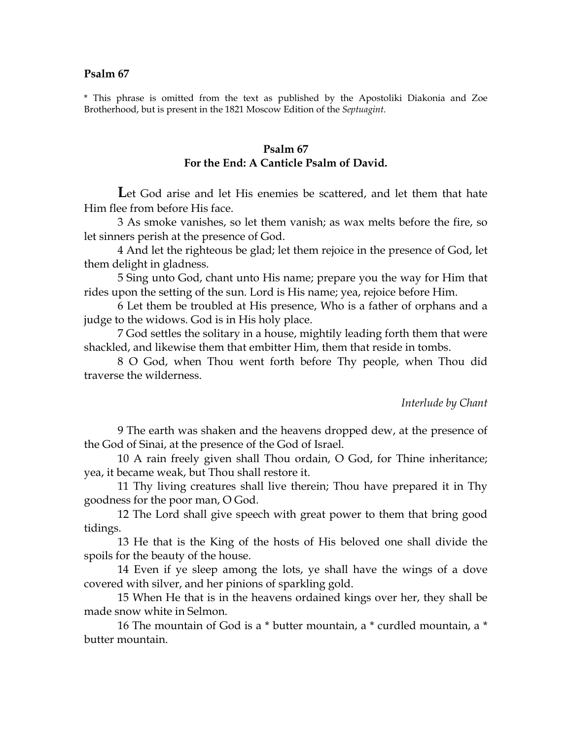**Psalm 67**

* This phrase is omitted from the text as published by the Apostoliki Diakonia and Zoe Brotherhood, but is present in the 1821 Moscow Edition of the *Septuagint.*

## Psalm 67
## For the End: A Canticle Psalm of David.

**L**et God arise and let His enemies be scattered, and let them that hate Him flee from before His face.

3 As smoke vanishes, so let them vanish; as wax melts before the fire, so let sinners perish at the presence of God.

4 And let the righteous be glad; let them rejoice in the presence of God, let them delight in gladness.

5 Sing unto God, chant unto His name; prepare you the way for Him that rides upon the setting of the sun. Lord is His name; yea, rejoice before Him.

6 Let them be troubled at His presence, Who is a father of orphans and a judge to the widows. God is in His holy place.

7 God settles the solitary in a house, mightily leading forth them that were shackled, and likewise them that embitter Him, them that reside in tombs.

8 O God, when Thou went forth before Thy people, when Thou did traverse the wilderness.

*Interlude by Chant*

9 The earth was shaken and the heavens dropped dew, at the presence of the God of Sinai, at the presence of the God of Israel.

10 A rain freely given shall Thou ordain, O God, for Thine inheritance; yea, it became weak, but Thou shall restore it.

11 Thy living creatures shall live therein; Thou have prepared it in Thy goodness for the poor man, O God.

12 The Lord shall give speech with great power to them that bring good tidings.

13 He that is the King of the hosts of His beloved one shall divide the spoils for the beauty of the house.

14 Even if ye sleep among the lots, ye shall have the wings of a dove covered with silver, and her pinions of sparkling gold.

15 When He that is in the heavens ordained kings over her, they shall be made snow white in Selmon.

16 The mountain of God is a * butter mountain, a * curdled mountain, a * butter mountain.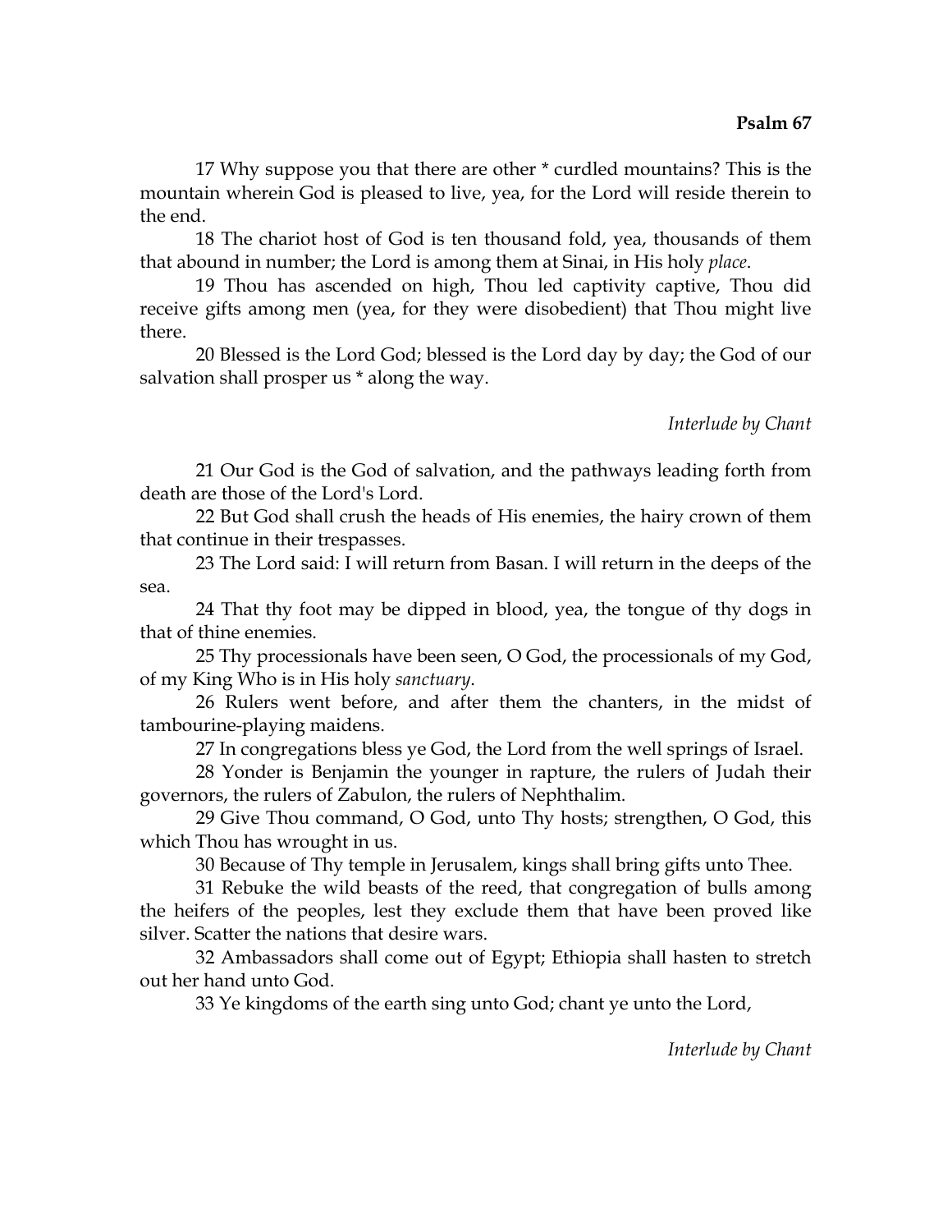17 Why suppose you that there are other * curdled mountains? This is the mountain wherein God is pleased to live, yea, for the Lord will reside therein to the end.

18 The chariot host of God is ten thousand fold, yea, thousands of them that abound in number; the Lord is among them at Sinai, in His holy *place*.

19 Thou has ascended on high, Thou led captivity captive, Thou did receive gifts among men (yea, for they were disobedient) that Thou might live there.

20 Blessed is the Lord God; blessed is the Lord day by day; the God of our salvation shall prosper us * along the way.

*Interlude by Chant*

21 Our God is the God of salvation, and the pathways leading forth from death are those of the Lord's Lord.

22 But God shall crush the heads of His enemies, the hairy crown of them that continue in their trespasses.

23 The Lord said: I will return from Basan. I will return in the deeps of the sea.

24 That thy foot may be dipped in blood, yea, the tongue of thy dogs in that of thine enemies.

25 Thy processionals have been seen, O God, the processionals of my God, of my King Who is in His holy *sanctuary*.

26 Rulers went before, and after them the chanters, in the midst of tambourine-playing maidens.

27 In congregations bless ye God, the Lord from the well springs of Israel.

28 Yonder is Benjamin the younger in rapture, the rulers of Judah their governors, the rulers of Zabulon, the rulers of Nephthalim.

29 Give Thou command, O God, unto Thy hosts; strengthen, O God, this which Thou has wrought in us.

30 Because of Thy temple in Jerusalem, kings shall bring gifts unto Thee.

31 Rebuke the wild beasts of the reed, that congregation of bulls among the heifers of the peoples, lest they exclude them that have been proved like silver. Scatter the nations that desire wars.

32 Ambassadors shall come out of Egypt; Ethiopia shall hasten to stretch out her hand unto God.

33 Ye kingdoms of the earth sing unto God; chant ye unto the Lord,

*Interlude by Chant*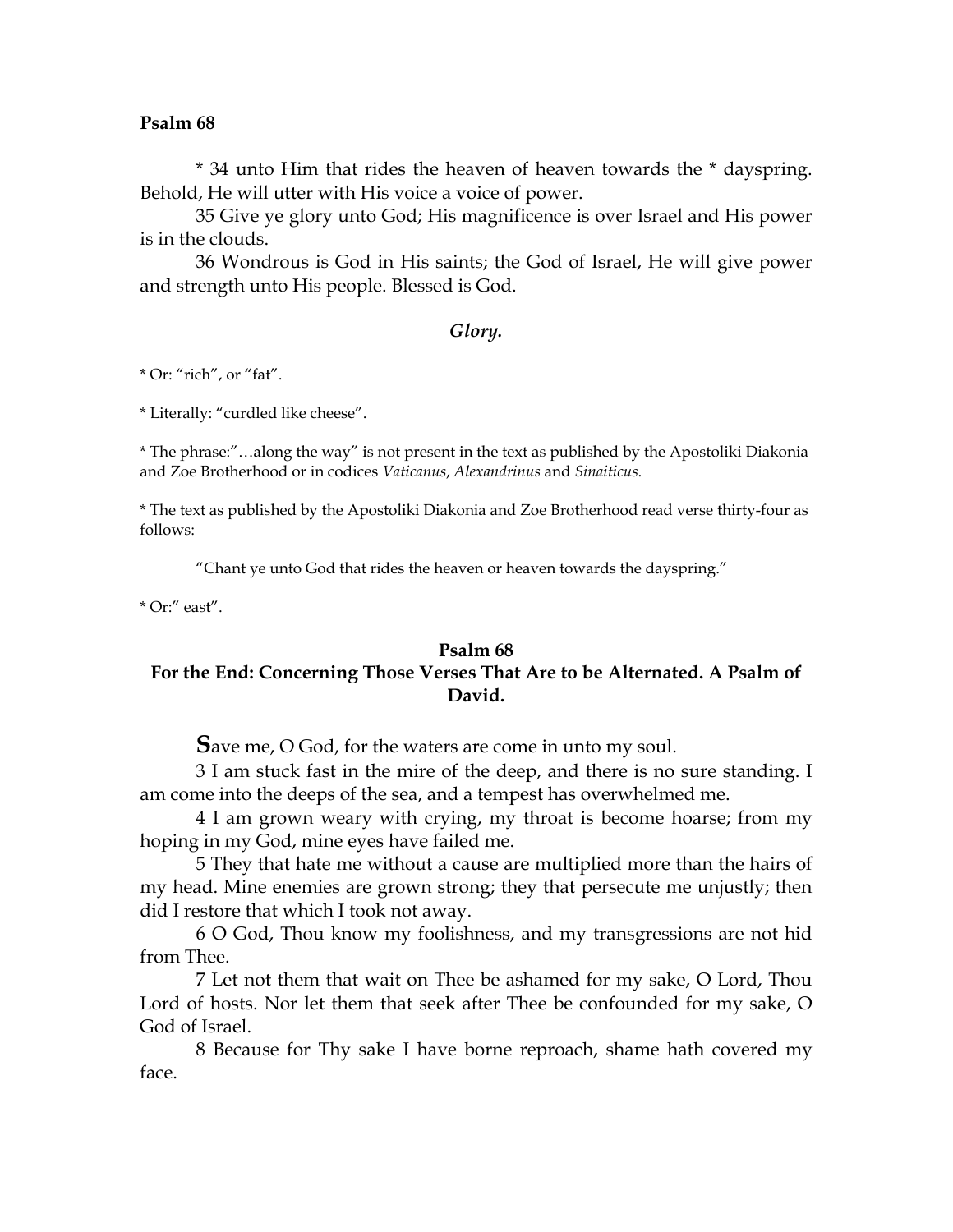* 34 unto Him that rides the heaven of heaven towards the * dayspring. Behold, He will utter with His voice a voice of power.

35 Give ye glory unto God; His magnificence is over Israel and His power is in the clouds.

36 Wondrous is God in His saints; the God of Israel, He will give power and strength unto His people. Blessed is God.

*Glory.*

* Or: "rich", or "fat".

* Literally: "curdled like cheese".

* The phrase:"…along the way" is not present in the text as published by the Apostoliki Diakonia and Zoe Brotherhood or in codices *Vaticanus*, *Alexandrinus* and *Sinaiticus*.

* The text as published by the Apostoliki Diakonia and Zoe Brotherhood read verse thirty-four as follows:

"Chant ye unto God that rides the heaven or heaven towards the dayspring."

* Or:" east".

## Psalm 68
## For the End: Concerning Those Verses That Are to be Alternated. A Psalm of David.

**S**ave me, O God, for the waters are come in unto my soul.

3 I am stuck fast in the mire of the deep, and there is no sure standing. I am come into the deeps of the sea, and a tempest has overwhelmed me.

4 I am grown weary with crying, my throat is become hoarse; from my hoping in my God, mine eyes have failed me.

5 They that hate me without a cause are multiplied more than the hairs of my head. Mine enemies are grown strong; they that persecute me unjustly; then did I restore that which I took not away.

6 O God, Thou know my foolishness, and my transgressions are not hid from Thee.

7 Let not them that wait on Thee be ashamed for my sake, O Lord, Thou Lord of hosts. Nor let them that seek after Thee be confounded for my sake, O God of Israel.

8 Because for Thy sake I have borne reproach, shame hath covered my face.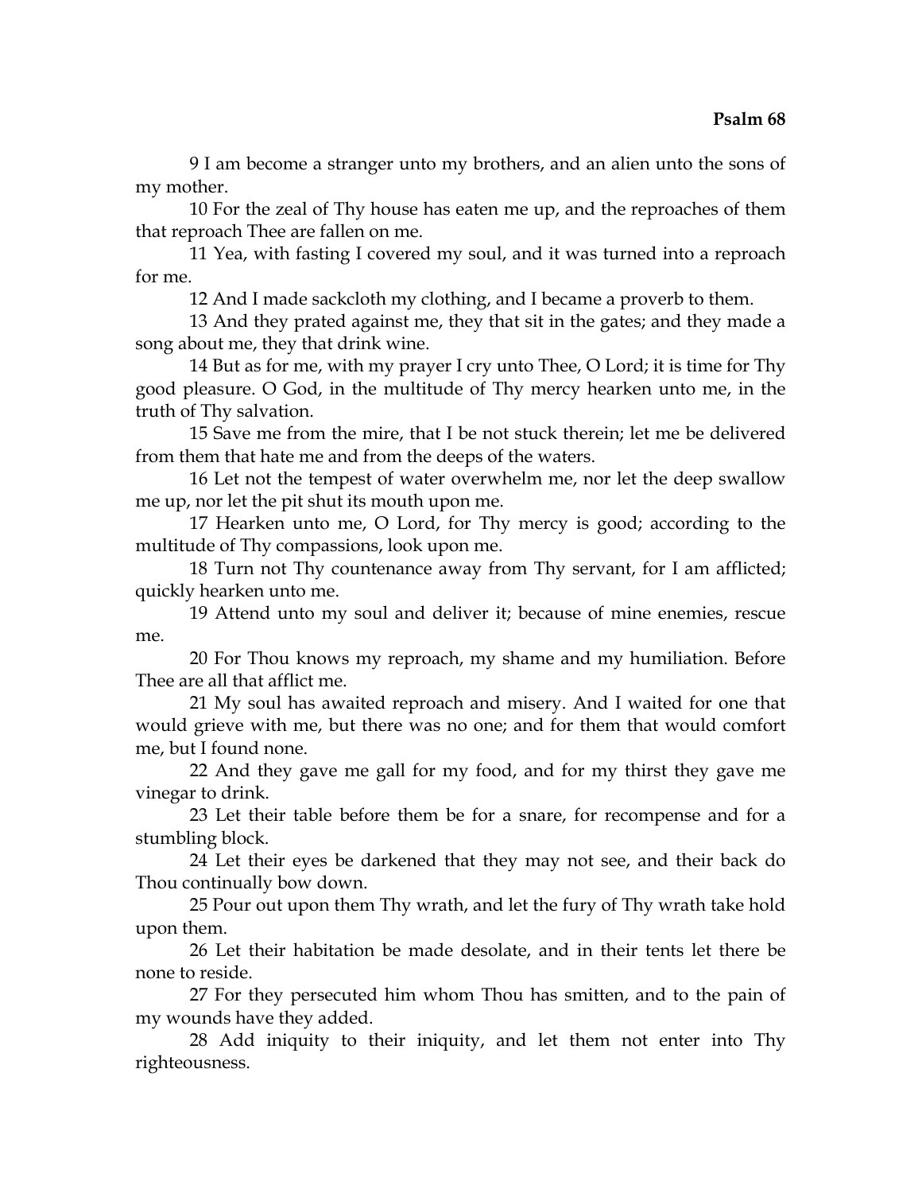9 I am become a stranger unto my brothers, and an alien unto the sons of my mother.

10 For the zeal of Thy house has eaten me up, and the reproaches of them that reproach Thee are fallen on me.

11 Yea, with fasting I covered my soul, and it was turned into a reproach for me.

12 And I made sackcloth my clothing, and I became a proverb to them.

13 And they prated against me, they that sit in the gates; and they made a song about me, they that drink wine.

14 But as for me, with my prayer I cry unto Thee, O Lord; it is time for Thy good pleasure. O God, in the multitude of Thy mercy hearken unto me, in the truth of Thy salvation.

15 Save me from the mire, that I be not stuck therein; let me be delivered from them that hate me and from the deeps of the waters.

16 Let not the tempest of water overwhelm me, nor let the deep swallow me up, nor let the pit shut its mouth upon me.

17 Hearken unto me, O Lord, for Thy mercy is good; according to the multitude of Thy compassions, look upon me.

18 Turn not Thy countenance away from Thy servant, for I am afflicted; quickly hearken unto me.

19 Attend unto my soul and deliver it; because of mine enemies, rescue me.

20 For Thou knows my reproach, my shame and my humiliation. Before Thee are all that afflict me.

21 My soul has awaited reproach and misery. And I waited for one that would grieve with me, but there was no one; and for them that would comfort me, but I found none.

22 And they gave me gall for my food, and for my thirst they gave me vinegar to drink.

23 Let their table before them be for a snare, for recompense and for a stumbling block.

24 Let their eyes be darkened that they may not see, and their back do Thou continually bow down.

25 Pour out upon them Thy wrath, and let the fury of Thy wrath take hold upon them.

26 Let their habitation be made desolate, and in their tents let there be none to reside.

27 For they persecuted him whom Thou has smitten, and to the pain of my wounds have they added.

28 Add iniquity to their iniquity, and let them not enter into Thy righteousness.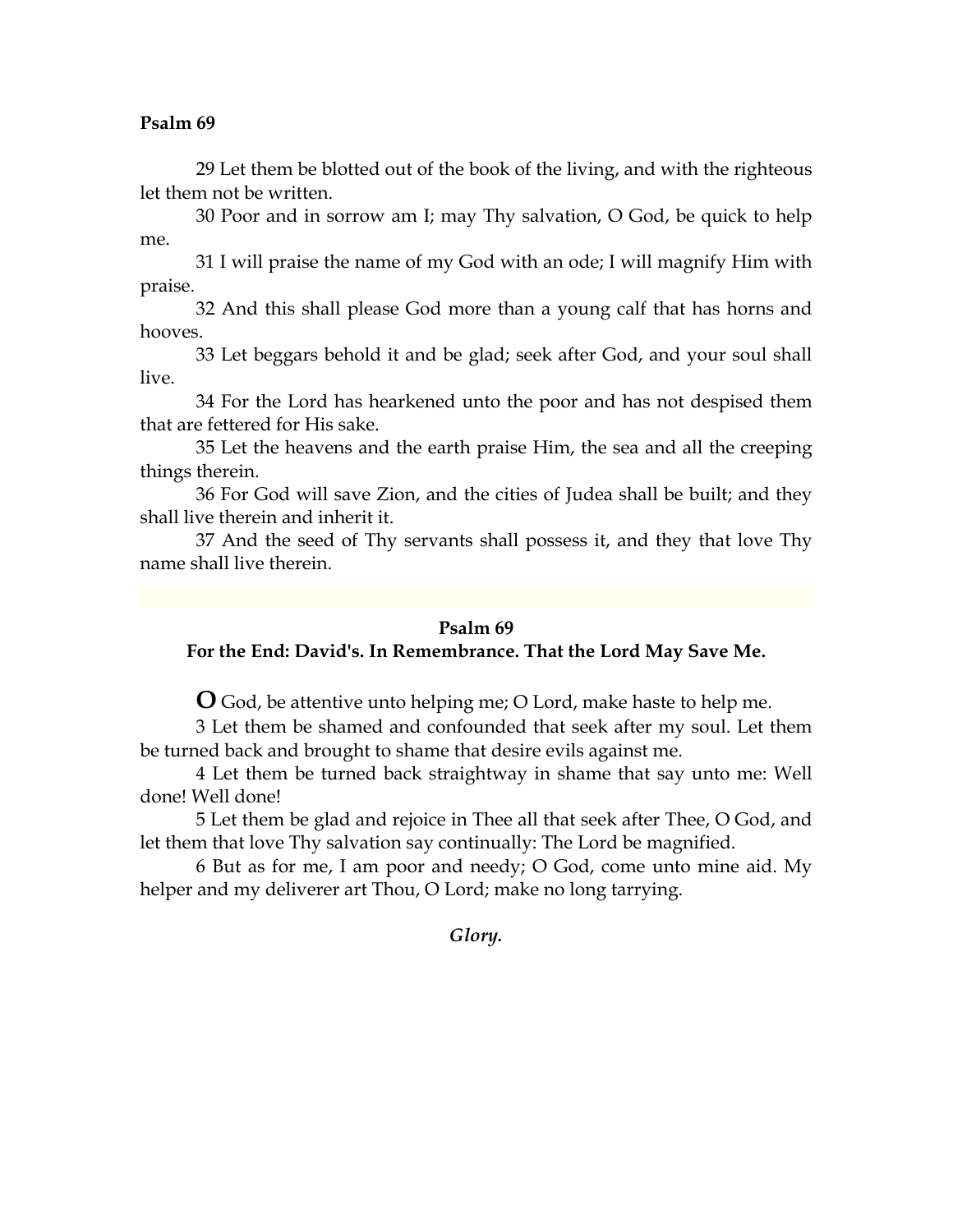**Psalm 69**

29 Let them be blotted out of the book of the living, and with the righteous let them not be written.

30 Poor and in sorrow am I; may Thy salvation, O God, be quick to help me.

31 I will praise the name of my God with an ode; I will magnify Him with praise.

32 And this shall please God more than a young calf that has horns and hooves.

33 Let beggars behold it and be glad; seek after God, and your soul shall live.

34 For the Lord has hearkened unto the poor and has not despised them that are fettered for His sake.

35 Let the heavens and the earth praise Him, the sea and all the creeping things therein.

36 For God will save Zion, and the cities of Judea shall be built; and they shall live therein and inherit it.

37 And the seed of Thy servants shall possess it, and they that love Thy name shall live therein.

## Psalm 69

### For the End: David's. In Remembrance. That the Lord May Save Me.

**O** God, be attentive unto helping me; O Lord, make haste to help me.

3 Let them be shamed and confounded that seek after my soul. Let them be turned back and brought to shame that desire evils against me.

4 Let them be turned back straightway in shame that say unto me: Well done! Well done!

5 Let them be glad and rejoice in Thee all that seek after Thee, O God, and let them that love Thy salvation say continually: The Lord be magnified.

6 But as for me, I am poor and needy; O God, come unto mine aid. My helper and my deliverer art Thou, O Lord; make no long tarrying.

***Glory.***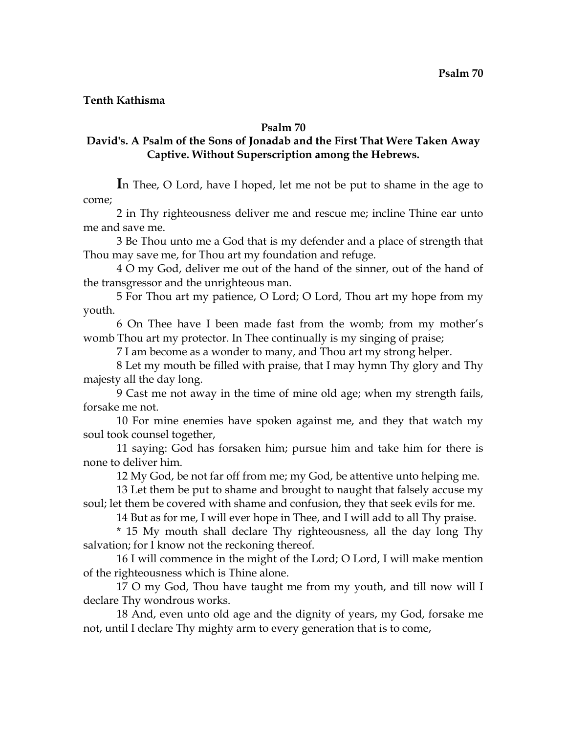**Tenth Kathisma**

### Psalm 70

### David's. A Psalm of the Sons of Jonadab and the First That Were Taken Away Captive. Without Superscription among the Hebrews.

**I**n Thee, O Lord, have I hoped, let me not be put to shame in the age to come;

2 in Thy righteousness deliver me and rescue me; incline Thine ear unto me and save me.

3 Be Thou unto me a God that is my defender and a place of strength that Thou may save me, for Thou art my foundation and refuge.

4 O my God, deliver me out of the hand of the sinner, out of the hand of the transgressor and the unrighteous man.

5 For Thou art my patience, O Lord; O Lord, Thou art my hope from my youth.

6 On Thee have I been made fast from the womb; from my mother's womb Thou art my protector. In Thee continually is my singing of praise;

7 I am become as a wonder to many, and Thou art my strong helper.

8 Let my mouth be filled with praise, that I may hymn Thy glory and Thy majesty all the day long.

9 Cast me not away in the time of mine old age; when my strength fails, forsake me not.

10 For mine enemies have spoken against me, and they that watch my soul took counsel together,

11 saying: God has forsaken him; pursue him and take him for there is none to deliver him.

12 My God, be not far off from me; my God, be attentive unto helping me.

13 Let them be put to shame and brought to naught that falsely accuse my soul; let them be covered with shame and confusion, they that seek evils for me.

14 But as for me, I will ever hope in Thee, and I will add to all Thy praise.

* 15 My mouth shall declare Thy righteousness, all the day long Thy salvation; for I know not the reckoning thereof.

16 I will commence in the might of the Lord; O Lord, I will make mention of the righteousness which is Thine alone.

17 O my God, Thou have taught me from my youth, and till now will I declare Thy wondrous works.

18 And, even unto old age and the dignity of years, my God, forsake me not, until I declare Thy mighty arm to every generation that is to come,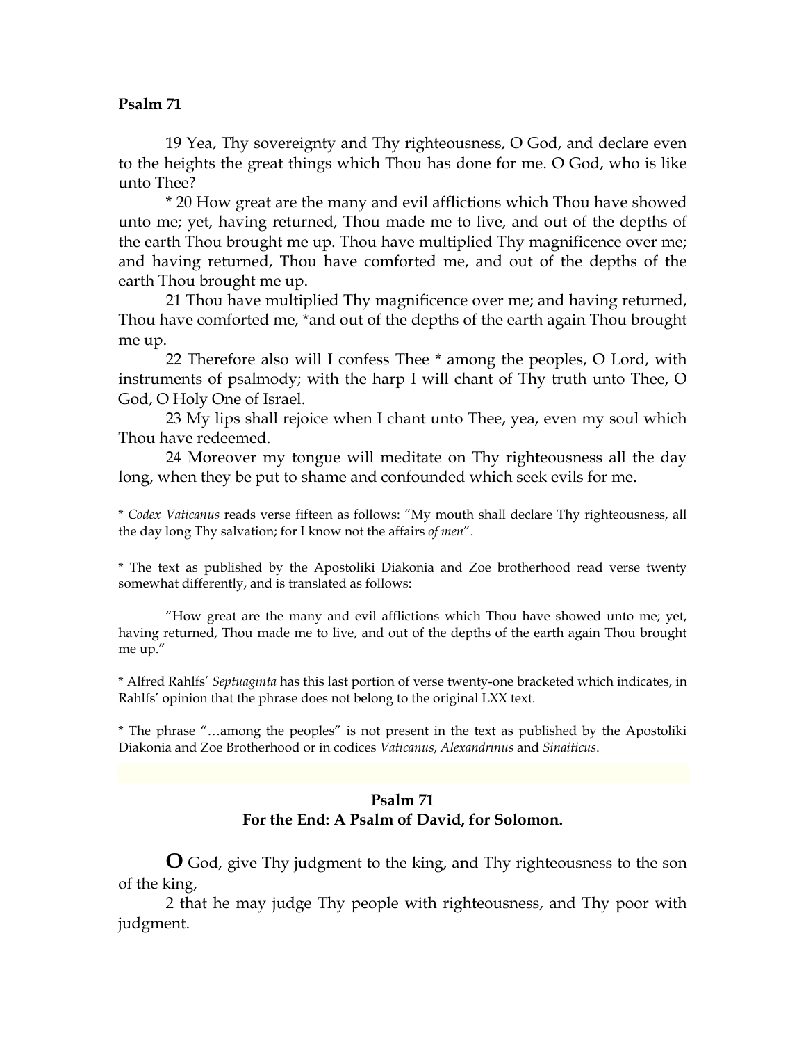**Psalm 71**

19 Yea, Thy sovereignty and Thy righteousness, O God, and declare even to the heights the great things which Thou has done for me. O God, who is like unto Thee?

* 20 How great are the many and evil afflictions which Thou have showed unto me; yet, having returned, Thou made me to live, and out of the depths of the earth Thou brought me up. Thou have multiplied Thy magnificence over me; and having returned, Thou have comforted me, and out of the depths of the earth Thou brought me up.

21 Thou have multiplied Thy magnificence over me; and having returned, Thou have comforted me, *and out of the depths of the earth again Thou brought me up.

22 Therefore also will I confess Thee * among the peoples, O Lord, with instruments of psalmody; with the harp I will chant of Thy truth unto Thee, O God, O Holy One of Israel.

23 My lips shall rejoice when I chant unto Thee, yea, even my soul which Thou have redeemed.

24 Moreover my tongue will meditate on Thy righteousness all the day long, when they be put to shame and confounded which seek evils for me.

* *Codex Vaticanus* reads verse fifteen as follows: "My mouth shall declare Thy righteousness, all the day long Thy salvation; for I know not the affairs *of men*".

* The text as published by the Apostoliki Diakonia and Zoe brotherhood read verse twenty somewhat differently, and is translated as follows:

"How great are the many and evil afflictions which Thou have showed unto me; yet, having returned, Thou made me to live, and out of the depths of the earth again Thou brought me up."

* Alfred Rahlfs' *Septuaginta* has this last portion of verse twenty-one bracketed which indicates, in Rahlfs' opinion that the phrase does not belong to the original LXX text.

* The phrase "…among the peoples" is not present in the text as published by the Apostoliki Diakonia and Zoe Brotherhood or in codices *Vaticanus*, *Alexandrinus* and *Sinaiticus*.

## Psalm 71
### For the End: A Psalm of David, for Solomon.

**O** God, give Thy judgment to the king, and Thy righteousness to the son of the king,

2 that he may judge Thy people with righteousness, and Thy poor with judgment.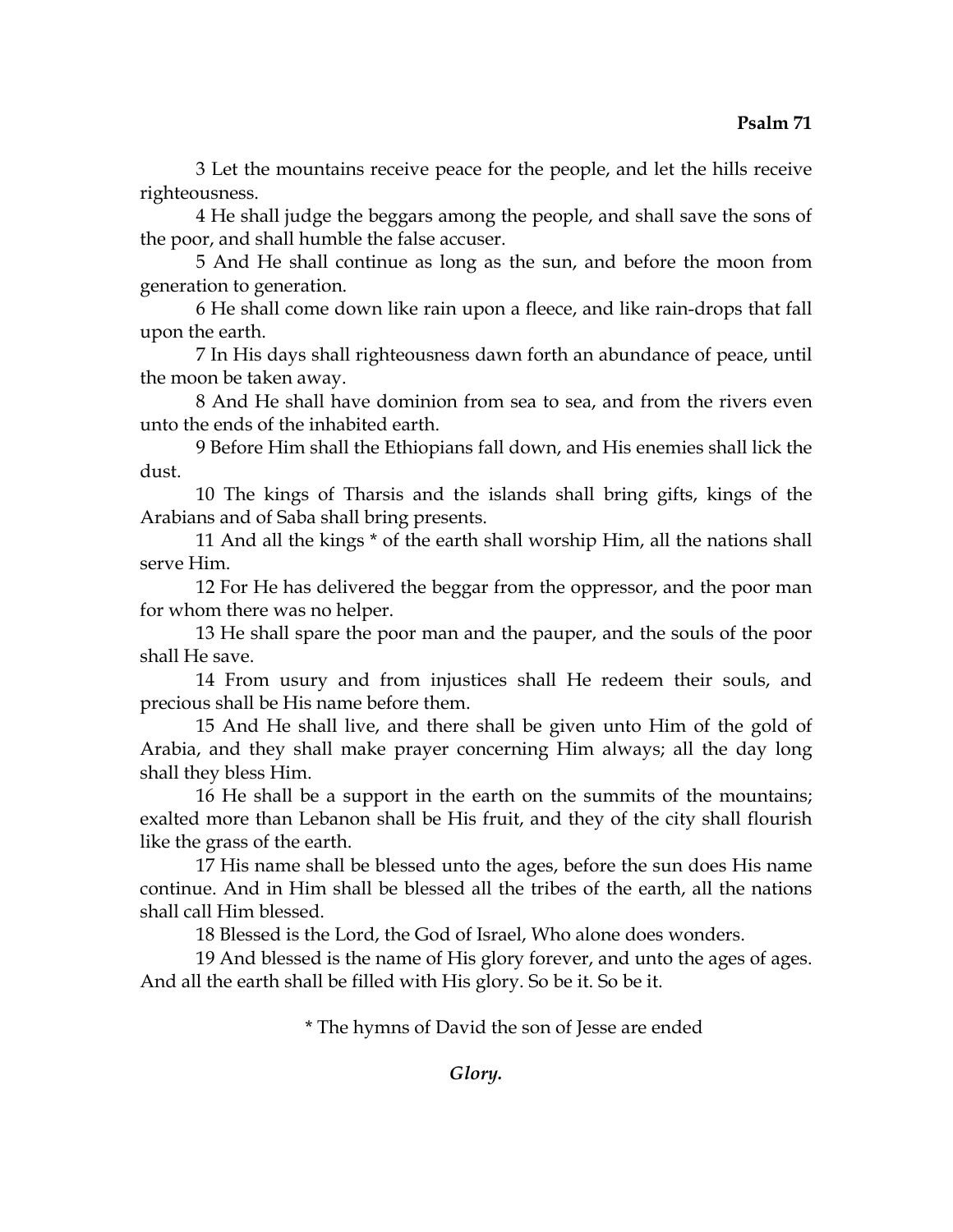**Psalm 71**

3 Let the mountains receive peace for the people, and let the hills receive righteousness.

4 He shall judge the beggars among the people, and shall save the sons of the poor, and shall humble the false accuser.

5 And He shall continue as long as the sun, and before the moon from generation to generation.

6 He shall come down like rain upon a fleece, and like rain-drops that fall upon the earth.

7 In His days shall righteousness dawn forth an abundance of peace, until the moon be taken away.

8 And He shall have dominion from sea to sea, and from the rivers even unto the ends of the inhabited earth.

9 Before Him shall the Ethiopians fall down, and His enemies shall lick the dust.

10 The kings of Tharsis and the islands shall bring gifts, kings of the Arabians and of Saba shall bring presents.

11 And all the kings * of the earth shall worship Him, all the nations shall serve Him.

12 For He has delivered the beggar from the oppressor, and the poor man for whom there was no helper.

13 He shall spare the poor man and the pauper, and the souls of the poor shall He save.

14 From usury and from injustices shall He redeem their souls, and precious shall be His name before them.

15 And He shall live, and there shall be given unto Him of the gold of Arabia, and they shall make prayer concerning Him always; all the day long shall they bless Him.

16 He shall be a support in the earth on the summits of the mountains; exalted more than Lebanon shall be His fruit, and they of the city shall flourish like the grass of the earth.

17 His name shall be blessed unto the ages, before the sun does His name continue. And in Him shall be blessed all the tribes of the earth, all the nations shall call Him blessed.

18 Blessed is the Lord, the God of Israel, Who alone does wonders.

19 And blessed is the name of His glory forever, and unto the ages of ages. And all the earth shall be filled with His glory. So be it. So be it.

* The hymns of David the son of Jesse are ended

***Glory.***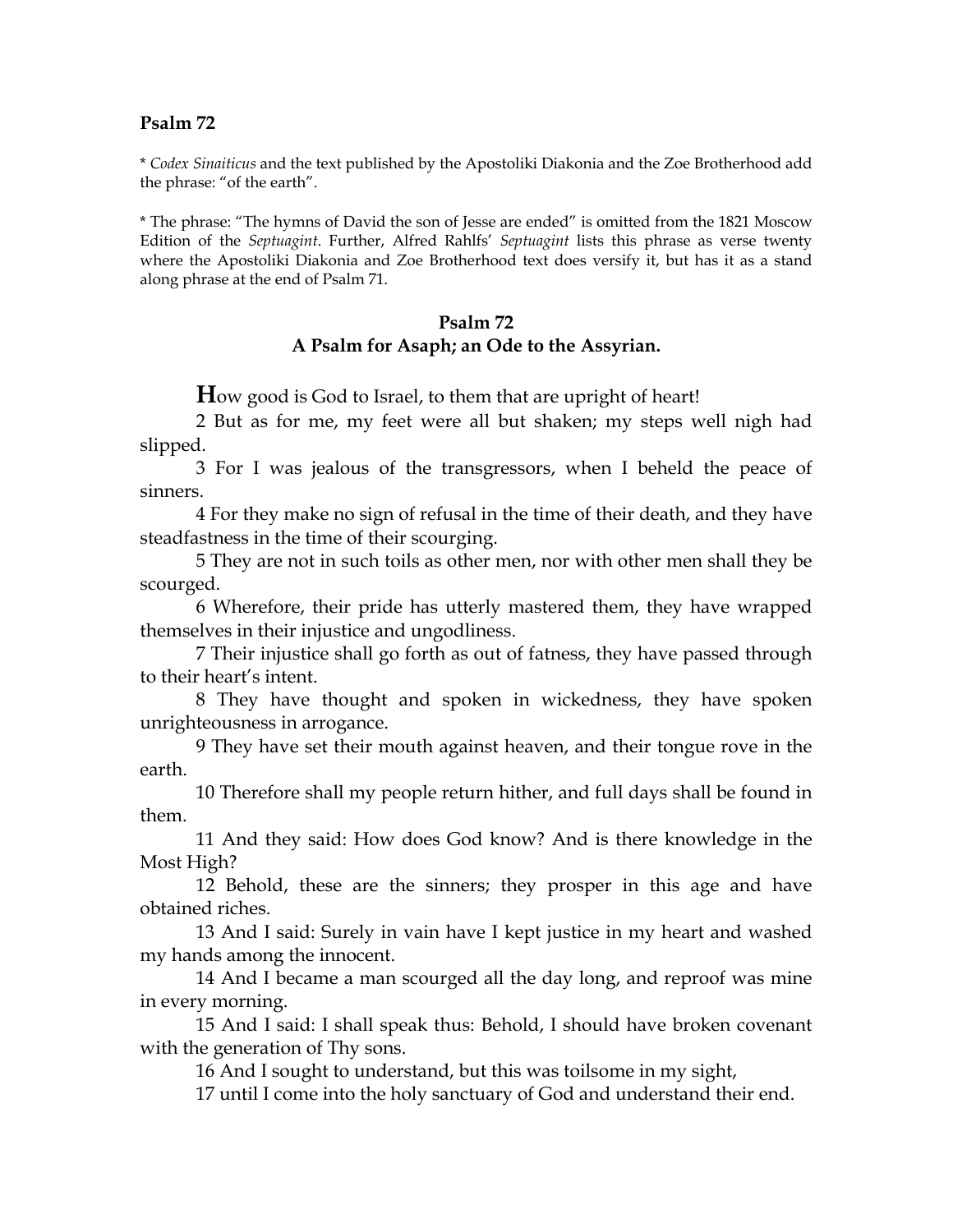**Psalm 72**

* *Codex Sinaiticus* and the text published by the Apostoliki Diakonia and the Zoe Brotherhood add the phrase: "of the earth".

* The phrase: "The hymns of David the son of Jesse are ended" is omitted from the 1821 Moscow Edition of the *Septuagint*. Further, Alfred Rahlfs' *Septuagint* lists this phrase as verse twenty where the Apostoliki Diakonia and Zoe Brotherhood text does versify it, but has it as a stand along phrase at the end of Psalm 71.

## Psalm 72
### A Psalm for Asaph; an Ode to the Assyrian.

**H**ow good is God to Israel, to them that are upright of heart!

2 But as for me, my feet were all but shaken; my steps well nigh had slipped.

3 For I was jealous of the transgressors, when I beheld the peace of sinners.

4 For they make no sign of refusal in the time of their death, and they have steadfastness in the time of their scourging.

5 They are not in such toils as other men, nor with other men shall they be scourged.

6 Wherefore, their pride has utterly mastered them, they have wrapped themselves in their injustice and ungodliness.

7 Their injustice shall go forth as out of fatness, they have passed through to their heart's intent.

8 They have thought and spoken in wickedness, they have spoken unrighteousness in arrogance.

9 They have set their mouth against heaven, and their tongue rove in the earth.

10 Therefore shall my people return hither, and full days shall be found in them.

11 And they said: How does God know? And is there knowledge in the Most High?

12 Behold, these are the sinners; they prosper in this age and have obtained riches.

13 And I said: Surely in vain have I kept justice in my heart and washed my hands among the innocent.

14 And I became a man scourged all the day long, and reproof was mine in every morning.

15 And I said: I shall speak thus: Behold, I should have broken covenant with the generation of Thy sons.

16 And I sought to understand, but this was toilsome in my sight,

17 until I come into the holy sanctuary of God and understand their end.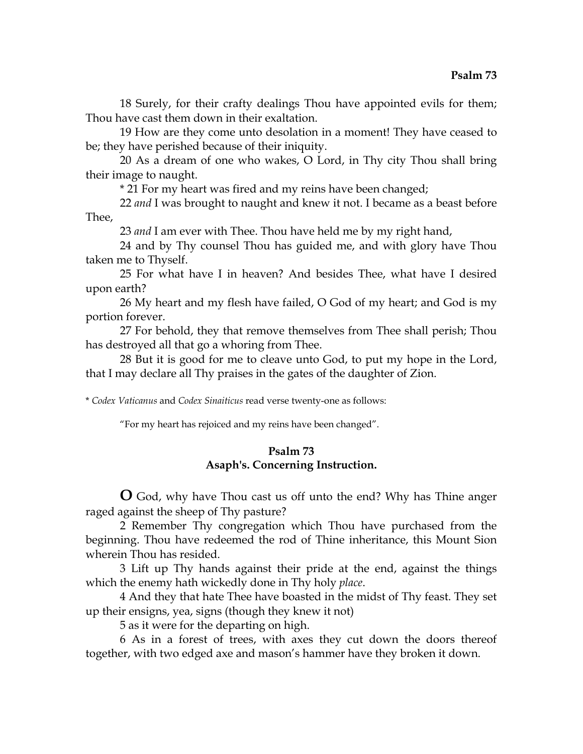18 Surely, for their crafty dealings Thou have appointed evils for them; Thou have cast them down in their exaltation.

19 How are they come unto desolation in a moment! They have ceased to be; they have perished because of their iniquity.

20 As a dream of one who wakes, O Lord, in Thy city Thou shall bring their image to naught.

* 21 For my heart was fired and my reins have been changed;

22 *and* I was brought to naught and knew it not. I became as a beast before Thee,

23 *and* I am ever with Thee. Thou have held me by my right hand,

24 and by Thy counsel Thou has guided me, and with glory have Thou taken me to Thyself.

25 For what have I in heaven? And besides Thee, what have I desired upon earth?

26 My heart and my flesh have failed, O God of my heart; and God is my portion forever.

27 For behold, they that remove themselves from Thee shall perish; Thou has destroyed all that go a whoring from Thee.

28 But it is good for me to cleave unto God, to put my hope in the Lord, that I may declare all Thy praises in the gates of the daughter of Zion.

* *Codex Vaticanus* and *Codex Sinaiticus* read verse twenty-one as follows:

"For my heart has rejoiced and my reins have been changed".

## Psalm 73
## Asaph's. Concerning Instruction.

**O** God, why have Thou cast us off unto the end? Why has Thine anger raged against the sheep of Thy pasture?

2 Remember Thy congregation which Thou have purchased from the beginning. Thou have redeemed the rod of Thine inheritance, this Mount Sion wherein Thou has resided.

3 Lift up Thy hands against their pride at the end, against the things which the enemy hath wickedly done in Thy holy *place*.

4 And they that hate Thee have boasted in the midst of Thy feast. They set up their ensigns, yea, signs (though they knew it not)

5 as it were for the departing on high.

6 As in a forest of trees, with axes they cut down the doors thereof together, with two edged axe and mason's hammer have they broken it down.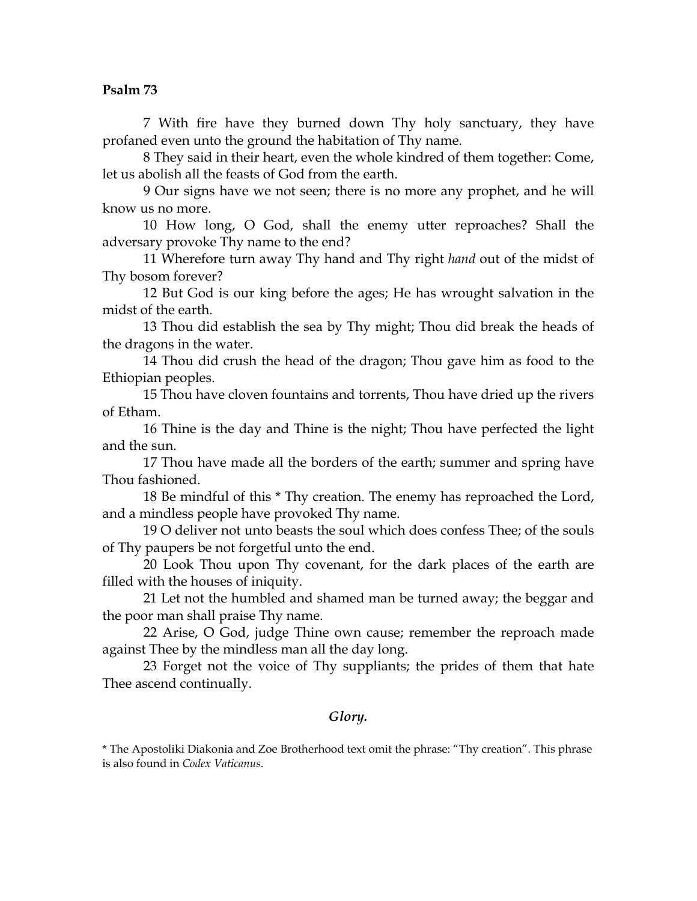**Psalm 73**

7 With fire have they burned down Thy holy sanctuary, they have profaned even unto the ground the habitation of Thy name.

8 They said in their heart, even the whole kindred of them together: Come, let us abolish all the feasts of God from the earth.

9 Our signs have we not seen; there is no more any prophet, and he will know us no more.

10 How long, O God, shall the enemy utter reproaches? Shall the adversary provoke Thy name to the end?

11 Wherefore turn away Thy hand and Thy right *hand* out of the midst of Thy bosom forever?

12 But God is our king before the ages; He has wrought salvation in the midst of the earth.

13 Thou did establish the sea by Thy might; Thou did break the heads of the dragons in the water.

14 Thou did crush the head of the dragon; Thou gave him as food to the Ethiopian peoples.

15 Thou have cloven fountains and torrents, Thou have dried up the rivers of Etham.

16 Thine is the day and Thine is the night; Thou have perfected the light and the sun.

17 Thou have made all the borders of the earth; summer and spring have Thou fashioned.

18 Be mindful of this * Thy creation. The enemy has reproached the Lord, and a mindless people have provoked Thy name.

19 O deliver not unto beasts the soul which does confess Thee; of the souls of Thy paupers be not forgetful unto the end.

20 Look Thou upon Thy covenant, for the dark places of the earth are filled with the houses of iniquity.

21 Let not the humbled and shamed man be turned away; the beggar and the poor man shall praise Thy name.

22 Arise, O God, judge Thine own cause; remember the reproach made against Thee by the mindless man all the day long.

23 Forget not the voice of Thy suppliants; the prides of them that hate Thee ascend continually.

***Glory.***

* The Apostoliki Diakonia and Zoe Brotherhood text omit the phrase: "Thy creation". This phrase is also found in *Codex Vaticanus*.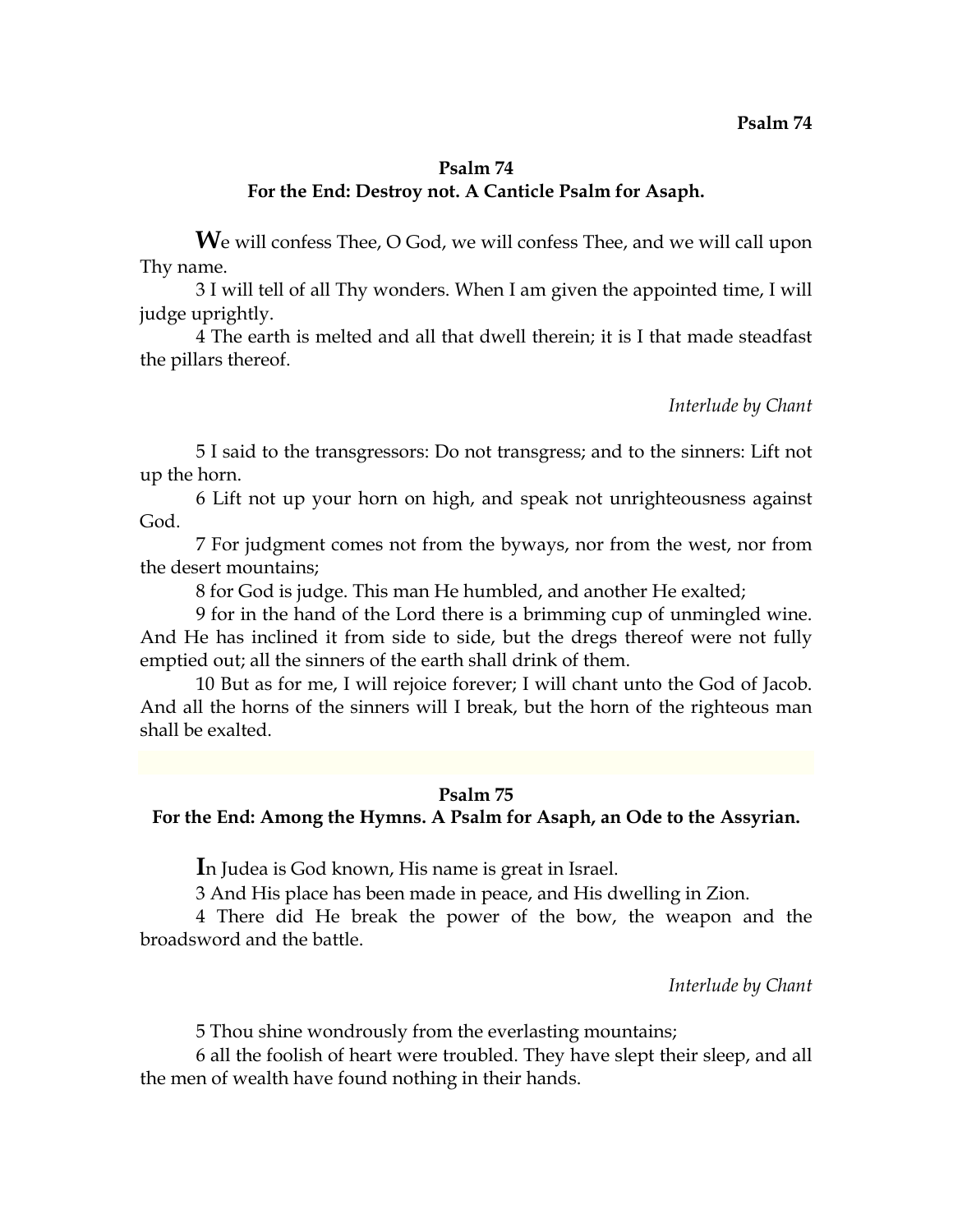## Psalm 74

### For the End: Destroy not. A Canticle Psalm for Asaph.

**W**e will confess Thee, O God, we will confess Thee, and we will call upon Thy name.

3 I will tell of all Thy wonders. When I am given the appointed time, I will judge uprightly.

4 The earth is melted and all that dwell therein; it is I that made steadfast the pillars thereof.

*Interlude by Chant*

5 I said to the transgressors: Do not transgress; and to the sinners: Lift not up the horn.

6 Lift not up your horn on high, and speak not unrighteousness against God.

7 For judgment comes not from the byways, nor from the west, nor from the desert mountains;

8 for God is judge. This man He humbled, and another He exalted;

9 for in the hand of the Lord there is a brimming cup of unmingled wine. And He has inclined it from side to side, but the dregs thereof were not fully emptied out; all the sinners of the earth shall drink of them.

10 But as for me, I will rejoice forever; I will chant unto the God of Jacob. And all the horns of the sinners will I break, but the horn of the righteous man shall be exalted.

## Psalm 75

### For the End: Among the Hymns. A Psalm for Asaph, an Ode to the Assyrian.

**I**n Judea is God known, His name is great in Israel.

3 And His place has been made in peace, and His dwelling in Zion.

4 There did He break the power of the bow, the weapon and the broadsword and the battle.

*Interlude by Chant*

5 Thou shine wondrously from the everlasting mountains;

6 all the foolish of heart were troubled. They have slept their sleep, and all the men of wealth have found nothing in their hands.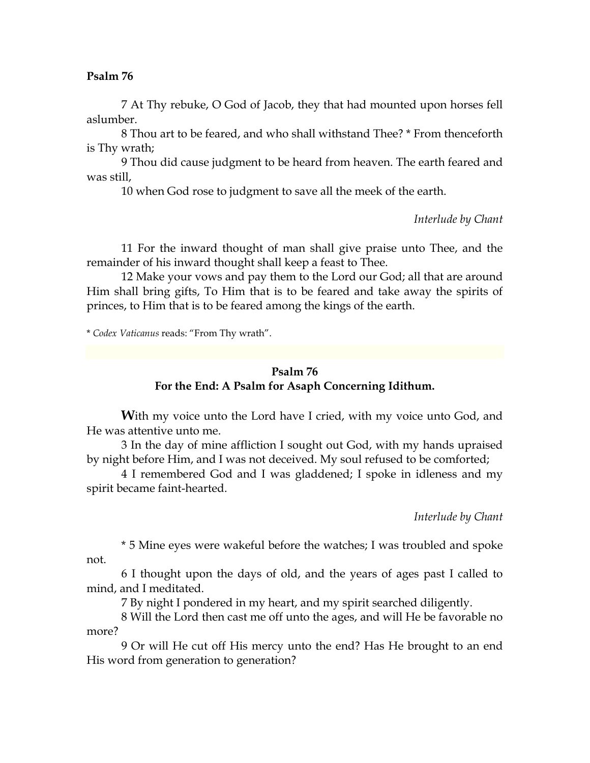**Psalm 76**

7 At Thy rebuke, O God of Jacob, they that had mounted upon horses fell aslumber.

8 Thou art to be feared, and who shall withstand Thee? * From thenceforth is Thy wrath;

9 Thou did cause judgment to be heard from heaven. The earth feared and was still,

10 when God rose to judgment to save all the meek of the earth.

*Interlude by Chant*

11 For the inward thought of man shall give praise unto Thee, and the remainder of his inward thought shall keep a feast to Thee.

12 Make your vows and pay them to the Lord our God; all that are around Him shall bring gifts, To Him that is to be feared and take away the spirits of princes, to Him that is to be feared among the kings of the earth.

* *Codex Vaticanus* reads: "From Thy wrath".

## Psalm 76
### For the End: A Psalm for Asaph Concerning Idithum.

**W**ith my voice unto the Lord have I cried, with my voice unto God, and He was attentive unto me.

3 In the day of mine affliction I sought out God, with my hands upraised by night before Him, and I was not deceived. My soul refused to be comforted;

4 I remembered God and I was gladdened; I spoke in idleness and my spirit became faint-hearted.

*Interlude by Chant*

* 5 Mine eyes were wakeful before the watches; I was troubled and spoke not.

6 I thought upon the days of old, and the years of ages past I called to mind, and I meditated.

7 By night I pondered in my heart, and my spirit searched diligently.

8 Will the Lord then cast me off unto the ages, and will He be favorable no more?

9 Or will He cut off His mercy unto the end? Has He brought to an end His word from generation to generation?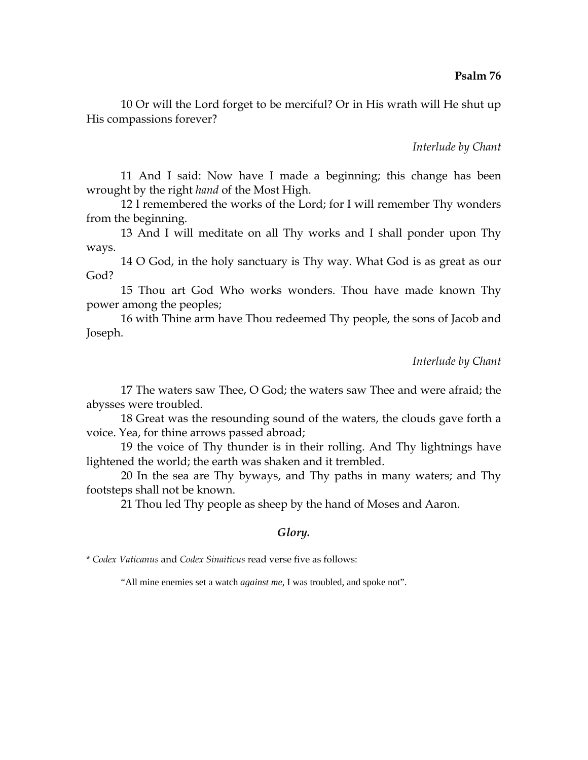10 Or will the Lord forget to be merciful? Or in His wrath will He shut up His compassions forever?

*Interlude by Chant*

11 And I said: Now have I made a beginning; this change has been wrought by the right *hand* of the Most High.

12 I remembered the works of the Lord; for I will remember Thy wonders from the beginning.

13 And I will meditate on all Thy works and I shall ponder upon Thy ways.

14 O God, in the holy sanctuary is Thy way. What God is as great as our God?

15 Thou art God Who works wonders. Thou have made known Thy power among the peoples;

16 with Thine arm have Thou redeemed Thy people, the sons of Jacob and Joseph.

*Interlude by Chant*

17 The waters saw Thee, O God; the waters saw Thee and were afraid; the abysses were troubled.

18 Great was the resounding sound of the waters, the clouds gave forth a voice. Yea, for thine arrows passed abroad;

19 the voice of Thy thunder is in their rolling. And Thy lightnings have lightened the world; the earth was shaken and it trembled.

20 In the sea are Thy byways, and Thy paths in many waters; and Thy footsteps shall not be known.

21 Thou led Thy people as sheep by the hand of Moses and Aaron.

***Glory.***

* *Codex Vaticanus* and *Codex Sinaiticus* read verse five as follows:

"All mine enemies set a watch *against me*, I was troubled, and spoke not".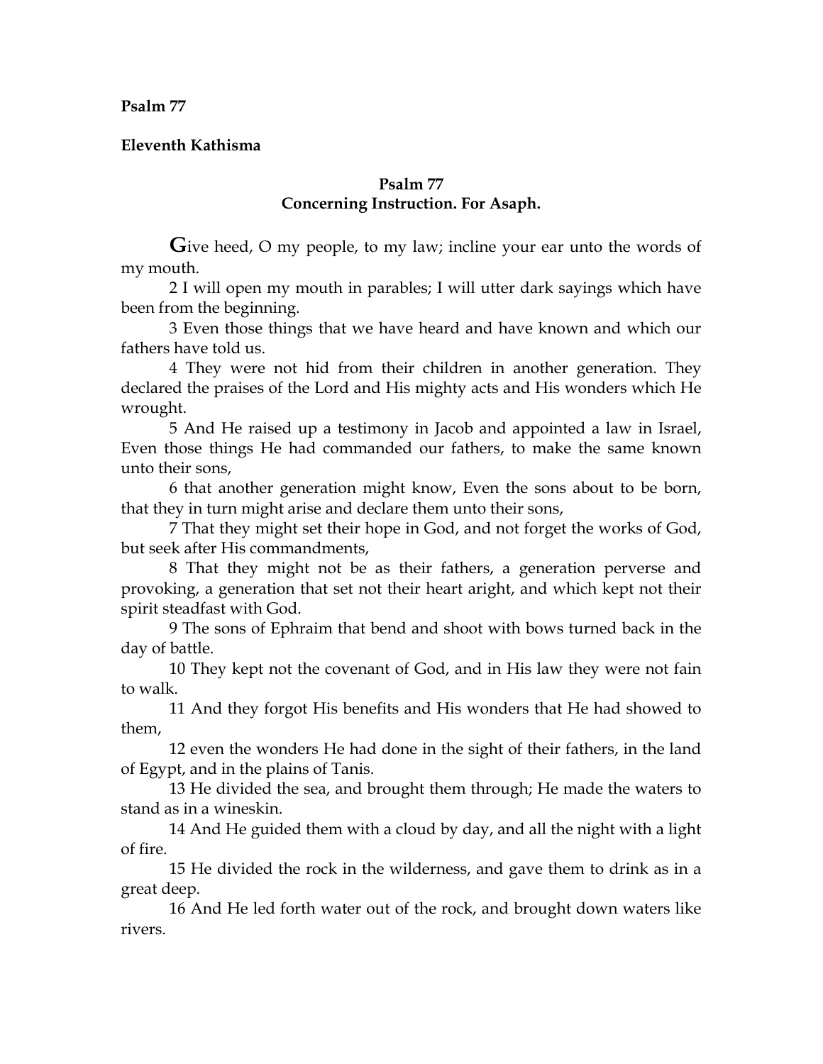**Psalm 77**

**Eleventh Kathisma**

### Psalm 77
### Concerning Instruction. For Asaph.

**G**ive heed, O my people, to my law; incline your ear unto the words of my mouth.

2 I will open my mouth in parables; I will utter dark sayings which have been from the beginning.

3 Even those things that we have heard and have known and which our fathers have told us.

4 They were not hid from their children in another generation. They declared the praises of the Lord and His mighty acts and His wonders which He wrought.

5 And He raised up a testimony in Jacob and appointed a law in Israel, Even those things He had commanded our fathers, to make the same known unto their sons,

6 that another generation might know, Even the sons about to be born, that they in turn might arise and declare them unto their sons,

7 That they might set their hope in God, and not forget the works of God, but seek after His commandments,

8 That they might not be as their fathers, a generation perverse and provoking, a generation that set not their heart aright, and which kept not their spirit steadfast with God.

9 The sons of Ephraim that bend and shoot with bows turned back in the day of battle.

10 They kept not the covenant of God, and in His law they were not fain to walk.

11 And they forgot His benefits and His wonders that He had showed to them,

12 even the wonders He had done in the sight of their fathers, in the land of Egypt, and in the plains of Tanis.

13 He divided the sea, and brought them through; He made the waters to stand as in a wineskin.

14 And He guided them with a cloud by day, and all the night with a light of fire.

15 He divided the rock in the wilderness, and gave them to drink as in a great deep.

16 And He led forth water out of the rock, and brought down waters like rivers.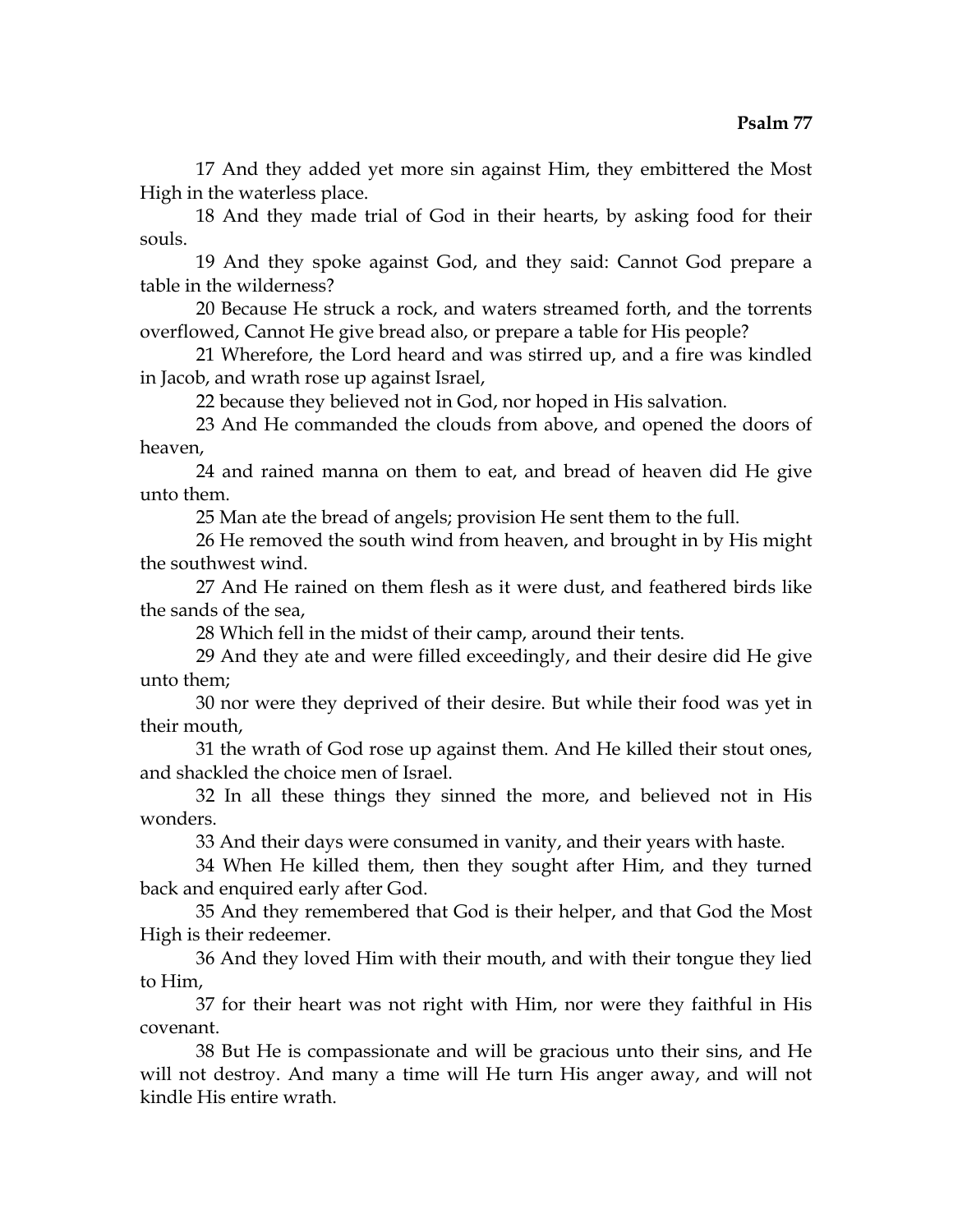17 And they added yet more sin against Him, they embittered the Most High in the waterless place.

18 And they made trial of God in their hearts, by asking food for their souls.

19 And they spoke against God, and they said: Cannot God prepare a table in the wilderness?

20 Because He struck a rock, and waters streamed forth, and the torrents overflowed, Cannot He give bread also, or prepare a table for His people?

21 Wherefore, the Lord heard and was stirred up, and a fire was kindled in Jacob, and wrath rose up against Israel,

22 because they believed not in God, nor hoped in His salvation.

23 And He commanded the clouds from above, and opened the doors of heaven,

24 and rained manna on them to eat, and bread of heaven did He give unto them.

25 Man ate the bread of angels; provision He sent them to the full.

26 He removed the south wind from heaven, and brought in by His might the southwest wind.

27 And He rained on them flesh as it were dust, and feathered birds like the sands of the sea,

28 Which fell in the midst of their camp, around their tents.

29 And they ate and were filled exceedingly, and their desire did He give unto them;

30 nor were they deprived of their desire. But while their food was yet in their mouth,

31 the wrath of God rose up against them. And He killed their stout ones, and shackled the choice men of Israel.

32 In all these things they sinned the more, and believed not in His wonders.

33 And their days were consumed in vanity, and their years with haste.

34 When He killed them, then they sought after Him, and they turned back and enquired early after God.

35 And they remembered that God is their helper, and that God the Most High is their redeemer.

36 And they loved Him with their mouth, and with their tongue they lied to Him,

37 for their heart was not right with Him, nor were they faithful in His covenant.

38 But He is compassionate and will be gracious unto their sins, and He will not destroy. And many a time will He turn His anger away, and will not kindle His entire wrath.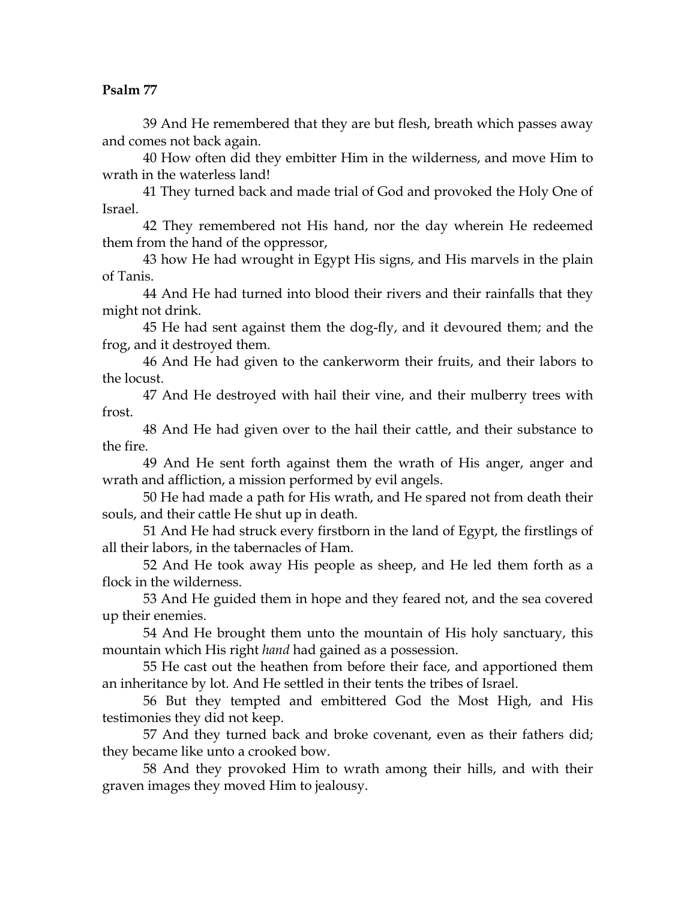**Psalm 77**

39 And He remembered that they are but flesh, breath which passes away and comes not back again.

40 How often did they embitter Him in the wilderness, and move Him to wrath in the waterless land!

41 They turned back and made trial of God and provoked the Holy One of Israel.

42 They remembered not His hand, nor the day wherein He redeemed them from the hand of the oppressor,

43 how He had wrought in Egypt His signs, and His marvels in the plain of Tanis.

44 And He had turned into blood their rivers and their rainfalls that they might not drink.

45 He had sent against them the dog-fly, and it devoured them; and the frog, and it destroyed them.

46 And He had given to the cankerworm their fruits, and their labors to the locust.

47 And He destroyed with hail their vine, and their mulberry trees with frost.

48 And He had given over to the hail their cattle, and their substance to the fire.

49 And He sent forth against them the wrath of His anger, anger and wrath and affliction, a mission performed by evil angels.

50 He had made a path for His wrath, and He spared not from death their souls, and their cattle He shut up in death.

51 And He had struck every firstborn in the land of Egypt, the firstlings of all their labors, in the tabernacles of Ham.

52 And He took away His people as sheep, and He led them forth as a flock in the wilderness.

53 And He guided them in hope and they feared not, and the sea covered up their enemies.

54 And He brought them unto the mountain of His holy sanctuary, this mountain which His right *hand* had gained as a possession.

55 He cast out the heathen from before their face, and apportioned them an inheritance by lot. And He settled in their tents the tribes of Israel.

56 But they tempted and embittered God the Most High, and His testimonies they did not keep.

57 And they turned back and broke covenant, even as their fathers did; they became like unto a crooked bow.

58 And they provoked Him to wrath among their hills, and with their graven images they moved Him to jealousy.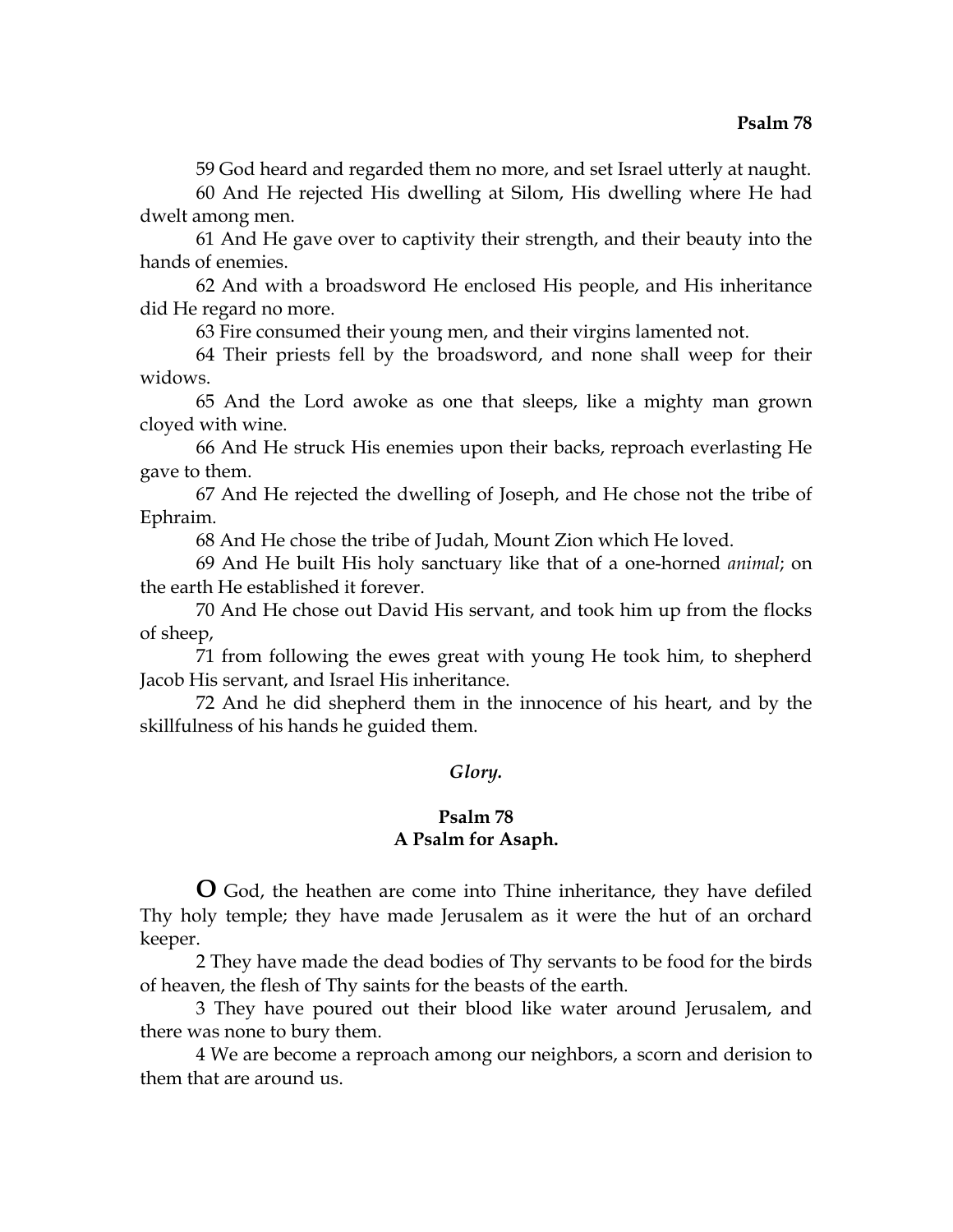59 God heard and regarded them no more, and set Israel utterly at naught.

60 And He rejected His dwelling at Silom, His dwelling where He had dwelt among men.

61 And He gave over to captivity their strength, and their beauty into the hands of enemies.

62 And with a broadsword He enclosed His people, and His inheritance did He regard no more.

63 Fire consumed their young men, and their virgins lamented not.

64 Their priests fell by the broadsword, and none shall weep for their widows.

65 And the Lord awoke as one that sleeps, like a mighty man grown cloyed with wine.

66 And He struck His enemies upon their backs, reproach everlasting He gave to them.

67 And He rejected the dwelling of Joseph, and He chose not the tribe of Ephraim.

68 And He chose the tribe of Judah, Mount Zion which He loved.

69 And He built His holy sanctuary like that of a one-horned *animal*; on the earth He established it forever.

70 And He chose out David His servant, and took him up from the flocks of sheep,

71 from following the ewes great with young He took him, to shepherd Jacob His servant, and Israel His inheritance.

72 And he did shepherd them in the innocence of his heart, and by the skillfulness of his hands he guided them.

***Glory.***

## Psalm 78
### A Psalm for Asaph.

**O** God, the heathen are come into Thine inheritance, they have defiled Thy holy temple; they have made Jerusalem as it were the hut of an orchard keeper.

2 They have made the dead bodies of Thy servants to be food for the birds of heaven, the flesh of Thy saints for the beasts of the earth.

3 They have poured out their blood like water around Jerusalem, and there was none to bury them.

4 We are become a reproach among our neighbors, a scorn and derision to them that are around us.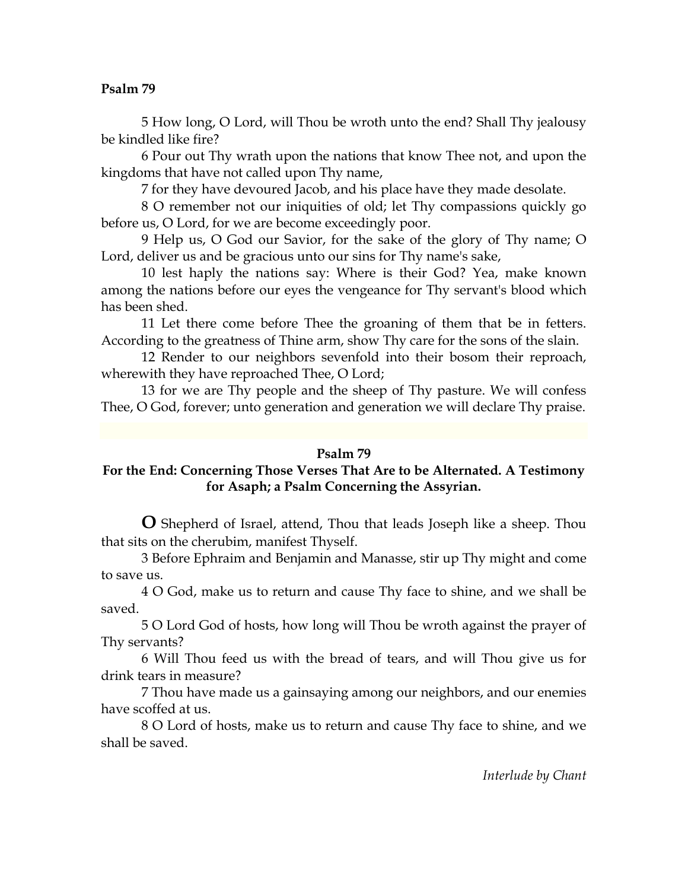**Psalm 79**

5 How long, O Lord, will Thou be wroth unto the end? Shall Thy jealousy be kindled like fire?

6 Pour out Thy wrath upon the nations that know Thee not, and upon the kingdoms that have not called upon Thy name,

7 for they have devoured Jacob, and his place have they made desolate.

8 O remember not our iniquities of old; let Thy compassions quickly go before us, O Lord, for we are become exceedingly poor.

9 Help us, O God our Savior, for the sake of the glory of Thy name; O Lord, deliver us and be gracious unto our sins for Thy name's sake,

10 lest haply the nations say: Where is their God? Yea, make known among the nations before our eyes the vengeance for Thy servant's blood which has been shed.

11 Let there come before Thee the groaning of them that be in fetters. According to the greatness of Thine arm, show Thy care for the sons of the slain.

12 Render to our neighbors sevenfold into their bosom their reproach, wherewith they have reproached Thee, O Lord;

13 for we are Thy people and the sheep of Thy pasture. We will confess Thee, O God, forever; unto generation and generation we will declare Thy praise.

## Psalm 79

### For the End: Concerning Those Verses That Are to be Alternated. A Testimony for Asaph; a Psalm Concerning the Assyrian.

**O** Shepherd of Israel, attend, Thou that leads Joseph like a sheep. Thou that sits on the cherubim, manifest Thyself.

3 Before Ephraim and Benjamin and Manasse, stir up Thy might and come to save us.

4 O God, make us to return and cause Thy face to shine, and we shall be saved.

5 O Lord God of hosts, how long will Thou be wroth against the prayer of Thy servants?

6 Will Thou feed us with the bread of tears, and will Thou give us for drink tears in measure?

7 Thou have made us a gainsaying among our neighbors, and our enemies have scoffed at us.

8 O Lord of hosts, make us to return and cause Thy face to shine, and we shall be saved.

*Interlude by Chant*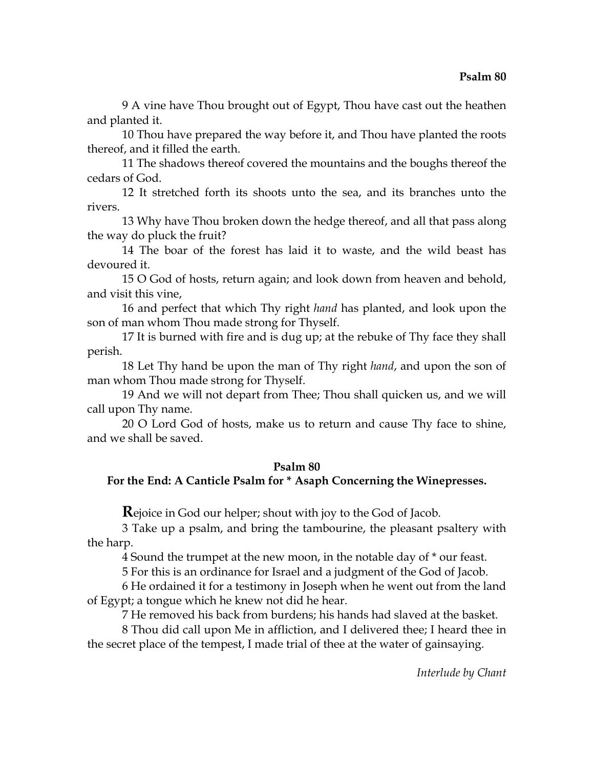9 A vine have Thou brought out of Egypt, Thou have cast out the heathen and planted it.

10 Thou have prepared the way before it, and Thou have planted the roots thereof, and it filled the earth.

11 The shadows thereof covered the mountains and the boughs thereof the cedars of God.

12 It stretched forth its shoots unto the sea, and its branches unto the rivers.

13 Why have Thou broken down the hedge thereof, and all that pass along the way do pluck the fruit?

14 The boar of the forest has laid it to waste, and the wild beast has devoured it.

15 O God of hosts, return again; and look down from heaven and behold, and visit this vine,

16 and perfect that which Thy right *hand* has planted, and look upon the son of man whom Thou made strong for Thyself.

17 It is burned with fire and is dug up; at the rebuke of Thy face they shall perish.

18 Let Thy hand be upon the man of Thy right *hand*, and upon the son of man whom Thou made strong for Thyself.

19 And we will not depart from Thee; Thou shall quicken us, and we will call upon Thy name.

20 O Lord God of hosts, make us to return and cause Thy face to shine, and we shall be saved.

## Psalm 80
### For the End: A Canticle Psalm for * Asaph Concerning the Winepresses.

**R**ejoice in God our helper; shout with joy to the God of Jacob.

3 Take up a psalm, and bring the tambourine, the pleasant psaltery with the harp.

4 Sound the trumpet at the new moon, in the notable day of * our feast.

5 For this is an ordinance for Israel and a judgment of the God of Jacob.

6 He ordained it for a testimony in Joseph when he went out from the land of Egypt; a tongue which he knew not did he hear.

7 He removed his back from burdens; his hands had slaved at the basket.

8 Thou did call upon Me in affliction, and I delivered thee; I heard thee in the secret place of the tempest, I made trial of thee at the water of gainsaying.

*Interlude by Chant*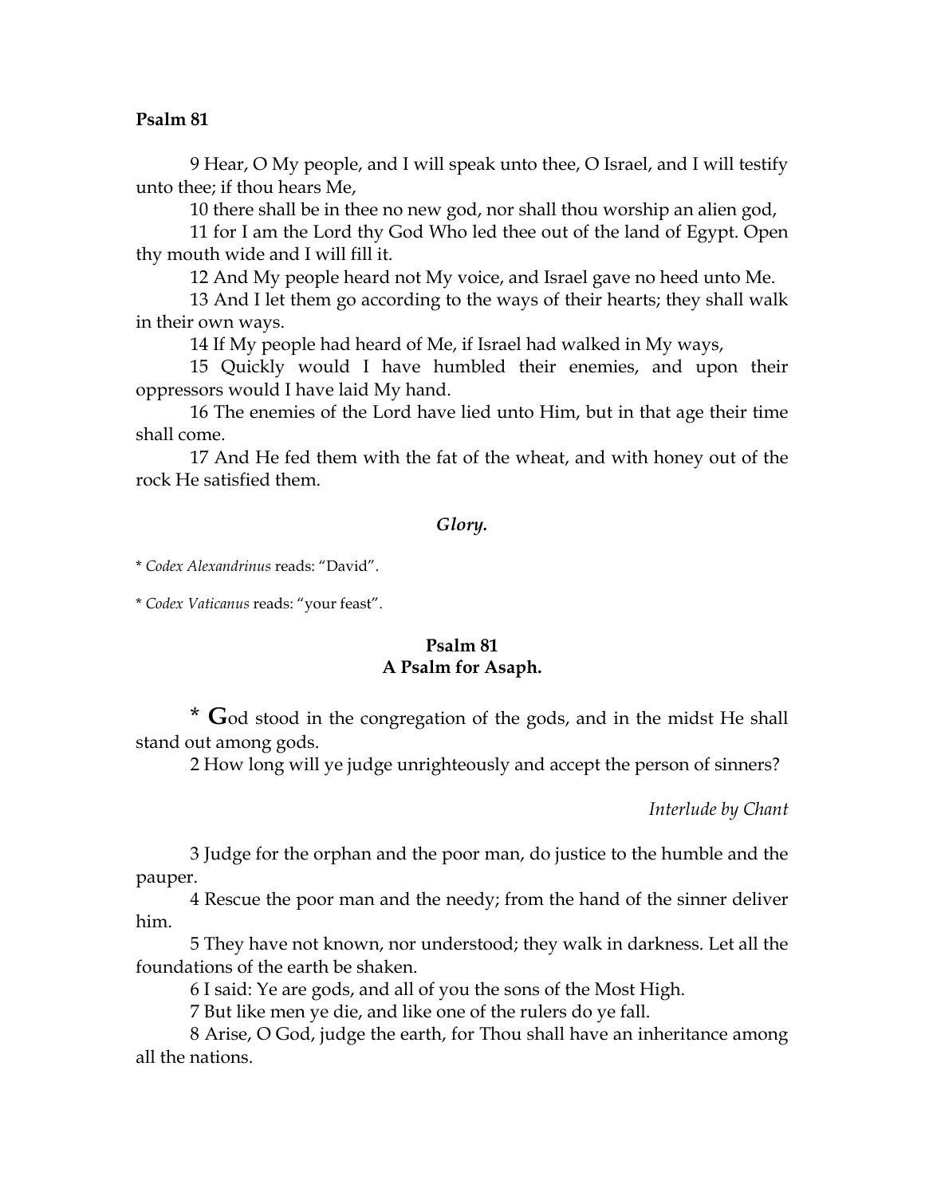**Psalm 81**

9 Hear, O My people, and I will speak unto thee, O Israel, and I will testify unto thee; if thou hears Me,

10 there shall be in thee no new god, nor shall thou worship an alien god,

11 for I am the Lord thy God Who led thee out of the land of Egypt. Open thy mouth wide and I will fill it.

12 And My people heard not My voice, and Israel gave no heed unto Me.

13 And I let them go according to the ways of their hearts; they shall walk in their own ways.

14 If My people had heard of Me, if Israel had walked in My ways,

15 Quickly would I have humbled their enemies, and upon their oppressors would I have laid My hand.

16 The enemies of the Lord have lied unto Him, but in that age their time shall come.

17 And He fed them with the fat of the wheat, and with honey out of the rock He satisfied them.

*Glory.*

\* *Codex Alexandrinus* reads: "David".

\* *Codex Vaticanus* reads: "your feast".

## Psalm 81
## A Psalm for Asaph.

\* **G**od stood in the congregation of the gods, and in the midst He shall stand out among gods.

2 How long will ye judge unrighteously and accept the person of sinners?

*Interlude by Chant*

3 Judge for the orphan and the poor man, do justice to the humble and the pauper.

4 Rescue the poor man and the needy; from the hand of the sinner deliver him.

5 They have not known, nor understood; they walk in darkness. Let all the foundations of the earth be shaken.

6 I said: Ye are gods, and all of you the sons of the Most High.

7 But like men ye die, and like one of the rulers do ye fall.

8 Arise, O God, judge the earth, for Thou shall have an inheritance among all the nations.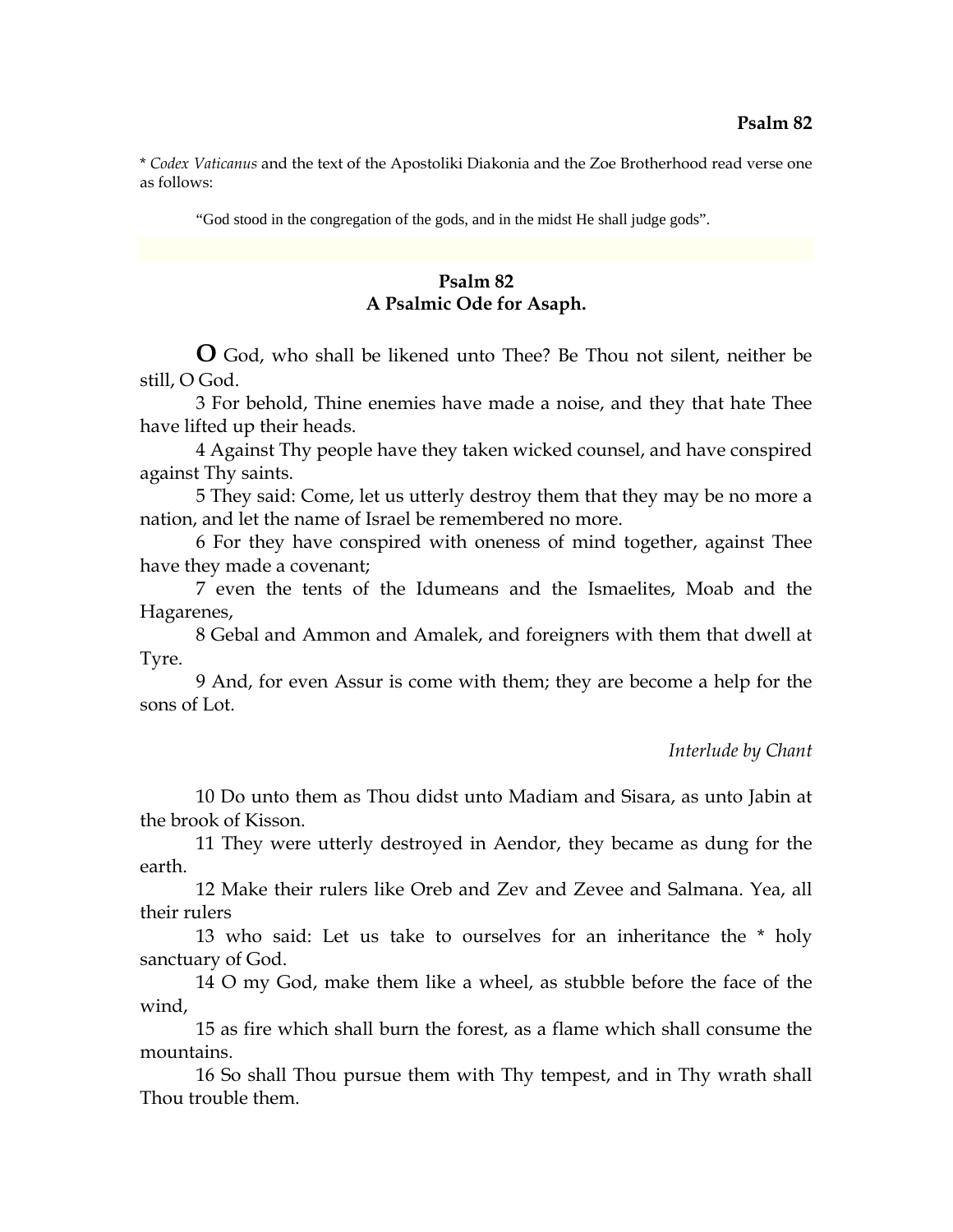* *Codex Vaticanus* and the text of the Apostoliki Diakonia and the Zoe Brotherhood read verse one as follows:

> "God stood in the congregation of the gods, and in the midst He shall judge gods".

## Psalm 82
### A Psalmic Ode for Asaph.

**O** God, who shall be likened unto Thee? Be Thou not silent, neither be still, O God.

3 For behold, Thine enemies have made a noise, and they that hate Thee have lifted up their heads.

4 Against Thy people have they taken wicked counsel, and have conspired against Thy saints.

5 They said: Come, let us utterly destroy them that they may be no more a nation, and let the name of Israel be remembered no more.

6 For they have conspired with oneness of mind together, against Thee have they made a covenant;

7 even the tents of the Idumeans and the Ismaelites, Moab and the Hagarenes,

8 Gebal and Ammon and Amalek, and foreigners with them that dwell at Tyre.

9 And, for even Assur is come with them; they are become a help for the sons of Lot.

*Interlude by Chant*

10 Do unto them as Thou didst unto Madiam and Sisara, as unto Jabin at the brook of Kisson.

11 They were utterly destroyed in Aendor, they became as dung for the earth.

12 Make their rulers like Oreb and Zev and Zevee and Salmana. Yea, all their rulers

13 who said: Let us take to ourselves for an inheritance the * holy sanctuary of God.

14 O my God, make them like a wheel, as stubble before the face of the wind,

15 as fire which shall burn the forest, as a flame which shall consume the mountains.

16 So shall Thou pursue them with Thy tempest, and in Thy wrath shall Thou trouble them.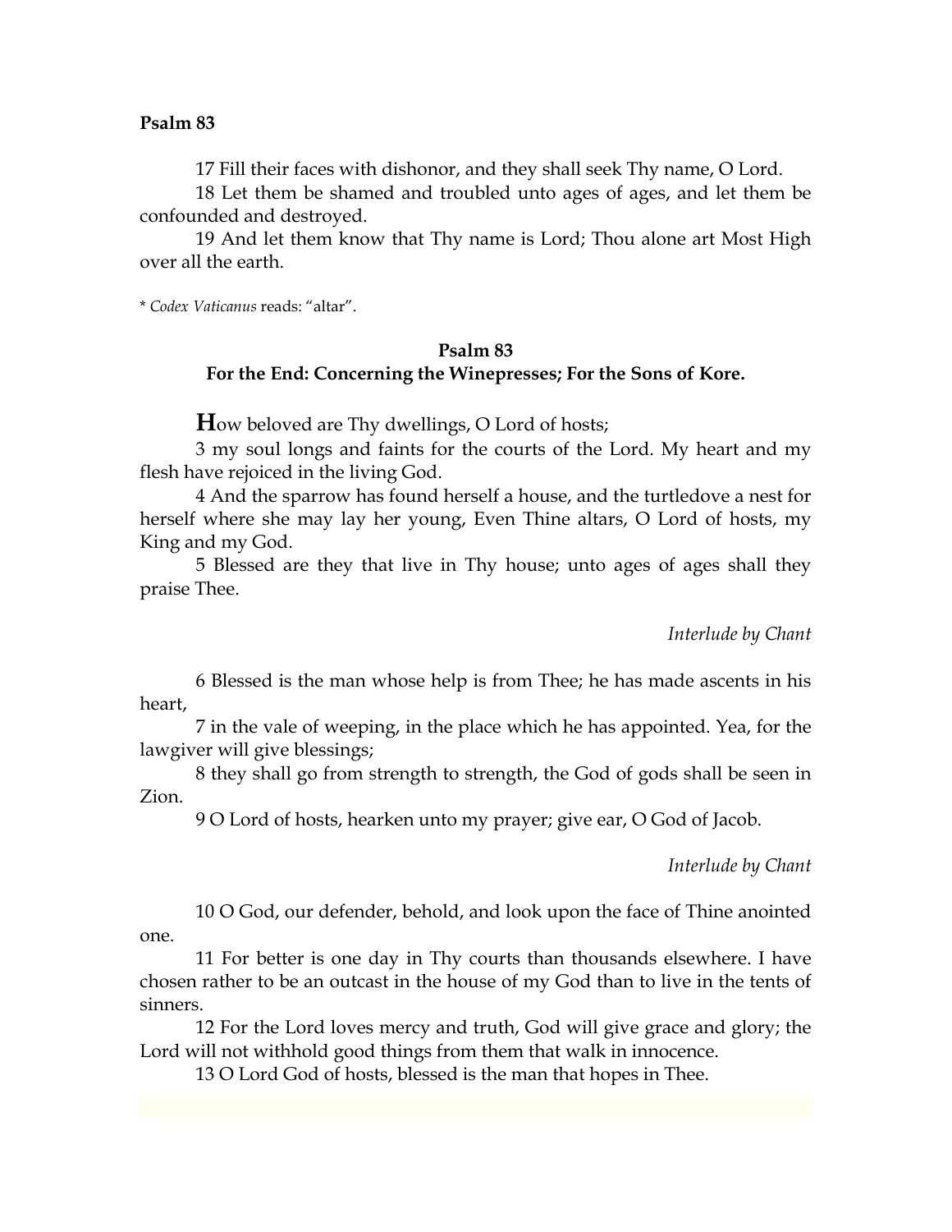17 Fill their faces with dishonor, and they shall seek Thy name, O Lord.

18 Let them be shamed and troubled unto ages of ages, and let them be confounded and destroyed.

19 And let them know that Thy name is Lord; Thou alone art Most High over all the earth.

* *Codex Vaticanus* reads: “altar”.

## Psalm 83

### For the End: Concerning the Winepresses; For the Sons of Kore.

**H**ow beloved are Thy dwellings, O Lord of hosts;

3 my soul longs and faints for the courts of the Lord. My heart and my flesh have rejoiced in the living God.

4 And the sparrow has found herself a house, and the turtledove a nest for herself where she may lay her young, Even Thine altars, O Lord of hosts, my King and my God.

5 Blessed are they that live in Thy house; unto ages of ages shall they praise Thee.

*Interlude by Chant*

6 Blessed is the man whose help is from Thee; he has made ascents in his heart,

7 in the vale of weeping, in the place which he has appointed. Yea, for the lawgiver will give blessings;

8 they shall go from strength to strength, the God of gods shall be seen in Zion.

9 O Lord of hosts, hearken unto my prayer; give ear, O God of Jacob.

*Interlude by Chant*

10 O God, our defender, behold, and look upon the face of Thine anointed one.

11 For better is one day in Thy courts than thousands elsewhere. I have chosen rather to be an outcast in the house of my God than to live in the tents of sinners.

12 For the Lord loves mercy and truth, God will give grace and glory; the Lord will not withhold good things from them that walk in innocence.

13 O Lord God of hosts, blessed is the man that hopes in Thee.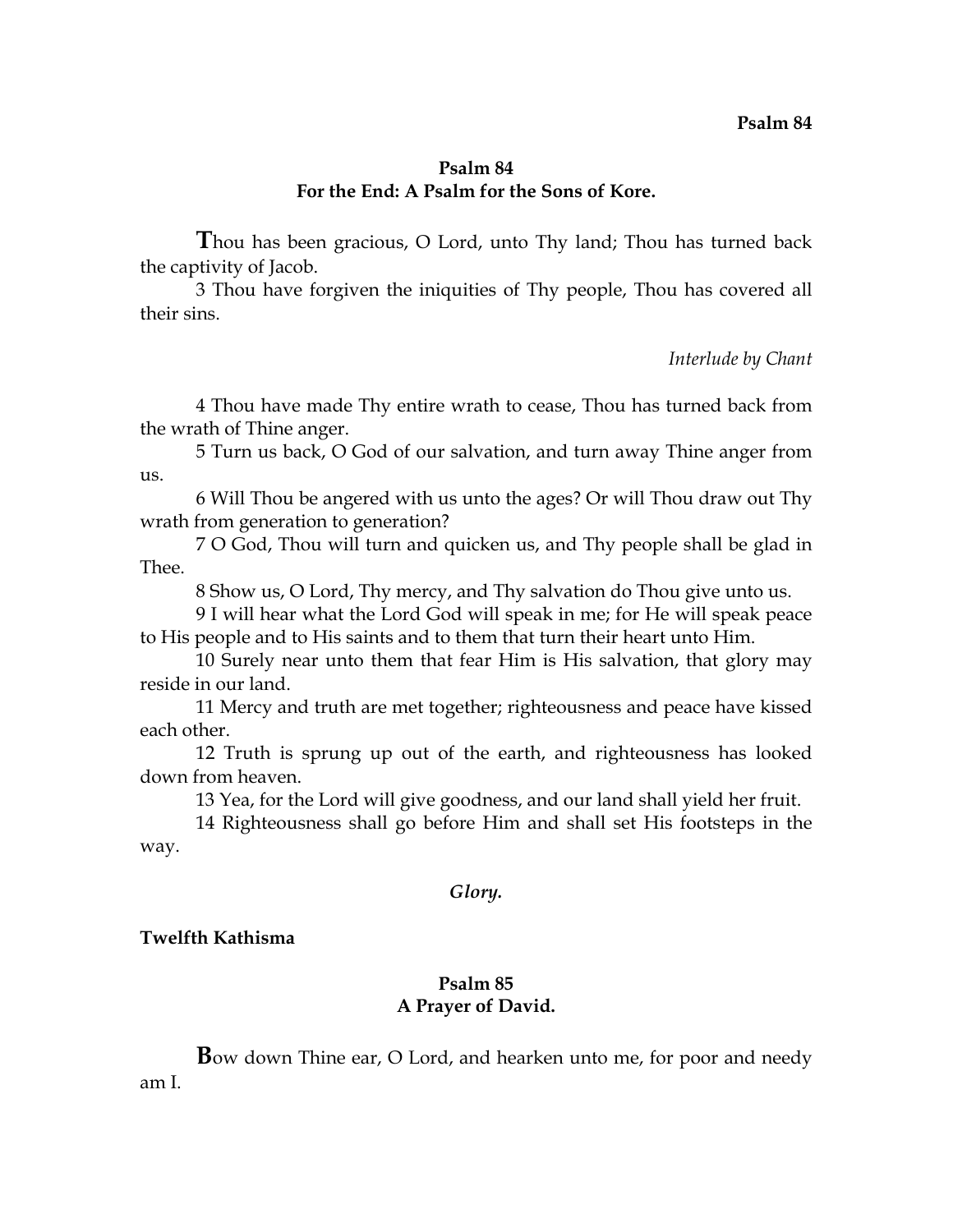## Psalm 84
### For the End: A Psalm for the Sons of Kore.

**T**hou has been gracious, O Lord, unto Thy land; Thou has turned back the captivity of Jacob.

3 Thou have forgiven the iniquities of Thy people, Thou has covered all their sins.

*Interlude by Chant*

4 Thou have made Thy entire wrath to cease, Thou has turned back from the wrath of Thine anger.

5 Turn us back, O God of our salvation, and turn away Thine anger from us.

6 Will Thou be angered with us unto the ages? Or will Thou draw out Thy wrath from generation to generation?

7 O God, Thou will turn and quicken us, and Thy people shall be glad in Thee.

8 Show us, O Lord, Thy mercy, and Thy salvation do Thou give unto us.

9 I will hear what the Lord God will speak in me; for He will speak peace to His people and to His saints and to them that turn their heart unto Him.

10 Surely near unto them that fear Him is His salvation, that glory may reside in our land.

11 Mercy and truth are met together; righteousness and peace have kissed each other.

12 Truth is sprung up out of the earth, and righteousness has looked down from heaven.

13 Yea, for the Lord will give goodness, and our land shall yield her fruit.

14 Righteousness shall go before Him and shall set His footsteps in the way.

***Glory.***

**Twelfth Kathisma**

## Psalm 85
### A Prayer of David.

**B**ow down Thine ear, O Lord, and hearken unto me, for poor and needy am I.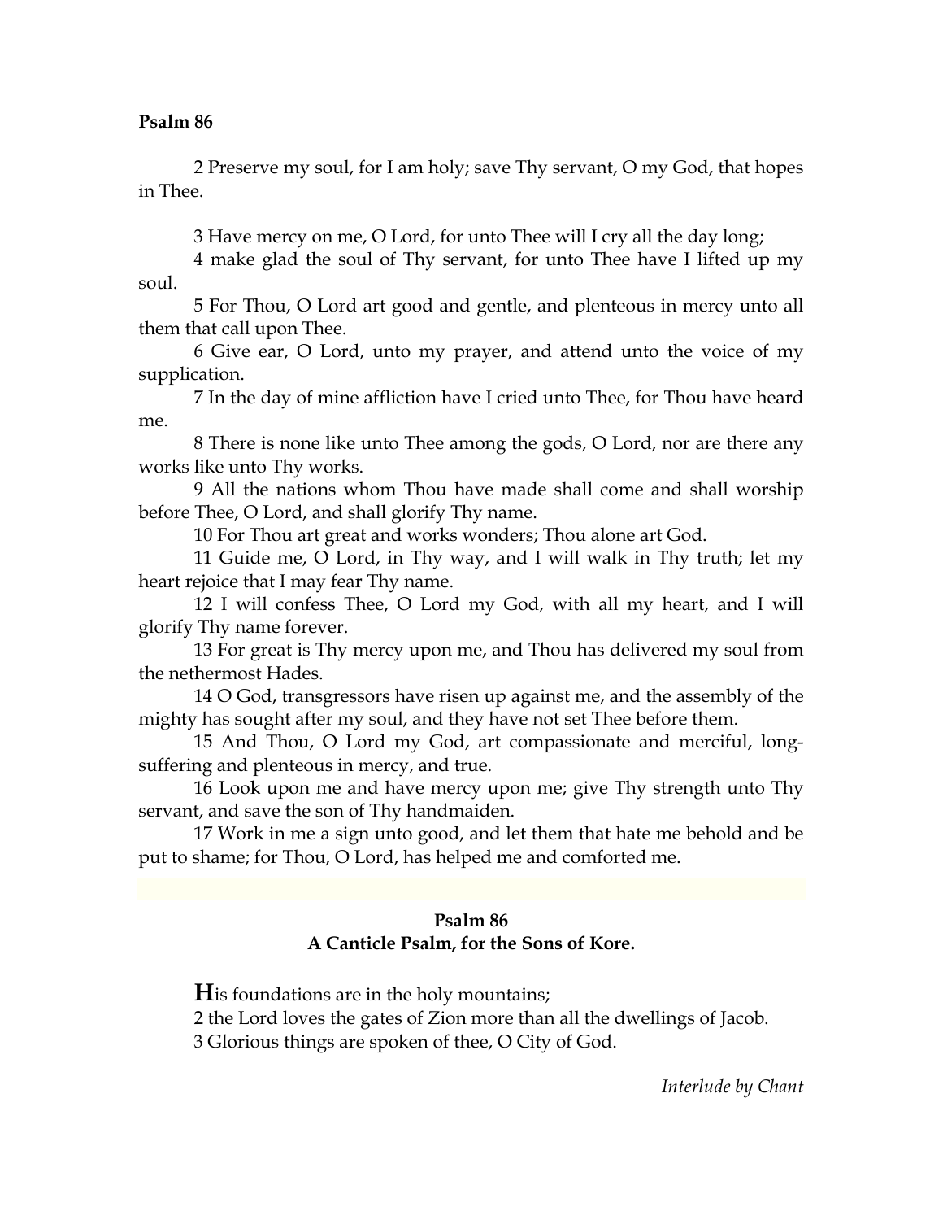**Psalm 86**

2 Preserve my soul, for I am holy; save Thy servant, O my God, that hopes in Thee.

3 Have mercy on me, O Lord, for unto Thee will I cry all the day long;
4 make glad the soul of Thy servant, for unto Thee have I lifted up my soul.
5 For Thou, O Lord art good and gentle, and plenteous in mercy unto all them that call upon Thee.
6 Give ear, O Lord, unto my prayer, and attend unto the voice of my supplication.
7 In the day of mine affliction have I cried unto Thee, for Thou have heard me.
8 There is none like unto Thee among the gods, O Lord, nor are there any works like unto Thy works.
9 All the nations whom Thou have made shall come and shall worship before Thee, O Lord, and shall glorify Thy name.
10 For Thou art great and works wonders; Thou alone art God.
11 Guide me, O Lord, in Thy way, and I will walk in Thy truth; let my heart rejoice that I may fear Thy name.
12 I will confess Thee, O Lord my God, with all my heart, and I will glorify Thy name forever.
13 For great is Thy mercy upon me, and Thou has delivered my soul from the nethermost Hades.
14 O God, transgressors have risen up against me, and the assembly of the mighty has sought after my soul, and they have not set Thee before them.
15 And Thou, O Lord my God, art compassionate and merciful, long-suffering and plenteous in mercy, and true.
16 Look upon me and have mercy upon me; give Thy strength unto Thy servant, and save the son of Thy handmaiden.
17 Work in me a sign unto good, and let them that hate me behold and be put to shame; for Thou, O Lord, has helped me and comforted me.

**Psalm 86**
**A Canticle Psalm, for the Sons of Kore.**

**H**is foundations are in the holy mountains;
2 the Lord loves the gates of Zion more than all the dwellings of Jacob.
3 Glorious things are spoken of thee, O City of God.

*Interlude by Chant*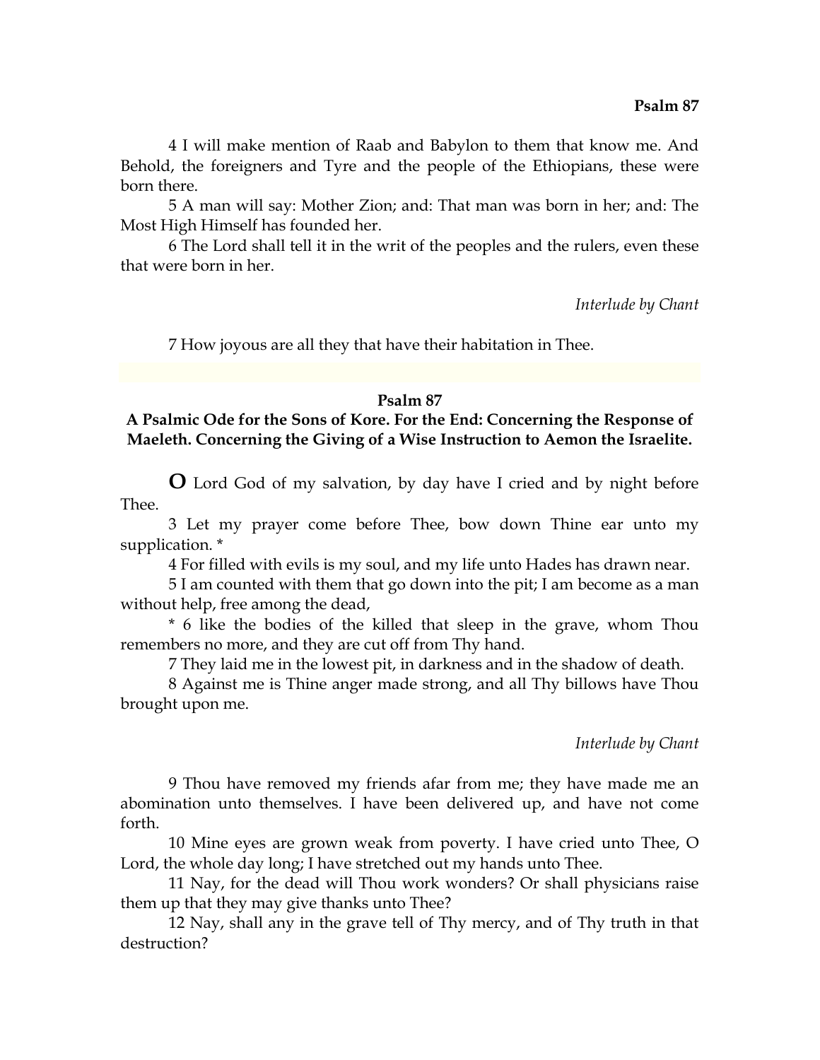4 I will make mention of Raab and Babylon to them that know me. And Behold, the foreigners and Tyre and the people of the Ethiopians, these were born there.

5 A man will say: Mother Zion; and: That man was born in her; and: The Most High Himself has founded her.

6 The Lord shall tell it in the writ of the peoples and the rulers, even these that were born in her.

*Interlude by Chant*

7 How joyous are all they that have their habitation in Thee.

## Psalm 87

**A Psalmic Ode for the Sons of Kore. For the End: Concerning the Response of Maeleth. Concerning the Giving of a Wise Instruction to Aemon the Israelite.**

**O** Lord God of my salvation, by day have I cried and by night before Thee.

3 Let my prayer come before Thee, bow down Thine ear unto my supplication. *

4 For filled with evils is my soul, and my life unto Hades has drawn near.

5 I am counted with them that go down into the pit; I am become as a man without help, free among the dead,

* 6 like the bodies of the killed that sleep in the grave, whom Thou remembers no more, and they are cut off from Thy hand.

7 They laid me in the lowest pit, in darkness and in the shadow of death.

8 Against me is Thine anger made strong, and all Thy billows have Thou brought upon me.

*Interlude by Chant*

9 Thou have removed my friends afar from me; they have made me an abomination unto themselves. I have been delivered up, and have not come forth.

10 Mine eyes are grown weak from poverty. I have cried unto Thee, O Lord, the whole day long; I have stretched out my hands unto Thee.

11 Nay, for the dead will Thou work wonders? Or shall physicians raise them up that they may give thanks unto Thee?

12 Nay, shall any in the grave tell of Thy mercy, and of Thy truth in that destruction?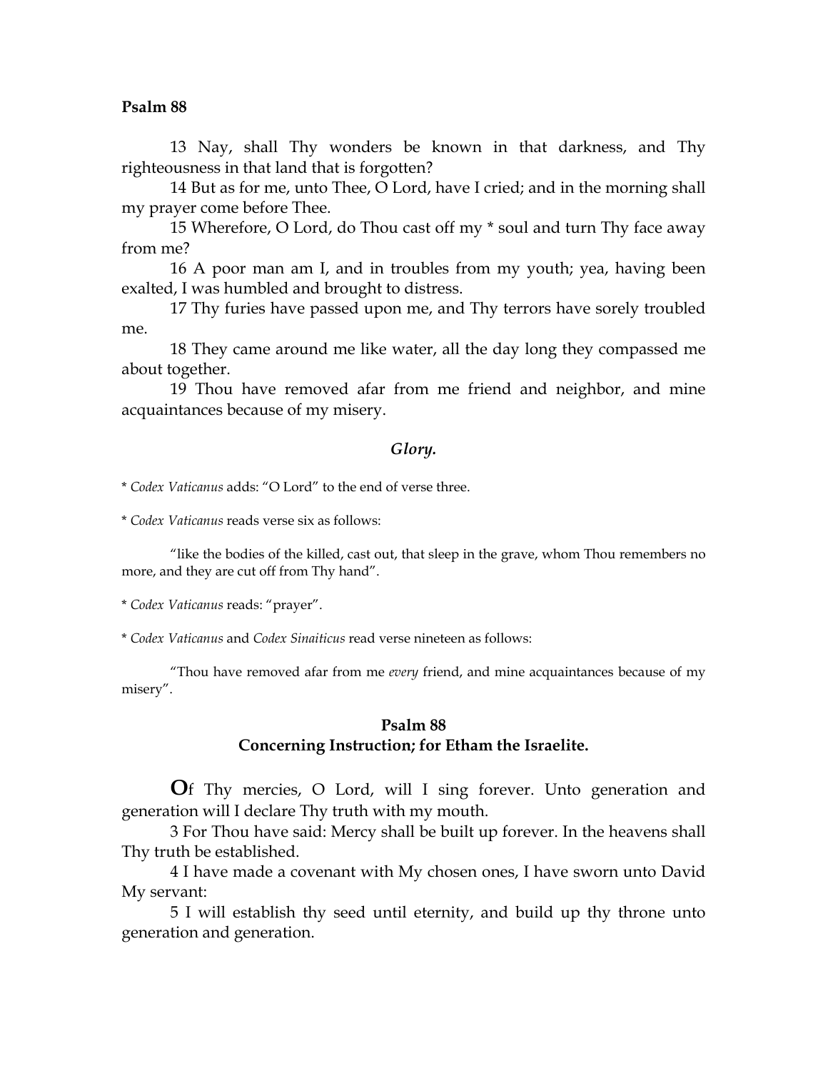**Psalm 88**

13 Nay, shall Thy wonders be known in that darkness, and Thy righteousness in that land that is forgotten?

14 But as for me, unto Thee, O Lord, have I cried; and in the morning shall my prayer come before Thee.

15 Wherefore, O Lord, do Thou cast off my * soul and turn Thy face away from me?

16 A poor man am I, and in troubles from my youth; yea, having been exalted, I was humbled and brought to distress.

17 Thy furies have passed upon me, and Thy terrors have sorely troubled me.

18 They came around me like water, all the day long they compassed me about together.

19 Thou have removed afar from me friend and neighbor, and mine acquaintances because of my misery.

*Glory.*

\* *Codex Vaticanus* adds: "O Lord" to the end of verse three.

\* *Codex Vaticanus* reads verse six as follows:

"like the bodies of the killed, cast out, that sleep in the grave, whom Thou remembers no more, and they are cut off from Thy hand".

\* *Codex Vaticanus* reads: "prayer".

\* *Codex Vaticanus* and *Codex Sinaiticus* read verse nineteen as follows:

"Thou have removed afar from me *every* friend, and mine acquaintances because of my misery".

## Psalm 88
## Concerning Instruction; for Etham the Israelite.

**O**f Thy mercies, O Lord, will I sing forever. Unto generation and generation will I declare Thy truth with my mouth.

3 For Thou have said: Mercy shall be built up forever. In the heavens shall Thy truth be established.

4 I have made a covenant with My chosen ones, I have sworn unto David My servant:

5 I will establish thy seed until eternity, and build up thy throne unto generation and generation.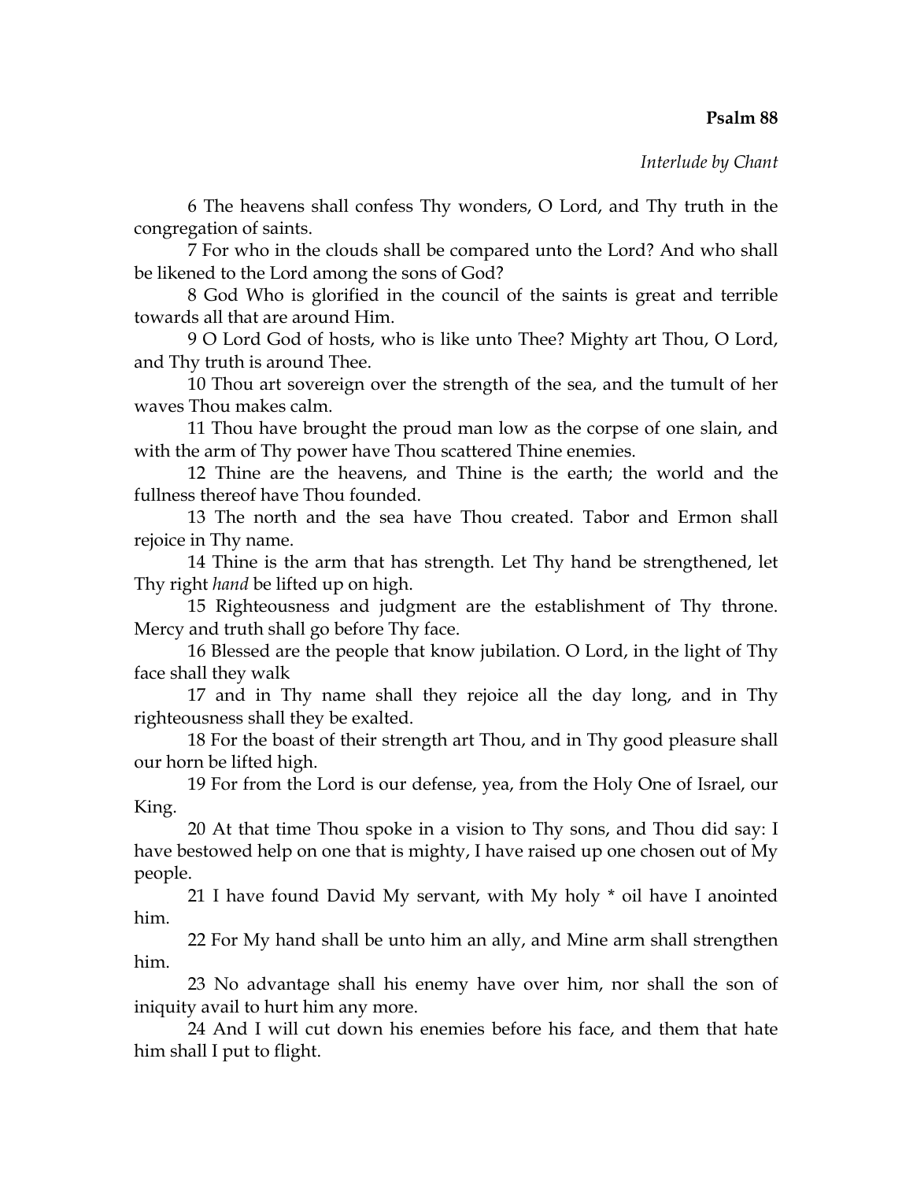**Psalm 88**

*Interlude by Chant*

6 The heavens shall confess Thy wonders, O Lord, and Thy truth in the congregation of saints.

7 For who in the clouds shall be compared unto the Lord? And who shall be likened to the Lord among the sons of God?

8 God Who is glorified in the council of the saints is great and terrible towards all that are around Him.

9 O Lord God of hosts, who is like unto Thee? Mighty art Thou, O Lord, and Thy truth is around Thee.

10 Thou art sovereign over the strength of the sea, and the tumult of her waves Thou makes calm.

11 Thou have brought the proud man low as the corpse of one slain, and with the arm of Thy power have Thou scattered Thine enemies.

12 Thine are the heavens, and Thine is the earth; the world and the fullness thereof have Thou founded.

13 The north and the sea have Thou created. Tabor and Ermon shall rejoice in Thy name.

14 Thine is the arm that has strength. Let Thy hand be strengthened, let Thy right *hand* be lifted up on high.

15 Righteousness and judgment are the establishment of Thy throne. Mercy and truth shall go before Thy face.

16 Blessed are the people that know jubilation. O Lord, in the light of Thy face shall they walk

17 and in Thy name shall they rejoice all the day long, and in Thy righteousness shall they be exalted.

18 For the boast of their strength art Thou, and in Thy good pleasure shall our horn be lifted high.

19 For from the Lord is our defense, yea, from the Holy One of Israel, our King.

20 At that time Thou spoke in a vision to Thy sons, and Thou did say: I have bestowed help on one that is mighty, I have raised up one chosen out of My people.

21 I have found David My servant, with My holy * oil have I anointed him.

22 For My hand shall be unto him an ally, and Mine arm shall strengthen him.

23 No advantage shall his enemy have over him, nor shall the son of iniquity avail to hurt him any more.

24 And I will cut down his enemies before his face, and them that hate him shall I put to flight.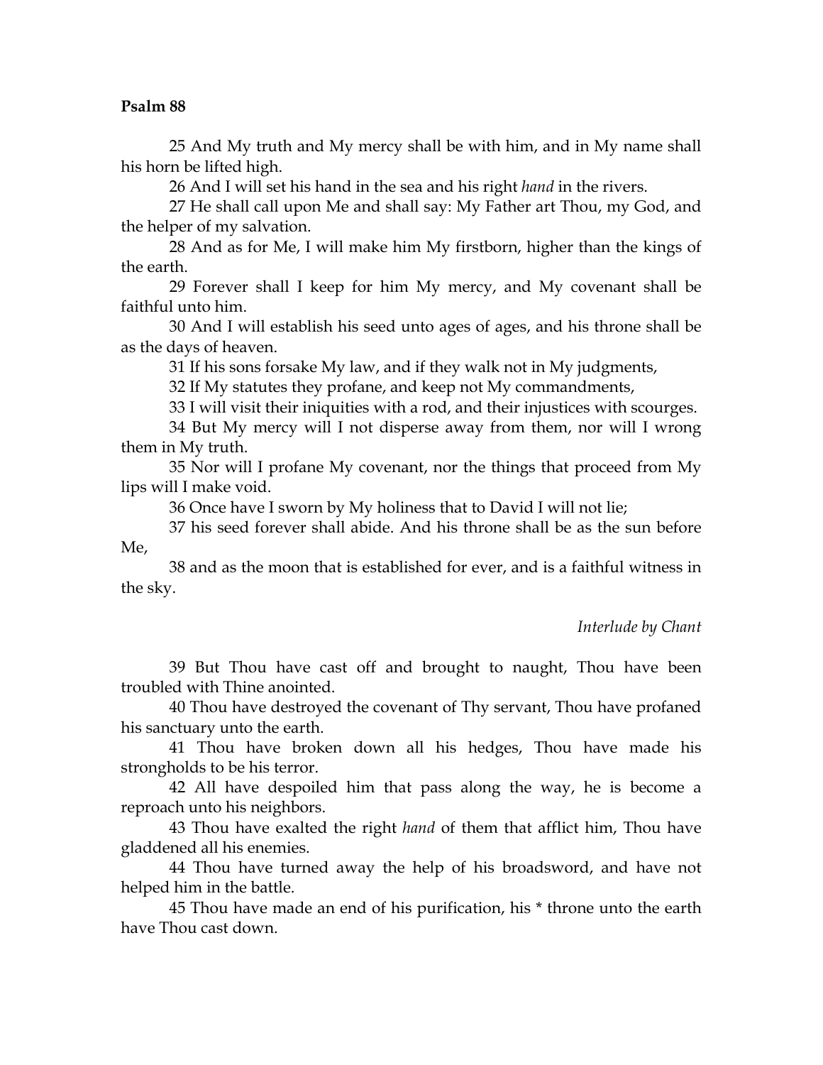**Psalm 88**

25 And My truth and My mercy shall be with him, and in My name shall his horn be lifted high.

26 And I will set his hand in the sea and his right *hand* in the rivers.

27 He shall call upon Me and shall say: My Father art Thou, my God, and the helper of my salvation.

28 And as for Me, I will make him My firstborn, higher than the kings of the earth.

29 Forever shall I keep for him My mercy, and My covenant shall be faithful unto him.

30 And I will establish his seed unto ages of ages, and his throne shall be as the days of heaven.

31 If his sons forsake My law, and if they walk not in My judgments,

32 If My statutes they profane, and keep not My commandments,

33 I will visit their iniquities with a rod, and their injustices with scourges.

34 But My mercy will I not disperse away from them, nor will I wrong them in My truth.

35 Nor will I profane My covenant, nor the things that proceed from My lips will I make void.

36 Once have I sworn by My holiness that to David I will not lie;

37 his seed forever shall abide. And his throne shall be as the sun before Me,

38 and as the moon that is established for ever, and is a faithful witness in the sky.

*Interlude by Chant*

39 But Thou have cast off and brought to naught, Thou have been troubled with Thine anointed.

40 Thou have destroyed the covenant of Thy servant, Thou have profaned his sanctuary unto the earth.

41 Thou have broken down all his hedges, Thou have made his strongholds to be his terror.

42 All have despoiled him that pass along the way, he is become a reproach unto his neighbors.

43 Thou have exalted the right *hand* of them that afflict him, Thou have gladdened all his enemies.

44 Thou have turned away the help of his broadsword, and have not helped him in the battle.

45 Thou have made an end of his purification, his * throne unto the earth have Thou cast down.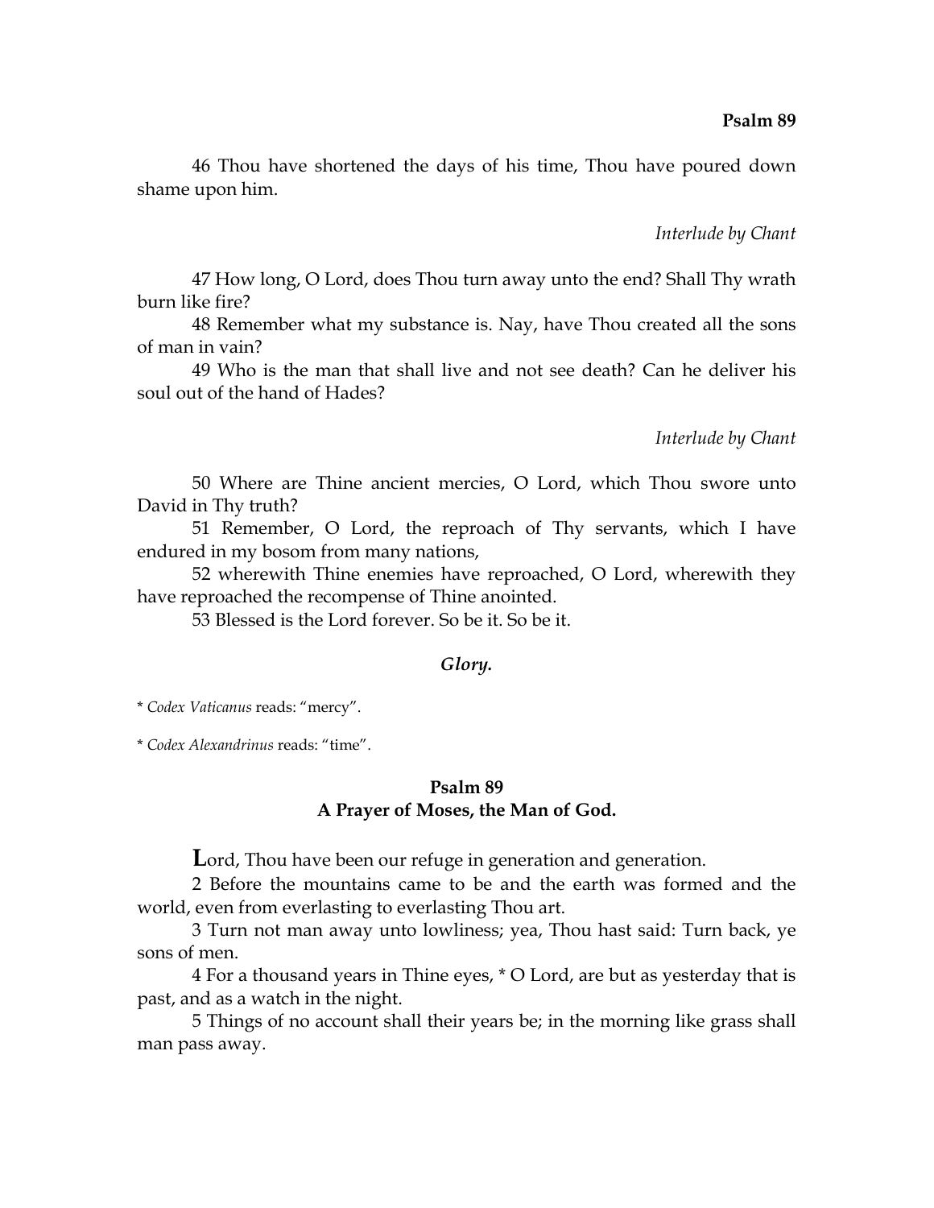46 Thou have shortened the days of his time, Thou have poured down shame upon him.

*Interlude by Chant*

47 How long, O Lord, does Thou turn away unto the end? Shall Thy wrath burn like fire?

48 Remember what my substance is. Nay, have Thou created all the sons of man in vain?

49 Who is the man that shall live and not see death? Can he deliver his soul out of the hand of Hades?

*Interlude by Chant*

50 Where are Thine ancient mercies, O Lord, which Thou swore unto David in Thy truth?

51 Remember, O Lord, the reproach of Thy servants, which I have endured in my bosom from many nations,

52 wherewith Thine enemies have reproached, O Lord, wherewith they have reproached the recompense of Thine anointed.

53 Blessed is the Lord forever. So be it. So be it.

***Glory.***

* *Codex Vaticanus* reads: "mercy".

* *Codex Alexandrinus* reads: "time".

## Psalm 89
### A Prayer of Moses, the Man of God.

**L**ord, Thou have been our refuge in generation and generation.

2 Before the mountains came to be and the earth was formed and the world, even from everlasting to everlasting Thou art.

3 Turn not man away unto lowliness; yea, Thou hast said: Turn back, ye sons of men.

4 For a thousand years in Thine eyes, * O Lord, are but as yesterday that is past, and as a watch in the night.

5 Things of no account shall their years be; in the morning like grass shall man pass away.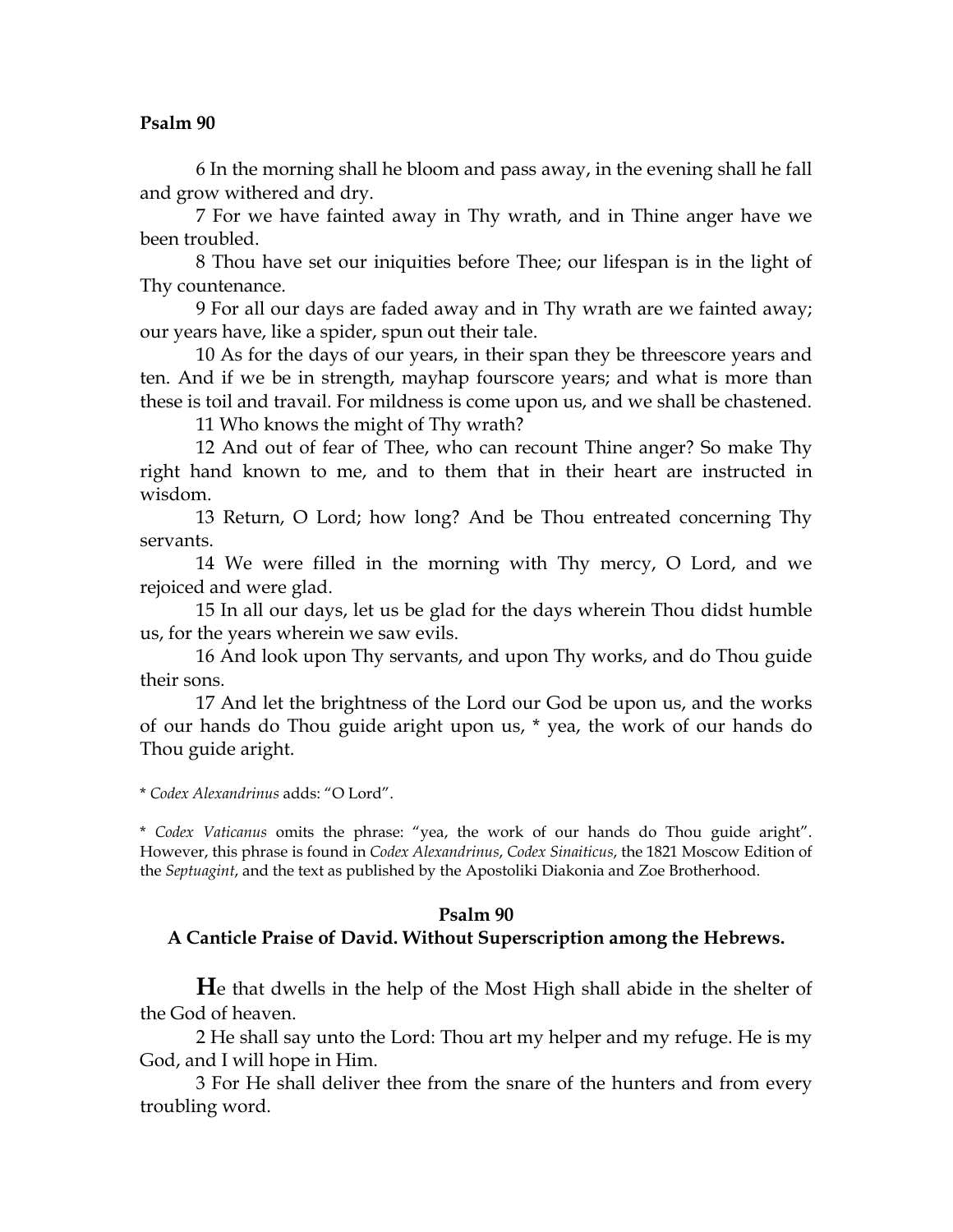**Psalm 90**

6 In the morning shall he bloom and pass away, in the evening shall he fall and grow withered and dry.

7 For we have fainted away in Thy wrath, and in Thine anger have we been troubled.

8 Thou have set our iniquities before Thee; our lifespan is in the light of Thy countenance.

9 For all our days are faded away and in Thy wrath are we fainted away; our years have, like a spider, spun out their tale.

10 As for the days of our years, in their span they be threescore years and ten. And if we be in strength, mayhap fourscore years; and what is more than these is toil and travail. For mildness is come upon us, and we shall be chastened.

11 Who knows the might of Thy wrath?

12 And out of fear of Thee, who can recount Thine anger? So make Thy right hand known to me, and to them that in their heart are instructed in wisdom.

13 Return, O Lord; how long? And be Thou entreated concerning Thy servants.

14 We were filled in the morning with Thy mercy, O Lord, and we rejoiced and were glad.

15 In all our days, let us be glad for the days wherein Thou didst humble us, for the years wherein we saw evils.

16 And look upon Thy servants, and upon Thy works, and do Thou guide their sons.

17 And let the brightness of the Lord our God be upon us, and the works of our hands do Thou guide aright upon us, * yea, the work of our hands do Thou guide aright.

* *Codex Alexandrinus* adds: "O Lord".

* *Codex Vaticanus* omits the phrase: "yea, the work of our hands do Thou guide aright". However, this phrase is found in *Codex Alexandrinus*, *Codex Sinaiticus*, the 1821 Moscow Edition of the *Septuagint*, and the text as published by the Apostoliki Diakonia and Zoe Brotherhood.

## Psalm 90
### A Canticle Praise of David. Without Superscription among the Hebrews.

**H**e that dwells in the help of the Most High shall abide in the shelter of the God of heaven.

2 He shall say unto the Lord: Thou art my helper and my refuge. He is my God, and I will hope in Him.

3 For He shall deliver thee from the snare of the hunters and from every troubling word.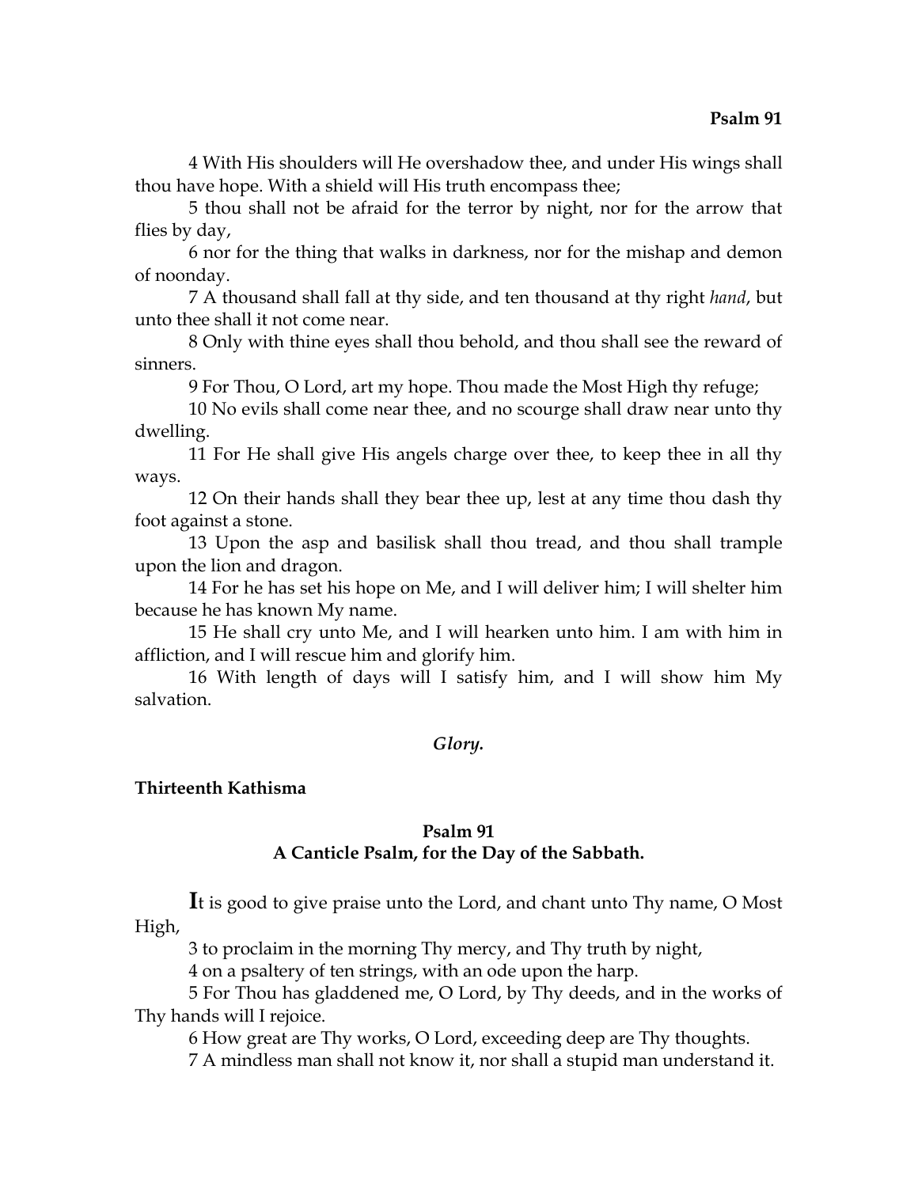4 With His shoulders will He overshadow thee, and under His wings shall thou have hope. With a shield will His truth encompass thee;

5 thou shall not be afraid for the terror by night, nor for the arrow that flies by day,

6 nor for the thing that walks in darkness, nor for the mishap and demon of noonday.

7 A thousand shall fall at thy side, and ten thousand at thy right *hand*, but unto thee shall it not come near.

8 Only with thine eyes shall thou behold, and thou shall see the reward of sinners.

9 For Thou, O Lord, art my hope. Thou made the Most High thy refuge;

10 No evils shall come near thee, and no scourge shall draw near unto thy dwelling.

11 For He shall give His angels charge over thee, to keep thee in all thy ways.

12 On their hands shall they bear thee up, lest at any time thou dash thy foot against a stone.

13 Upon the asp and basilisk shall thou tread, and thou shall trample upon the lion and dragon.

14 For he has set his hope on Me, and I will deliver him; I will shelter him because he has known My name.

15 He shall cry unto Me, and I will hearken unto him. I am with him in affliction, and I will rescue him and glorify him.

16 With length of days will I satisfy him, and I will show him My salvation.

***Glory.***

**Thirteenth Kathisma**

## Psalm 91
### A Canticle Psalm, for the Day of the Sabbath.

**I**t is good to give praise unto the Lord, and chant unto Thy name, O Most High,

3 to proclaim in the morning Thy mercy, and Thy truth by night,

4 on a psaltery of ten strings, with an ode upon the harp.

5 For Thou has gladdened me, O Lord, by Thy deeds, and in the works of Thy hands will I rejoice.

6 How great are Thy works, O Lord, exceeding deep are Thy thoughts.

7 A mindless man shall not know it, nor shall a stupid man understand it.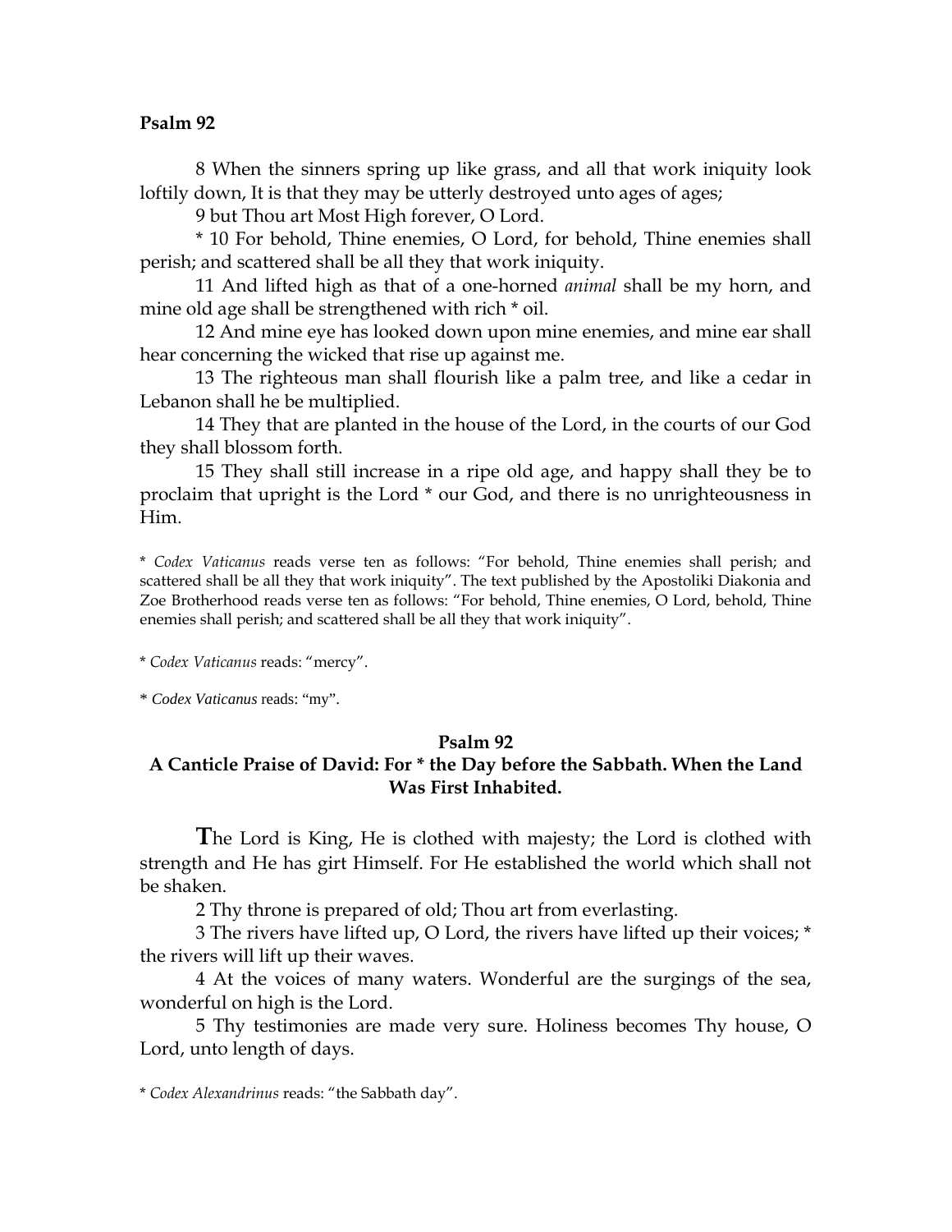**Psalm 92**

8 When the sinners spring up like grass, and all that work iniquity look loftily down, It is that they may be utterly destroyed unto ages of ages;

9 but Thou art Most High forever, O Lord.

* 10 For behold, Thine enemies, O Lord, for behold, Thine enemies shall perish; and scattered shall be all they that work iniquity.

11 And lifted high as that of a one-horned *animal* shall be my horn, and mine old age shall be strengthened with rich * oil.

12 And mine eye has looked down upon mine enemies, and mine ear shall hear concerning the wicked that rise up against me.

13 The righteous man shall flourish like a palm tree, and like a cedar in Lebanon shall he be multiplied.

14 They that are planted in the house of the Lord, in the courts of our God they shall blossom forth.

15 They shall still increase in a ripe old age, and happy shall they be to proclaim that upright is the Lord * our God, and there is no unrighteousness in Him.

* *Codex Vaticanus* reads verse ten as follows: "For behold, Thine enemies shall perish; and scattered shall be all they that work iniquity". The text published by the Apostoliki Diakonia and Zoe Brotherhood reads verse ten as follows: "For behold, Thine enemies, O Lord, behold, Thine enemies shall perish; and scattered shall be all they that work iniquity".

* *Codex Vaticanus* reads: "mercy".

* *Codex Vaticanus* reads: "my".

## Psalm 92

### A Canticle Praise of David: For * the Day before the Sabbath. When the Land Was First Inhabited.

**T**he Lord is King, He is clothed with majesty; the Lord is clothed with strength and He has girt Himself. For He established the world which shall not be shaken.

2 Thy throne is prepared of old; Thou art from everlasting.

3 The rivers have lifted up, O Lord, the rivers have lifted up their voices; * the rivers will lift up their waves.

4 At the voices of many waters. Wonderful are the surgings of the sea, wonderful on high is the Lord.

5 Thy testimonies are made very sure. Holiness becomes Thy house, O Lord, unto length of days.

* *Codex Alexandrinus* reads: "the Sabbath day".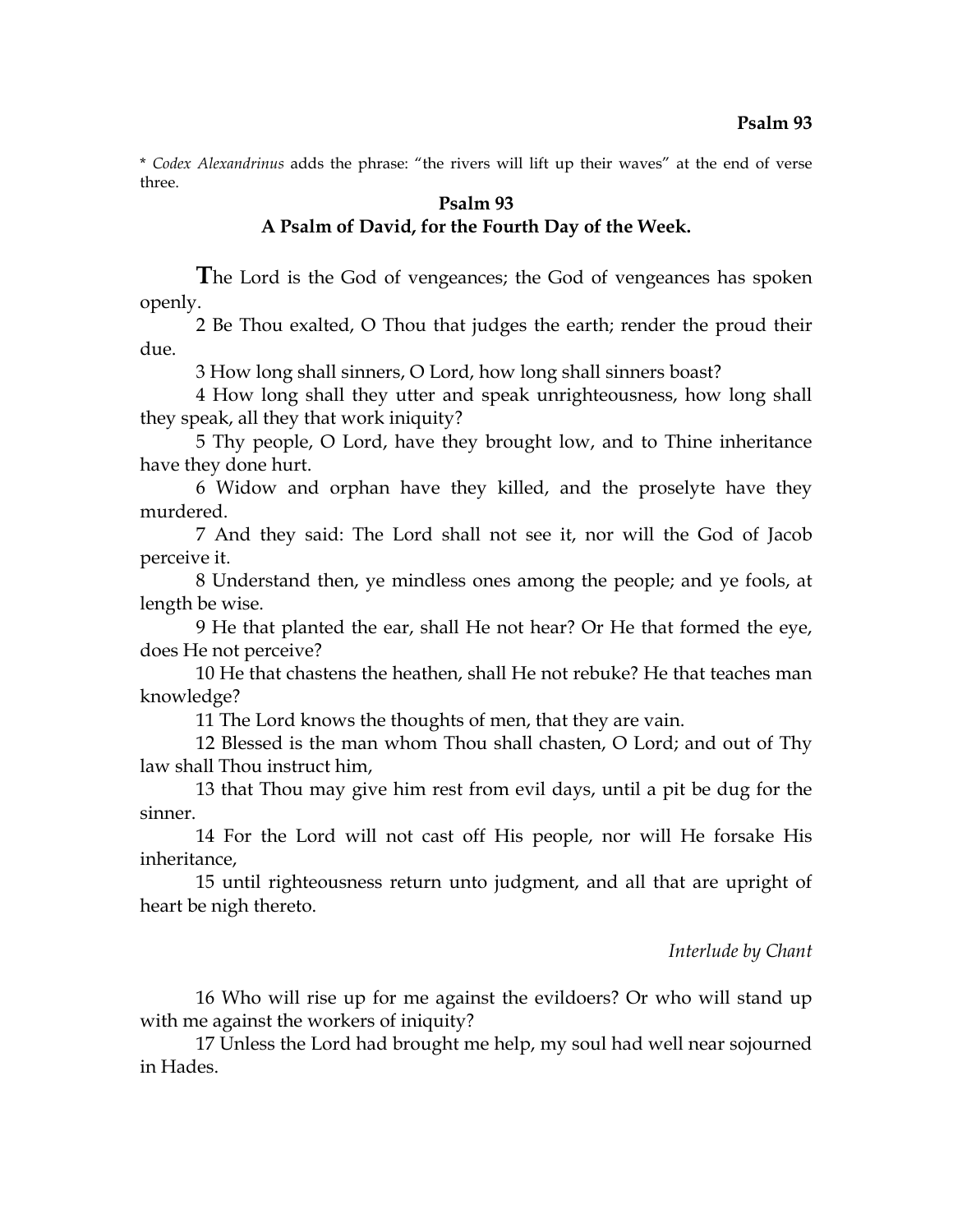\* *Codex Alexandrinus* adds the phrase: "the rivers will lift up their waves" at the end of verse three.

## Psalm 93

### A Psalm of David, for the Fourth Day of the Week.

**T**he Lord is the God of vengeances; the God of vengeances has spoken openly.

2 Be Thou exalted, O Thou that judges the earth; render the proud their due.

3 How long shall sinners, O Lord, how long shall sinners boast?

4 How long shall they utter and speak unrighteousness, how long shall they speak, all they that work iniquity?

5 Thy people, O Lord, have they brought low, and to Thine inheritance have they done hurt.

6 Widow and orphan have they killed, and the proselyte have they murdered.

7 And they said: The Lord shall not see it, nor will the God of Jacob perceive it.

8 Understand then, ye mindless ones among the people; and ye fools, at length be wise.

9 He that planted the ear, shall He not hear? Or He that formed the eye, does He not perceive?

10 He that chastens the heathen, shall He not rebuke? He that teaches man knowledge?

11 The Lord knows the thoughts of men, that they are vain.

12 Blessed is the man whom Thou shall chasten, O Lord; and out of Thy law shall Thou instruct him,

13 that Thou may give him rest from evil days, until a pit be dug for the sinner.

14 For the Lord will not cast off His people, nor will He forsake His inheritance,

15 until righteousness return unto judgment, and all that are upright of heart be nigh thereto.

*Interlude by Chant*

16 Who will rise up for me against the evildoers? Or who will stand up with me against the workers of iniquity?

17 Unless the Lord had brought me help, my soul had well near sojourned in Hades.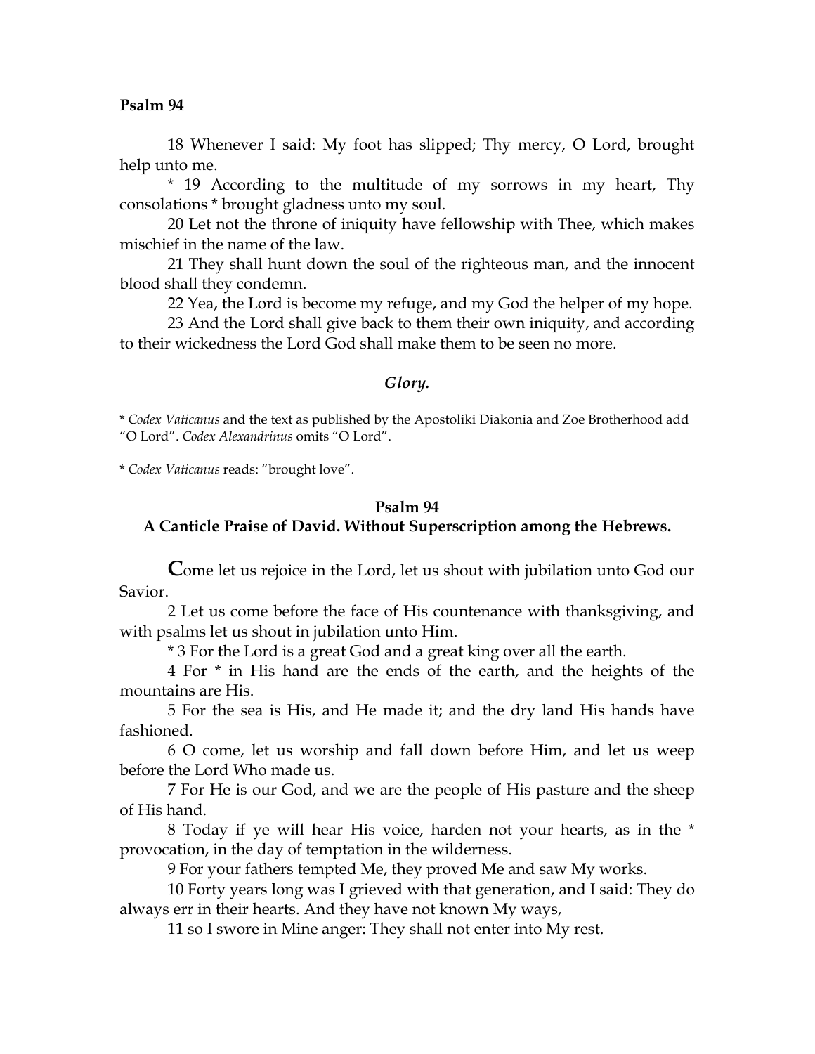**Psalm 94**

18 Whenever I said: My foot has slipped; Thy mercy, O Lord, brought help unto me.

* 19 According to the multitude of my sorrows in my heart, Thy consolations * brought gladness unto my soul.

20 Let not the throne of iniquity have fellowship with Thee, which makes mischief in the name of the law.

21 They shall hunt down the soul of the righteous man, and the innocent blood shall they condemn.

22 Yea, the Lord is become my refuge, and my God the helper of my hope.

23 And the Lord shall give back to them their own iniquity, and according to their wickedness the Lord God shall make them to be seen no more.

***Glory.***

* *Codex Vaticanus* and the text as published by the Apostoliki Diakonia and Zoe Brotherhood add "O Lord". *Codex Alexandrinus* omits "O Lord".

* *Codex Vaticanus* reads: "brought love".

## Psalm 94
### A Canticle Praise of David. Without Superscription among the Hebrews.

**C**ome let us rejoice in the Lord, let us shout with jubilation unto God our Savior.

2 Let us come before the face of His countenance with thanksgiving, and with psalms let us shout in jubilation unto Him.

* 3 For the Lord is a great God and a great king over all the earth.

4 For * in His hand are the ends of the earth, and the heights of the mountains are His.

5 For the sea is His, and He made it; and the dry land His hands have fashioned.

6 O come, let us worship and fall down before Him, and let us weep before the Lord Who made us.

7 For He is our God, and we are the people of His pasture and the sheep of His hand.

8 Today if ye will hear His voice, harden not your hearts, as in the * provocation, in the day of temptation in the wilderness.

9 For your fathers tempted Me, they proved Me and saw My works.

10 Forty years long was I grieved with that generation, and I said: They do always err in their hearts. And they have not known My ways,

11 so I swore in Mine anger: They shall not enter into My rest.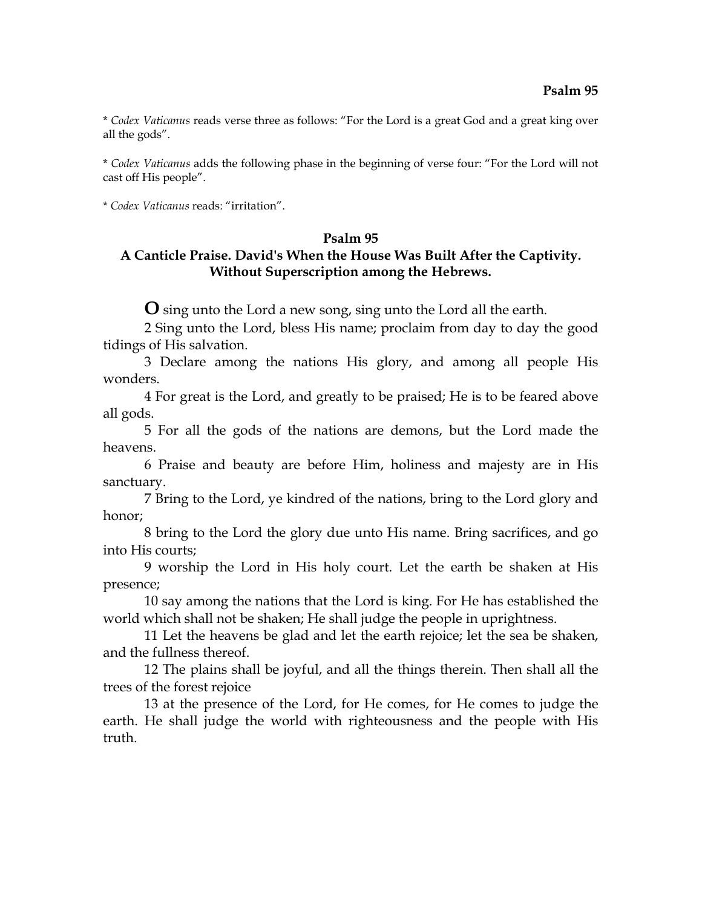* *Codex Vaticanus* reads verse three as follows: "For the Lord is a great God and a great king over all the gods".

* *Codex Vaticanus* adds the following phase in the beginning of verse four: "For the Lord will not cast off His people".

* *Codex Vaticanus* reads: "irritation".

## Psalm 95

### A Canticle Praise. David's When the House Was Built After the Captivity. Without Superscription among the Hebrews.

**O** sing unto the Lord a new song, sing unto the Lord all the earth.

2 Sing unto the Lord, bless His name; proclaim from day to day the good tidings of His salvation.

3 Declare among the nations His glory, and among all people His wonders.

4 For great is the Lord, and greatly to be praised; He is to be feared above all gods.

5 For all the gods of the nations are demons, but the Lord made the heavens.

6 Praise and beauty are before Him, holiness and majesty are in His sanctuary.

7 Bring to the Lord, ye kindred of the nations, bring to the Lord glory and honor;

8 bring to the Lord the glory due unto His name. Bring sacrifices, and go into His courts;

9 worship the Lord in His holy court. Let the earth be shaken at His presence;

10 say among the nations that the Lord is king. For He has established the world which shall not be shaken; He shall judge the people in uprightness.

11 Let the heavens be glad and let the earth rejoice; let the sea be shaken, and the fullness thereof.

12 The plains shall be joyful, and all the things therein. Then shall all the trees of the forest rejoice

13 at the presence of the Lord, for He comes, for He comes to judge the earth. He shall judge the world with righteousness and the people with His truth.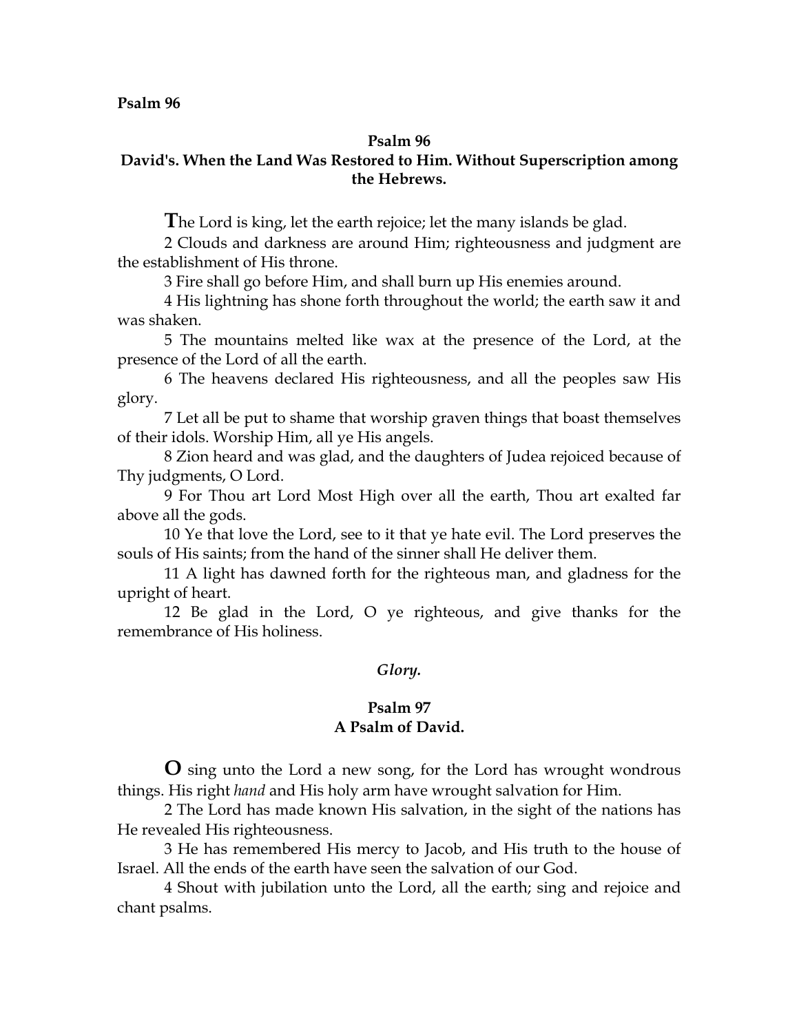**Psalm 96**

## Psalm 96

## David's. When the Land Was Restored to Him. Without Superscription among the Hebrews.

**T**he Lord is king, let the earth rejoice; let the many islands be glad.

2 Clouds and darkness are around Him; righteousness and judgment are the establishment of His throne.

3 Fire shall go before Him, and shall burn up His enemies around.

4 His lightning has shone forth throughout the world; the earth saw it and was shaken.

5 The mountains melted like wax at the presence of the Lord, at the presence of the Lord of all the earth.

6 The heavens declared His righteousness, and all the peoples saw His glory.

7 Let all be put to shame that worship graven things that boast themselves of their idols. Worship Him, all ye His angels.

8 Zion heard and was glad, and the daughters of Judea rejoiced because of Thy judgments, O Lord.

9 For Thou art Lord Most High over all the earth, Thou art exalted far above all the gods.

10 Ye that love the Lord, see to it that ye hate evil. The Lord preserves the souls of His saints; from the hand of the sinner shall He deliver them.

11 A light has dawned forth for the righteous man, and gladness for the upright of heart.

12 Be glad in the Lord, O ye righteous, and give thanks for the remembrance of His holiness.

*Glory.*

## Psalm 97
## A Psalm of David.

**O** sing unto the Lord a new song, for the Lord has wrought wondrous things. His right *hand* and His holy arm have wrought salvation for Him.

2 The Lord has made known His salvation, in the sight of the nations has He revealed His righteousness.

3 He has remembered His mercy to Jacob, and His truth to the house of Israel. All the ends of the earth have seen the salvation of our God.

4 Shout with jubilation unto the Lord, all the earth; sing and rejoice and chant psalms.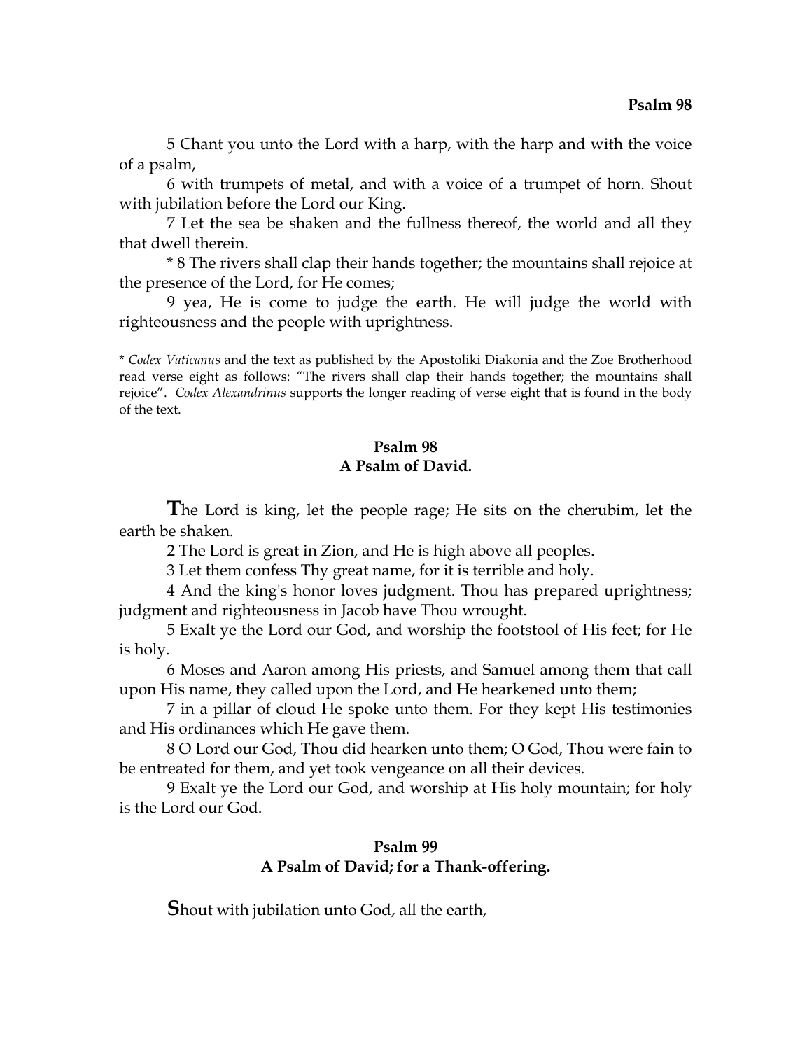5 Chant you unto the Lord with a harp, with the harp and with the voice of a psalm,

6 with trumpets of metal, and with a voice of a trumpet of horn. Shout with jubilation before the Lord our King.

7 Let the sea be shaken and the fullness thereof, the world and all they that dwell therein.

* 8 The rivers shall clap their hands together; the mountains shall rejoice at the presence of the Lord, for He comes;

9 yea, He is come to judge the earth. He will judge the world with righteousness and the people with uprightness.

\* *Codex Vaticanus* and the text as published by the Apostoliki Diakonia and the Zoe Brotherhood read verse eight as follows: "The rivers shall clap their hands together; the mountains shall rejoice". *Codex Alexandrinus* supports the longer reading of verse eight that is found in the body of the text.

## Psalm 98
## A Psalm of David.

**T**he Lord is king, let the people rage; He sits on the cherubim, let the earth be shaken.

2 The Lord is great in Zion, and He is high above all peoples.

3 Let them confess Thy great name, for it is terrible and holy.

4 And the king's honor loves judgment. Thou has prepared uprightness; judgment and righteousness in Jacob have Thou wrought.

5 Exalt ye the Lord our God, and worship the footstool of His feet; for He is holy.

6 Moses and Aaron among His priests, and Samuel among them that call upon His name, they called upon the Lord, and He hearkened unto them;

7 in a pillar of cloud He spoke unto them. For they kept His testimonies and His ordinances which He gave them.

8 O Lord our God, Thou did hearken unto them; O God, Thou were fain to be entreated for them, and yet took vengeance on all their devices.

9 Exalt ye the Lord our God, and worship at His holy mountain; for holy is the Lord our God.

## Psalm 99
## A Psalm of David; for a Thank-offering.

**S**hout with jubilation unto God, all the earth,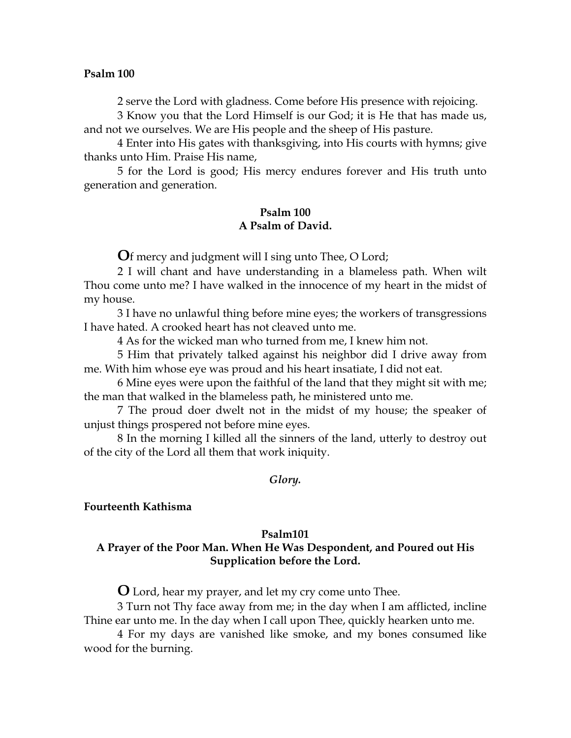**Psalm 100**

2 serve the Lord with gladness. Come before His presence with rejoicing.

3 Know you that the Lord Himself is our God; it is He that has made us, and not we ourselves. We are His people and the sheep of His pasture.

4 Enter into His gates with thanksgiving, into His courts with hymns; give thanks unto Him. Praise His name,

5 for the Lord is good; His mercy endures forever and His truth unto generation and generation.

### Psalm 100
### A Psalm of David.

**O**f mercy and judgment will I sing unto Thee, O Lord;

2 I will chant and have understanding in a blameless path. When wilt Thou come unto me? I have walked in the innocence of my heart in the midst of my house.

3 I have no unlawful thing before mine eyes; the workers of transgressions I have hated. A crooked heart has not cleaved unto me.

4 As for the wicked man who turned from me, I knew him not.

5 Him that privately talked against his neighbor did I drive away from me. With him whose eye was proud and his heart insatiate, I did not eat.

6 Mine eyes were upon the faithful of the land that they might sit with me; the man that walked in the blameless path, he ministered unto me.

7 The proud doer dwelt not in the midst of my house; the speaker of unjust things prospered not before mine eyes.

8 In the morning I killed all the sinners of the land, utterly to destroy out of the city of the Lord all them that work iniquity.

*Glory.*

**Fourteenth Kathisma**

### Psalm101
### A Prayer of the Poor Man. When He Was Despondent, and Poured out His Supplication before the Lord.

**O** Lord, hear my prayer, and let my cry come unto Thee.

3 Turn not Thy face away from me; in the day when I am afflicted, incline Thine ear unto me. In the day when I call upon Thee, quickly hearken unto me.

4 For my days are vanished like smoke, and my bones consumed like wood for the burning.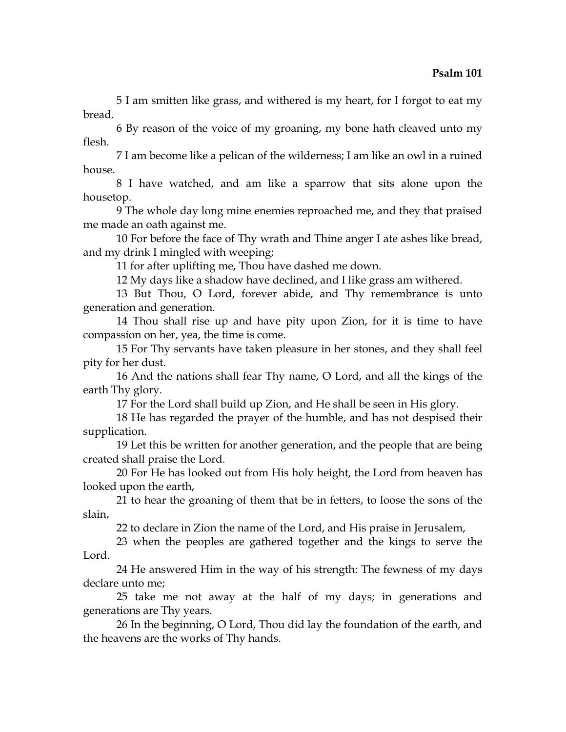5 I am smitten like grass, and withered is my heart, for I forgot to eat my bread.

6 By reason of the voice of my groaning, my bone hath cleaved unto my flesh.

7 I am become like a pelican of the wilderness; I am like an owl in a ruined house.

8 I have watched, and am like a sparrow that sits alone upon the housetop.

9 The whole day long mine enemies reproached me, and they that praised me made an oath against me.

10 For before the face of Thy wrath and Thine anger I ate ashes like bread, and my drink I mingled with weeping;

11 for after uplifting me, Thou have dashed me down.

12 My days like a shadow have declined, and I like grass am withered.

13 But Thou, O Lord, forever abide, and Thy remembrance is unto generation and generation.

14 Thou shall rise up and have pity upon Zion, for it is time to have compassion on her, yea, the time is come.

15 For Thy servants have taken pleasure in her stones, and they shall feel pity for her dust.

16 And the nations shall fear Thy name, O Lord, and all the kings of the earth Thy glory.

17 For the Lord shall build up Zion, and He shall be seen in His glory.

18 He has regarded the prayer of the humble, and has not despised their supplication.

19 Let this be written for another generation, and the people that are being created shall praise the Lord.

20 For He has looked out from His holy height, the Lord from heaven has looked upon the earth,

21 to hear the groaning of them that be in fetters, to loose the sons of the slain,

22 to declare in Zion the name of the Lord, and His praise in Jerusalem,

23 when the peoples are gathered together and the kings to serve the Lord.

24 He answered Him in the way of his strength: The fewness of my days declare unto me;

25 take me not away at the half of my days; in generations and generations are Thy years.

26 In the beginning, O Lord, Thou did lay the foundation of the earth, and the heavens are the works of Thy hands.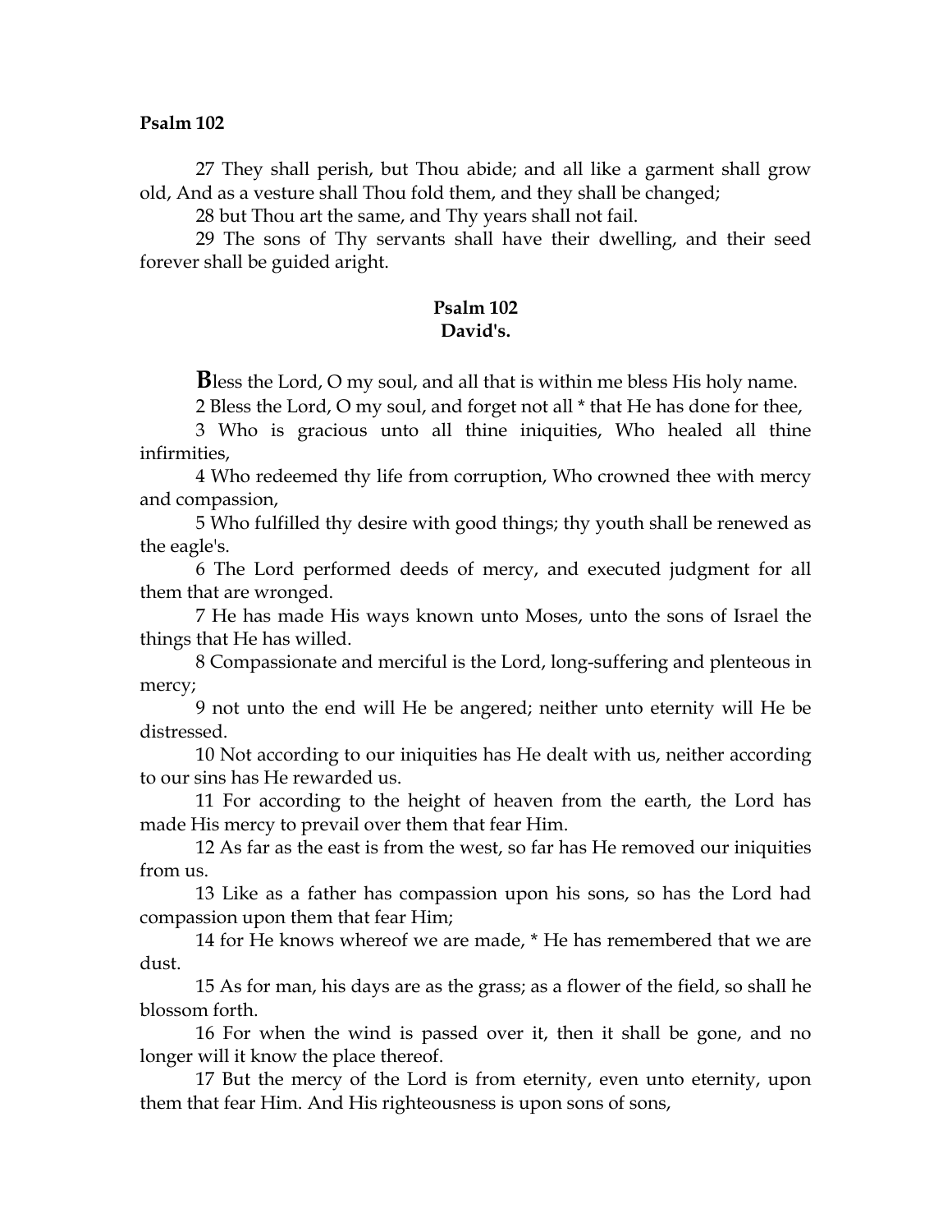27 They shall perish, but Thou abide; and all like a garment shall grow old, And as a vesture shall Thou fold them, and they shall be changed;

28 but Thou art the same, and Thy years shall not fail.

29 The sons of Thy servants shall have their dwelling, and their seed forever shall be guided aright.

## Psalm 102
### David's.

**B**less the Lord, O my soul, and all that is within me bless His holy name.

2 Bless the Lord, O my soul, and forget not all * that He has done for thee,

3 Who is gracious unto all thine iniquities, Who healed all thine infirmities,

4 Who redeemed thy life from corruption, Who crowned thee with mercy and compassion,

5 Who fulfilled thy desire with good things; thy youth shall be renewed as the eagle's.

6 The Lord performed deeds of mercy, and executed judgment for all them that are wronged.

7 He has made His ways known unto Moses, unto the sons of Israel the things that He has willed.

8 Compassionate and merciful is the Lord, long-suffering and plenteous in mercy;

9 not unto the end will He be angered; neither unto eternity will He be distressed.

10 Not according to our iniquities has He dealt with us, neither according to our sins has He rewarded us.

11 For according to the height of heaven from the earth, the Lord has made His mercy to prevail over them that fear Him.

12 As far as the east is from the west, so far has He removed our iniquities from us.

13 Like as a father has compassion upon his sons, so has the Lord had compassion upon them that fear Him;

14 for He knows whereof we are made, * He has remembered that we are dust.

15 As for man, his days are as the grass; as a flower of the field, so shall he blossom forth.

16 For when the wind is passed over it, then it shall be gone, and no longer will it know the place thereof.

17 But the mercy of the Lord is from eternity, even unto eternity, upon them that fear Him. And His righteousness is upon sons of sons,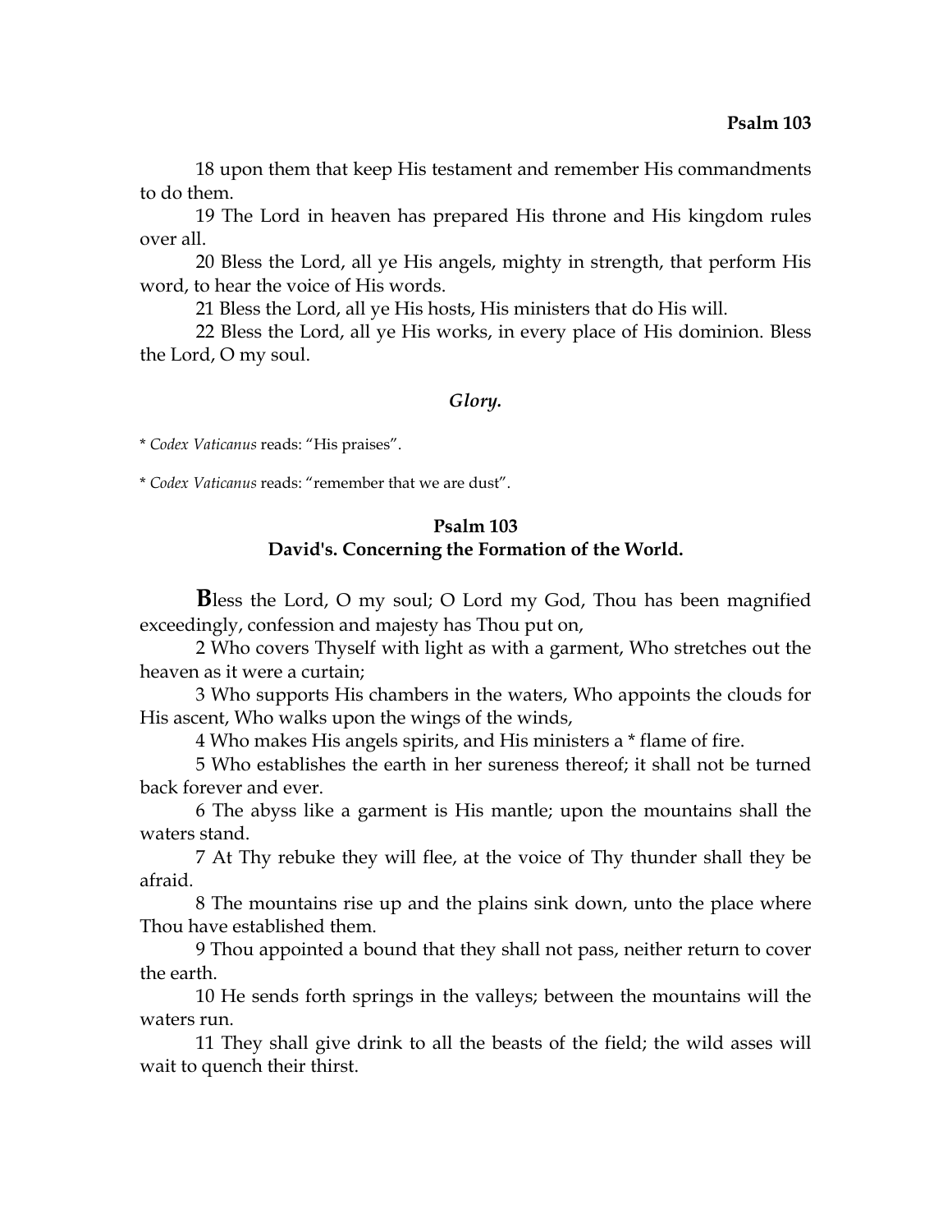18 upon them that keep His testament and remember His commandments to do them.

19 The Lord in heaven has prepared His throne and His kingdom rules over all.

20 Bless the Lord, all ye His angels, mighty in strength, that perform His word, to hear the voice of His words.

21 Bless the Lord, all ye His hosts, His ministers that do His will.

22 Bless the Lord, all ye His works, in every place of His dominion. Bless the Lord, O my soul.

***Glory.***

* *Codex Vaticanus* reads: "His praises".

* *Codex Vaticanus* reads: "remember that we are dust".

## Psalm 103
### David's. Concerning the Formation of the World.

**B**less the Lord, O my soul; O Lord my God, Thou has been magnified exceedingly, confession and majesty has Thou put on,

2 Who covers Thyself with light as with a garment, Who stretches out the heaven as it were a curtain;

3 Who supports His chambers in the waters, Who appoints the clouds for His ascent, Who walks upon the wings of the winds,

4 Who makes His angels spirits, and His ministers a * flame of fire.

5 Who establishes the earth in her sureness thereof; it shall not be turned back forever and ever.

6 The abyss like a garment is His mantle; upon the mountains shall the waters stand.

7 At Thy rebuke they will flee, at the voice of Thy thunder shall they be afraid.

8 The mountains rise up and the plains sink down, unto the place where Thou have established them.

9 Thou appointed a bound that they shall not pass, neither return to cover the earth.

10 He sends forth springs in the valleys; between the mountains will the waters run.

11 They shall give drink to all the beasts of the field; the wild asses will wait to quench their thirst.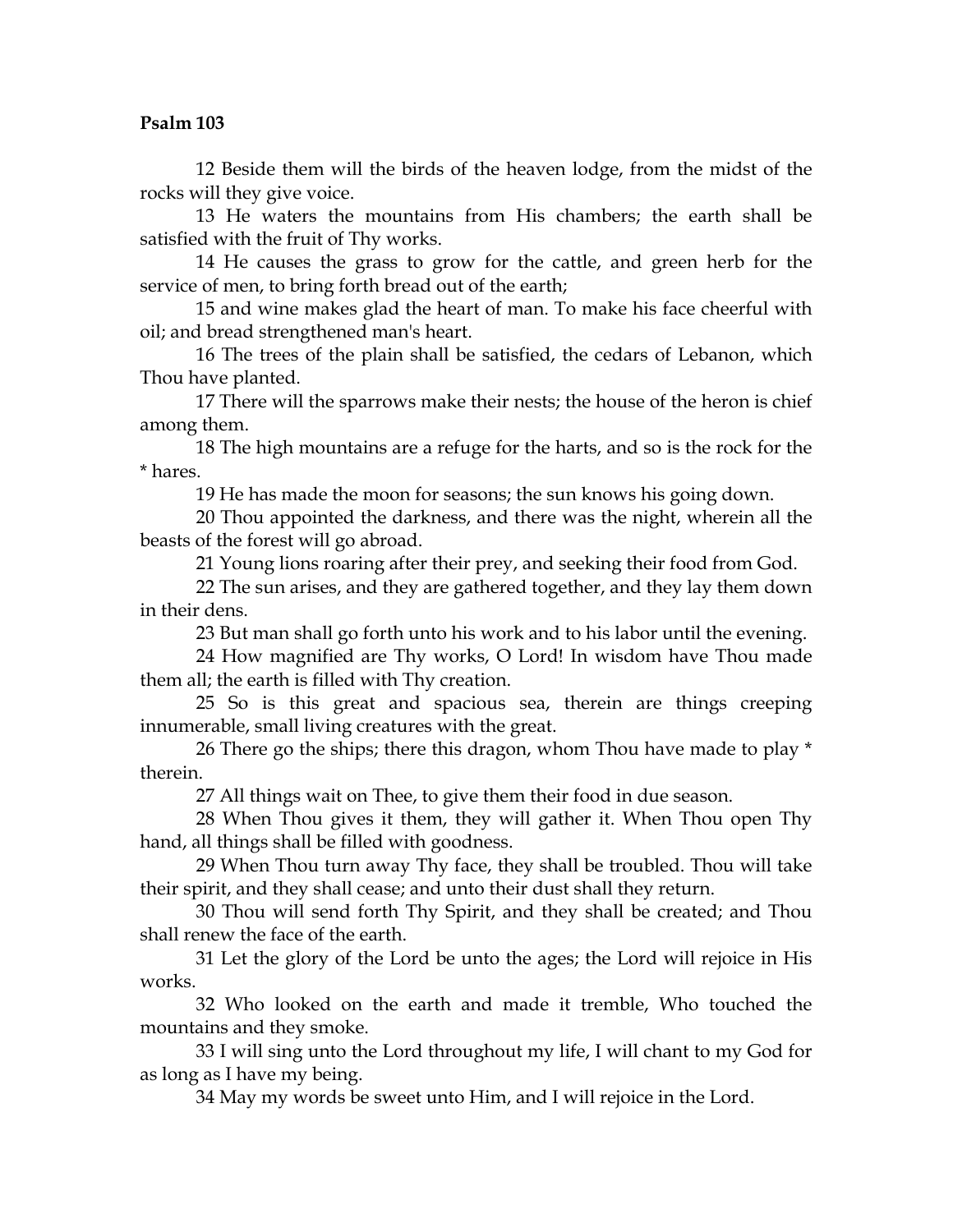**Psalm 103**

12 Beside them will the birds of the heaven lodge, from the midst of the rocks will they give voice.

13 He waters the mountains from His chambers; the earth shall be satisfied with the fruit of Thy works.

14 He causes the grass to grow for the cattle, and green herb for the service of men, to bring forth bread out of the earth;

15 and wine makes glad the heart of man. To make his face cheerful with oil; and bread strengthened man's heart.

16 The trees of the plain shall be satisfied, the cedars of Lebanon, which Thou have planted.

17 There will the sparrows make their nests; the house of the heron is chief among them.

18 The high mountains are a refuge for the harts, and so is the rock for the * hares.

19 He has made the moon for seasons; the sun knows his going down.

20 Thou appointed the darkness, and there was the night, wherein all the beasts of the forest will go abroad.

21 Young lions roaring after their prey, and seeking their food from God.

22 The sun arises, and they are gathered together, and they lay them down in their dens.

23 But man shall go forth unto his work and to his labor until the evening.

24 How magnified are Thy works, O Lord! In wisdom have Thou made them all; the earth is filled with Thy creation.

25 So is this great and spacious sea, therein are things creeping innumerable, small living creatures with the great.

26 There go the ships; there this dragon, whom Thou have made to play * therein.

27 All things wait on Thee, to give them their food in due season.

28 When Thou gives it them, they will gather it. When Thou open Thy hand, all things shall be filled with goodness.

29 When Thou turn away Thy face, they shall be troubled. Thou will take their spirit, and they shall cease; and unto their dust shall they return.

30 Thou will send forth Thy Spirit, and they shall be created; and Thou shall renew the face of the earth.

31 Let the glory of the Lord be unto the ages; the Lord will rejoice in His works.

32 Who looked on the earth and made it tremble, Who touched the mountains and they smoke.

33 I will sing unto the Lord throughout my life, I will chant to my God for as long as I have my being.

34 May my words be sweet unto Him, and I will rejoice in the Lord.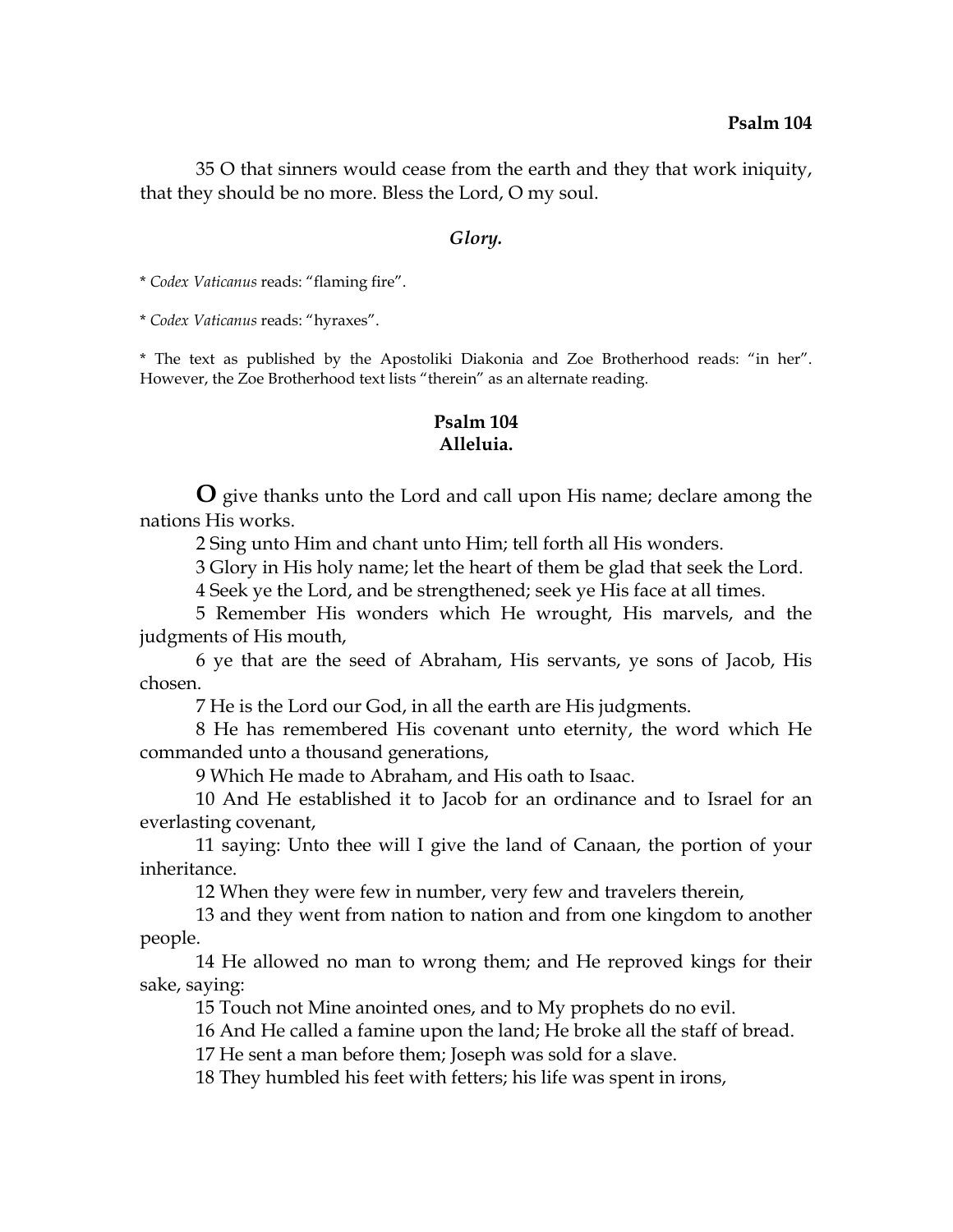35 O that sinners would cease from the earth and they that work iniquity, that they should be no more. Bless the Lord, O my soul.

***Glory.***

* *Codex Vaticanus* reads: "flaming fire".

* *Codex Vaticanus* reads: "hyraxes".

* The text as published by the Apostoliki Diakonia and Zoe Brotherhood reads: "in her". However, the Zoe Brotherhood text lists "therein" as an alternate reading.

## Psalm 104
### Alleluia.

**O** give thanks unto the Lord and call upon His name; declare among the nations His works.

2 Sing unto Him and chant unto Him; tell forth all His wonders.

3 Glory in His holy name; let the heart of them be glad that seek the Lord.

4 Seek ye the Lord, and be strengthened; seek ye His face at all times.

5 Remember His wonders which He wrought, His marvels, and the judgments of His mouth,

6 ye that are the seed of Abraham, His servants, ye sons of Jacob, His chosen.

7 He is the Lord our God, in all the earth are His judgments.

8 He has remembered His covenant unto eternity, the word which He commanded unto a thousand generations,

9 Which He made to Abraham, and His oath to Isaac.

10 And He established it to Jacob for an ordinance and to Israel for an everlasting covenant,

11 saying: Unto thee will I give the land of Canaan, the portion of your inheritance.

12 When they were few in number, very few and travelers therein,

13 and they went from nation to nation and from one kingdom to another people.

14 He allowed no man to wrong them; and He reproved kings for their sake, saying:

15 Touch not Mine anointed ones, and to My prophets do no evil.

16 And He called a famine upon the land; He broke all the staff of bread.

17 He sent a man before them; Joseph was sold for a slave.

18 They humbled his feet with fetters; his life was spent in irons,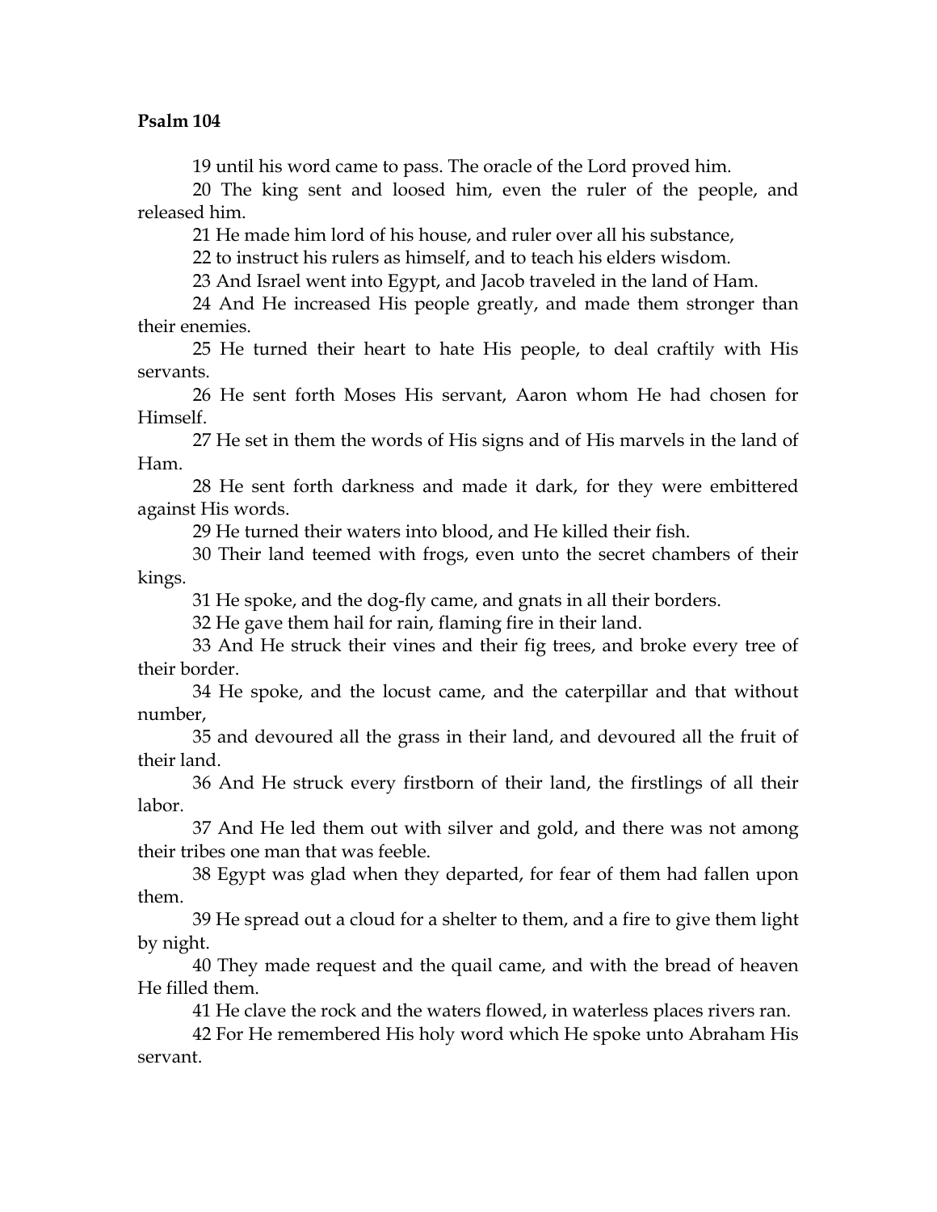**Psalm 104**

19 until his word came to pass. The oracle of the Lord proved him.

20 The king sent and loosed him, even the ruler of the people, and released him.

21 He made him lord of his house, and ruler over all his substance,

22 to instruct his rulers as himself, and to teach his elders wisdom.

23 And Israel went into Egypt, and Jacob traveled in the land of Ham.

24 And He increased His people greatly, and made them stronger than their enemies.

25 He turned their heart to hate His people, to deal craftily with His servants.

26 He sent forth Moses His servant, Aaron whom He had chosen for Himself.

27 He set in them the words of His signs and of His marvels in the land of Ham.

28 He sent forth darkness and made it dark, for they were embittered against His words.

29 He turned their waters into blood, and He killed their fish.

30 Their land teemed with frogs, even unto the secret chambers of their kings.

31 He spoke, and the dog-fly came, and gnats in all their borders.

32 He gave them hail for rain, flaming fire in their land.

33 And He struck their vines and their fig trees, and broke every tree of their border.

34 He spoke, and the locust came, and the caterpillar and that without number,

35 and devoured all the grass in their land, and devoured all the fruit of their land.

36 And He struck every firstborn of their land, the firstlings of all their labor.

37 And He led them out with silver and gold, and there was not among their tribes one man that was feeble.

38 Egypt was glad when they departed, for fear of them had fallen upon them.

39 He spread out a cloud for a shelter to them, and a fire to give them light by night.

40 They made request and the quail came, and with the bread of heaven He filled them.

41 He clave the rock and the waters flowed, in waterless places rivers ran.

42 For He remembered His holy word which He spoke unto Abraham His servant.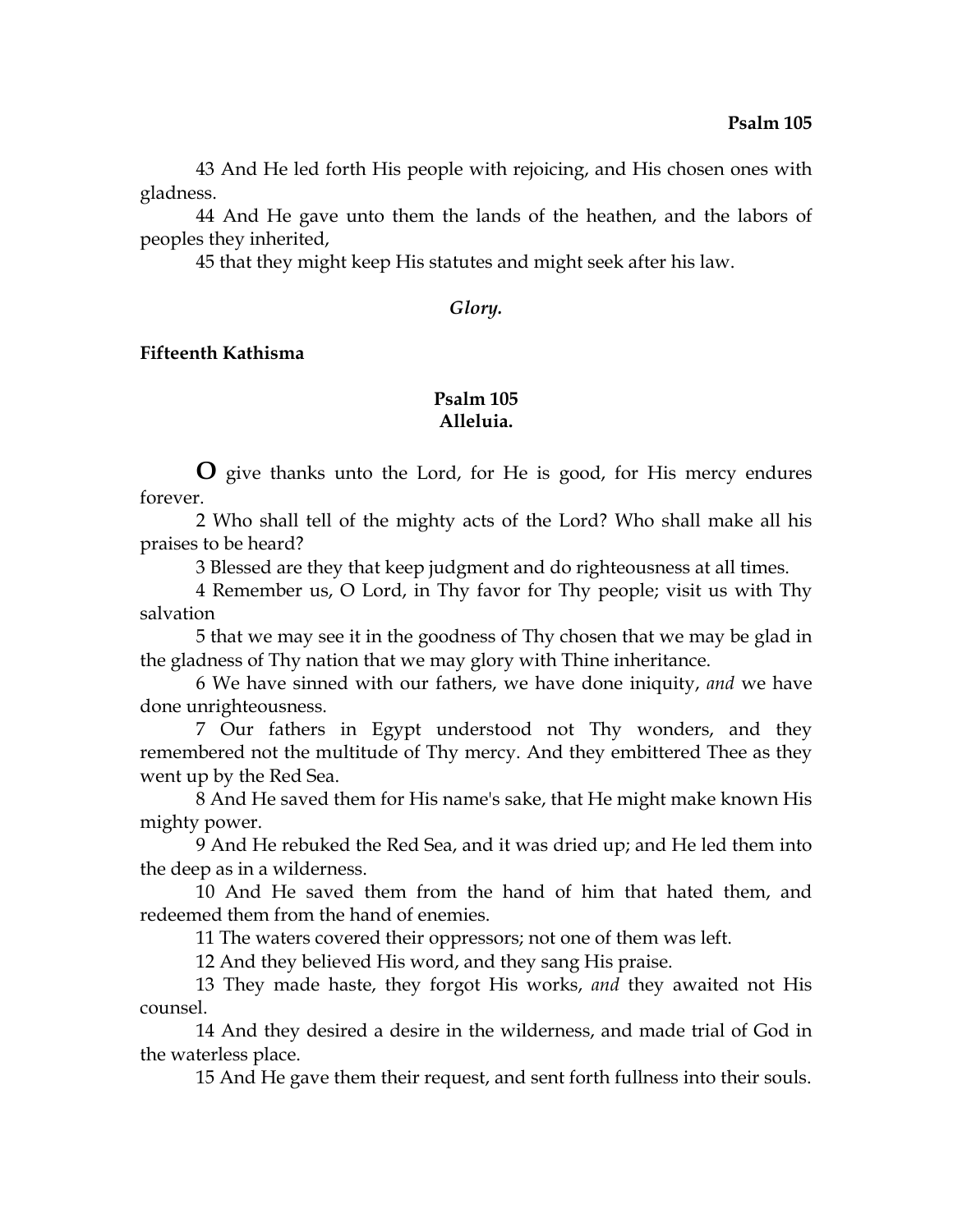43 And He led forth His people with rejoicing, and His chosen ones with gladness.

44 And He gave unto them the lands of the heathen, and the labors of peoples they inherited,

45 that they might keep His statutes and might seek after his law.

***Glory.***

**Fifteenth Kathisma**

## Psalm 105
### Alleluia.

**O** give thanks unto the Lord, for He is good, for His mercy endures forever.

2 Who shall tell of the mighty acts of the Lord? Who shall make all his praises to be heard?

3 Blessed are they that keep judgment and do righteousness at all times.

4 Remember us, O Lord, in Thy favor for Thy people; visit us with Thy salvation

5 that we may see it in the goodness of Thy chosen that we may be glad in the gladness of Thy nation that we may glory with Thine inheritance.

6 We have sinned with our fathers, we have done iniquity, *and* we have done unrighteousness.

7 Our fathers in Egypt understood not Thy wonders, and they remembered not the multitude of Thy mercy. And they embittered Thee as they went up by the Red Sea.

8 And He saved them for His name's sake, that He might make known His mighty power.

9 And He rebuked the Red Sea, and it was dried up; and He led them into the deep as in a wilderness.

10 And He saved them from the hand of him that hated them, and redeemed them from the hand of enemies.

11 The waters covered their oppressors; not one of them was left.

12 And they believed His word, and they sang His praise.

13 They made haste, they forgot His works, *and* they awaited not His counsel.

14 And they desired a desire in the wilderness, and made trial of God in the waterless place.

15 And He gave them their request, and sent forth fullness into their souls.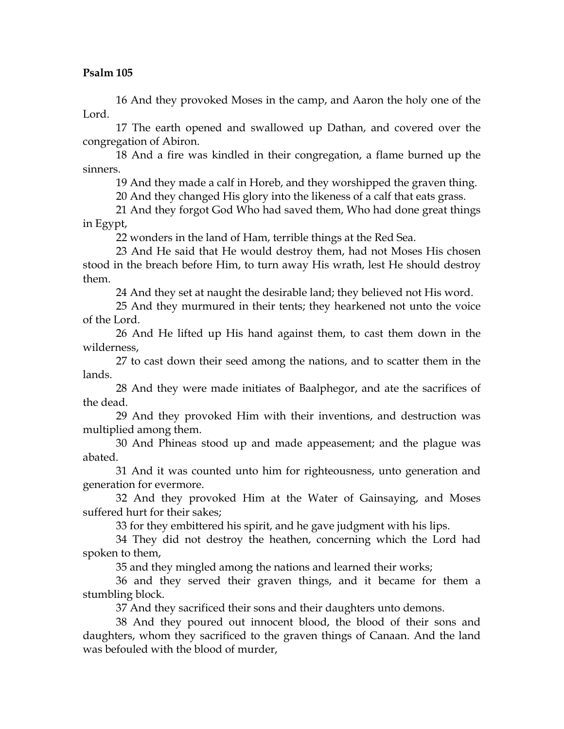**Psalm 105**

16 And they provoked Moses in the camp, and Aaron the holy one of the Lord.

17 The earth opened and swallowed up Dathan, and covered over the congregation of Abiron.

18 And a fire was kindled in their congregation, a flame burned up the sinners.

19 And they made a calf in Horeb, and they worshipped the graven thing.

20 And they changed His glory into the likeness of a calf that eats grass.

21 And they forgot God Who had saved them, Who had done great things in Egypt,

22 wonders in the land of Ham, terrible things at the Red Sea.

23 And He said that He would destroy them, had not Moses His chosen stood in the breach before Him, to turn away His wrath, lest He should destroy them.

24 And they set at naught the desirable land; they believed not His word.

25 And they murmured in their tents; they hearkened not unto the voice of the Lord.

26 And He lifted up His hand against them, to cast them down in the wilderness,

27 to cast down their seed among the nations, and to scatter them in the lands.

28 And they were made initiates of Baalphegor, and ate the sacrifices of the dead.

29 And they provoked Him with their inventions, and destruction was multiplied among them.

30 And Phineas stood up and made appeasement; and the plague was abated.

31 And it was counted unto him for righteousness, unto generation and generation for evermore.

32 And they provoked Him at the Water of Gainsaying, and Moses suffered hurt for their sakes;

33 for they embittered his spirit, and he gave judgment with his lips.

34 They did not destroy the heathen, concerning which the Lord had spoken to them,

35 and they mingled among the nations and learned their works;

36 and they served their graven things, and it became for them a stumbling block.

37 And they sacrificed their sons and their daughters unto demons.

38 And they poured out innocent blood, the blood of their sons and daughters, whom they sacrificed to the graven things of Canaan. And the land was befouled with the blood of murder,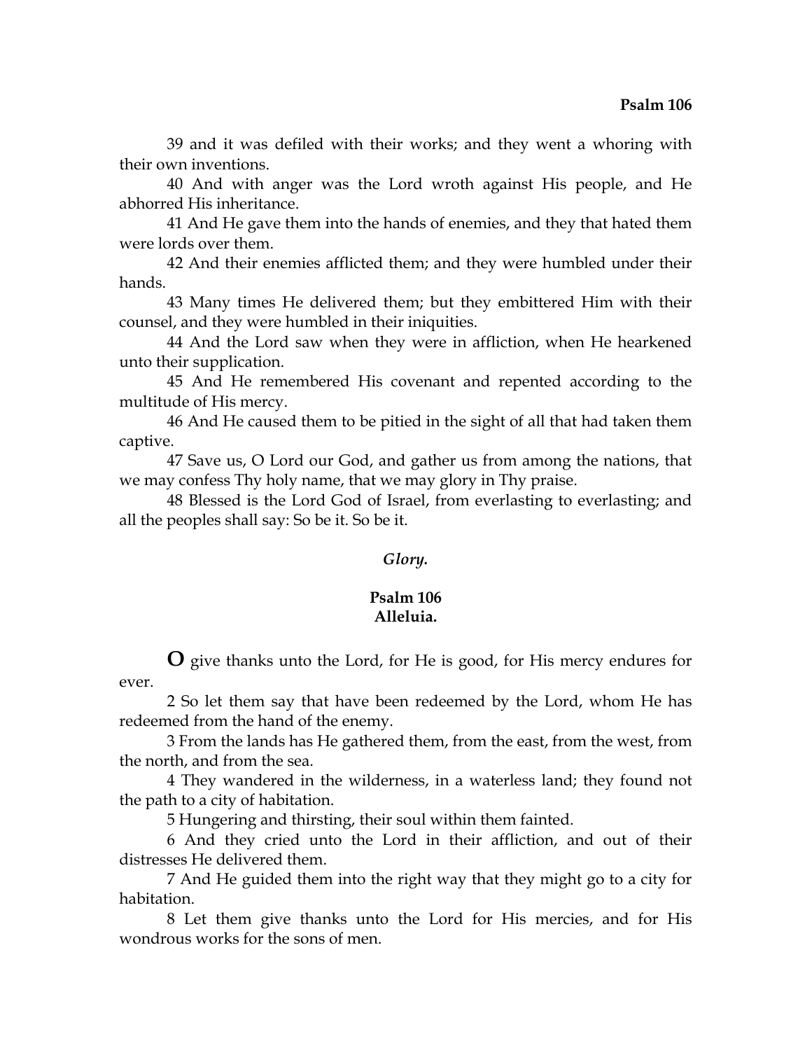39 and it was defiled with their works; and they went a whoring with their own inventions.

40 And with anger was the Lord wroth against His people, and He abhorred His inheritance.

41 And He gave them into the hands of enemies, and they that hated them were lords over them.

42 And their enemies afflicted them; and they were humbled under their hands.

43 Many times He delivered them; but they embittered Him with their counsel, and they were humbled in their iniquities.

44 And the Lord saw when they were in affliction, when He hearkened unto their supplication.

45 And He remembered His covenant and repented according to the multitude of His mercy.

46 And He caused them to be pitied in the sight of all that had taken them captive.

47 Save us, O Lord our God, and gather us from among the nations, that we may confess Thy holy name, that we may glory in Thy praise.

48 Blessed is the Lord God of Israel, from everlasting to everlasting; and all the peoples shall say: So be it. So be it.

*Glory.*

## Psalm 106
### Alleluia.

**O** give thanks unto the Lord, for He is good, for His mercy endures for ever.

2 So let them say that have been redeemed by the Lord, whom He has redeemed from the hand of the enemy.

3 From the lands has He gathered them, from the east, from the west, from the north, and from the sea.

4 They wandered in the wilderness, in a waterless land; they found not the path to a city of habitation.

5 Hungering and thirsting, their soul within them fainted.

6 And they cried unto the Lord in their affliction, and out of their distresses He delivered them.

7 And He guided them into the right way that they might go to a city for habitation.

8 Let them give thanks unto the Lord for His mercies, and for His wondrous works for the sons of men.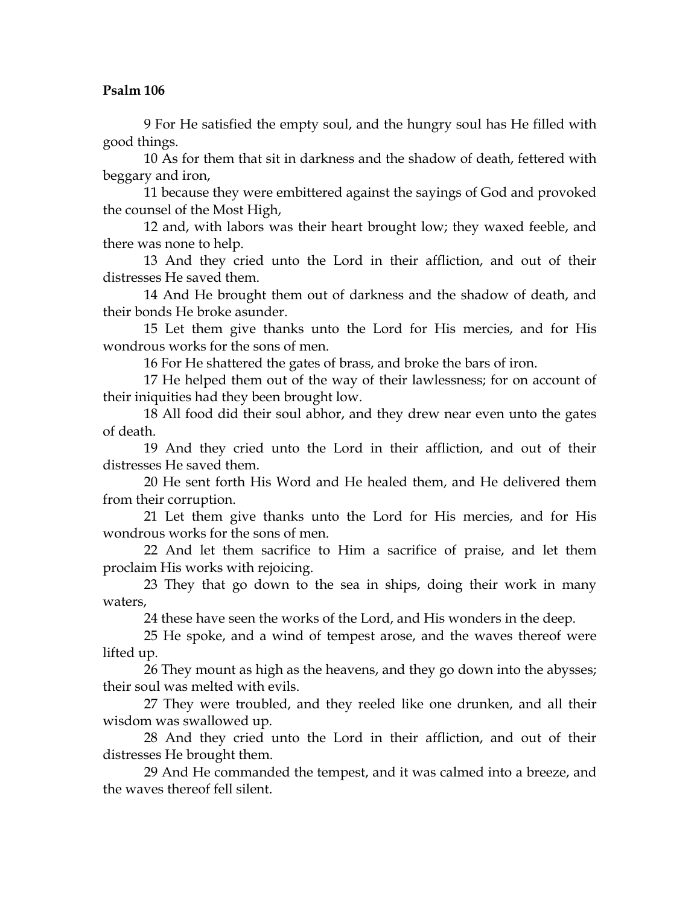**Psalm 106**

9 For He satisfied the empty soul, and the hungry soul has He filled with good things.

10 As for them that sit in darkness and the shadow of death, fettered with beggary and iron,

11 because they were embittered against the sayings of God and provoked the counsel of the Most High,

12 and, with labors was their heart brought low; they waxed feeble, and there was none to help.

13 And they cried unto the Lord in their affliction, and out of their distresses He saved them.

14 And He brought them out of darkness and the shadow of death, and their bonds He broke asunder.

15 Let them give thanks unto the Lord for His mercies, and for His wondrous works for the sons of men.

16 For He shattered the gates of brass, and broke the bars of iron.

17 He helped them out of the way of their lawlessness; for on account of their iniquities had they been brought low.

18 All food did their soul abhor, and they drew near even unto the gates of death.

19 And they cried unto the Lord in their affliction, and out of their distresses He saved them.

20 He sent forth His Word and He healed them, and He delivered them from their corruption.

21 Let them give thanks unto the Lord for His mercies, and for His wondrous works for the sons of men.

22 And let them sacrifice to Him a sacrifice of praise, and let them proclaim His works with rejoicing.

23 They that go down to the sea in ships, doing their work in many waters,

24 these have seen the works of the Lord, and His wonders in the deep.

25 He spoke, and a wind of tempest arose, and the waves thereof were lifted up.

26 They mount as high as the heavens, and they go down into the abysses; their soul was melted with evils.

27 They were troubled, and they reeled like one drunken, and all their wisdom was swallowed up.

28 And they cried unto the Lord in their affliction, and out of their distresses He brought them.

29 And He commanded the tempest, and it was calmed into a breeze, and the waves thereof fell silent.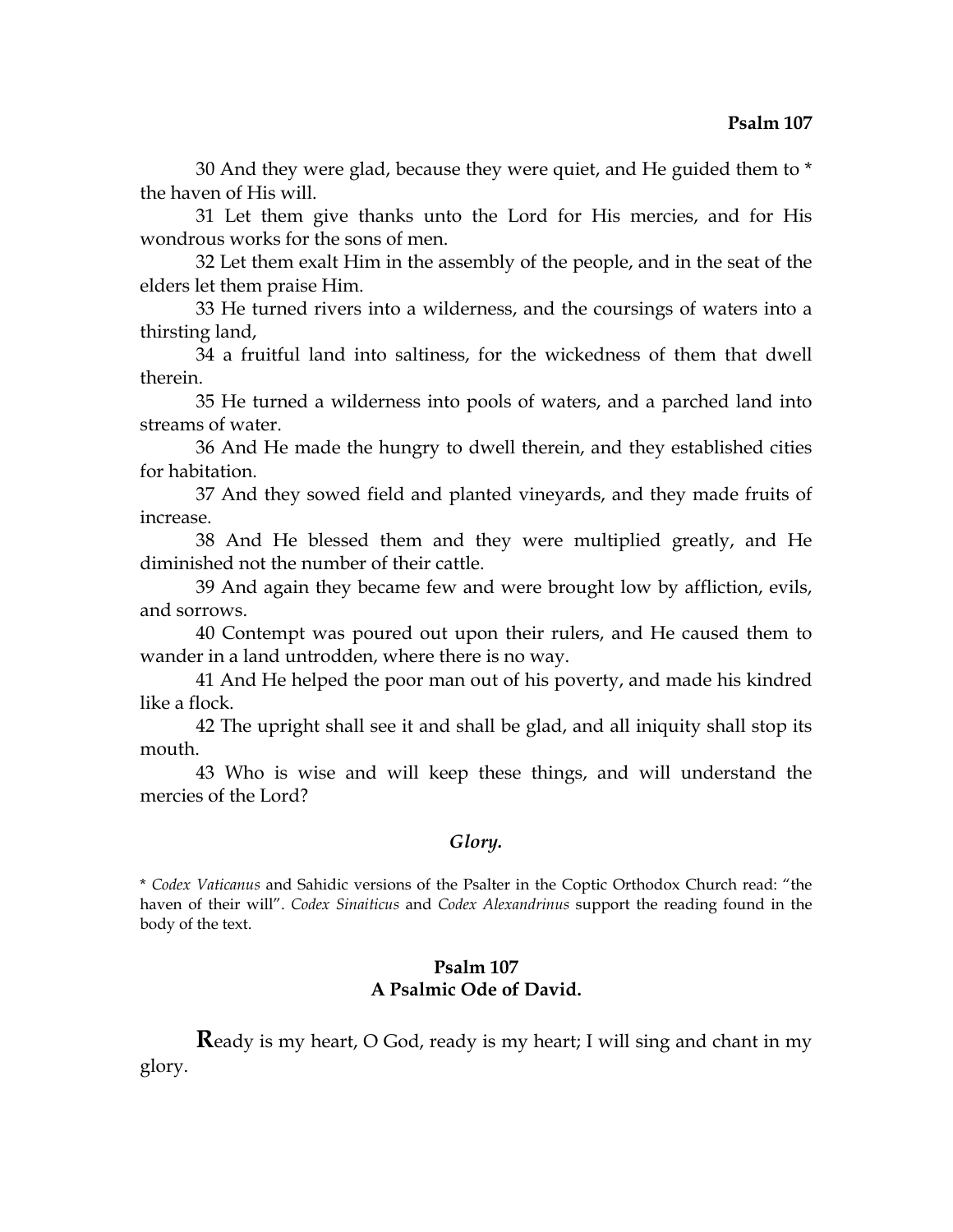30 And they were glad, because they were quiet, and He guided them to * the haven of His will.

31 Let them give thanks unto the Lord for His mercies, and for His wondrous works for the sons of men.

32 Let them exalt Him in the assembly of the people, and in the seat of the elders let them praise Him.

33 He turned rivers into a wilderness, and the coursings of waters into a thirsting land,

34 a fruitful land into saltiness, for the wickedness of them that dwell therein.

35 He turned a wilderness into pools of waters, and a parched land into streams of water.

36 And He made the hungry to dwell therein, and they established cities for habitation.

37 And they sowed field and planted vineyards, and they made fruits of increase.

38 And He blessed them and they were multiplied greatly, and He diminished not the number of their cattle.

39 And again they became few and were brought low by affliction, evils, and sorrows.

40 Contempt was poured out upon their rulers, and He caused them to wander in a land untrodden, where there is no way.

41 And He helped the poor man out of his poverty, and made his kindred like a flock.

42 The upright shall see it and shall be glad, and all iniquity shall stop its mouth.

43 Who is wise and will keep these things, and will understand the mercies of the Lord?

***Glory.***

\* *Codex Vaticanus* and Sahidic versions of the Psalter in the Coptic Orthodox Church read: "the haven of their will". *Codex Sinaiticus* and *Codex Alexandrinus* support the reading found in the body of the text.

## Psalm 107
## A Psalmic Ode of David.

**R**eady is my heart, O God, ready is my heart; I will sing and chant in my glory.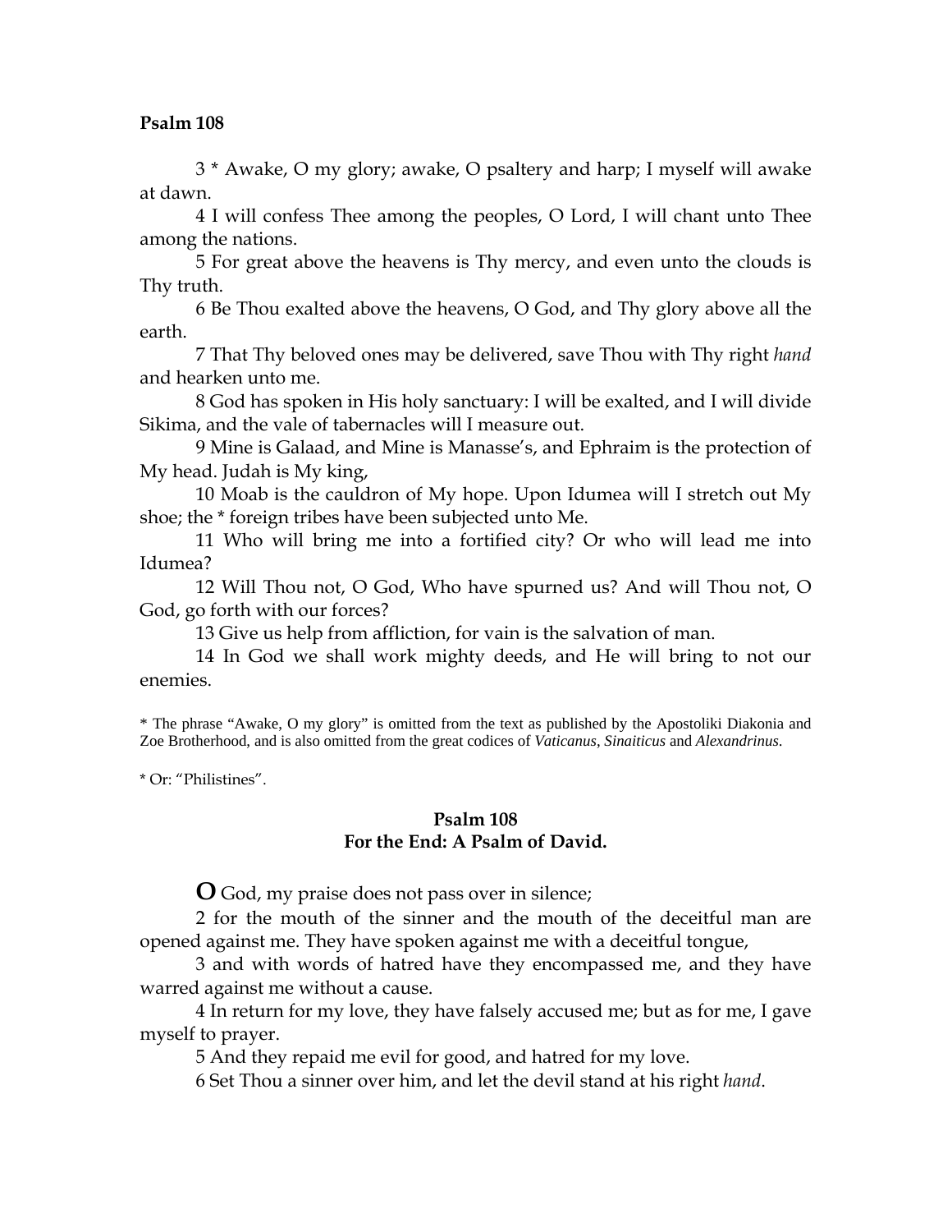**Psalm 108**

3 * Awake, O my glory; awake, O psaltery and harp; I myself will awake at dawn.

4 I will confess Thee among the peoples, O Lord, I will chant unto Thee among the nations.

5 For great above the heavens is Thy mercy, and even unto the clouds is Thy truth.

6 Be Thou exalted above the heavens, O God, and Thy glory above all the earth.

7 That Thy beloved ones may be delivered, save Thou with Thy right *hand* and hearken unto me.

8 God has spoken in His holy sanctuary: I will be exalted, and I will divide Sikima, and the vale of tabernacles will I measure out.

9 Mine is Galaad, and Mine is Manasse's, and Ephraim is the protection of My head. Judah is My king,

10 Moab is the cauldron of My hope. Upon Idumea will I stretch out My shoe; the * foreign tribes have been subjected unto Me.

11 Who will bring me into a fortified city? Or who will lead me into Idumea?

12 Will Thou not, O God, Who have spurned us? And will Thou not, O God, go forth with our forces?

13 Give us help from affliction, for vain is the salvation of man.

14 In God we shall work mighty deeds, and He will bring to not our enemies.

* The phrase "Awake, O my glory" is omitted from the text as published by the Apostoliki Diakonia and Zoe Brotherhood, and is also omitted from the great codices of *Vaticanus*, *Sinaiticus* and *Alexandrinus*.

* Or: "Philistines".

## Psalm 108
## For the End: A Psalm of David.

**O** God, my praise does not pass over in silence;

2 for the mouth of the sinner and the mouth of the deceitful man are opened against me. They have spoken against me with a deceitful tongue,

3 and with words of hatred have they encompassed me, and they have warred against me without a cause.

4 In return for my love, they have falsely accused me; but as for me, I gave myself to prayer.

5 And they repaid me evil for good, and hatred for my love.

6 Set Thou a sinner over him, and let the devil stand at his right *hand*.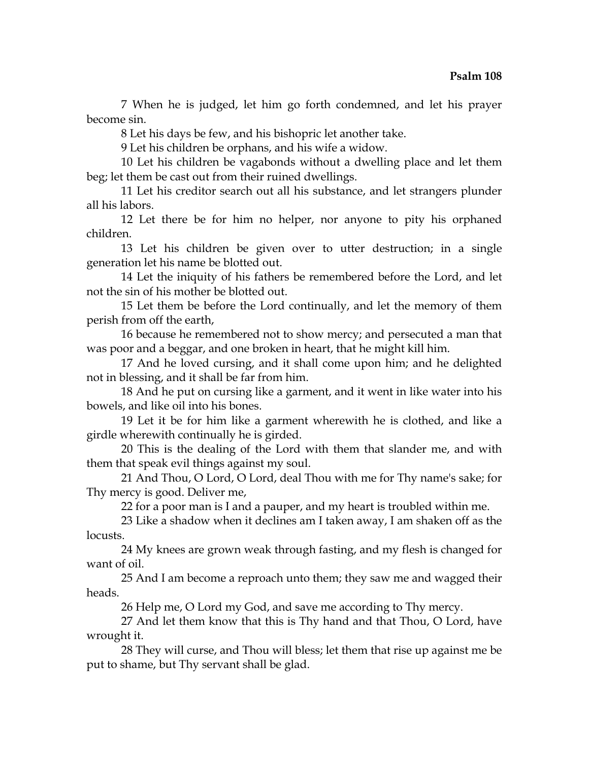7 When he is judged, let him go forth condemned, and let his prayer become sin.

8 Let his days be few, and his bishopric let another take.

9 Let his children be orphans, and his wife a widow.

10 Let his children be vagabonds without a dwelling place and let them beg; let them be cast out from their ruined dwellings.

11 Let his creditor search out all his substance, and let strangers plunder all his labors.

12 Let there be for him no helper, nor anyone to pity his orphaned children.

13 Let his children be given over to utter destruction; in a single generation let his name be blotted out.

14 Let the iniquity of his fathers be remembered before the Lord, and let not the sin of his mother be blotted out.

15 Let them be before the Lord continually, and let the memory of them perish from off the earth,

16 because he remembered not to show mercy; and persecuted a man that was poor and a beggar, and one broken in heart, that he might kill him.

17 And he loved cursing, and it shall come upon him; and he delighted not in blessing, and it shall be far from him.

18 And he put on cursing like a garment, and it went in like water into his bowels, and like oil into his bones.

19 Let it be for him like a garment wherewith he is clothed, and like a girdle wherewith continually he is girded.

20 This is the dealing of the Lord with them that slander me, and with them that speak evil things against my soul.

21 And Thou, O Lord, O Lord, deal Thou with me for Thy name's sake; for Thy mercy is good. Deliver me,

22 for a poor man is I and a pauper, and my heart is troubled within me.

23 Like a shadow when it declines am I taken away, I am shaken off as the locusts.

24 My knees are grown weak through fasting, and my flesh is changed for want of oil.

25 And I am become a reproach unto them; they saw me and wagged their heads.

26 Help me, O Lord my God, and save me according to Thy mercy.

27 And let them know that this is Thy hand and that Thou, O Lord, have wrought it.

28 They will curse, and Thou will bless; let them that rise up against me be put to shame, but Thy servant shall be glad.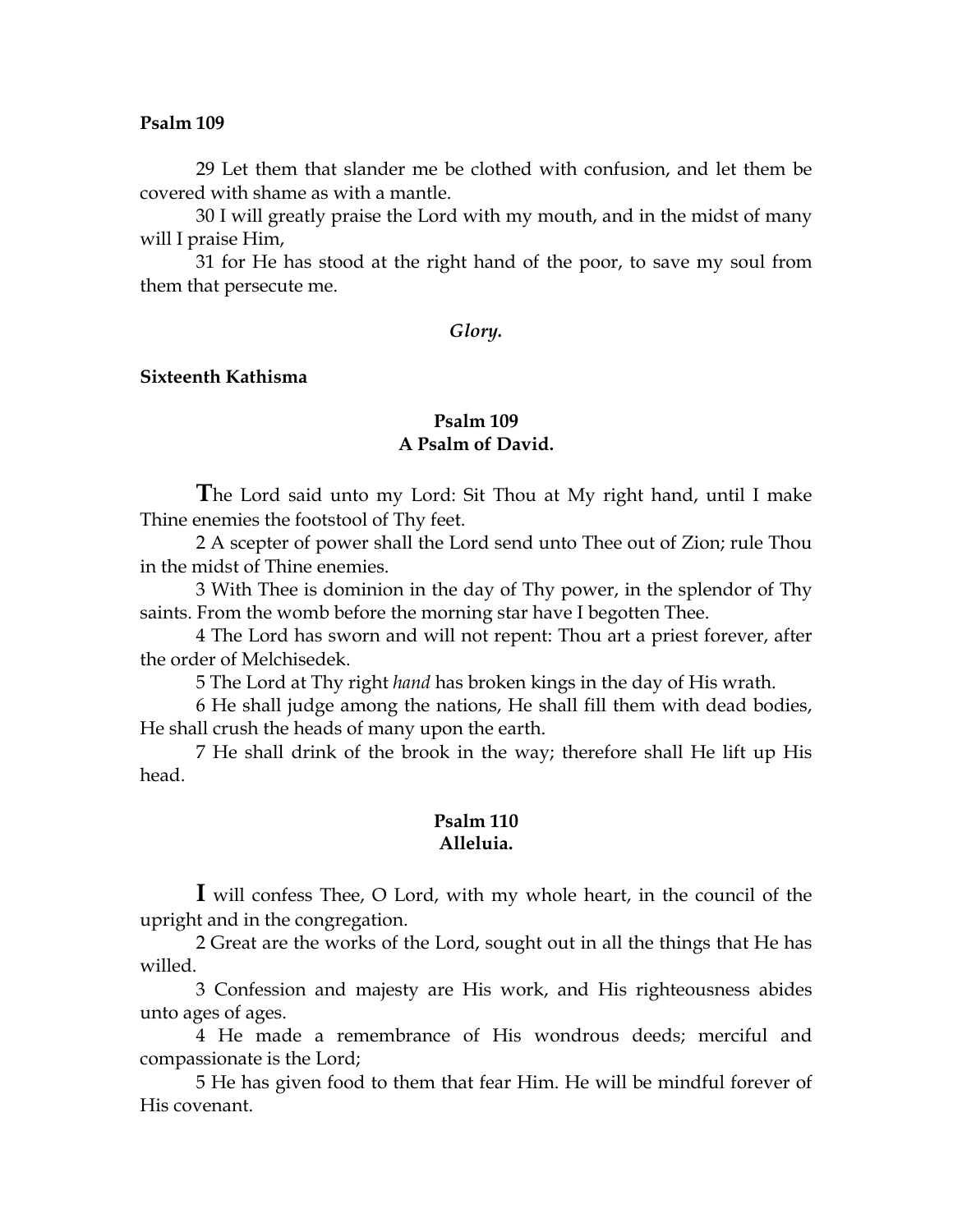**Psalm 109**

29 Let them that slander me be clothed with confusion, and let them be covered with shame as with a mantle.

30 I will greatly praise the Lord with my mouth, and in the midst of many will I praise Him,

31 for He has stood at the right hand of the poor, to save my soul from them that persecute me.

*Glory.*

**Sixteenth Kathisma**

**Psalm 109**
**A Psalm of David.**

**T**he Lord said unto my Lord: Sit Thou at My right hand, until I make Thine enemies the footstool of Thy feet.

2 A scepter of power shall the Lord send unto Thee out of Zion; rule Thou in the midst of Thine enemies.

3 With Thee is dominion in the day of Thy power, in the splendor of Thy saints. From the womb before the morning star have I begotten Thee.

4 The Lord has sworn and will not repent: Thou art a priest forever, after the order of Melchisedek.

5 The Lord at Thy right *hand* has broken kings in the day of His wrath.

6 He shall judge among the nations, He shall fill them with dead bodies, He shall crush the heads of many upon the earth.

7 He shall drink of the brook in the way; therefore shall He lift up His head.

**Psalm 110**
**Alleluia.**

**I** will confess Thee, O Lord, with my whole heart, in the council of the upright and in the congregation.

2 Great are the works of the Lord, sought out in all the things that He has willed.

3 Confession and majesty are His work, and His righteousness abides unto ages of ages.

4 He made a remembrance of His wondrous deeds; merciful and compassionate is the Lord;

5 He has given food to them that fear Him. He will be mindful forever of His covenant.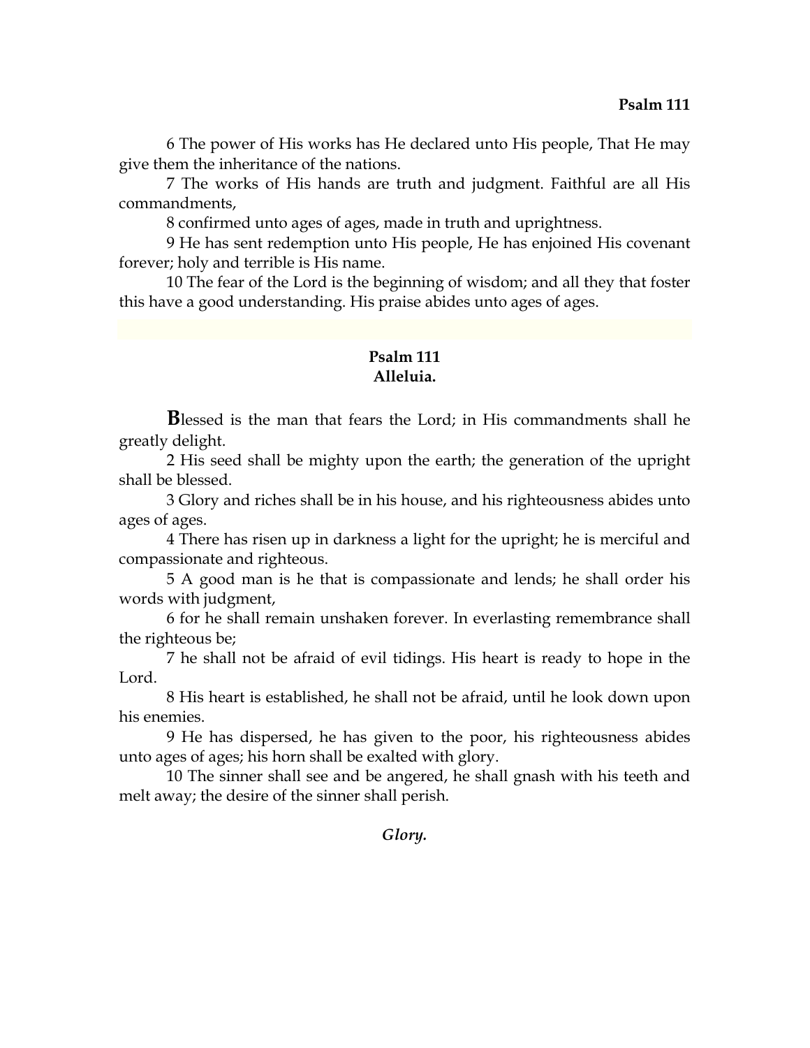6 The power of His works has He declared unto His people, That He may give them the inheritance of the nations.

7 The works of His hands are truth and judgment. Faithful are all His commandments,

8 confirmed unto ages of ages, made in truth and uprightness.

9 He has sent redemption unto His people, He has enjoined His covenant forever; holy and terrible is His name.

10 The fear of the Lord is the beginning of wisdom; and all they that foster this have a good understanding. His praise abides unto ages of ages.

## Psalm 111
**Alleluia.**

**B**lessed is the man that fears the Lord; in His commandments shall he greatly delight.

2 His seed shall be mighty upon the earth; the generation of the upright shall be blessed.

3 Glory and riches shall be in his house, and his righteousness abides unto ages of ages.

4 There has risen up in darkness a light for the upright; he is merciful and compassionate and righteous.

5 A good man is he that is compassionate and lends; he shall order his words with judgment,

6 for he shall remain unshaken forever. In everlasting remembrance shall the righteous be;

7 he shall not be afraid of evil tidings. His heart is ready to hope in the Lord.

8 His heart is established, he shall not be afraid, until he look down upon his enemies.

9 He has dispersed, he has given to the poor, his righteousness abides unto ages of ages; his horn shall be exalted with glory.

10 The sinner shall see and be angered, he shall gnash with his teeth and melt away; the desire of the sinner shall perish.

***Glory.***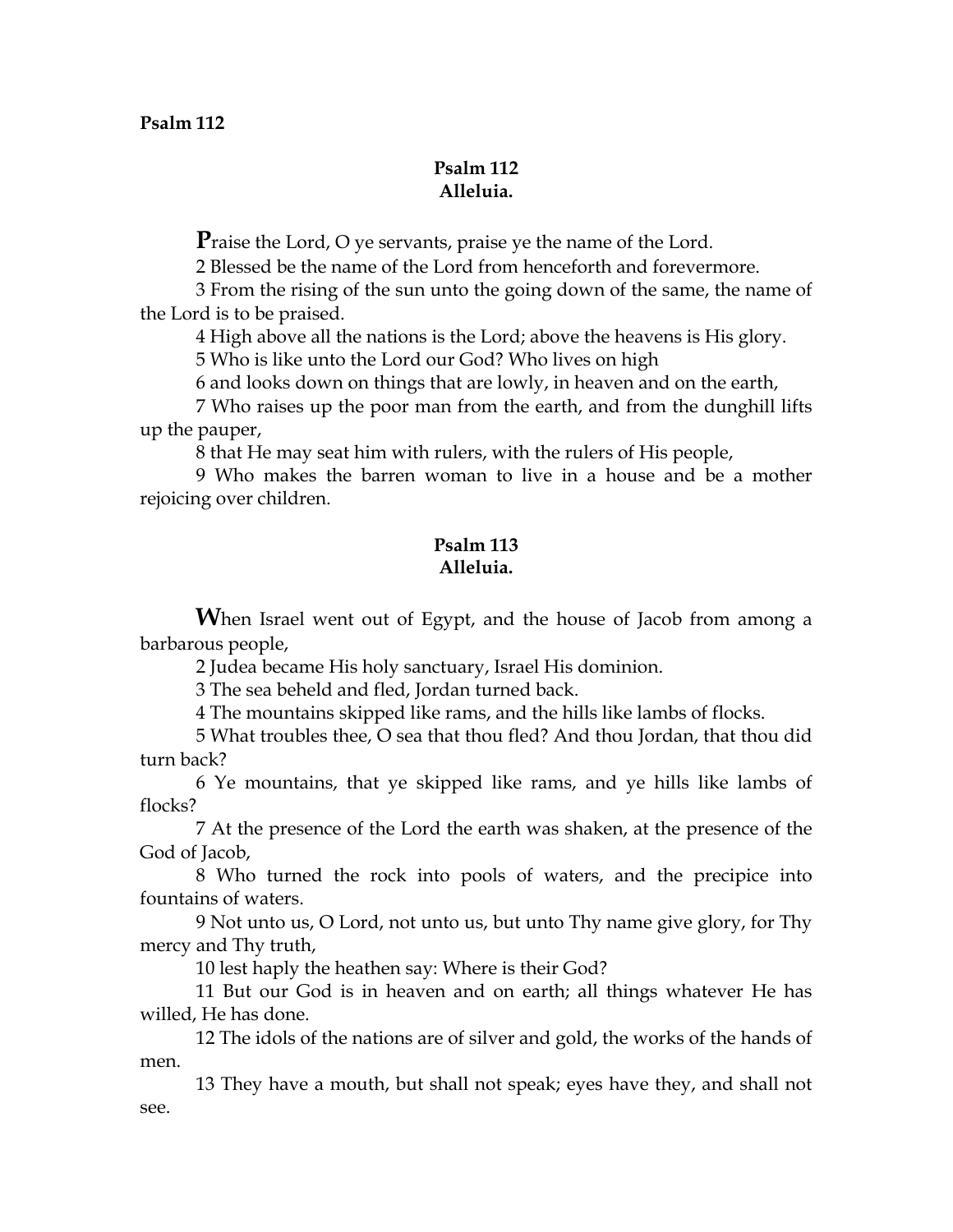**Psalm 112**

## Psalm 112
**Alleluia.**

**P**raise the Lord, O ye servants, praise ye the name of the Lord.

2 Blessed be the name of the Lord from henceforth and forevermore.

3 From the rising of the sun unto the going down of the same, the name of the Lord is to be praised.

4 High above all the nations is the Lord; above the heavens is His glory.

5 Who is like unto the Lord our God? Who lives on high

6 and looks down on things that are lowly, in heaven and on the earth,

7 Who raises up the poor man from the earth, and from the dunghill lifts up the pauper,

8 that He may seat him with rulers, with the rulers of His people,

9 Who makes the barren woman to live in a house and be a mother rejoicing over children.

## Psalm 113
**Alleluia.**

**W**hen Israel went out of Egypt, and the house of Jacob from among a barbarous people,

2 Judea became His holy sanctuary, Israel His dominion.

3 The sea beheld and fled, Jordan turned back.

4 The mountains skipped like rams, and the hills like lambs of flocks.

5 What troubles thee, O sea that thou fled? And thou Jordan, that thou did turn back?

6 Ye mountains, that ye skipped like rams, and ye hills like lambs of flocks?

7 At the presence of the Lord the earth was shaken, at the presence of the God of Jacob,

8 Who turned the rock into pools of waters, and the precipice into fountains of waters.

9 Not unto us, O Lord, not unto us, but unto Thy name give glory, for Thy mercy and Thy truth,

10 lest haply the heathen say: Where is their God?

11 But our God is in heaven and on earth; all things whatever He has willed, He has done.

12 The idols of the nations are of silver and gold, the works of the hands of men.

13 They have a mouth, but shall not speak; eyes have they, and shall not see.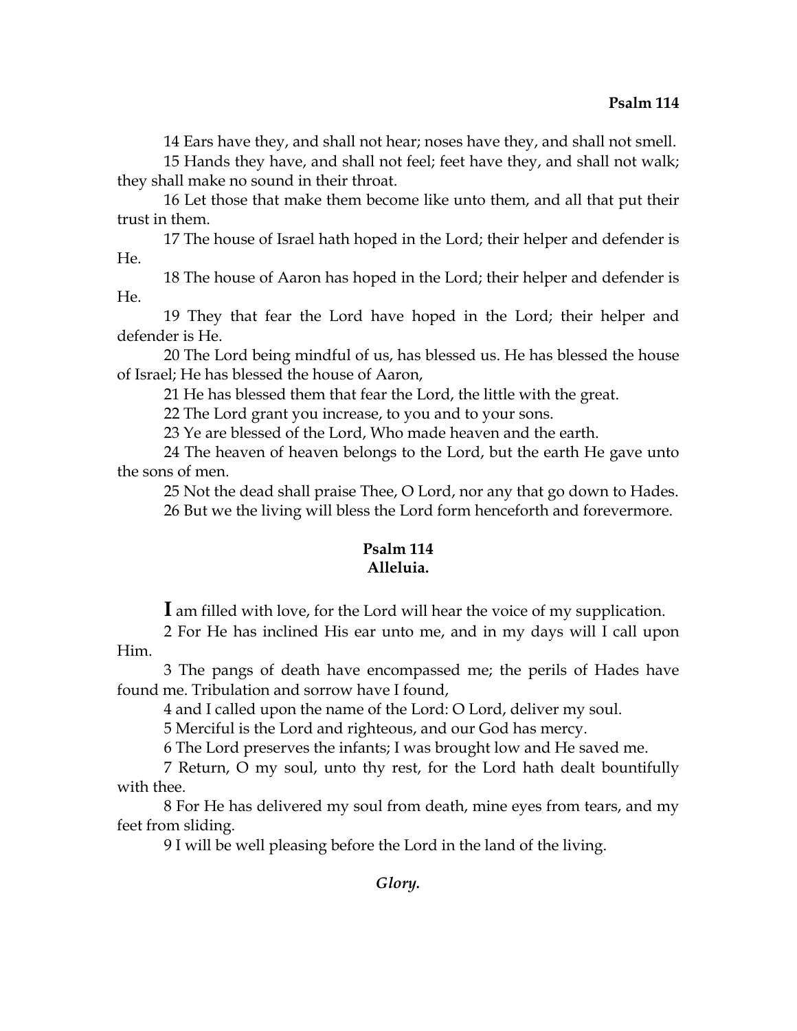14 Ears have they, and shall not hear; noses have they, and shall not smell.

15 Hands they have, and shall not feel; feet have they, and shall not walk; they shall make no sound in their throat.

16 Let those that make them become like unto them, and all that put their trust in them.

17 The house of Israel hath hoped in the Lord; their helper and defender is He.

18 The house of Aaron has hoped in the Lord; their helper and defender is He.

19 They that fear the Lord have hoped in the Lord; their helper and defender is He.

20 The Lord being mindful of us, has blessed us. He has blessed the house of Israel; He has blessed the house of Aaron,

21 He has blessed them that fear the Lord, the little with the great.

22 The Lord grant you increase, to you and to your sons.

23 Ye are blessed of the Lord, Who made heaven and the earth.

24 The heaven of heaven belongs to the Lord, but the earth He gave unto the sons of men.

25 Not the dead shall praise Thee, O Lord, nor any that go down to Hades.

26 But we the living will bless the Lord form henceforth and forevermore.

## Psalm 114
### Alleluia.

**I** am filled with love, for the Lord will hear the voice of my supplication.

2 For He has inclined His ear unto me, and in my days will I call upon Him.

3 The pangs of death have encompassed me; the perils of Hades have found me. Tribulation and sorrow have I found,

4 and I called upon the name of the Lord: O Lord, deliver my soul.

5 Merciful is the Lord and righteous, and our God has mercy.

6 The Lord preserves the infants; I was brought low and He saved me.

7 Return, O my soul, unto thy rest, for the Lord hath dealt bountifully with thee.

8 For He has delivered my soul from death, mine eyes from tears, and my feet from sliding.

9 I will be well pleasing before the Lord in the land of the living.

***Glory.***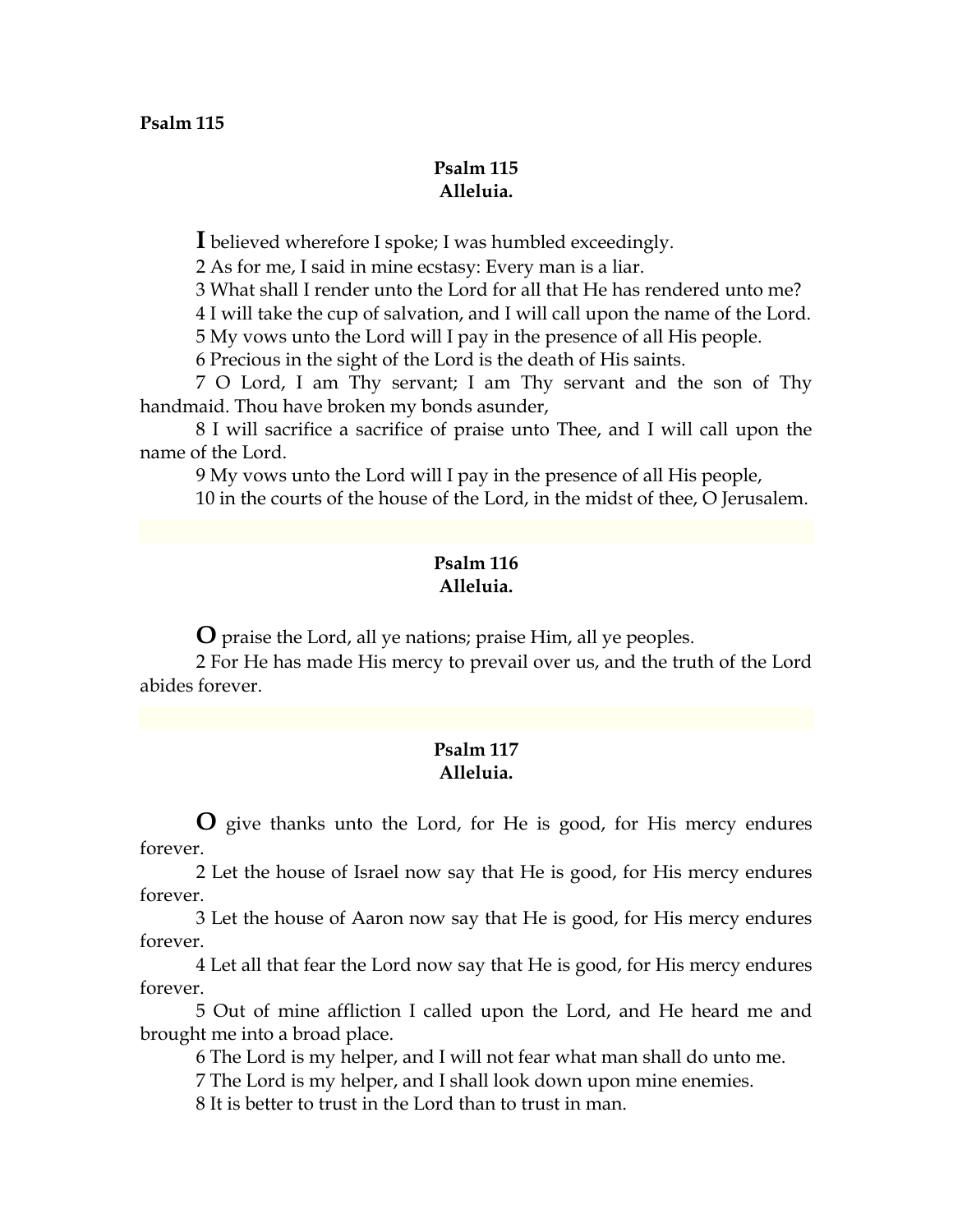**Psalm 115**

## Psalm 115
## Alleluia.

**I** believed wherefore I spoke; I was humbled exceedingly.

2 As for me, I said in mine ecstasy: Every man is a liar.

3 What shall I render unto the Lord for all that He has rendered unto me?

4 I will take the cup of salvation, and I will call upon the name of the Lord.

5 My vows unto the Lord will I pay in the presence of all His people.

6 Precious in the sight of the Lord is the death of His saints.

7 O Lord, I am Thy servant; I am Thy servant and the son of Thy handmaid. Thou have broken my bonds asunder,

8 I will sacrifice a sacrifice of praise unto Thee, and I will call upon the name of the Lord.

9 My vows unto the Lord will I pay in the presence of all His people,

10 in the courts of the house of the Lord, in the midst of thee, O Jerusalem.

## Psalm 116
## Alleluia.

**O** praise the Lord, all ye nations; praise Him, all ye peoples.

2 For He has made His mercy to prevail over us, and the truth of the Lord abides forever.

## Psalm 117
## Alleluia.

**O** give thanks unto the Lord, for He is good, for His mercy endures forever.

2 Let the house of Israel now say that He is good, for His mercy endures forever.

3 Let the house of Aaron now say that He is good, for His mercy endures forever.

4 Let all that fear the Lord now say that He is good, for His mercy endures forever.

5 Out of mine affliction I called upon the Lord, and He heard me and brought me into a broad place.

6 The Lord is my helper, and I will not fear what man shall do unto me.

7 The Lord is my helper, and I shall look down upon mine enemies.

8 It is better to trust in the Lord than to trust in man.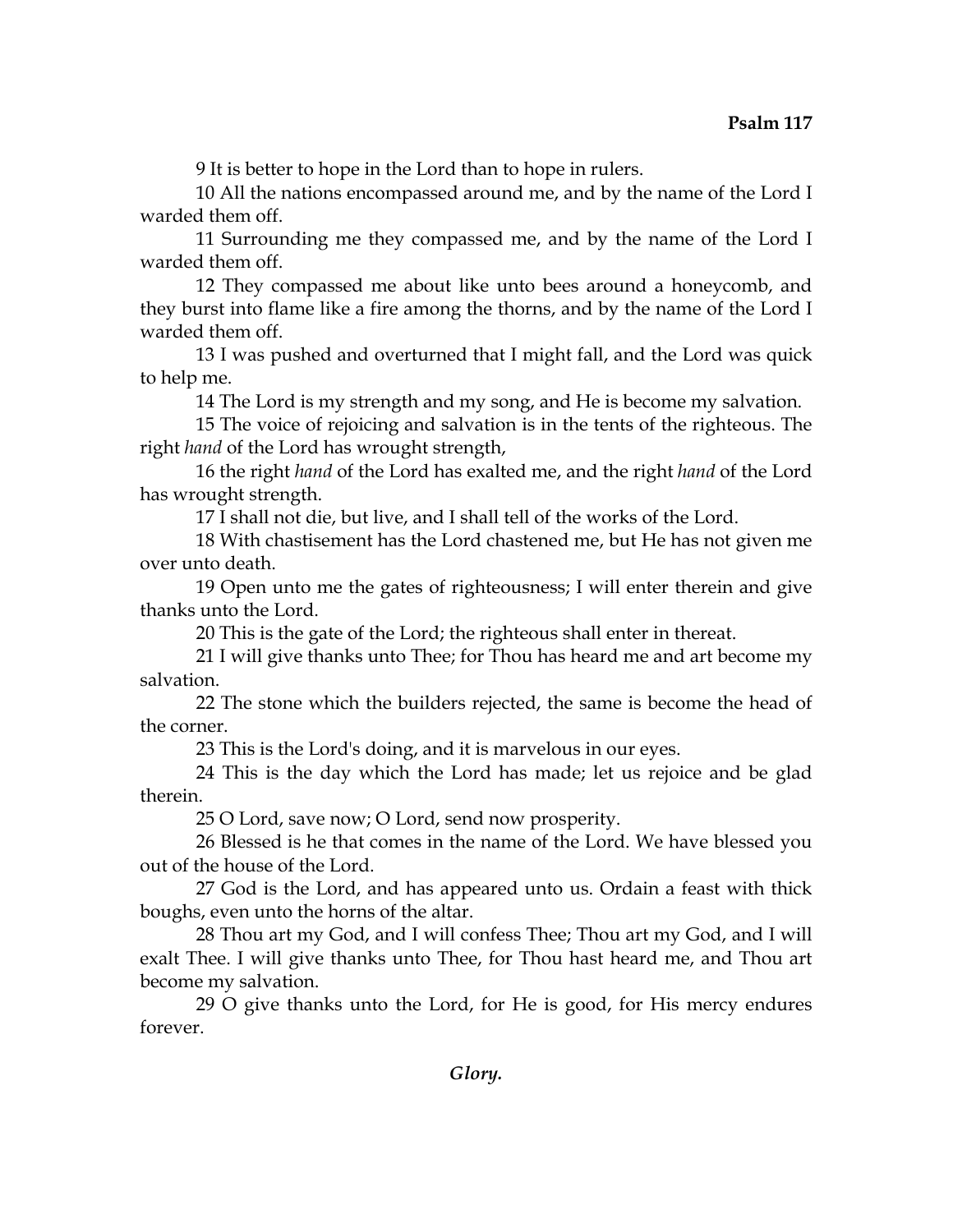9 It is better to hope in the Lord than to hope in rulers.

10 All the nations encompassed around me, and by the name of the Lord I warded them off.

11 Surrounding me they compassed me, and by the name of the Lord I warded them off.

12 They compassed me about like unto bees around a honeycomb, and they burst into flame like a fire among the thorns, and by the name of the Lord I warded them off.

13 I was pushed and overturned that I might fall, and the Lord was quick to help me.

14 The Lord is my strength and my song, and He is become my salvation.

15 The voice of rejoicing and salvation is in the tents of the righteous. The right *hand* of the Lord has wrought strength,

16 the right *hand* of the Lord has exalted me, and the right *hand* of the Lord has wrought strength.

17 I shall not die, but live, and I shall tell of the works of the Lord.

18 With chastisement has the Lord chastened me, but He has not given me over unto death.

19 Open unto me the gates of righteousness; I will enter therein and give thanks unto the Lord.

20 This is the gate of the Lord; the righteous shall enter in thereat.

21 I will give thanks unto Thee; for Thou has heard me and art become my salvation.

22 The stone which the builders rejected, the same is become the head of the corner.

23 This is the Lord's doing, and it is marvelous in our eyes.

24 This is the day which the Lord has made; let us rejoice and be glad therein.

25 O Lord, save now; O Lord, send now prosperity.

26 Blessed is he that comes in the name of the Lord. We have blessed you out of the house of the Lord.

27 God is the Lord, and has appeared unto us. Ordain a feast with thick boughs, even unto the horns of the altar.

28 Thou art my God, and I will confess Thee; Thou art my God, and I will exalt Thee. I will give thanks unto Thee, for Thou hast heard me, and Thou art become my salvation.

29 O give thanks unto the Lord, for He is good, for His mercy endures forever.

***Glory.***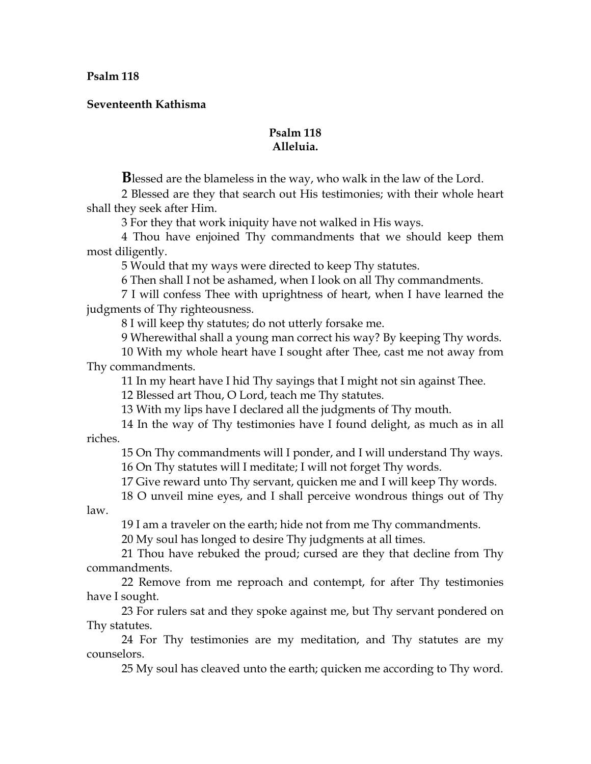**Psalm 118**

**Seventeenth Kathisma**

## Psalm 118
## Alleluia.

**B**lessed are the blameless in the way, who walk in the law of the Lord.

2 Blessed are they that search out His testimonies; with their whole heart shall they seek after Him.

3 For they that work iniquity have not walked in His ways.

4 Thou have enjoined Thy commandments that we should keep them most diligently.

5 Would that my ways were directed to keep Thy statutes.

6 Then shall I not be ashamed, when I look on all Thy commandments.

7 I will confess Thee with uprightness of heart, when I have learned the judgments of Thy righteousness.

8 I will keep thy statutes; do not utterly forsake me.

9 Wherewithal shall a young man correct his way? By keeping Thy words.

10 With my whole heart have I sought after Thee, cast me not away from Thy commandments.

11 In my heart have I hid Thy sayings that I might not sin against Thee.

12 Blessed art Thou, O Lord, teach me Thy statutes.

13 With my lips have I declared all the judgments of Thy mouth.

14 In the way of Thy testimonies have I found delight, as much as in all riches.

15 On Thy commandments will I ponder, and I will understand Thy ways.

16 On Thy statutes will I meditate; I will not forget Thy words.

17 Give reward unto Thy servant, quicken me and I will keep Thy words.

18 O unveil mine eyes, and I shall perceive wondrous things out of Thy law.

19 I am a traveler on the earth; hide not from me Thy commandments.

20 My soul has longed to desire Thy judgments at all times.

21 Thou have rebuked the proud; cursed are they that decline from Thy commandments.

22 Remove from me reproach and contempt, for after Thy testimonies have I sought.

23 For rulers sat and they spoke against me, but Thy servant pondered on Thy statutes.

24 For Thy testimonies are my meditation, and Thy statutes are my counselors.

25 My soul has cleaved unto the earth; quicken me according to Thy word.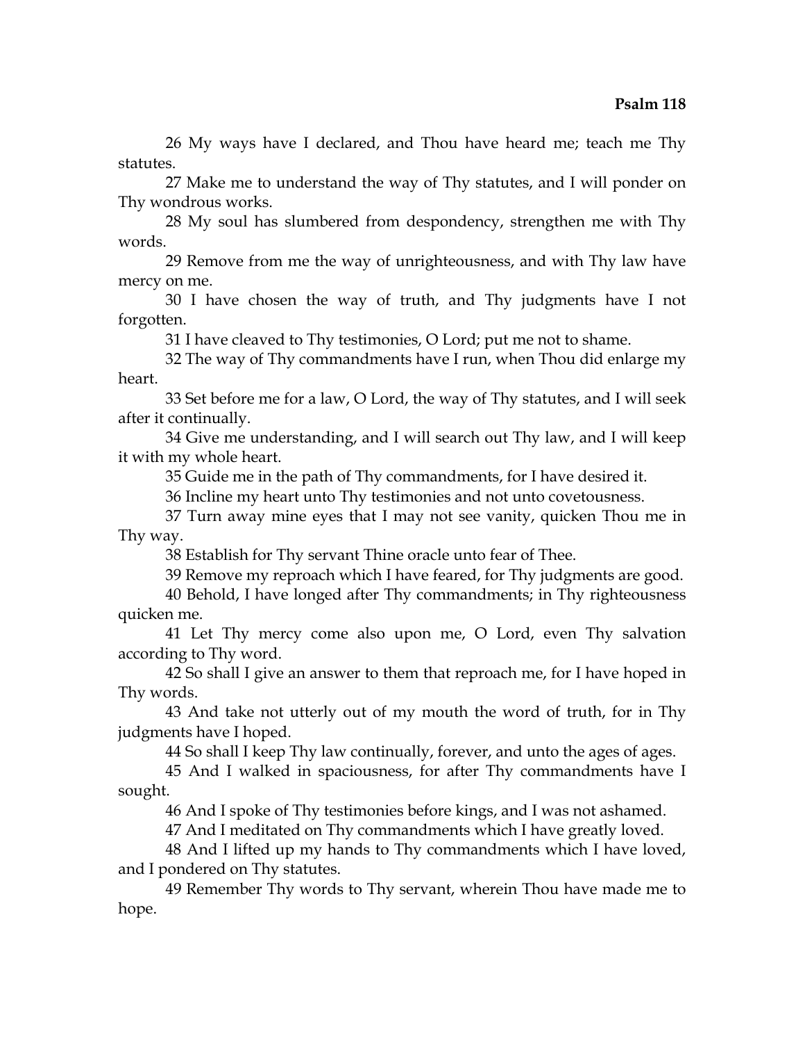26 My ways have I declared, and Thou have heard me; teach me Thy statutes.

27 Make me to understand the way of Thy statutes, and I will ponder on Thy wondrous works.

28 My soul has slumbered from despondency, strengthen me with Thy words.

29 Remove from me the way of unrighteousness, and with Thy law have mercy on me.

30 I have chosen the way of truth, and Thy judgments have I not forgotten.

31 I have cleaved to Thy testimonies, O Lord; put me not to shame.

32 The way of Thy commandments have I run, when Thou did enlarge my heart.

33 Set before me for a law, O Lord, the way of Thy statutes, and I will seek after it continually.

34 Give me understanding, and I will search out Thy law, and I will keep it with my whole heart.

35 Guide me in the path of Thy commandments, for I have desired it.

36 Incline my heart unto Thy testimonies and not unto covetousness.

37 Turn away mine eyes that I may not see vanity, quicken Thou me in Thy way.

38 Establish for Thy servant Thine oracle unto fear of Thee.

39 Remove my reproach which I have feared, for Thy judgments are good.

40 Behold, I have longed after Thy commandments; in Thy righteousness quicken me.

41 Let Thy mercy come also upon me, O Lord, even Thy salvation according to Thy word.

42 So shall I give an answer to them that reproach me, for I have hoped in Thy words.

43 And take not utterly out of my mouth the word of truth, for in Thy judgments have I hoped.

44 So shall I keep Thy law continually, forever, and unto the ages of ages.

45 And I walked in spaciousness, for after Thy commandments have I sought.

46 And I spoke of Thy testimonies before kings, and I was not ashamed.

47 And I meditated on Thy commandments which I have greatly loved.

48 And I lifted up my hands to Thy commandments which I have loved, and I pondered on Thy statutes.

49 Remember Thy words to Thy servant, wherein Thou have made me to hope.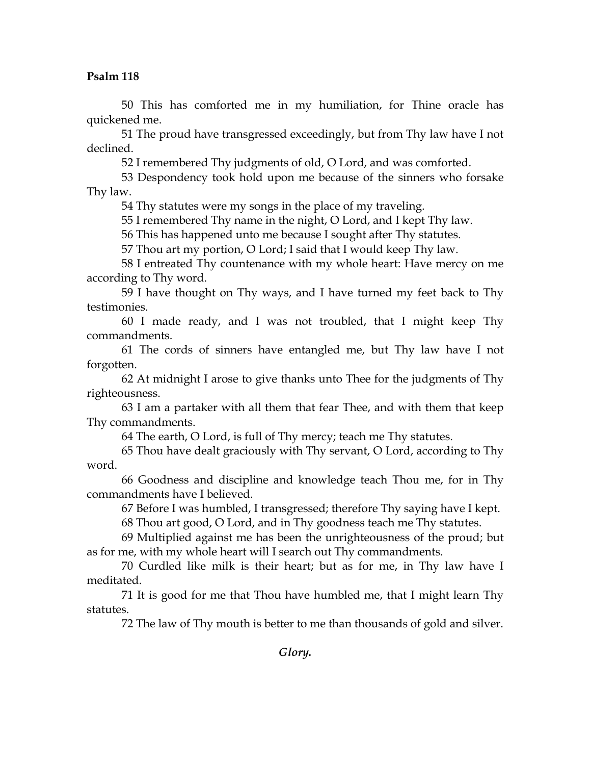**Psalm 118**

50 This has comforted me in my humiliation, for Thine oracle has quickened me.

51 The proud have transgressed exceedingly, but from Thy law have I not declined.

52 I remembered Thy judgments of old, O Lord, and was comforted.

53 Despondency took hold upon me because of the sinners who forsake Thy law.

54 Thy statutes were my songs in the place of my traveling.

55 I remembered Thy name in the night, O Lord, and I kept Thy law.

56 This has happened unto me because I sought after Thy statutes.

57 Thou art my portion, O Lord; I said that I would keep Thy law.

58 I entreated Thy countenance with my whole heart: Have mercy on me according to Thy word.

59 I have thought on Thy ways, and I have turned my feet back to Thy testimonies.

60 I made ready, and I was not troubled, that I might keep Thy commandments.

61 The cords of sinners have entangled me, but Thy law have I not forgotten.

62 At midnight I arose to give thanks unto Thee for the judgments of Thy righteousness.

63 I am a partaker with all them that fear Thee, and with them that keep Thy commandments.

64 The earth, O Lord, is full of Thy mercy; teach me Thy statutes.

65 Thou have dealt graciously with Thy servant, O Lord, according to Thy word.

66 Goodness and discipline and knowledge teach Thou me, for in Thy commandments have I believed.

67 Before I was humbled, I transgressed; therefore Thy saying have I kept.

68 Thou art good, O Lord, and in Thy goodness teach me Thy statutes.

69 Multiplied against me has been the unrighteousness of the proud; but as for me, with my whole heart will I search out Thy commandments.

70 Curdled like milk is their heart; but as for me, in Thy law have I meditated.

71 It is good for me that Thou have humbled me, that I might learn Thy statutes.

72 The law of Thy mouth is better to me than thousands of gold and silver.

***Glory.***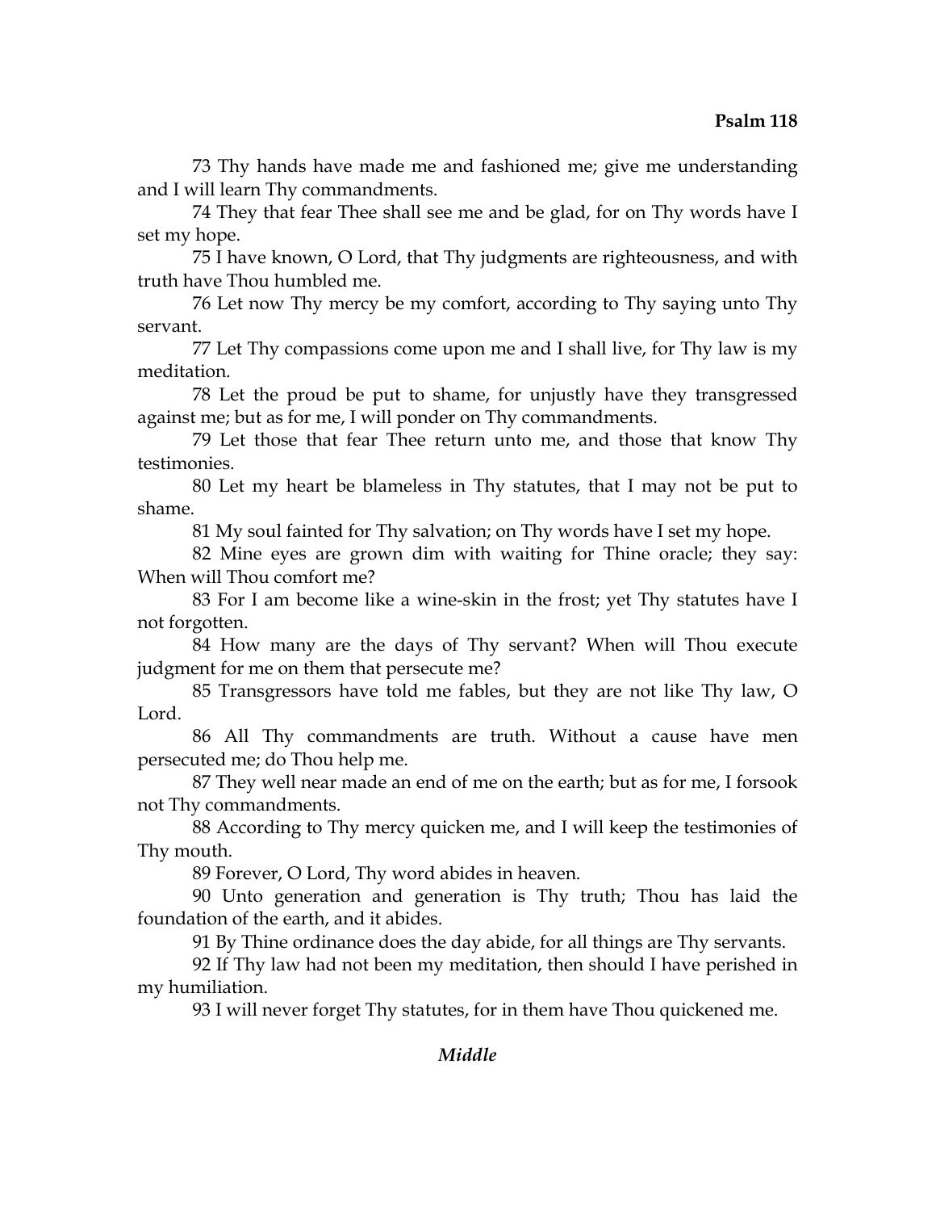73 Thy hands have made me and fashioned me; give me understanding and I will learn Thy commandments.

74 They that fear Thee shall see me and be glad, for on Thy words have I set my hope.

75 I have known, O Lord, that Thy judgments are righteousness, and with truth have Thou humbled me.

76 Let now Thy mercy be my comfort, according to Thy saying unto Thy servant.

77 Let Thy compassions come upon me and I shall live, for Thy law is my meditation.

78 Let the proud be put to shame, for unjustly have they transgressed against me; but as for me, I will ponder on Thy commandments.

79 Let those that fear Thee return unto me, and those that know Thy testimonies.

80 Let my heart be blameless in Thy statutes, that I may not be put to shame.

81 My soul fainted for Thy salvation; on Thy words have I set my hope.

82 Mine eyes are grown dim with waiting for Thine oracle; they say: When will Thou comfort me?

83 For I am become like a wine-skin in the frost; yet Thy statutes have I not forgotten.

84 How many are the days of Thy servant? When will Thou execute judgment for me on them that persecute me?

85 Transgressors have told me fables, but they are not like Thy law, O Lord.

86 All Thy commandments are truth. Without a cause have men persecuted me; do Thou help me.

87 They well near made an end of me on the earth; but as for me, I forsook not Thy commandments.

88 According to Thy mercy quicken me, and I will keep the testimonies of Thy mouth.

89 Forever, O Lord, Thy word abides in heaven.

90 Unto generation and generation is Thy truth; Thou has laid the foundation of the earth, and it abides.

91 By Thine ordinance does the day abide, for all things are Thy servants.

92 If Thy law had not been my meditation, then should I have perished in my humiliation.

93 I will never forget Thy statutes, for in them have Thou quickened me.

***Middle***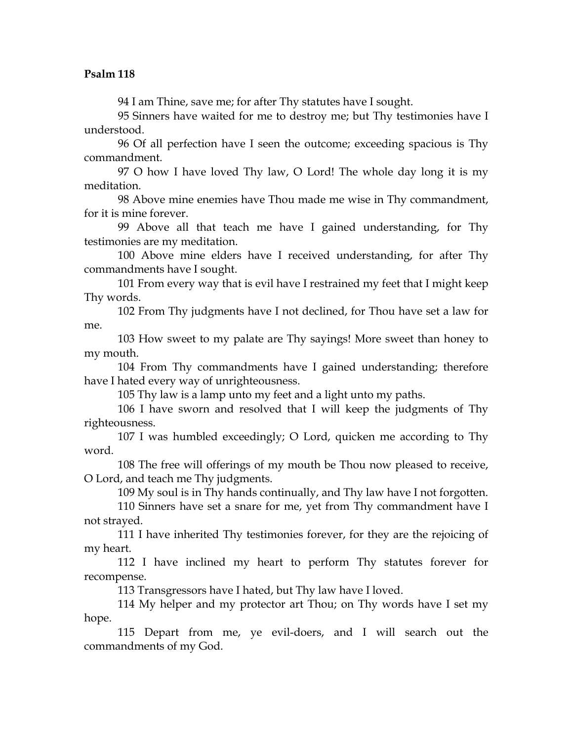**Psalm 118**

94 I am Thine, save me; for after Thy statutes have I sought.

95 Sinners have waited for me to destroy me; but Thy testimonies have I understood.

96 Of all perfection have I seen the outcome; exceeding spacious is Thy commandment.

97 O how I have loved Thy law, O Lord! The whole day long it is my meditation.

98 Above mine enemies have Thou made me wise in Thy commandment, for it is mine forever.

99 Above all that teach me have I gained understanding, for Thy testimonies are my meditation.

100 Above mine elders have I received understanding, for after Thy commandments have I sought.

101 From every way that is evil have I restrained my feet that I might keep Thy words.

102 From Thy judgments have I not declined, for Thou have set a law for me.

103 How sweet to my palate are Thy sayings! More sweet than honey to my mouth.

104 From Thy commandments have I gained understanding; therefore have I hated every way of unrighteousness.

105 Thy law is a lamp unto my feet and a light unto my paths.

106 I have sworn and resolved that I will keep the judgments of Thy righteousness.

107 I was humbled exceedingly; O Lord, quicken me according to Thy word.

108 The free will offerings of my mouth be Thou now pleased to receive, O Lord, and teach me Thy judgments.

109 My soul is in Thy hands continually, and Thy law have I not forgotten.

110 Sinners have set a snare for me, yet from Thy commandment have I not strayed.

111 I have inherited Thy testimonies forever, for they are the rejoicing of my heart.

112 I have inclined my heart to perform Thy statutes forever for recompense.

113 Transgressors have I hated, but Thy law have I loved.

114 My helper and my protector art Thou; on Thy words have I set my hope.

115 Depart from me, ye evil-doers, and I will search out the commandments of my God.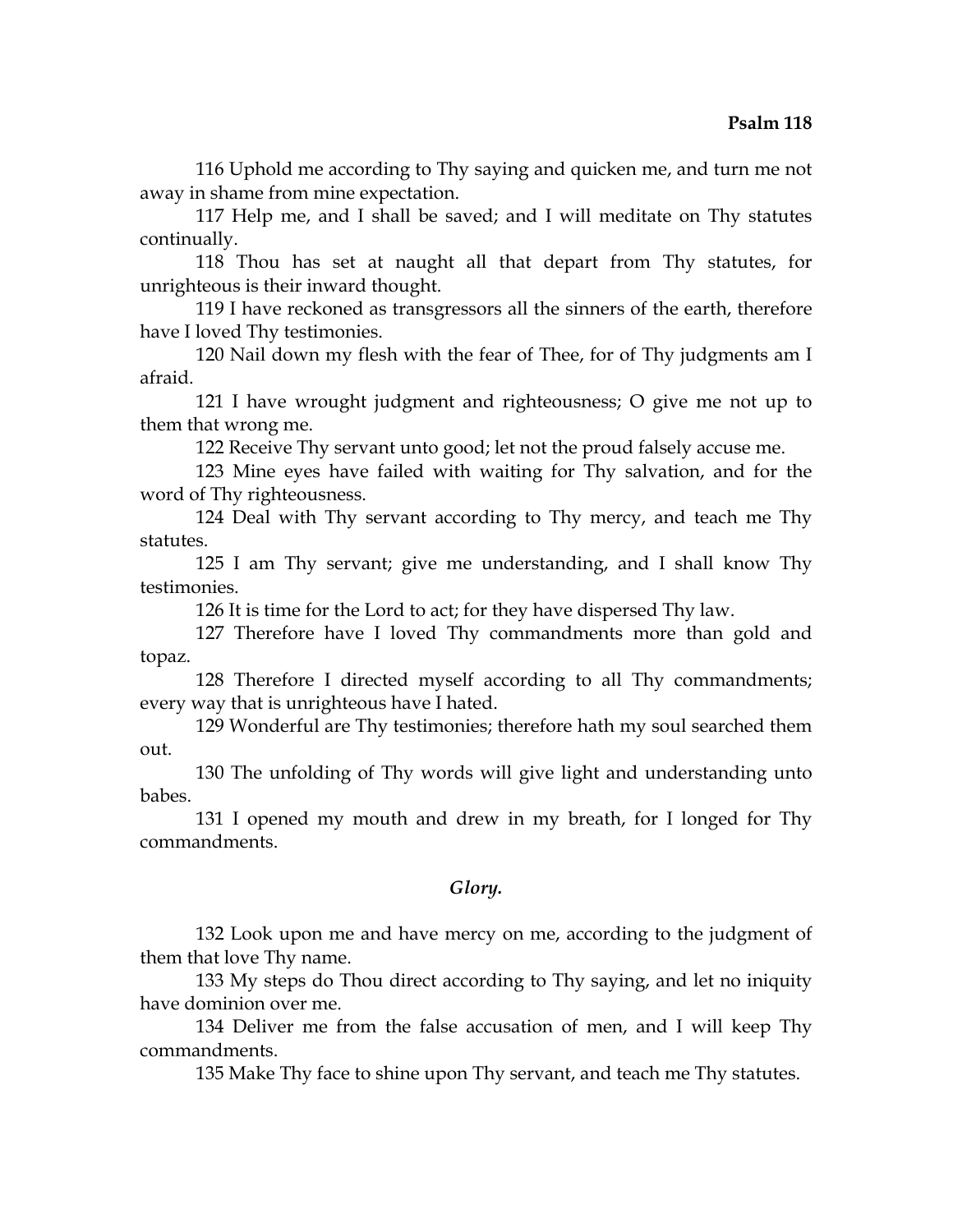116 Uphold me according to Thy saying and quicken me, and turn me not away in shame from mine expectation.

117 Help me, and I shall be saved; and I will meditate on Thy statutes continually.

118 Thou has set at naught all that depart from Thy statutes, for unrighteous is their inward thought.

119 I have reckoned as transgressors all the sinners of the earth, therefore have I loved Thy testimonies.

120 Nail down my flesh with the fear of Thee, for of Thy judgments am I afraid.

121 I have wrought judgment and righteousness; O give me not up to them that wrong me.

122 Receive Thy servant unto good; let not the proud falsely accuse me.

123 Mine eyes have failed with waiting for Thy salvation, and for the word of Thy righteousness.

124 Deal with Thy servant according to Thy mercy, and teach me Thy statutes.

125 I am Thy servant; give me understanding, and I shall know Thy testimonies.

126 It is time for the Lord to act; for they have dispersed Thy law.

127 Therefore have I loved Thy commandments more than gold and topaz.

128 Therefore I directed myself according to all Thy commandments; every way that is unrighteous have I hated.

129 Wonderful are Thy testimonies; therefore hath my soul searched them out.

130 The unfolding of Thy words will give light and understanding unto babes.

131 I opened my mouth and drew in my breath, for I longed for Thy commandments.

***Glory.***

132 Look upon me and have mercy on me, according to the judgment of them that love Thy name.

133 My steps do Thou direct according to Thy saying, and let no iniquity have dominion over me.

134 Deliver me from the false accusation of men, and I will keep Thy commandments.

135 Make Thy face to shine upon Thy servant, and teach me Thy statutes.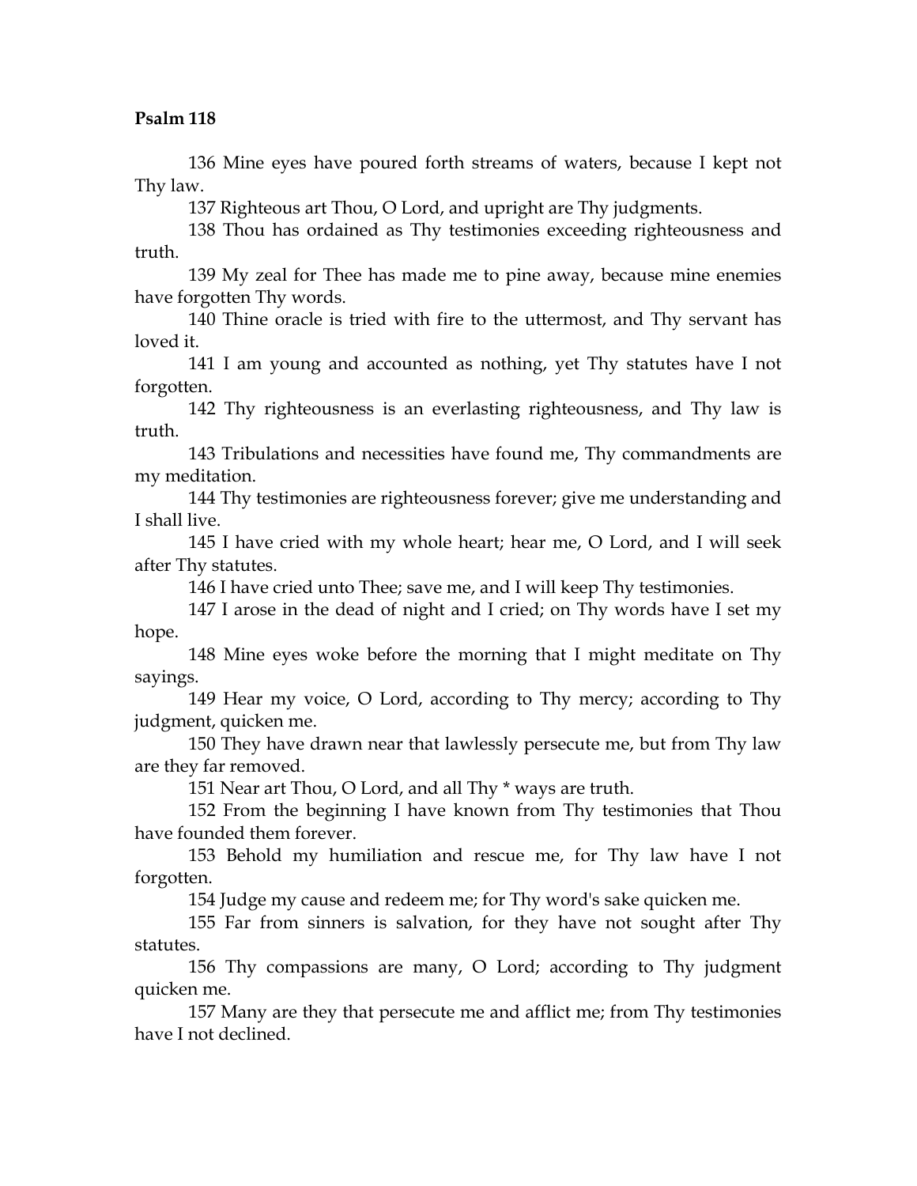**Psalm 118**

136 Mine eyes have poured forth streams of waters, because I kept not Thy law.

137 Righteous art Thou, O Lord, and upright are Thy judgments.

138 Thou has ordained as Thy testimonies exceeding righteousness and truth.

139 My zeal for Thee has made me to pine away, because mine enemies have forgotten Thy words.

140 Thine oracle is tried with fire to the uttermost, and Thy servant has loved it.

141 I am young and accounted as nothing, yet Thy statutes have I not forgotten.

142 Thy righteousness is an everlasting righteousness, and Thy law is truth.

143 Tribulations and necessities have found me, Thy commandments are my meditation.

144 Thy testimonies are righteousness forever; give me understanding and I shall live.

145 I have cried with my whole heart; hear me, O Lord, and I will seek after Thy statutes.

146 I have cried unto Thee; save me, and I will keep Thy testimonies.

147 I arose in the dead of night and I cried; on Thy words have I set my hope.

148 Mine eyes woke before the morning that I might meditate on Thy sayings.

149 Hear my voice, O Lord, according to Thy mercy; according to Thy judgment, quicken me.

150 They have drawn near that lawlessly persecute me, but from Thy law are they far removed.

151 Near art Thou, O Lord, and all Thy * ways are truth.

152 From the beginning I have known from Thy testimonies that Thou have founded them forever.

153 Behold my humiliation and rescue me, for Thy law have I not forgotten.

154 Judge my cause and redeem me; for Thy word's sake quicken me.

155 Far from sinners is salvation, for they have not sought after Thy statutes.

156 Thy compassions are many, O Lord; according to Thy judgment quicken me.

157 Many are they that persecute me and afflict me; from Thy testimonies have I not declined.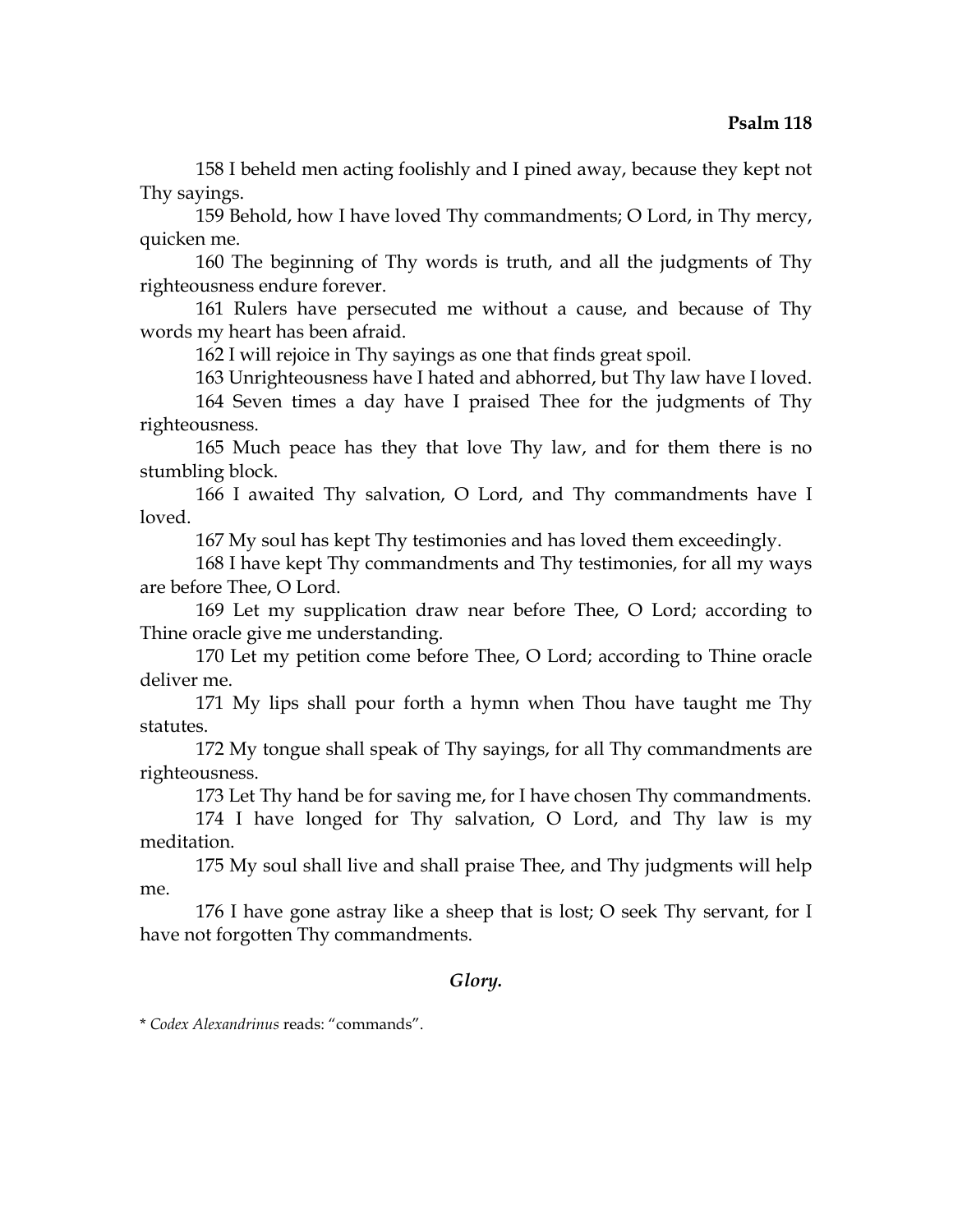158 I beheld men acting foolishly and I pined away, because they kept not Thy sayings.

159 Behold, how I have loved Thy commandments; O Lord, in Thy mercy, quicken me.

160 The beginning of Thy words is truth, and all the judgments of Thy righteousness endure forever.

161 Rulers have persecuted me without a cause, and because of Thy words my heart has been afraid.

162 I will rejoice in Thy sayings as one that finds great spoil.

163 Unrighteousness have I hated and abhorred, but Thy law have I loved.

164 Seven times a day have I praised Thee for the judgments of Thy righteousness.

165 Much peace has they that love Thy law, and for them there is no stumbling block.

166 I awaited Thy salvation, O Lord, and Thy commandments have I loved.

167 My soul has kept Thy testimonies and has loved them exceedingly.

168 I have kept Thy commandments and Thy testimonies, for all my ways are before Thee, O Lord.

169 Let my supplication draw near before Thee, O Lord; according to Thine oracle give me understanding.

170 Let my petition come before Thee, O Lord; according to Thine oracle deliver me.

171 My lips shall pour forth a hymn when Thou have taught me Thy statutes.

172 My tongue shall speak of Thy sayings, for all Thy commandments are righteousness.

173 Let Thy hand be for saving me, for I have chosen Thy commandments.

174 I have longed for Thy salvation, O Lord, and Thy law is my meditation.

175 My soul shall live and shall praise Thee, and Thy judgments will help me.

176 I have gone astray like a sheep that is lost; O seek Thy servant, for I have not forgotten Thy commandments.

*Glory.*

* *Codex Alexandrinus* reads: "commands".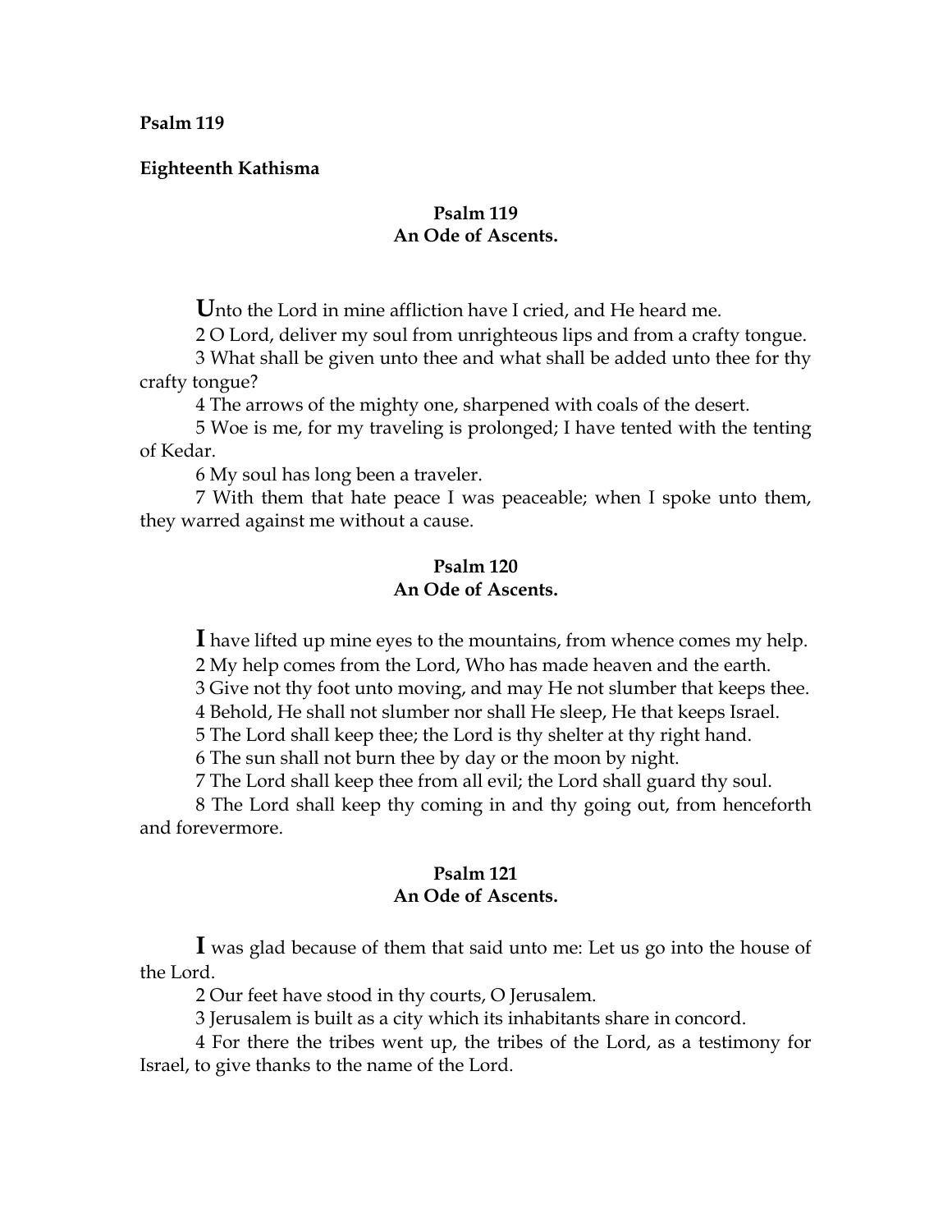**Psalm 119**

**Eighteenth Kathisma**

### Psalm 119
### An Ode of Ascents.

**U**nto the Lord in mine affliction have I cried, and He heard me.

2 O Lord, deliver my soul from unrighteous lips and from a crafty tongue.

3 What shall be given unto thee and what shall be added unto thee for thy crafty tongue?

4 The arrows of the mighty one, sharpened with coals of the desert.

5 Woe is me, for my traveling is prolonged; I have tented with the tenting of Kedar.

6 My soul has long been a traveler.

7 With them that hate peace I was peaceable; when I spoke unto them, they warred against me without a cause.

### Psalm 120
### An Ode of Ascents.

**I** have lifted up mine eyes to the mountains, from whence comes my help.

2 My help comes from the Lord, Who has made heaven and the earth.

3 Give not thy foot unto moving, and may He not slumber that keeps thee.

4 Behold, He shall not slumber nor shall He sleep, He that keeps Israel.

5 The Lord shall keep thee; the Lord is thy shelter at thy right hand.

6 The sun shall not burn thee by day or the moon by night.

7 The Lord shall keep thee from all evil; the Lord shall guard thy soul.

8 The Lord shall keep thy coming in and thy going out, from henceforth and forevermore.

### Psalm 121
### An Ode of Ascents.

**I** was glad because of them that said unto me: Let us go into the house of the Lord.

2 Our feet have stood in thy courts, O Jerusalem.

3 Jerusalem is built as a city which its inhabitants share in concord.

4 For there the tribes went up, the tribes of the Lord, as a testimony for Israel, to give thanks to the name of the Lord.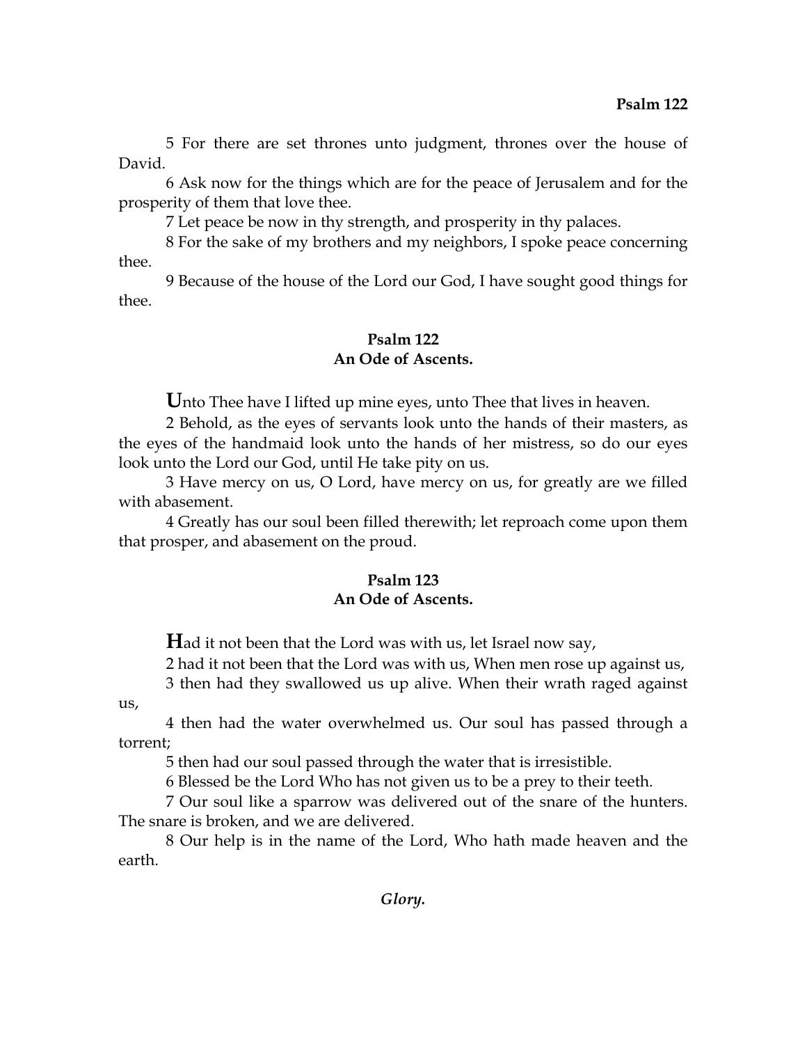5 For there are set thrones unto judgment, thrones over the house of David.

6 Ask now for the things which are for the peace of Jerusalem and for the prosperity of them that love thee.

7 Let peace be now in thy strength, and prosperity in thy palaces.

8 For the sake of my brothers and my neighbors, I spoke peace concerning thee.

9 Because of the house of the Lord our God, I have sought good things for thee.

## Psalm 122
### An Ode of Ascents.

**U**nto Thee have I lifted up mine eyes, unto Thee that lives in heaven.

2 Behold, as the eyes of servants look unto the hands of their masters, as the eyes of the handmaid look unto the hands of her mistress, so do our eyes look unto the Lord our God, until He take pity on us.

3 Have mercy on us, O Lord, have mercy on us, for greatly are we filled with abasement.

4 Greatly has our soul been filled therewith; let reproach come upon them that prosper, and abasement on the proud.

## Psalm 123
### An Ode of Ascents.

**H**ad it not been that the Lord was with us, let Israel now say,

2 had it not been that the Lord was with us, When men rose up against us,

3 then had they swallowed us up alive. When their wrath raged against us,

4 then had the water overwhelmed us. Our soul has passed through a torrent;

5 then had our soul passed through the water that is irresistible.

6 Blessed be the Lord Who has not given us to be a prey to their teeth.

7 Our soul like a sparrow was delivered out of the snare of the hunters. The snare is broken, and we are delivered.

8 Our help is in the name of the Lord, Who hath made heaven and the earth.

***Glory.***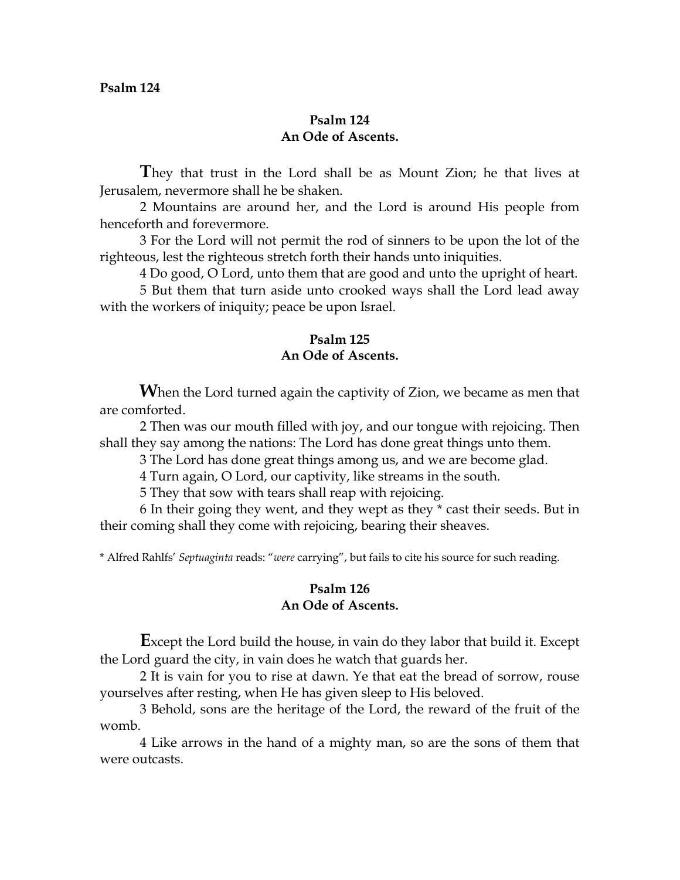**Psalm 124**

## Psalm 124
## An Ode of Ascents.

**T**hey that trust in the Lord shall be as Mount Zion; he that lives at Jerusalem, nevermore shall he be shaken.

2 Mountains are around her, and the Lord is around His people from henceforth and forevermore.

3 For the Lord will not permit the rod of sinners to be upon the lot of the righteous, lest the righteous stretch forth their hands unto iniquities.

4 Do good, O Lord, unto them that are good and unto the upright of heart.

5 But them that turn aside unto crooked ways shall the Lord lead away with the workers of iniquity; peace be upon Israel.

## Psalm 125
## An Ode of Ascents.

**W**hen the Lord turned again the captivity of Zion, we became as men that are comforted.

2 Then was our mouth filled with joy, and our tongue with rejoicing. Then shall they say among the nations: The Lord has done great things unto them.

3 The Lord has done great things among us, and we are become glad.

4 Turn again, O Lord, our captivity, like streams in the south.

5 They that sow with tears shall reap with rejoicing.

6 In their going they went, and they wept as they * cast their seeds. But in their coming shall they come with rejoicing, bearing their sheaves.

* Alfred Rahlfs' *Septuaginta* reads: "*were* carrying", but fails to cite his source for such reading.

## Psalm 126
## An Ode of Ascents.

**E**xcept the Lord build the house, in vain do they labor that build it. Except the Lord guard the city, in vain does he watch that guards her.

2 It is vain for you to rise at dawn. Ye that eat the bread of sorrow, rouse yourselves after resting, when He has given sleep to His beloved.

3 Behold, sons are the heritage of the Lord, the reward of the fruit of the womb.

4 Like arrows in the hand of a mighty man, so are the sons of them that were outcasts.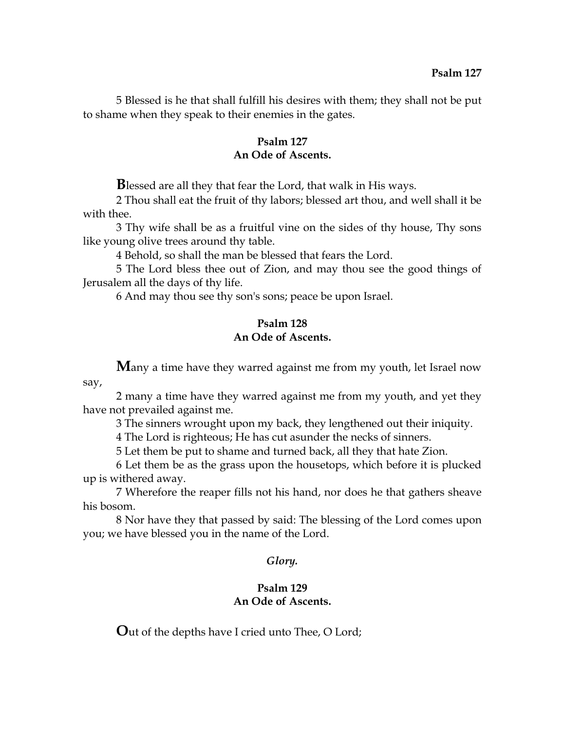5 Blessed is he that shall fulfill his desires with them; they shall not be put to shame when they speak to their enemies in the gates.

## Psalm 127
## An Ode of Ascents.

**B**lessed are all they that fear the Lord, that walk in His ways.

2 Thou shall eat the fruit of thy labors; blessed art thou, and well shall it be with thee.

3 Thy wife shall be as a fruitful vine on the sides of thy house, Thy sons like young olive trees around thy table.

4 Behold, so shall the man be blessed that fears the Lord.

5 The Lord bless thee out of Zion, and may thou see the good things of Jerusalem all the days of thy life.

6 And may thou see thy son's sons; peace be upon Israel.

## Psalm 128
## An Ode of Ascents.

**M**any a time have they warred against me from my youth, let Israel now say,

2 many a time have they warred against me from my youth, and yet they have not prevailed against me.

3 The sinners wrought upon my back, they lengthened out their iniquity.

4 The Lord is righteous; He has cut asunder the necks of sinners.

5 Let them be put to shame and turned back, all they that hate Zion.

6 Let them be as the grass upon the housetops, which before it is plucked up is withered away.

7 Wherefore the reaper fills not his hand, nor does he that gathers sheave his bosom.

8 Nor have they that passed by said: The blessing of the Lord comes upon you; we have blessed you in the name of the Lord.

***Glory.***

## Psalm 129
## An Ode of Ascents.

**O**ut of the depths have I cried unto Thee, O Lord;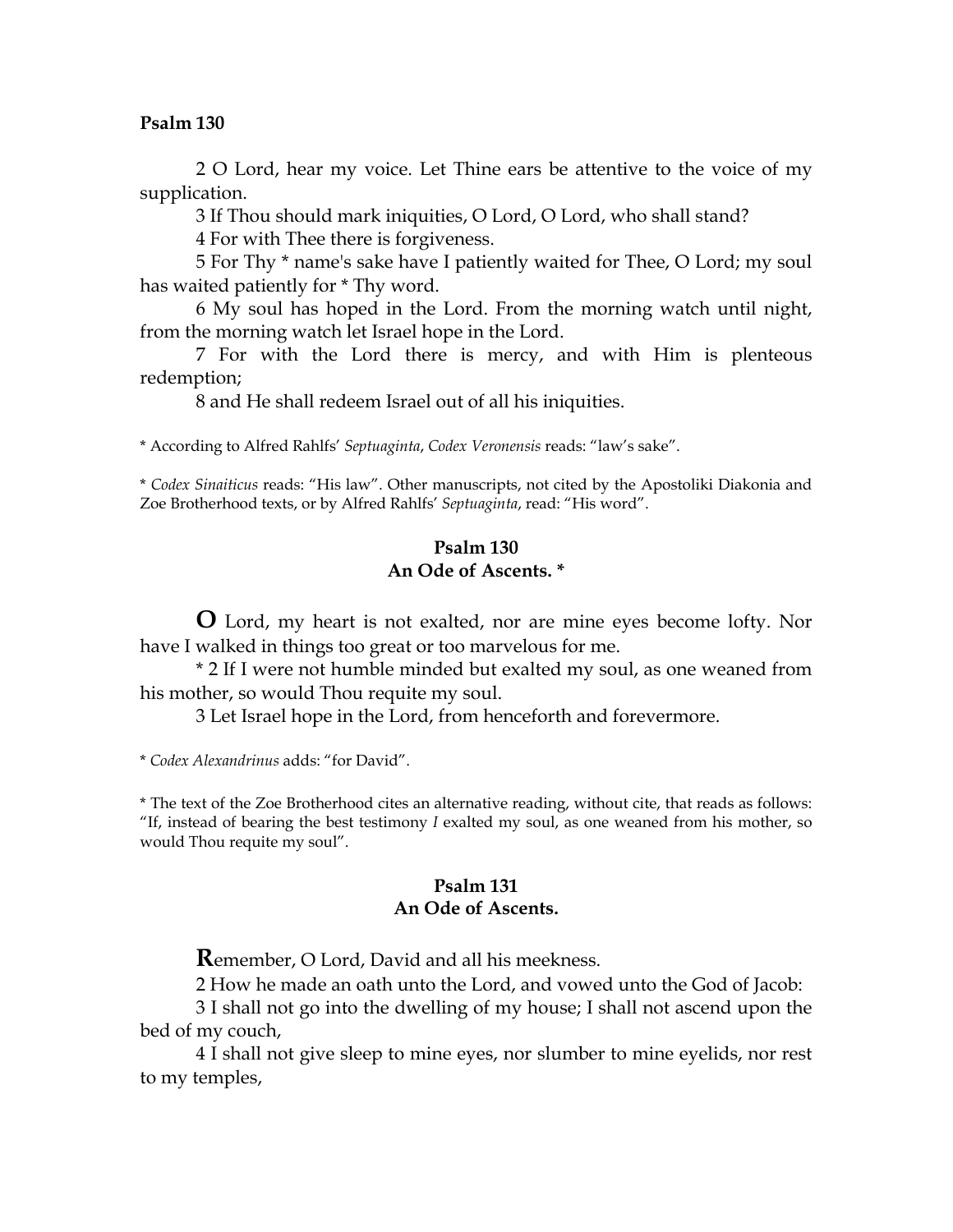**Psalm 130**

2 O Lord, hear my voice. Let Thine ears be attentive to the voice of my supplication.

3 If Thou should mark iniquities, O Lord, O Lord, who shall stand?

4 For with Thee there is forgiveness.

5 For Thy * name's sake have I patiently waited for Thee, O Lord; my soul has waited patiently for * Thy word.

6 My soul has hoped in the Lord. From the morning watch until night, from the morning watch let Israel hope in the Lord.

7 For with the Lord there is mercy, and with Him is plenteous redemption;

8 and He shall redeem Israel out of all his iniquities.

* According to Alfred Rahlfs' *Septuaginta*, *Codex Veronensis* reads: "law's sake".

* *Codex Sinaiticus* reads: "His law". Other manuscripts, not cited by the Apostoliki Diakonia and Zoe Brotherhood texts, or by Alfred Rahlfs' *Septuaginta*, read: "His word".

## Psalm 130
## An Ode of Ascents. *

**O** Lord, my heart is not exalted, nor are mine eyes become lofty. Nor have I walked in things too great or too marvelous for me.

* 2 If I were not humble minded but exalted my soul, as one weaned from his mother, so would Thou requite my soul.

3 Let Israel hope in the Lord, from henceforth and forevermore.

* *Codex Alexandrinus* adds: "for David".

* The text of the Zoe Brotherhood cites an alternative reading, without cite, that reads as follows: "If, instead of bearing the best testimony *I* exalted my soul, as one weaned from his mother, so would Thou requite my soul".

## Psalm 131
## An Ode of Ascents.

**R**emember, O Lord, David and all his meekness.

2 How he made an oath unto the Lord, and vowed unto the God of Jacob:

3 I shall not go into the dwelling of my house; I shall not ascend upon the bed of my couch,

4 I shall not give sleep to mine eyes, nor slumber to mine eyelids, nor rest to my temples,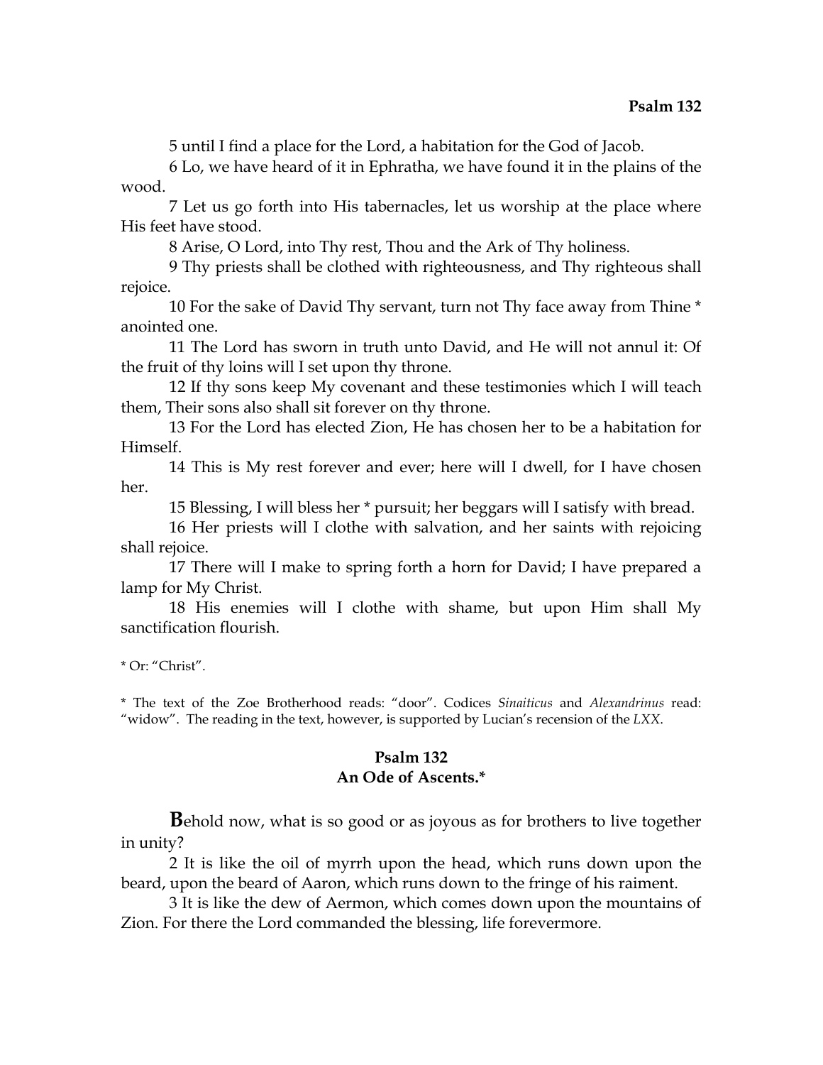5 until I find a place for the Lord, a habitation for the God of Jacob.

6 Lo, we have heard of it in Ephratha, we have found it in the plains of the wood.

7 Let us go forth into His tabernacles, let us worship at the place where His feet have stood.

8 Arise, O Lord, into Thy rest, Thou and the Ark of Thy holiness.

9 Thy priests shall be clothed with righteousness, and Thy righteous shall rejoice.

10 For the sake of David Thy servant, turn not Thy face away from Thine * anointed one.

11 The Lord has sworn in truth unto David, and He will not annul it: Of the fruit of thy loins will I set upon thy throne.

12 If thy sons keep My covenant and these testimonies which I will teach them, Their sons also shall sit forever on thy throne.

13 For the Lord has elected Zion, He has chosen her to be a habitation for Himself.

14 This is My rest forever and ever; here will I dwell, for I have chosen her.

15 Blessing, I will bless her * pursuit; her beggars will I satisfy with bread.

16 Her priests will I clothe with salvation, and her saints with rejoicing shall rejoice.

17 There will I make to spring forth a horn for David; I have prepared a lamp for My Christ.

18 His enemies will I clothe with shame, but upon Him shall My sanctification flourish.

* Or: "Christ".

* The text of the Zoe Brotherhood reads: "door". Codices *Sinaiticus* and *Alexandrinus* read: "widow". The reading in the text, however, is supported by Lucian's recension of the *LXX*.

## Psalm 132
## An Ode of Ascents.*

**B**ehold now, what is so good or as joyous as for brothers to live together in unity?

2 It is like the oil of myrrh upon the head, which runs down upon the beard, upon the beard of Aaron, which runs down to the fringe of his raiment.

3 It is like the dew of Aermon, which comes down upon the mountains of Zion. For there the Lord commanded the blessing, life forevermore.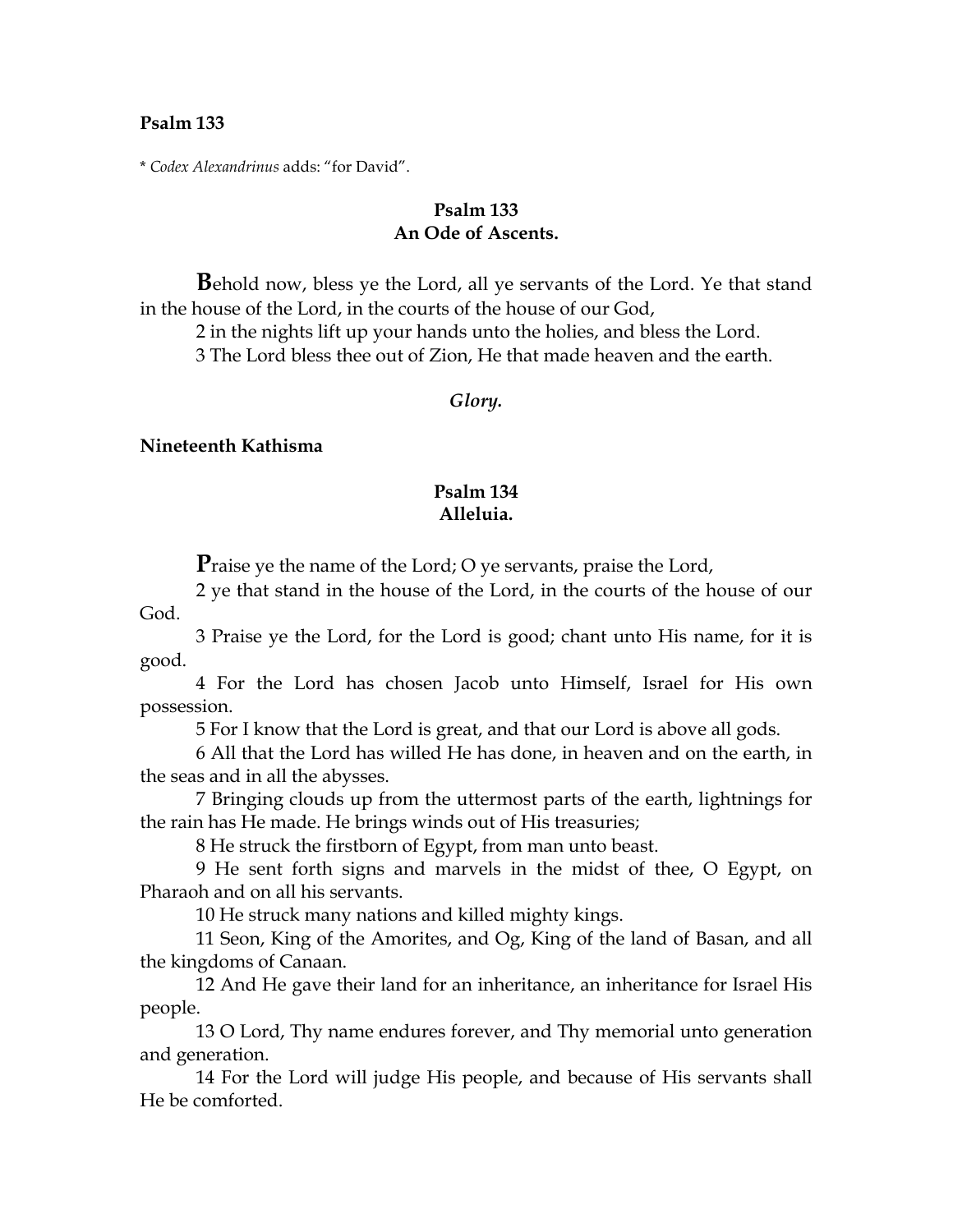**Psalm 133**

* *Codex Alexandrinus* adds: "for David".

## Psalm 133
## An Ode of Ascents.

**B**ehold now, bless ye the Lord, all ye servants of the Lord. Ye that stand in the house of the Lord, in the courts of the house of our God,

2 in the nights lift up your hands unto the holies, and bless the Lord.

3 The Lord bless thee out of Zion, He that made heaven and the earth.

***Glory.***

**Nineteenth Kathisma**

## Psalm 134
## Alleluia.

**P**raise ye the name of the Lord; O ye servants, praise the Lord,

2 ye that stand in the house of the Lord, in the courts of the house of our God.

3 Praise ye the Lord, for the Lord is good; chant unto His name, for it is good.

4 For the Lord has chosen Jacob unto Himself, Israel for His own possession.

5 For I know that the Lord is great, and that our Lord is above all gods.

6 All that the Lord has willed He has done, in heaven and on the earth, in the seas and in all the abysses.

7 Bringing clouds up from the uttermost parts of the earth, lightnings for the rain has He made. He brings winds out of His treasuries;

8 He struck the firstborn of Egypt, from man unto beast.

9 He sent forth signs and marvels in the midst of thee, O Egypt, on Pharaoh and on all his servants.

10 He struck many nations and killed mighty kings.

11 Seon, King of the Amorites, and Og, King of the land of Basan, and all the kingdoms of Canaan.

12 And He gave their land for an inheritance, an inheritance for Israel His people.

13 O Lord, Thy name endures forever, and Thy memorial unto generation and generation.

14 For the Lord will judge His people, and because of His servants shall He be comforted.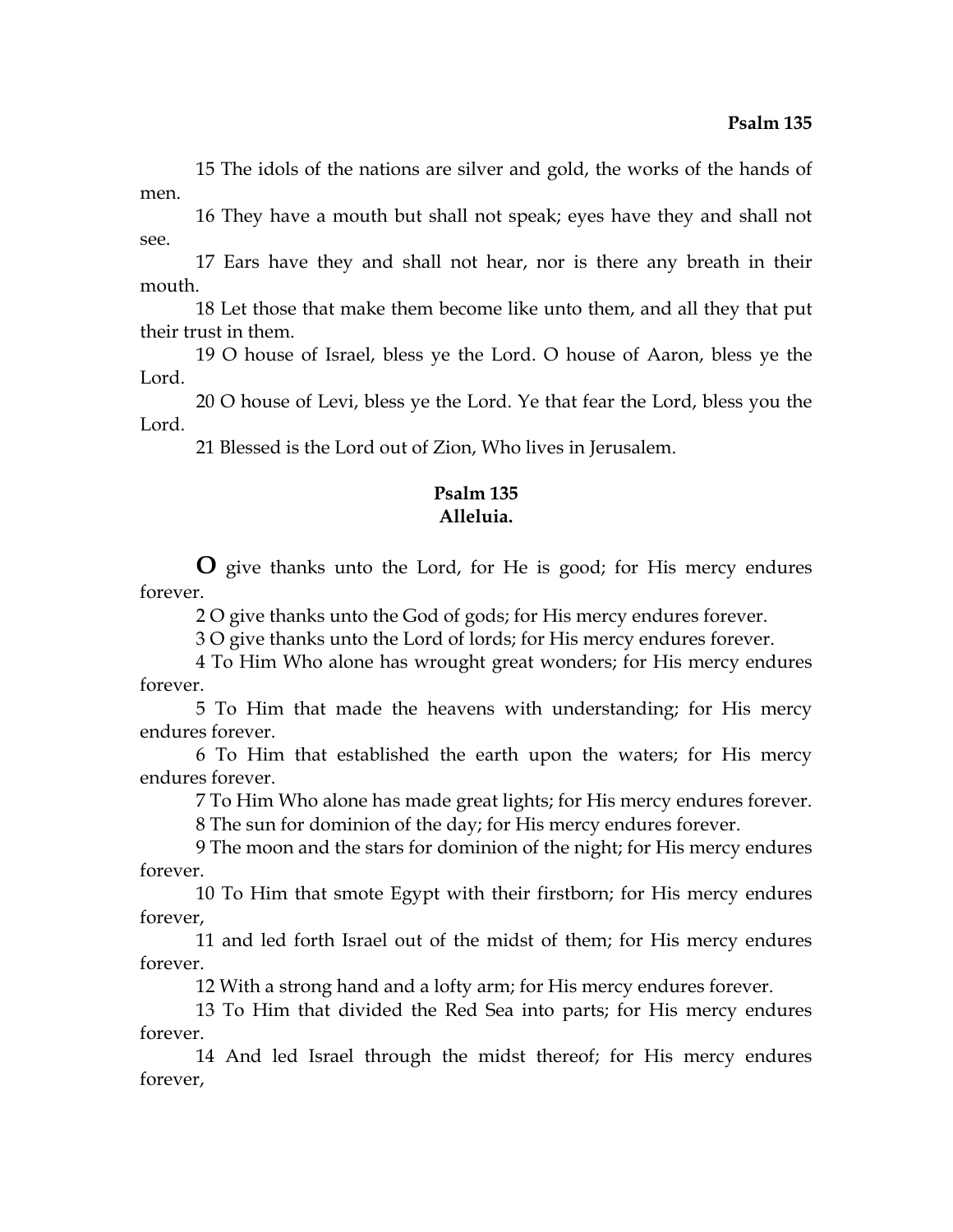15 The idols of the nations are silver and gold, the works of the hands of men.

16 They have a mouth but shall not speak; eyes have they and shall not see.

17 Ears have they and shall not hear, nor is there any breath in their mouth.

18 Let those that make them become like unto them, and all they that put their trust in them.

19 O house of Israel, bless ye the Lord. O house of Aaron, bless ye the Lord.

20 O house of Levi, bless ye the Lord. Ye that fear the Lord, bless you the Lord.

21 Blessed is the Lord out of Zion, Who lives in Jerusalem.

## Psalm 135
**Alleluia.**

**O** give thanks unto the Lord, for He is good; for His mercy endures forever.

2 O give thanks unto the God of gods; for His mercy endures forever.

3 O give thanks unto the Lord of lords; for His mercy endures forever.

4 To Him Who alone has wrought great wonders; for His mercy endures forever.

5 To Him that made the heavens with understanding; for His mercy endures forever.

6 To Him that established the earth upon the waters; for His mercy endures forever.

7 To Him Who alone has made great lights; for His mercy endures forever.

8 The sun for dominion of the day; for His mercy endures forever.

9 The moon and the stars for dominion of the night; for His mercy endures forever.

10 To Him that smote Egypt with their firstborn; for His mercy endures forever,

11 and led forth Israel out of the midst of them; for His mercy endures forever.

12 With a strong hand and a lofty arm; for His mercy endures forever.

13 To Him that divided the Red Sea into parts; for His mercy endures forever.

14 And led Israel through the midst thereof; for His mercy endures forever,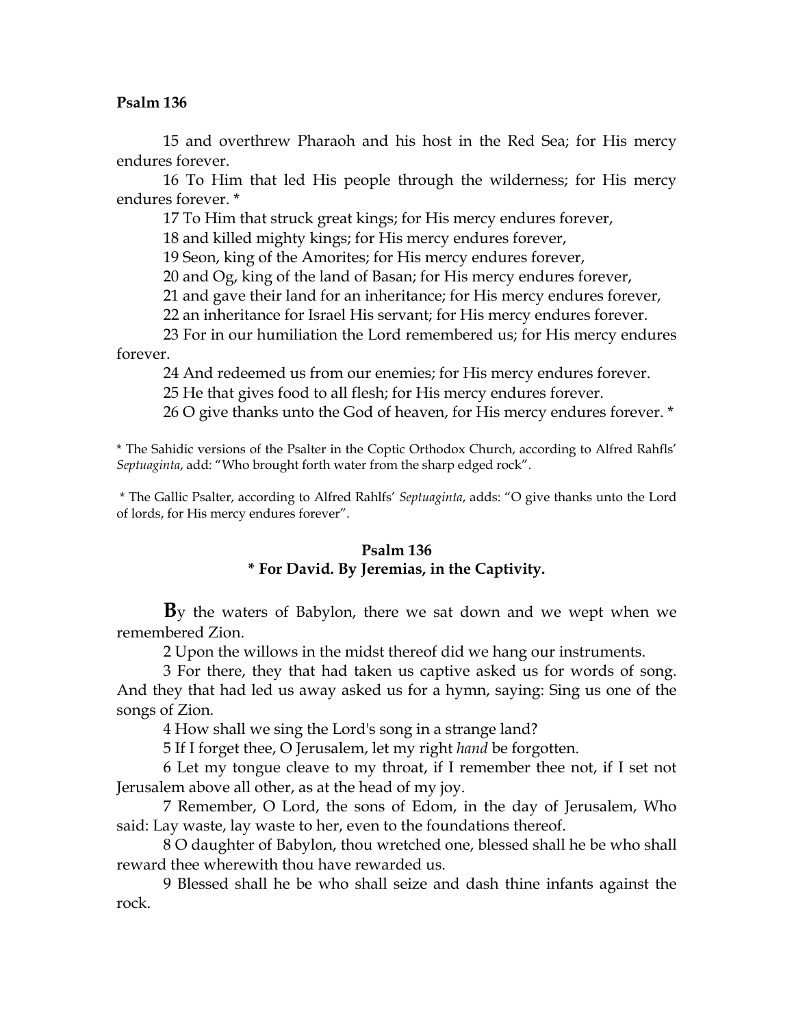**Psalm 136**

15 and overthrew Pharaoh and his host in the Red Sea; for His mercy endures forever.

16 To Him that led His people through the wilderness; for His mercy endures forever. *

17 To Him that struck great kings; for His mercy endures forever,

18 and killed mighty kings; for His mercy endures forever,

19 Seon, king of the Amorites; for His mercy endures forever,

20 and Og, king of the land of Basan; for His mercy endures forever,

21 and gave their land for an inheritance; for His mercy endures forever,

22 an inheritance for Israel His servant; for His mercy endures forever.

23 For in our humiliation the Lord remembered us; for His mercy endures forever.

24 And redeemed us from our enemies; for His mercy endures forever.

25 He that gives food to all flesh; for His mercy endures forever.

26 O give thanks unto the God of heaven, for His mercy endures forever. *

* The Sahidic versions of the Psalter in the Coptic Orthodox Church, according to Alfred Rahfls' *Septuaginta*, add: "Who brought forth water from the sharp edged rock".

* The Gallic Psalter, according to Alfred Rahlfs' *Septuaginta*, adds: "O give thanks unto the Lord of lords, for His mercy endures forever".

## Psalm 136
### * For David. By Jeremias, in the Captivity.

**B**y the waters of Babylon, there we sat down and we wept when we remembered Zion.

2 Upon the willows in the midst thereof did we hang our instruments.

3 For there, they that had taken us captive asked us for words of song. And they that had led us away asked us for a hymn, saying: Sing us one of the songs of Zion.

4 How shall we sing the Lord's song in a strange land?

5 If I forget thee, O Jerusalem, let my right *hand* be forgotten.

6 Let my tongue cleave to my throat, if I remember thee not, if I set not Jerusalem above all other, as at the head of my joy.

7 Remember, O Lord, the sons of Edom, in the day of Jerusalem, Who said: Lay waste, lay waste to her, even to the foundations thereof.

8 O daughter of Babylon, thou wretched one, blessed shall he be who shall reward thee wherewith thou have rewarded us.

9 Blessed shall he be who shall seize and dash thine infants against the rock.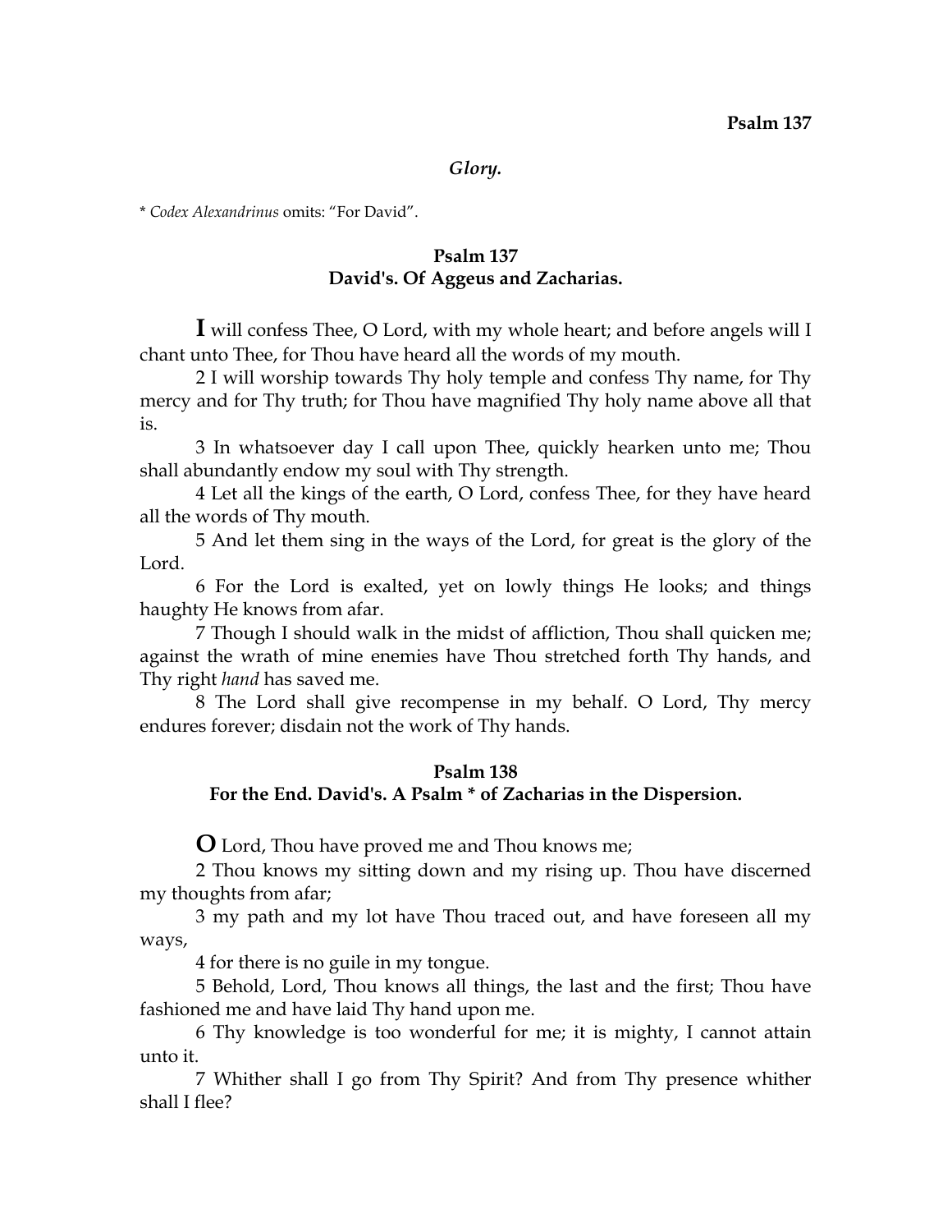*Glory.*

* *Codex Alexandrinus* omits: "For David".

## Psalm 137
## David's. Of Aggeus and Zacharias.

**I** will confess Thee, O Lord, with my whole heart; and before angels will I chant unto Thee, for Thou have heard all the words of my mouth.

2 I will worship towards Thy holy temple and confess Thy name, for Thy mercy and for Thy truth; for Thou have magnified Thy holy name above all that is.

3 In whatsoever day I call upon Thee, quickly hearken unto me; Thou shall abundantly endow my soul with Thy strength.

4 Let all the kings of the earth, O Lord, confess Thee, for they have heard all the words of Thy mouth.

5 And let them sing in the ways of the Lord, for great is the glory of the Lord.

6 For the Lord is exalted, yet on lowly things He looks; and things haughty He knows from afar.

7 Though I should walk in the midst of affliction, Thou shall quicken me; against the wrath of mine enemies have Thou stretched forth Thy hands, and Thy right *hand* has saved me.

8 The Lord shall give recompense in my behalf. O Lord, Thy mercy endures forever; disdain not the work of Thy hands.

## Psalm 138
## For the End. David's. A Psalm * of Zacharias in the Dispersion.

**O** Lord, Thou have proved me and Thou knows me;

2 Thou knows my sitting down and my rising up. Thou have discerned my thoughts from afar;

3 my path and my lot have Thou traced out, and have foreseen all my ways,

4 for there is no guile in my tongue.

5 Behold, Lord, Thou knows all things, the last and the first; Thou have fashioned me and have laid Thy hand upon me.

6 Thy knowledge is too wonderful for me; it is mighty, I cannot attain unto it.

7 Whither shall I go from Thy Spirit? And from Thy presence whither shall I flee?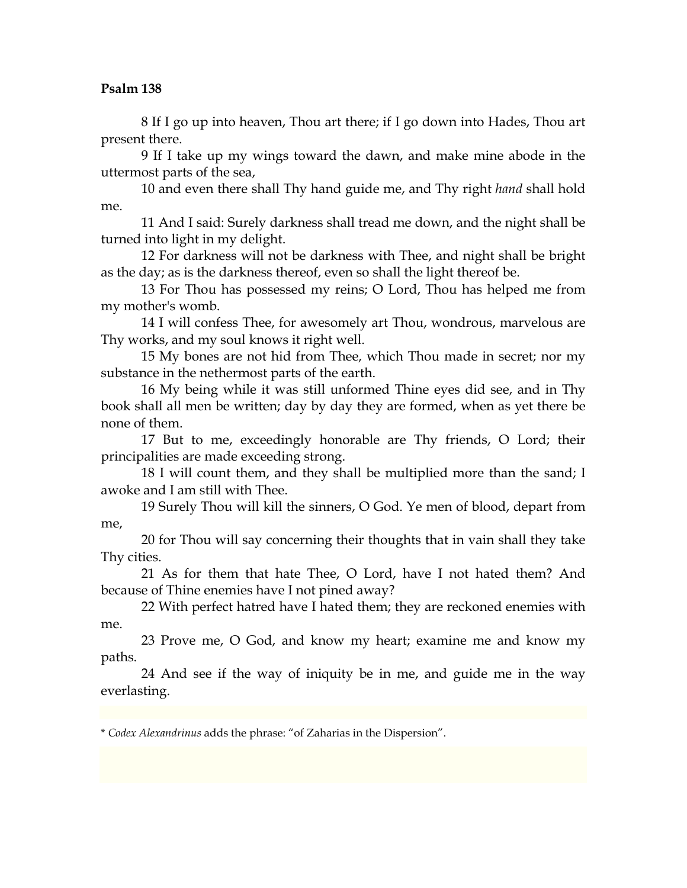**Psalm 138**

8 If I go up into heaven, Thou art there; if I go down into Hades, Thou art present there.

9 If I take up my wings toward the dawn, and make mine abode in the uttermost parts of the sea,

10 and even there shall Thy hand guide me, and Thy right *hand* shall hold me.

11 And I said: Surely darkness shall tread me down, and the night shall be turned into light in my delight.

12 For darkness will not be darkness with Thee, and night shall be bright as the day; as is the darkness thereof, even so shall the light thereof be.

13 For Thou has possessed my reins; O Lord, Thou has helped me from my mother's womb.

14 I will confess Thee, for awesomely art Thou, wondrous, marvelous are Thy works, and my soul knows it right well.

15 My bones are not hid from Thee, which Thou made in secret; nor my substance in the nethermost parts of the earth.

16 My being while it was still unformed Thine eyes did see, and in Thy book shall all men be written; day by day they are formed, when as yet there be none of them.

17 But to me, exceedingly honorable are Thy friends, O Lord; their principalities are made exceeding strong.

18 I will count them, and they shall be multiplied more than the sand; I awoke and I am still with Thee.

19 Surely Thou will kill the sinners, O God. Ye men of blood, depart from me,

20 for Thou will say concerning their thoughts that in vain shall they take Thy cities.

21 As for them that hate Thee, O Lord, have I not hated them? And because of Thine enemies have I not pined away?

22 With perfect hatred have I hated them; they are reckoned enemies with me.

23 Prove me, O God, and know my heart; examine me and know my paths.

24 And see if the way of iniquity be in me, and guide me in the way everlasting.

---

* *Codex Alexandrinus* adds the phrase: "of Zaharias in the Dispersion".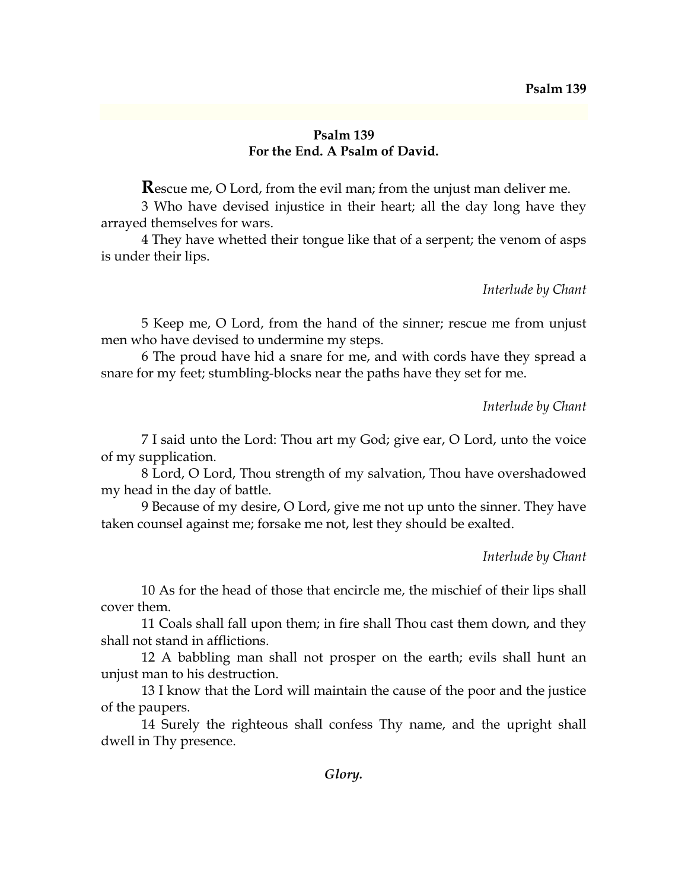## Psalm 139
### For the End. A Psalm of David.

**R**escue me, O Lord, from the evil man; from the unjust man deliver me.

3 Who have devised injustice in their heart; all the day long have they arrayed themselves for wars.

4 They have whetted their tongue like that of a serpent; the venom of asps is under their lips.

*Interlude by Chant*

5 Keep me, O Lord, from the hand of the sinner; rescue me from unjust men who have devised to undermine my steps.

6 The proud have hid a snare for me, and with cords have they spread a snare for my feet; stumbling-blocks near the paths have they set for me.

*Interlude by Chant*

7 I said unto the Lord: Thou art my God; give ear, O Lord, unto the voice of my supplication.

8 Lord, O Lord, Thou strength of my salvation, Thou have overshadowed my head in the day of battle.

9 Because of my desire, O Lord, give me not up unto the sinner. They have taken counsel against me; forsake me not, lest they should be exalted.

*Interlude by Chant*

10 As for the head of those that encircle me, the mischief of their lips shall cover them.

11 Coals shall fall upon them; in fire shall Thou cast them down, and they shall not stand in afflictions.

12 A babbling man shall not prosper on the earth; evils shall hunt an unjust man to his destruction.

13 I know that the Lord will maintain the cause of the poor and the justice of the paupers.

14 Surely the righteous shall confess Thy name, and the upright shall dwell in Thy presence.

***Glory.***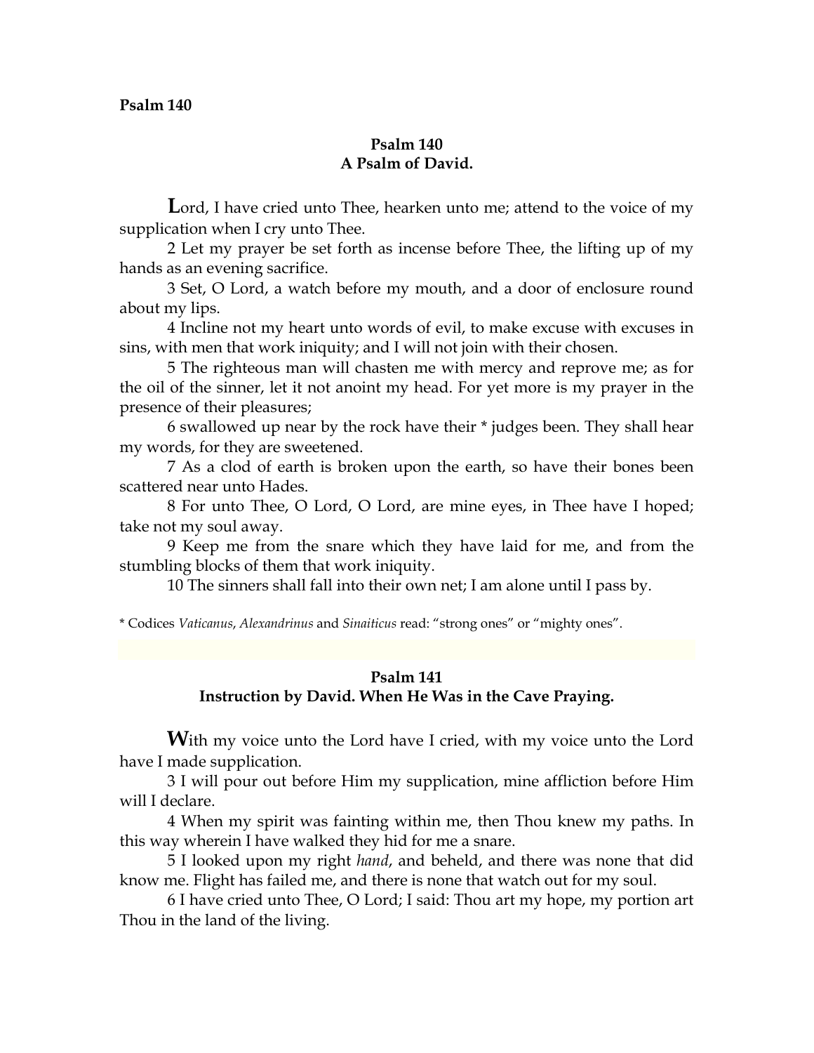## Psalm 140
## A Psalm of David.

Lord, I have cried unto Thee, hearken unto me; attend to the voice of my supplication when I cry unto Thee.

2 Let my prayer be set forth as incense before Thee, the lifting up of my hands as an evening sacrifice.

3 Set, O Lord, a watch before my mouth, and a door of enclosure round about my lips.

4 Incline not my heart unto words of evil, to make excuse with excuses in sins, with men that work iniquity; and I will not join with their chosen.

5 The righteous man will chasten me with mercy and reprove me; as for the oil of the sinner, let it not anoint my head. For yet more is my prayer in the presence of their pleasures;

6 swallowed up near by the rock have their * judges been. They shall hear my words, for they are sweetened.

7 As a clod of earth is broken upon the earth, so have their bones been scattered near unto Hades.

8 For unto Thee, O Lord, O Lord, are mine eyes, in Thee have I hoped; take not my soul away.

9 Keep me from the snare which they have laid for me, and from the stumbling blocks of them that work iniquity.

10 The sinners shall fall into their own net; I am alone until I pass by.

* Codices *Vaticanus*, *Alexandrinus* and *Sinaiticus* read: “strong ones” or “mighty ones”.

## Psalm 141
## Instruction by David. When He Was in the Cave Praying.

With my voice unto the Lord have I cried, with my voice unto the Lord have I made supplication.

3 I will pour out before Him my supplication, mine affliction before Him will I declare.

4 When my spirit was fainting within me, then Thou knew my paths. In this way wherein I have walked they hid for me a snare.

5 I looked upon my right *hand*, and beheld, and there was none that did know me. Flight has failed me, and there is none that watch out for my soul.

6 I have cried unto Thee, O Lord; I said: Thou art my hope, my portion art Thou in the land of the living.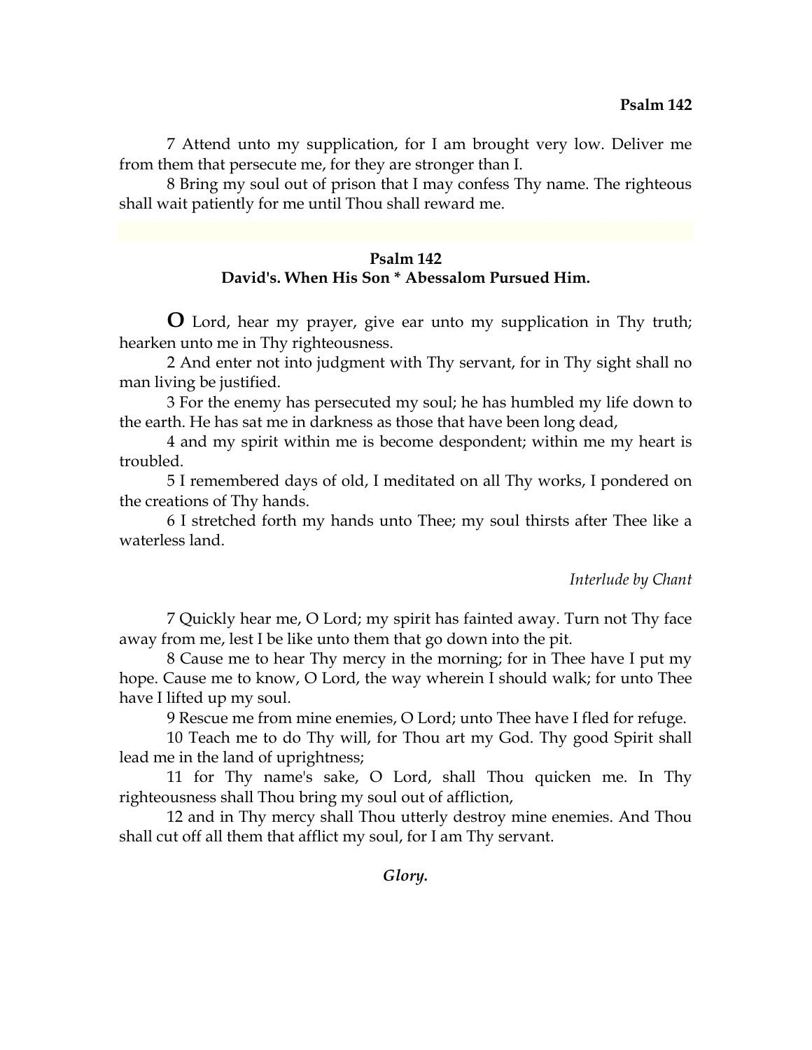7 Attend unto my supplication, for I am brought very low. Deliver me from them that persecute me, for they are stronger than I.

8 Bring my soul out of prison that I may confess Thy name. The righteous shall wait patiently for me until Thou shall reward me.

## Psalm 142
## David's. When His Son * Abessalom Pursued Him.

**O** Lord, hear my prayer, give ear unto my supplication in Thy truth; hearken unto me in Thy righteousness.

2 And enter not into judgment with Thy servant, for in Thy sight shall no man living be justified.

3 For the enemy has persecuted my soul; he has humbled my life down to the earth. He has sat me in darkness as those that have been long dead,

4 and my spirit within me is become despondent; within me my heart is troubled.

5 I remembered days of old, I meditated on all Thy works, I pondered on the creations of Thy hands.

6 I stretched forth my hands unto Thee; my soul thirsts after Thee like a waterless land.

*Interlude by Chant*

7 Quickly hear me, O Lord; my spirit has fainted away. Turn not Thy face away from me, lest I be like unto them that go down into the pit.

8 Cause me to hear Thy mercy in the morning; for in Thee have I put my hope. Cause me to know, O Lord, the way wherein I should walk; for unto Thee have I lifted up my soul.

9 Rescue me from mine enemies, O Lord; unto Thee have I fled for refuge.

10 Teach me to do Thy will, for Thou art my God. Thy good Spirit shall lead me in the land of uprightness;

11 for Thy name's sake, O Lord, shall Thou quicken me. In Thy righteousness shall Thou bring my soul out of affliction,

12 and in Thy mercy shall Thou utterly destroy mine enemies. And Thou shall cut off all them that afflict my soul, for I am Thy servant.

***Glory.***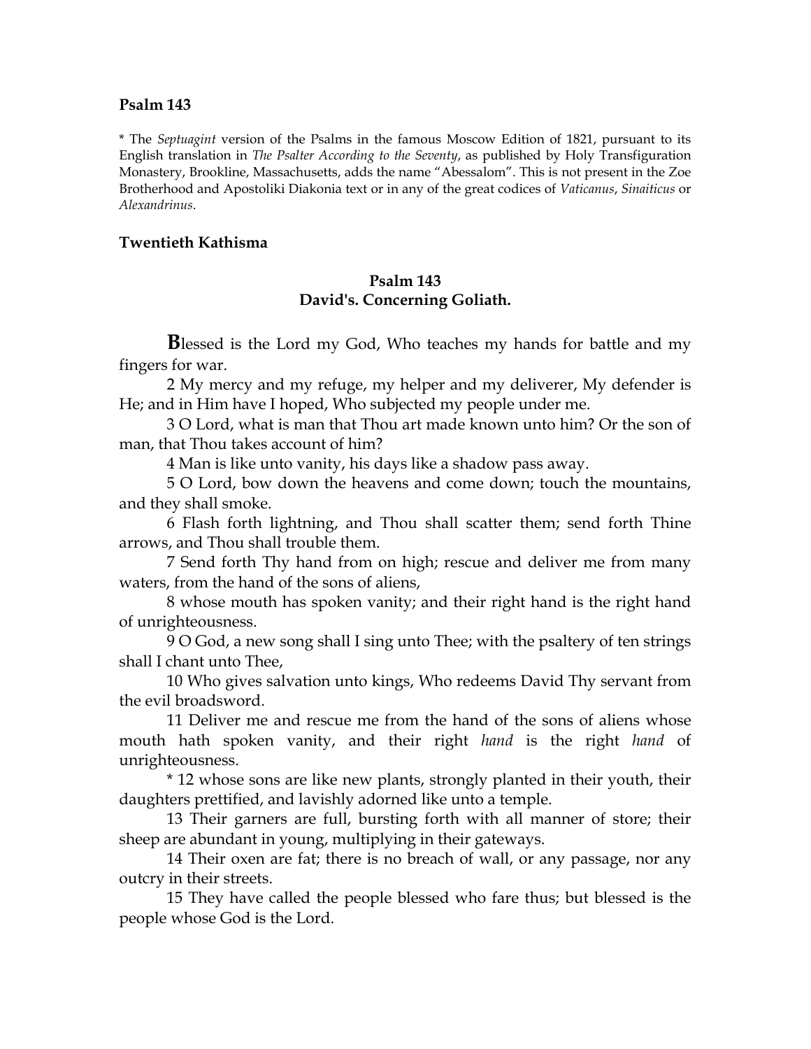**Psalm 143**

* The *Septuagint* version of the Psalms in the famous Moscow Edition of 1821, pursuant to its English translation in *The Psalter According to the Seventy*, as published by Holy Transfiguration Monastery, Brookline, Massachusetts, adds the name "Abessalom". This is not present in the Zoe Brotherhood and Apostoliki Diakonia text or in any of the great codices of *Vaticanus*, *Sinaiticus* or *Alexandrinus*.

## Twentieth Kathisma

### Psalm 143
### David's. Concerning Goliath.

**B**lessed is the Lord my God, Who teaches my hands for battle and my fingers for war.

2 My mercy and my refuge, my helper and my deliverer, My defender is He; and in Him have I hoped, Who subjected my people under me.

3 O Lord, what is man that Thou art made known unto him? Or the son of man, that Thou takes account of him?

4 Man is like unto vanity, his days like a shadow pass away.

5 O Lord, bow down the heavens and come down; touch the mountains, and they shall smoke.

6 Flash forth lightning, and Thou shall scatter them; send forth Thine arrows, and Thou shall trouble them.

7 Send forth Thy hand from on high; rescue and deliver me from many waters, from the hand of the sons of aliens,

8 whose mouth has spoken vanity; and their right hand is the right hand of unrighteousness.

9 O God, a new song shall I sing unto Thee; with the psaltery of ten strings shall I chant unto Thee,

10 Who gives salvation unto kings, Who redeems David Thy servant from the evil broadsword.

11 Deliver me and rescue me from the hand of the sons of aliens whose mouth hath spoken vanity, and their right *hand* is the right *hand* of unrighteousness.

* 12 whose sons are like new plants, strongly planted in their youth, their daughters prettified, and lavishly adorned like unto a temple.

13 Their garners are full, bursting forth with all manner of store; their sheep are abundant in young, multiplying in their gateways.

14 Their oxen are fat; there is no breach of wall, or any passage, nor any outcry in their streets.

15 They have called the people blessed who fare thus; but blessed is the people whose God is the Lord.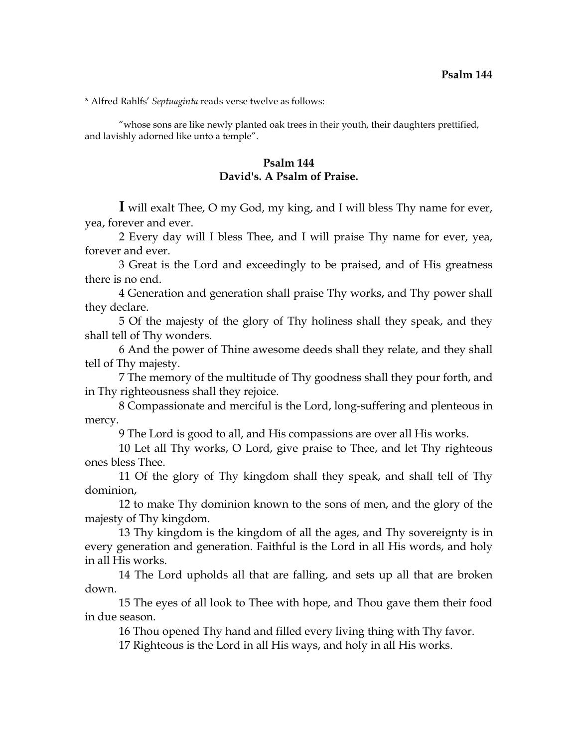* Alfred Rahlfs' *Septuaginta* reads verse twelve as follows:

"whose sons are like newly planted oak trees in their youth, their daughters prettified, and lavishly adorned like unto a temple".

## Psalm 144
## David's. A Psalm of Praise.

**I** will exalt Thee, O my God, my king, and I will bless Thy name for ever, yea, forever and ever.

2 Every day will I bless Thee, and I will praise Thy name for ever, yea, forever and ever.

3 Great is the Lord and exceedingly to be praised, and of His greatness there is no end.

4 Generation and generation shall praise Thy works, and Thy power shall they declare.

5 Of the majesty of the glory of Thy holiness shall they speak, and they shall tell of Thy wonders.

6 And the power of Thine awesome deeds shall they relate, and they shall tell of Thy majesty.

7 The memory of the multitude of Thy goodness shall they pour forth, and in Thy righteousness shall they rejoice.

8 Compassionate and merciful is the Lord, long-suffering and plenteous in mercy.

9 The Lord is good to all, and His compassions are over all His works.

10 Let all Thy works, O Lord, give praise to Thee, and let Thy righteous ones bless Thee.

11 Of the glory of Thy kingdom shall they speak, and shall tell of Thy dominion,

12 to make Thy dominion known to the sons of men, and the glory of the majesty of Thy kingdom.

13 Thy kingdom is the kingdom of all the ages, and Thy sovereignty is in every generation and generation. Faithful is the Lord in all His words, and holy in all His works.

14 The Lord upholds all that are falling, and sets up all that are broken down.

15 The eyes of all look to Thee with hope, and Thou gave them their food in due season.

16 Thou opened Thy hand and filled every living thing with Thy favor.

17 Righteous is the Lord in all His ways, and holy in all His works.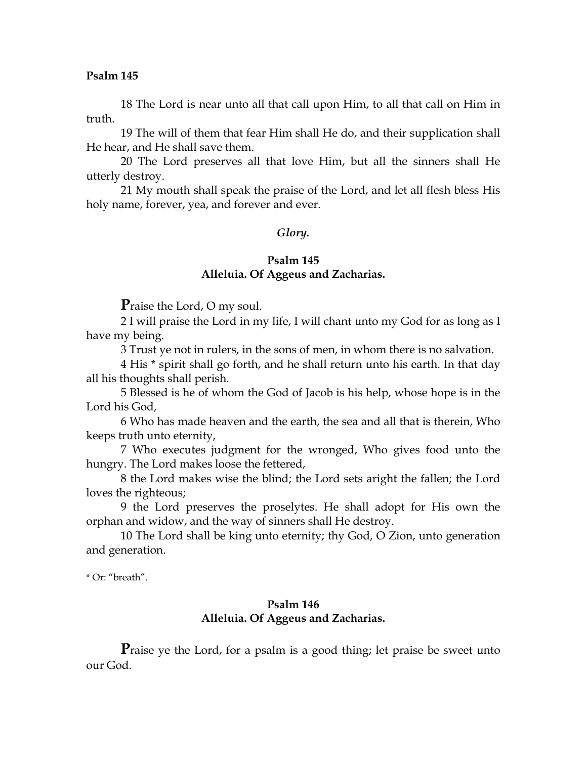**Psalm 145**

18 The Lord is near unto all that call upon Him, to all that call on Him in truth.

19 The will of them that fear Him shall He do, and their supplication shall He hear, and He shall save them.

20 The Lord preserves all that love Him, but all the sinners shall He utterly destroy.

21 My mouth shall speak the praise of the Lord, and let all flesh bless His holy name, forever, yea, and forever and ever.

*Glory.*

## Psalm 145
### Alleluia. Of Aggeus and Zacharias.

**P**raise the Lord, O my soul.

2 I will praise the Lord in my life, I will chant unto my God for as long as I have my being.

3 Trust ye not in rulers, in the sons of men, in whom there is no salvation.

4 His * spirit shall go forth, and he shall return unto his earth. In that day all his thoughts shall perish.

5 Blessed is he of whom the God of Jacob is his help, whose hope is in the Lord his God,

6 Who has made heaven and the earth, the sea and all that is therein, Who keeps truth unto eternity,

7 Who executes judgment for the wronged, Who gives food unto the hungry. The Lord makes loose the fettered,

8 the Lord makes wise the blind; the Lord sets aright the fallen; the Lord loves the righteous;

9 the Lord preserves the proselytes. He shall adopt for His own the orphan and widow, and the way of sinners shall He destroy.

10 The Lord shall be king unto eternity; thy God, O Zion, unto generation and generation.

* Or: "breath".

## Psalm 146
### Alleluia. Of Aggeus and Zacharias.

**P**raise ye the Lord, for a psalm is a good thing; let praise be sweet unto our God.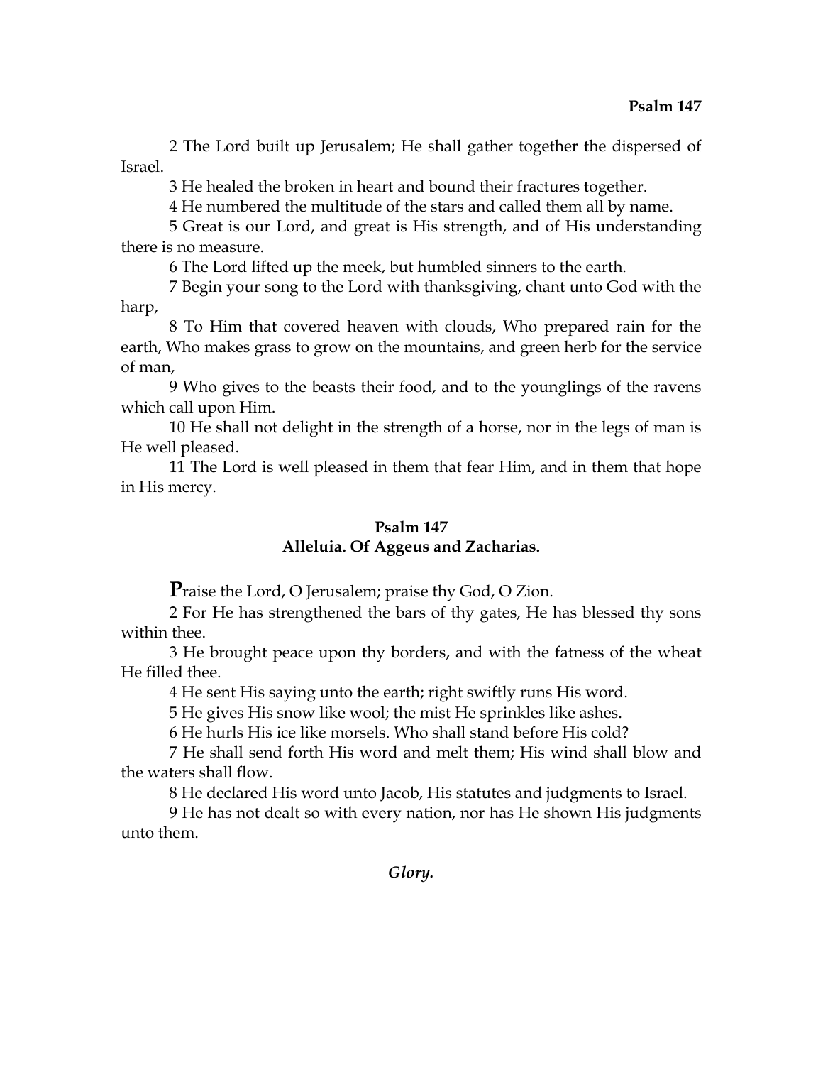2 The Lord built up Jerusalem; He shall gather together the dispersed of Israel.

3 He healed the broken in heart and bound their fractures together.

4 He numbered the multitude of the stars and called them all by name.

5 Great is our Lord, and great is His strength, and of His understanding there is no measure.

6 The Lord lifted up the meek, but humbled sinners to the earth.

7 Begin your song to the Lord with thanksgiving, chant unto God with the harp,

8 To Him that covered heaven with clouds, Who prepared rain for the earth, Who makes grass to grow on the mountains, and green herb for the service of man,

9 Who gives to the beasts their food, and to the younglings of the ravens which call upon Him.

10 He shall not delight in the strength of a horse, nor in the legs of man is He well pleased.

11 The Lord is well pleased in them that fear Him, and in them that hope in His mercy.

## Psalm 147
### Alleluia. Of Aggeus and Zacharias.

**P**raise the Lord, O Jerusalem; praise thy God, O Zion.

2 For He has strengthened the bars of thy gates, He has blessed thy sons within thee.

3 He brought peace upon thy borders, and with the fatness of the wheat He filled thee.

4 He sent His saying unto the earth; right swiftly runs His word.

5 He gives His snow like wool; the mist He sprinkles like ashes.

6 He hurls His ice like morsels. Who shall stand before His cold?

7 He shall send forth His word and melt them; His wind shall blow and the waters shall flow.

8 He declared His word unto Jacob, His statutes and judgments to Israel.

9 He has not dealt so with every nation, nor has He shown His judgments unto them.

*Glory.*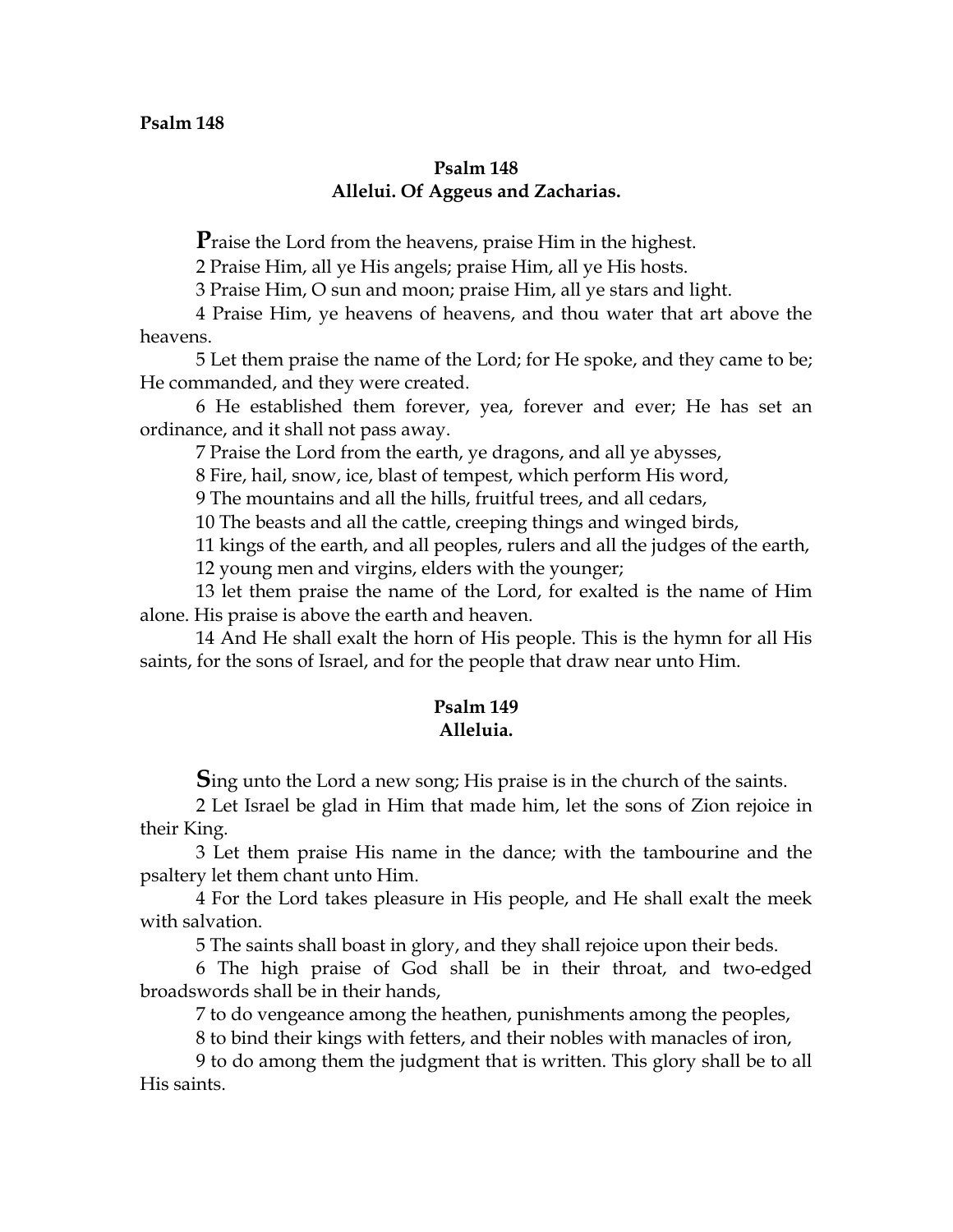## Psalm 148
## Allelui. Of Aggeus and Zacharias.

**P**raise the Lord from the heavens, praise Him in the highest.

2 Praise Him, all ye His angels; praise Him, all ye His hosts.

3 Praise Him, O sun and moon; praise Him, all ye stars and light.

4 Praise Him, ye heavens of heavens, and thou water that art above the heavens.

5 Let them praise the name of the Lord; for He spoke, and they came to be; He commanded, and they were created.

6 He established them forever, yea, forever and ever; He has set an ordinance, and it shall not pass away.

7 Praise the Lord from the earth, ye dragons, and all ye abysses,

8 Fire, hail, snow, ice, blast of tempest, which perform His word,

9 The mountains and all the hills, fruitful trees, and all cedars,

10 The beasts and all the cattle, creeping things and winged birds,

11 kings of the earth, and all peoples, rulers and all the judges of the earth,

12 young men and virgins, elders with the younger;

13 let them praise the name of the Lord, for exalted is the name of Him alone. His praise is above the earth and heaven.

14 And He shall exalt the horn of His people. This is the hymn for all His saints, for the sons of Israel, and for the people that draw near unto Him.

## Psalm 149
## Alleluia.

**S**ing unto the Lord a new song; His praise is in the church of the saints.

2 Let Israel be glad in Him that made him, let the sons of Zion rejoice in their King.

3 Let them praise His name in the dance; with the tambourine and the psaltery let them chant unto Him.

4 For the Lord takes pleasure in His people, and He shall exalt the meek with salvation.

5 The saints shall boast in glory, and they shall rejoice upon their beds.

6 The high praise of God shall be in their throat, and two-edged broadswords shall be in their hands,

7 to do vengeance among the heathen, punishments among the peoples,

8 to bind their kings with fetters, and their nobles with manacles of iron,

9 to do among them the judgment that is written. This glory shall be to all His saints.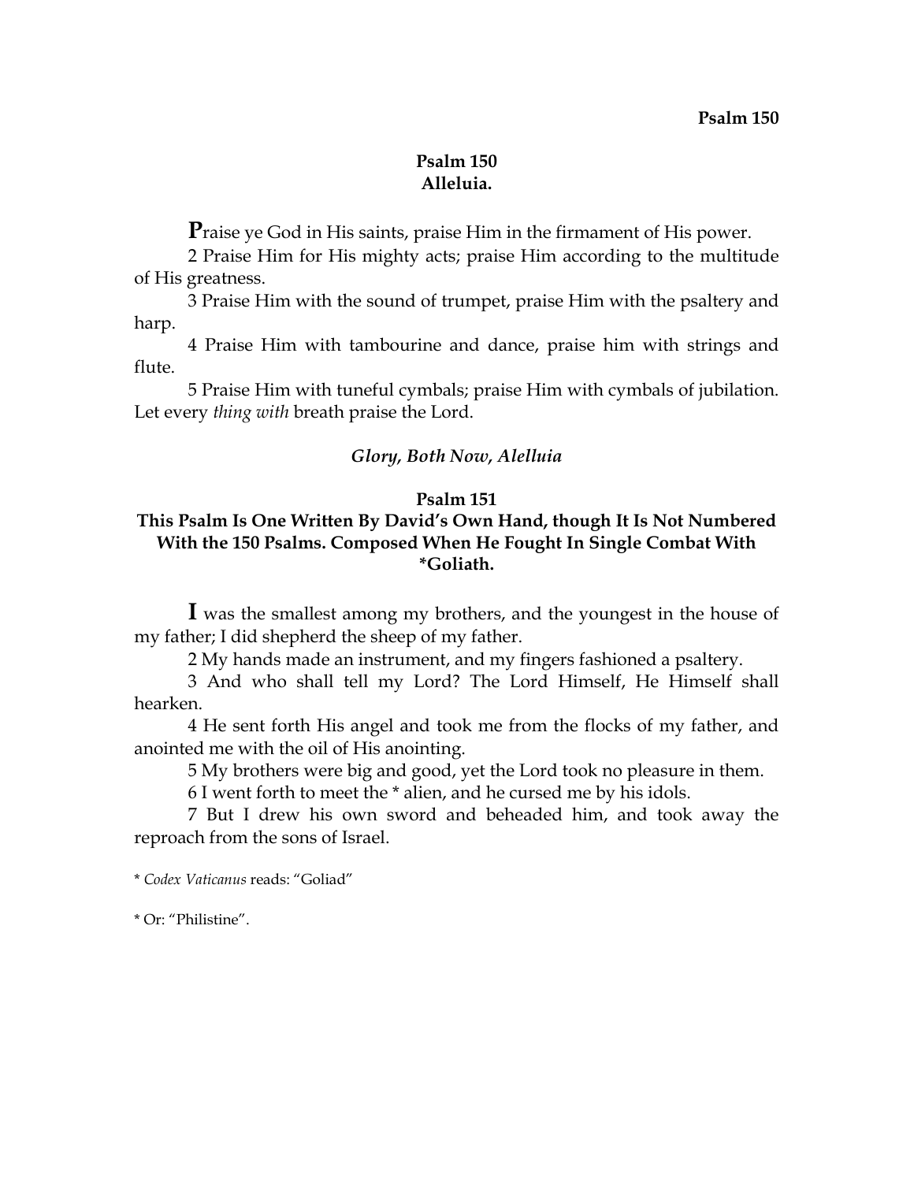## Psalm 150
## Alleluia.

**P**raise ye God in His saints, praise Him in the firmament of His power.

2 Praise Him for His mighty acts; praise Him according to the multitude of His greatness.

3 Praise Him with the sound of trumpet, praise Him with the psaltery and harp.

4 Praise Him with tambourine and dance, praise him with strings and flute.

5 Praise Him with tuneful cymbals; praise Him with cymbals of jubilation. Let every *thing with* breath praise the Lord.

***Glory, Both Now, Alelluia***

## Psalm 151
## This Psalm Is One Written By David's Own Hand, though It Is Not Numbered With the 150 Psalms. Composed When He Fought In Single Combat With *Goliath.

**I** was the smallest among my brothers, and the youngest in the house of my father; I did shepherd the sheep of my father.

2 My hands made an instrument, and my fingers fashioned a psaltery.

3 And who shall tell my Lord? The Lord Himself, He Himself shall hearken.

4 He sent forth His angel and took me from the flocks of my father, and anointed me with the oil of His anointing.

5 My brothers were big and good, yet the Lord took no pleasure in them.

6 I went forth to meet the * alien, and he cursed me by his idols.

7 But I drew his own sword and beheaded him, and took away the reproach from the sons of Israel.

* *Codex Vaticanus* reads: "Goliad"

* Or: "Philistine".